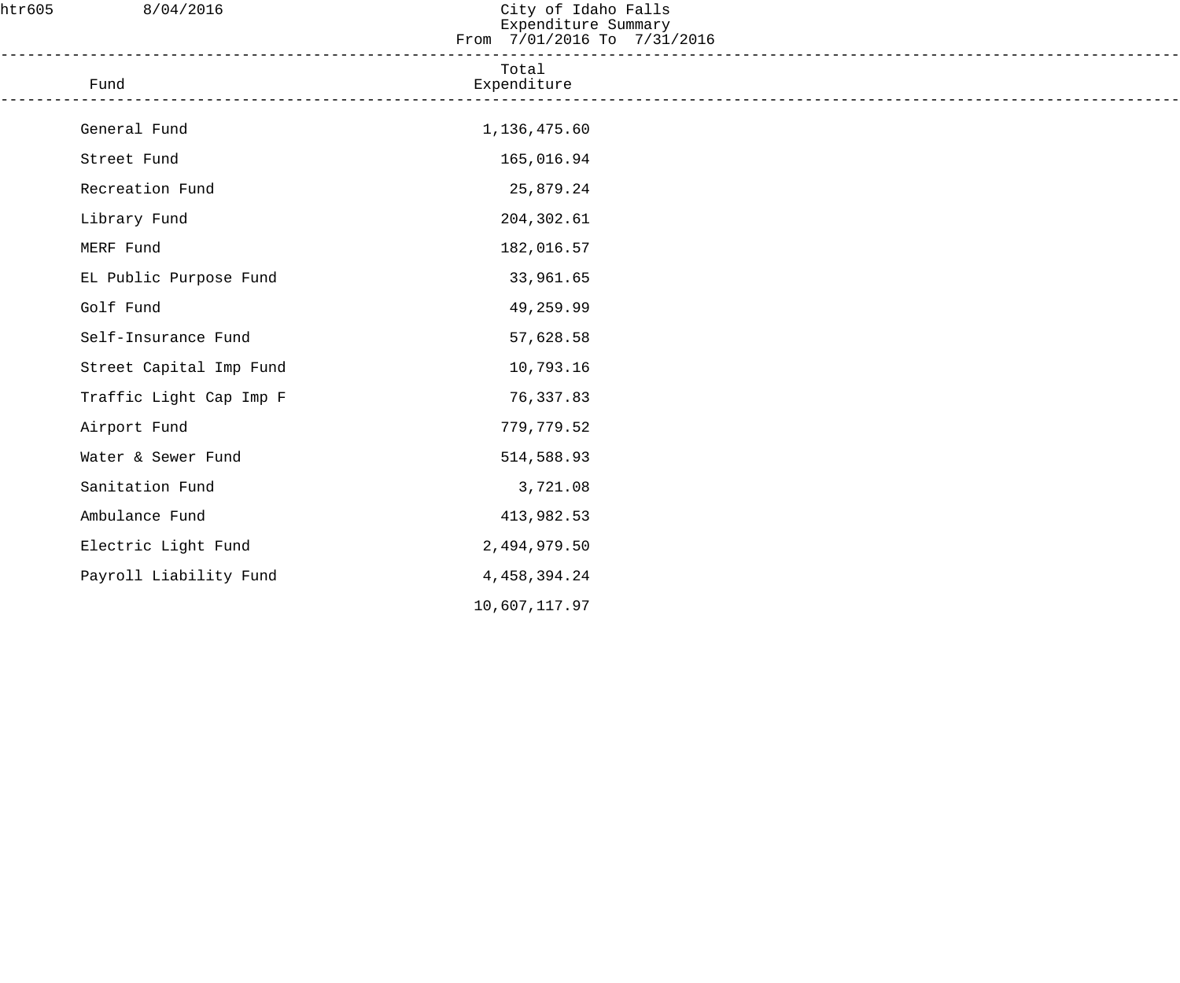htr605 8/04/2016

# City of Idaho Falls
## Expenditure Summary
### From 7/01/2016 To 7/31/2016

| Fund | Total Expenditure |
| --- | ---: |
| General Fund | 1,136,475.60 |
| Street Fund | 165,016.94 |
| Recreation Fund | 25,879.24 |
| Library Fund | 204,302.61 |
| MERF Fund | 182,016.57 |
| EL Public Purpose Fund | 33,961.65 |
| Golf Fund | 49,259.99 |
| Self-Insurance Fund | 57,628.58 |
| Street Capital Imp Fund | 10,793.16 |
| Traffic Light Cap Imp F | 76,337.83 |
| Airport Fund | 779,779.52 |
| Water & Sewer Fund | 514,588.93 |
| Sanitation Fund | 3,721.08 |
| Ambulance Fund | 413,982.53 |
| Electric Light Fund | 2,494,979.50 |
| Payroll Liability Fund | 4,458,394.24 |
| | 10,607,117.97 |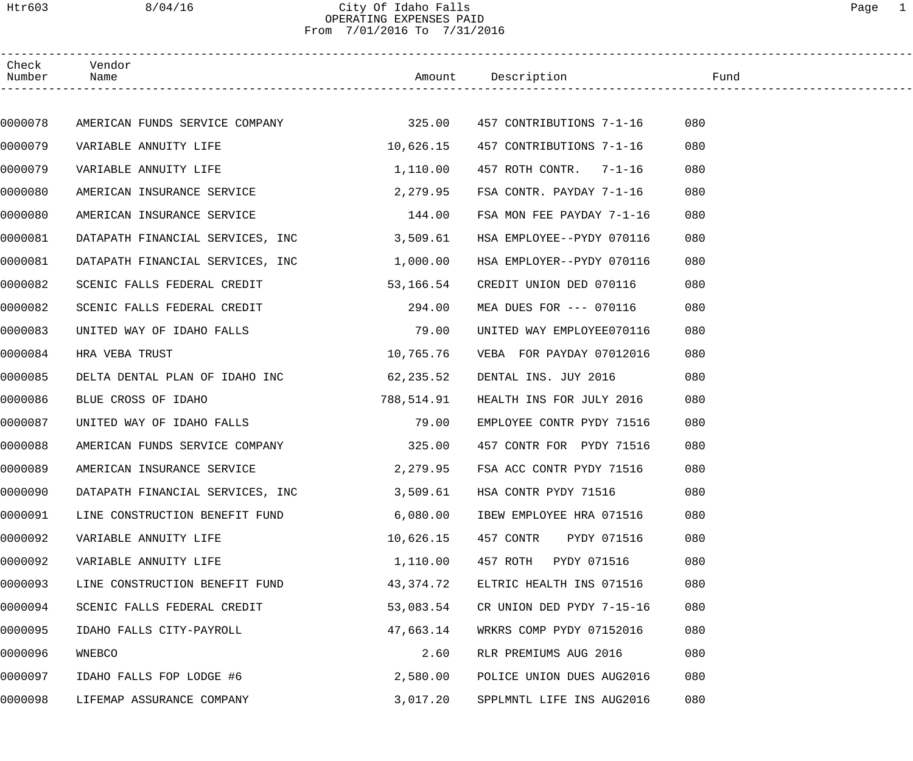# City Of Idaho Falls
## OPERATING EXPENSES PAID
From 7/01/2016 To 7/31/2016

| Check Number | Vendor Name | Amount | Description | Fund |
|---|---|---|---|---|
| 0000078 | AMERICAN FUNDS SERVICE COMPANY | 325.00 | 457 CONTRIBUTIONS 7-1-16 | 080 |
| 0000079 | VARIABLE ANNUITY LIFE | 10,626.15 | 457 CONTRIBUTIONS 7-1-16 | 080 |
| 0000079 | VARIABLE ANNUITY LIFE | 1,110.00 | 457 ROTH CONTR. 7-1-16 | 080 |
| 0000080 | AMERICAN INSURANCE SERVICE | 2,279.95 | FSA CONTR. PAYDAY 7-1-16 | 080 |
| 0000080 | AMERICAN INSURANCE SERVICE | 144.00 | FSA MON FEE PAYDAY 7-1-16 | 080 |
| 0000081 | DATAPATH FINANCIAL SERVICES, INC | 3,509.61 | HSA EMPLOYEE--PYDY 070116 | 080 |
| 0000081 | DATAPATH FINANCIAL SERVICES, INC | 1,000.00 | HSA EMPLOYER--PYDY 070116 | 080 |
| 0000082 | SCENIC FALLS FEDERAL CREDIT | 53,166.54 | CREDIT UNION DED 070116 | 080 |
| 0000082 | SCENIC FALLS FEDERAL CREDIT | 294.00 | MEA DUES FOR --- 070116 | 080 |
| 0000083 | UNITED WAY OF IDAHO FALLS | 79.00 | UNITED WAY EMPLOYEE070116 | 080 |
| 0000084 | HRA VEBA TRUST | 10,765.76 | VEBA FOR PAYDAY 07012016 | 080 |
| 0000085 | DELTA DENTAL PLAN OF IDAHO INC | 62,235.52 | DENTAL INS. JUY 2016 | 080 |
| 0000086 | BLUE CROSS OF IDAHO | 788,514.91 | HEALTH INS FOR JULY 2016 | 080 |
| 0000087 | UNITED WAY OF IDAHO FALLS | 79.00 | EMPLOYEE CONTR PYDY 71516 | 080 |
| 0000088 | AMERICAN FUNDS SERVICE COMPANY | 325.00 | 457 CONTR FOR PYDY 71516 | 080 |
| 0000089 | AMERICAN INSURANCE SERVICE | 2,279.95 | FSA ACC CONTR PYDY 71516 | 080 |
| 0000090 | DATAPATH FINANCIAL SERVICES, INC | 3,509.61 | HSA CONTR PYDY 71516 | 080 |
| 0000091 | LINE CONSTRUCTION BENEFIT FUND | 6,080.00 | IBEW EMPLOYEE HRA 071516 | 080 |
| 0000092 | VARIABLE ANNUITY LIFE | 10,626.15 | 457 CONTR PYDY 071516 | 080 |
| 0000092 | VARIABLE ANNUITY LIFE | 1,110.00 | 457 ROTH PYDY 071516 | 080 |
| 0000093 | LINE CONSTRUCTION BENEFIT FUND | 43,374.72 | ELTRIC HEALTH INS 071516 | 080 |
| 0000094 | SCENIC FALLS FEDERAL CREDIT | 53,083.54 | CR UNION DED PYDY 7-15-16 | 080 |
| 0000095 | IDAHO FALLS CITY-PAYROLL | 47,663.14 | WRKRS COMP PYDY 07152016 | 080 |
| 0000096 | WNEBCO | 2.60 | RLR PREMIUMS AUG 2016 | 080 |
| 0000097 | IDAHO FALLS FOP LODGE #6 | 2,580.00 | POLICE UNION DUES AUG2016 | 080 |
| 0000098 | LIFEMAP ASSURANCE COMPANY | 3,017.20 | SPPLMNTL LIFE INS AUG2016 | 080 |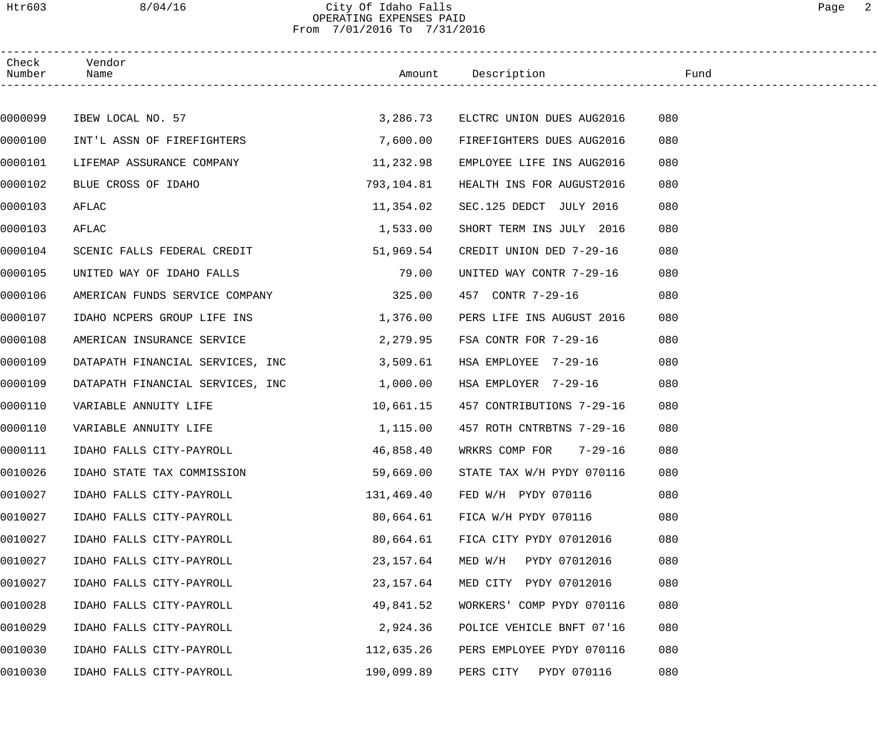City Of Idaho Falls
OPERATING EXPENSES PAID
From 7/01/2016 To 7/31/2016

| Check Number | Vendor Name | Amount | Description | Fund |
|---|---|---|---|---|
| 0000099 | IBEW LOCAL NO. 57 | 3,286.73 | ELCTRC UNION DUES AUG2016 | 080 |
| 0000100 | INT'L ASSN OF FIREFIGHTERS | 7,600.00 | FIREFIGHTERS DUES AUG2016 | 080 |
| 0000101 | LIFEMAP ASSURANCE COMPANY | 11,232.98 | EMPLOYEE LIFE INS AUG2016 | 080 |
| 0000102 | BLUE CROSS OF IDAHO | 793,104.81 | HEALTH INS FOR AUGUST2016 | 080 |
| 0000103 | AFLAC | 11,354.02 | SEC.125 DEDCT JULY 2016 | 080 |
| 0000103 | AFLAC | 1,533.00 | SHORT TERM INS JULY 2016 | 080 |
| 0000104 | SCENIC FALLS FEDERAL CREDIT | 51,969.54 | CREDIT UNION DED 7-29-16 | 080 |
| 0000105 | UNITED WAY OF IDAHO FALLS | 79.00 | UNITED WAY CONTR 7-29-16 | 080 |
| 0000106 | AMERICAN FUNDS SERVICE COMPANY | 325.00 | 457 CONTR 7-29-16 | 080 |
| 0000107 | IDAHO NCPERS GROUP LIFE INS | 1,376.00 | PERS LIFE INS AUGUST 2016 | 080 |
| 0000108 | AMERICAN INSURANCE SERVICE | 2,279.95 | FSA CONTR FOR 7-29-16 | 080 |
| 0000109 | DATAPATH FINANCIAL SERVICES, INC | 3,509.61 | HSA EMPLOYEE 7-29-16 | 080 |
| 0000109 | DATAPATH FINANCIAL SERVICES, INC | 1,000.00 | HSA EMPLOYER 7-29-16 | 080 |
| 0000110 | VARIABLE ANNUITY LIFE | 10,661.15 | 457 CONTRIBUTIONS 7-29-16 | 080 |
| 0000110 | VARIABLE ANNUITY LIFE | 1,115.00 | 457 ROTH CNTRBTNS 7-29-16 | 080 |
| 0000111 | IDAHO FALLS CITY-PAYROLL | 46,858.40 | WRKRS COMP FOR 7-29-16 | 080 |
| 0010026 | IDAHO STATE TAX COMMISSION | 59,669.00 | STATE TAX W/H PYDY 070116 | 080 |
| 0010027 | IDAHO FALLS CITY-PAYROLL | 131,469.40 | FED W/H PYDY 070116 | 080 |
| 0010027 | IDAHO FALLS CITY-PAYROLL | 80,664.61 | FICA W/H PYDY 070116 | 080 |
| 0010027 | IDAHO FALLS CITY-PAYROLL | 80,664.61 | FICA CITY PYDY 07012016 | 080 |
| 0010027 | IDAHO FALLS CITY-PAYROLL | 23,157.64 | MED W/H PYDY 07012016 | 080 |
| 0010027 | IDAHO FALLS CITY-PAYROLL | 23,157.64 | MED CITY PYDY 07012016 | 080 |
| 0010028 | IDAHO FALLS CITY-PAYROLL | 49,841.52 | WORKERS' COMP PYDY 070116 | 080 |
| 0010029 | IDAHO FALLS CITY-PAYROLL | 2,924.36 | POLICE VEHICLE BNFT 07'16 | 080 |
| 0010030 | IDAHO FALLS CITY-PAYROLL | 112,635.26 | PERS EMPLOYEE PYDY 070116 | 080 |
| 0010030 | IDAHO FALLS CITY-PAYROLL | 190,099.89 | PERS CITY PYDY 070116 | 080 |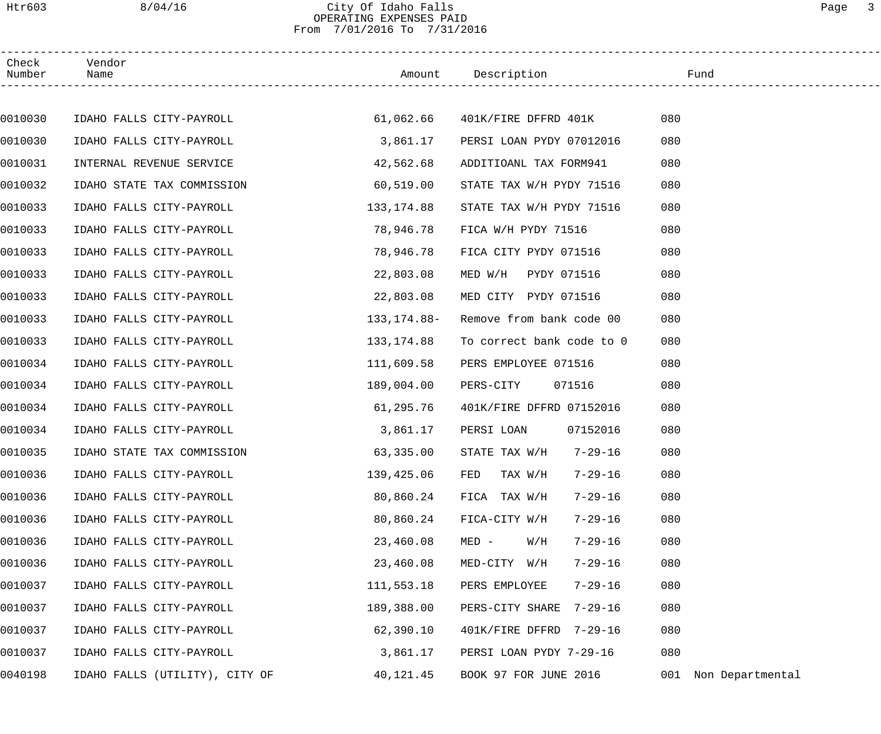City Of Idaho Falls
OPERATING EXPENSES PAID
From 7/01/2016 To 7/31/2016

| Check Number | Vendor Name | Amount | Description | Fund | |
|---|---|---|---|---|---|
| 0010030 | IDAHO FALLS CITY-PAYROLL | 61,062.66 | 401K/FIRE DFFRD 401K | 080 | |
| 0010030 | IDAHO FALLS CITY-PAYROLL | 3,861.17 | PERSI LOAN PYDY 07012016 | 080 | |
| 0010031 | INTERNAL REVENUE SERVICE | 42,562.68 | ADDITIOANL TAX FORM941 | 080 | |
| 0010032 | IDAHO STATE TAX COMMISSION | 60,519.00 | STATE TAX W/H PYDY 71516 | 080 | |
| 0010033 | IDAHO FALLS CITY-PAYROLL | 133,174.88 | STATE TAX W/H PYDY 71516 | 080 | |
| 0010033 | IDAHO FALLS CITY-PAYROLL | 78,946.78 | FICA W/H PYDY 71516 | 080 | |
| 0010033 | IDAHO FALLS CITY-PAYROLL | 78,946.78 | FICA CITY PYDY 071516 | 080 | |
| 0010033 | IDAHO FALLS CITY-PAYROLL | 22,803.08 | MED W/H PYDY 071516 | 080 | |
| 0010033 | IDAHO FALLS CITY-PAYROLL | 22,803.08 | MED CITY PYDY 071516 | 080 | |
| 0010033 | IDAHO FALLS CITY-PAYROLL | 133,174.88- | Remove from bank code 00 | 080 | |
| 0010033 | IDAHO FALLS CITY-PAYROLL | 133,174.88 | To correct bank code to 0 | 080 | |
| 0010034 | IDAHO FALLS CITY-PAYROLL | 111,609.58 | PERS EMPLOYEE 071516 | 080 | |
| 0010034 | IDAHO FALLS CITY-PAYROLL | 189,004.00 | PERS-CITY 071516 | 080 | |
| 0010034 | IDAHO FALLS CITY-PAYROLL | 61,295.76 | 401K/FIRE DFFRD 07152016 | 080 | |
| 0010034 | IDAHO FALLS CITY-PAYROLL | 3,861.17 | PERSI LOAN 07152016 | 080 | |
| 0010035 | IDAHO STATE TAX COMMISSION | 63,335.00 | STATE TAX W/H 7-29-16 | 080 | |
| 0010036 | IDAHO FALLS CITY-PAYROLL | 139,425.06 | FED TAX W/H 7-29-16 | 080 | |
| 0010036 | IDAHO FALLS CITY-PAYROLL | 80,860.24 | FICA TAX W/H 7-29-16 | 080 | |
| 0010036 | IDAHO FALLS CITY-PAYROLL | 80,860.24 | FICA-CITY W/H 7-29-16 | 080 | |
| 0010036 | IDAHO FALLS CITY-PAYROLL | 23,460.08 | MED - W/H 7-29-16 | 080 | |
| 0010036 | IDAHO FALLS CITY-PAYROLL | 23,460.08 | MED-CITY W/H 7-29-16 | 080 | |
| 0010037 | IDAHO FALLS CITY-PAYROLL | 111,553.18 | PERS EMPLOYEE 7-29-16 | 080 | |
| 0010037 | IDAHO FALLS CITY-PAYROLL | 189,388.00 | PERS-CITY SHARE 7-29-16 | 080 | |
| 0010037 | IDAHO FALLS CITY-PAYROLL | 62,390.10 | 401K/FIRE DFFRD 7-29-16 | 080 | |
| 0010037 | IDAHO FALLS CITY-PAYROLL | 3,861.17 | PERSI LOAN PYDY 7-29-16 | 080 | |
| 0040198 | IDAHO FALLS (UTILITY), CITY OF | 40,121.45 | BOOK 97 FOR JUNE 2016 | 001 | Non Departmental |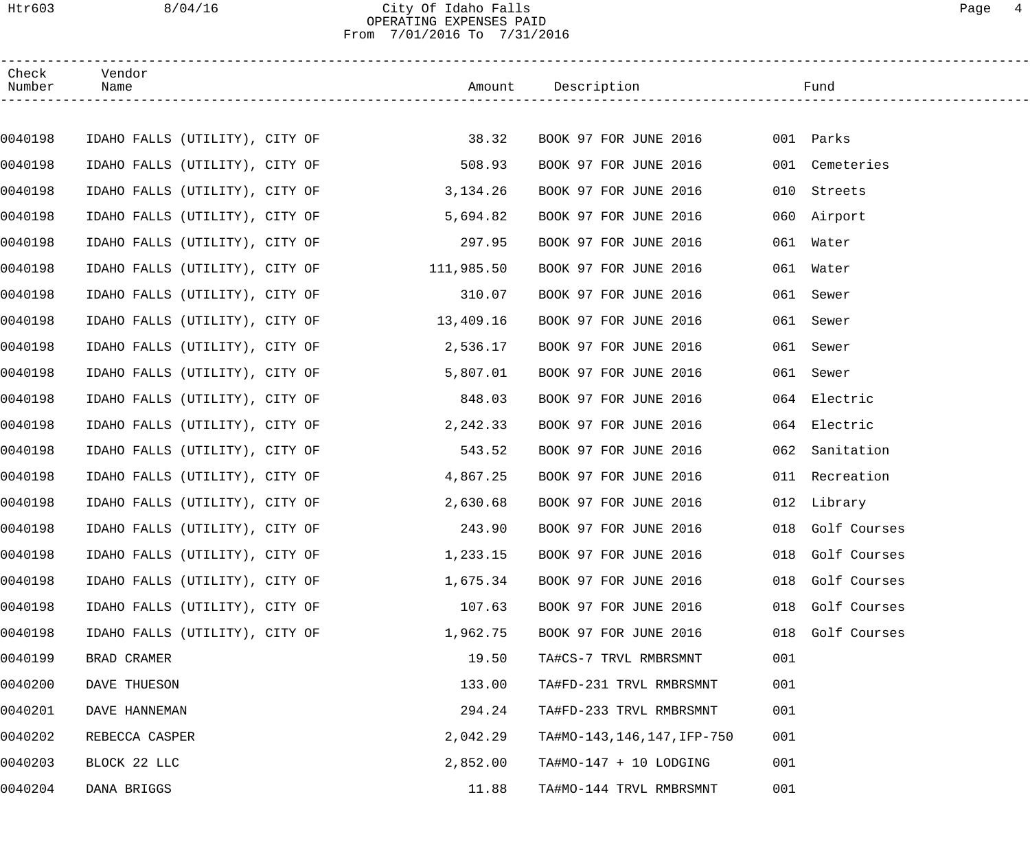City Of Idaho Falls
OPERATING EXPENSES PAID
From 7/01/2016 To 7/31/2016

| Check Number | Vendor Name | Amount | Description | Fund |
|---|---|---|---|---|
| 0040198 | IDAHO FALLS (UTILITY), CITY OF | 38.32 | BOOK 97 FOR JUNE 2016 | 001 Parks |
| 0040198 | IDAHO FALLS (UTILITY), CITY OF | 508.93 | BOOK 97 FOR JUNE 2016 | 001 Cemeteries |
| 0040198 | IDAHO FALLS (UTILITY), CITY OF | 3,134.26 | BOOK 97 FOR JUNE 2016 | 010 Streets |
| 0040198 | IDAHO FALLS (UTILITY), CITY OF | 5,694.82 | BOOK 97 FOR JUNE 2016 | 060 Airport |
| 0040198 | IDAHO FALLS (UTILITY), CITY OF | 297.95 | BOOK 97 FOR JUNE 2016 | 061 Water |
| 0040198 | IDAHO FALLS (UTILITY), CITY OF | 111,985.50 | BOOK 97 FOR JUNE 2016 | 061 Water |
| 0040198 | IDAHO FALLS (UTILITY), CITY OF | 310.07 | BOOK 97 FOR JUNE 2016 | 061 Sewer |
| 0040198 | IDAHO FALLS (UTILITY), CITY OF | 13,409.16 | BOOK 97 FOR JUNE 2016 | 061 Sewer |
| 0040198 | IDAHO FALLS (UTILITY), CITY OF | 2,536.17 | BOOK 97 FOR JUNE 2016 | 061 Sewer |
| 0040198 | IDAHO FALLS (UTILITY), CITY OF | 5,807.01 | BOOK 97 FOR JUNE 2016 | 061 Sewer |
| 0040198 | IDAHO FALLS (UTILITY), CITY OF | 848.03 | BOOK 97 FOR JUNE 2016 | 064 Electric |
| 0040198 | IDAHO FALLS (UTILITY), CITY OF | 2,242.33 | BOOK 97 FOR JUNE 2016 | 064 Electric |
| 0040198 | IDAHO FALLS (UTILITY), CITY OF | 543.52 | BOOK 97 FOR JUNE 2016 | 062 Sanitation |
| 0040198 | IDAHO FALLS (UTILITY), CITY OF | 4,867.25 | BOOK 97 FOR JUNE 2016 | 011 Recreation |
| 0040198 | IDAHO FALLS (UTILITY), CITY OF | 2,630.68 | BOOK 97 FOR JUNE 2016 | 012 Library |
| 0040198 | IDAHO FALLS (UTILITY), CITY OF | 243.90 | BOOK 97 FOR JUNE 2016 | 018 Golf Courses |
| 0040198 | IDAHO FALLS (UTILITY), CITY OF | 1,233.15 | BOOK 97 FOR JUNE 2016 | 018 Golf Courses |
| 0040198 | IDAHO FALLS (UTILITY), CITY OF | 1,675.34 | BOOK 97 FOR JUNE 2016 | 018 Golf Courses |
| 0040198 | IDAHO FALLS (UTILITY), CITY OF | 107.63 | BOOK 97 FOR JUNE 2016 | 018 Golf Courses |
| 0040198 | IDAHO FALLS (UTILITY), CITY OF | 1,962.75 | BOOK 97 FOR JUNE 2016 | 018 Golf Courses |
| 0040199 | BRAD CRAMER | 19.50 | TA#CS-7 TRVL RMBRSMNT | 001 |
| 0040200 | DAVE THUESON | 133.00 | TA#FD-231 TRVL RMBRSMNT | 001 |
| 0040201 | DAVE HANNEMAN | 294.24 | TA#FD-233 TRVL RMBRSMNT | 001 |
| 0040202 | REBECCA CASPER | 2,042.29 | TA#MO-143,146,147,IFP-750 | 001 |
| 0040203 | BLOCK 22 LLC | 2,852.00 | TA#MO-147 + 10 LODGING | 001 |
| 0040204 | DANA BRIGGS | 11.88 | TA#MO-144 TRVL RMBRSMNT | 001 |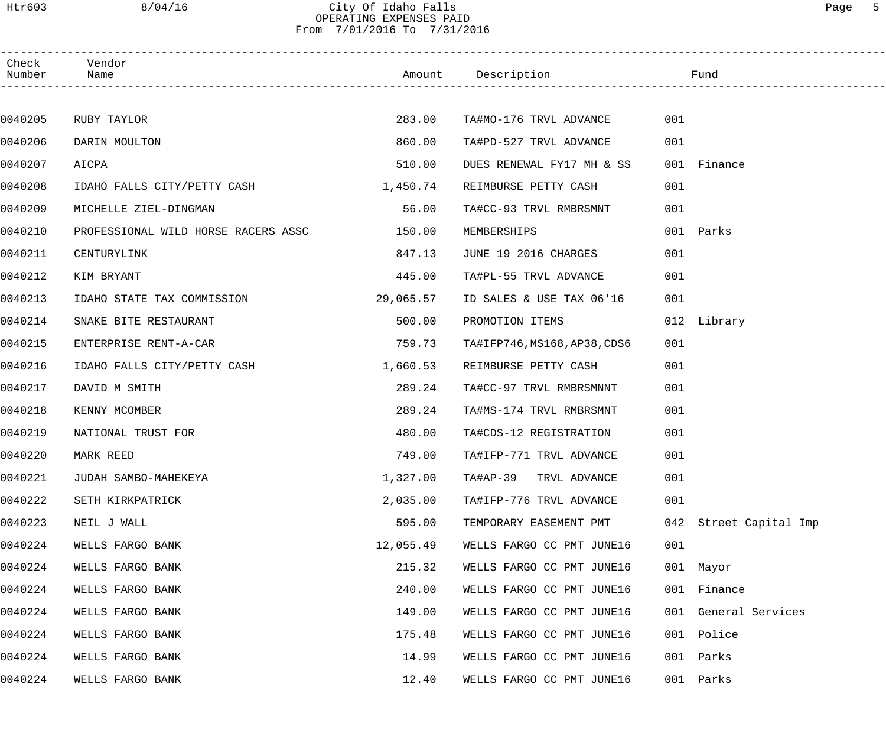# City Of Idaho Falls
## OPERATING EXPENSES PAID
### From 7/01/2016 To 7/31/2016

| Check Number | Vendor Name | Amount | Description | Fund | |
|---|---|---|---|---|---|
| 0040205 | RUBY TAYLOR | 283.00 | TA#MO-176 TRVL ADVANCE | 001 | |
| 0040206 | DARIN MOULTON | 860.00 | TA#PD-527 TRVL ADVANCE | 001 | |
| 0040207 | AICPA | 510.00 | DUES RENEWAL FY17 MH & SS | 001 | Finance |
| 0040208 | IDAHO FALLS CITY/PETTY CASH | 1,450.74 | REIMBURSE PETTY CASH | 001 | |
| 0040209 | MICHELLE ZIEL-DINGMAN | 56.00 | TA#CC-93 TRVL RMBRSMNT | 001 | |
| 0040210 | PROFESSIONAL WILD HORSE RACERS ASSC | 150.00 | MEMBERSHIPS | 001 | Parks |
| 0040211 | CENTURYLINK | 847.13 | JUNE 19 2016 CHARGES | 001 | |
| 0040212 | KIM BRYANT | 445.00 | TA#PL-55 TRVL ADVANCE | 001 | |
| 0040213 | IDAHO STATE TAX COMMISSION | 29,065.57 | ID SALES & USE TAX 06'16 | 001 | |
| 0040214 | SNAKE BITE RESTAURANT | 500.00 | PROMOTION ITEMS | 012 | Library |
| 0040215 | ENTERPRISE RENT-A-CAR | 759.73 | TA#IFP746,MS168,AP38,CDS6 | 001 | |
| 0040216 | IDAHO FALLS CITY/PETTY CASH | 1,660.53 | REIMBURSE PETTY CASH | 001 | |
| 0040217 | DAVID M SMITH | 289.24 | TA#CC-97 TRVL RMBRSMNNT | 001 | |
| 0040218 | KENNY MCOMBER | 289.24 | TA#MS-174 TRVL RMBRSMNT | 001 | |
| 0040219 | NATIONAL TRUST FOR | 480.00 | TA#CDS-12 REGISTRATION | 001 | |
| 0040220 | MARK REED | 749.00 | TA#IFP-771 TRVL ADVANCE | 001 | |
| 0040221 | JUDAH SAMBO-MAHEKEYA | 1,327.00 | TA#AP-39 TRVL ADVANCE | 001 | |
| 0040222 | SETH KIRKPATRICK | 2,035.00 | TA#IFP-776 TRVL ADVANCE | 001 | |
| 0040223 | NEIL J WALL | 595.00 | TEMPORARY EASEMENT PMT | 042 | Street Capital Imp |
| 0040224 | WELLS FARGO BANK | 12,055.49 | WELLS FARGO CC PMT JUNE16 | 001 | |
| 0040224 | WELLS FARGO BANK | 215.32 | WELLS FARGO CC PMT JUNE16 | 001 | Mayor |
| 0040224 | WELLS FARGO BANK | 240.00 | WELLS FARGO CC PMT JUNE16 | 001 | Finance |
| 0040224 | WELLS FARGO BANK | 149.00 | WELLS FARGO CC PMT JUNE16 | 001 | General Services |
| 0040224 | WELLS FARGO BANK | 175.48 | WELLS FARGO CC PMT JUNE16 | 001 | Police |
| 0040224 | WELLS FARGO BANK | 14.99 | WELLS FARGO CC PMT JUNE16 | 001 | Parks |
| 0040224 | WELLS FARGO BANK | 12.40 | WELLS FARGO CC PMT JUNE16 | 001 | Parks |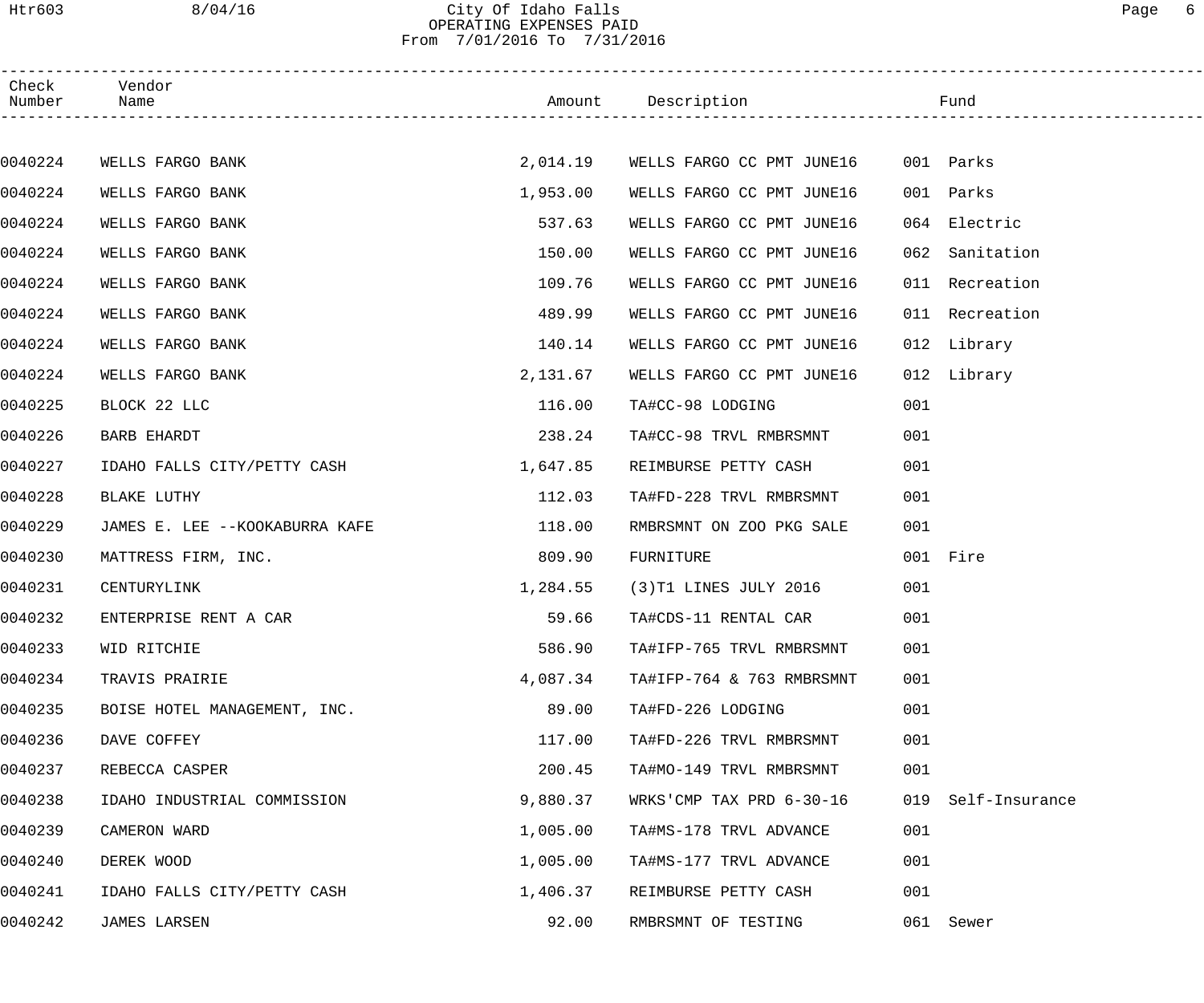City Of Idaho Falls
OPERATING EXPENSES PAID
From 7/01/2016 To 7/31/2016

| Check Number | Vendor Name | Amount | Description | Fund |
|---|---|---|---|---|
| 0040224 | WELLS FARGO BANK | 2,014.19 | WELLS FARGO CC PMT JUNE16 | 001 Parks |
| 0040224 | WELLS FARGO BANK | 1,953.00 | WELLS FARGO CC PMT JUNE16 | 001 Parks |
| 0040224 | WELLS FARGO BANK | 537.63 | WELLS FARGO CC PMT JUNE16 | 064 Electric |
| 0040224 | WELLS FARGO BANK | 150.00 | WELLS FARGO CC PMT JUNE16 | 062 Sanitation |
| 0040224 | WELLS FARGO BANK | 109.76 | WELLS FARGO CC PMT JUNE16 | 011 Recreation |
| 0040224 | WELLS FARGO BANK | 489.99 | WELLS FARGO CC PMT JUNE16 | 011 Recreation |
| 0040224 | WELLS FARGO BANK | 140.14 | WELLS FARGO CC PMT JUNE16 | 012 Library |
| 0040224 | WELLS FARGO BANK | 2,131.67 | WELLS FARGO CC PMT JUNE16 | 012 Library |
| 0040225 | BLOCK 22 LLC | 116.00 | TA#CC-98 LODGING | 001 |
| 0040226 | BARB EHARDT | 238.24 | TA#CC-98 TRVL RMBRSMNT | 001 |
| 0040227 | IDAHO FALLS CITY/PETTY CASH | 1,647.85 | REIMBURSE PETTY CASH | 001 |
| 0040228 | BLAKE LUTHY | 112.03 | TA#FD-228 TRVL RMBRSMNT | 001 |
| 0040229 | JAMES E. LEE --KOOKABURRA KAFE | 118.00 | RMBRSMNT ON ZOO PKG SALE | 001 |
| 0040230 | MATTRESS FIRM, INC. | 809.90 | FURNITURE | 001 Fire |
| 0040231 | CENTURYLINK | 1,284.55 | (3)T1 LINES JULY 2016 | 001 |
| 0040232 | ENTERPRISE RENT A CAR | 59.66 | TA#CDS-11 RENTAL CAR | 001 |
| 0040233 | WID RITCHIE | 586.90 | TA#IFP-765 TRVL RMBRSMNT | 001 |
| 0040234 | TRAVIS PRAIRIE | 4,087.34 | TA#IFP-764 & 763 RMBRSMNT | 001 |
| 0040235 | BOISE HOTEL MANAGEMENT, INC. | 89.00 | TA#FD-226 LODGING | 001 |
| 0040236 | DAVE COFFEY | 117.00 | TA#FD-226 TRVL RMBRSMNT | 001 |
| 0040237 | REBECCA CASPER | 200.45 | TA#MO-149 TRVL RMBRSMNT | 001 |
| 0040238 | IDAHO INDUSTRIAL COMMISSION | 9,880.37 | WRKS'CMP TAX PRD 6-30-16 | 019 Self-Insurance |
| 0040239 | CAMERON WARD | 1,005.00 | TA#MS-178 TRVL ADVANCE | 001 |
| 0040240 | DEREK WOOD | 1,005.00 | TA#MS-177 TRVL ADVANCE | 001 |
| 0040241 | IDAHO FALLS CITY/PETTY CASH | 1,406.37 | REIMBURSE PETTY CASH | 001 |
| 0040242 | JAMES LARSEN | 92.00 | RMBRSMNT OF TESTING | 061 Sewer |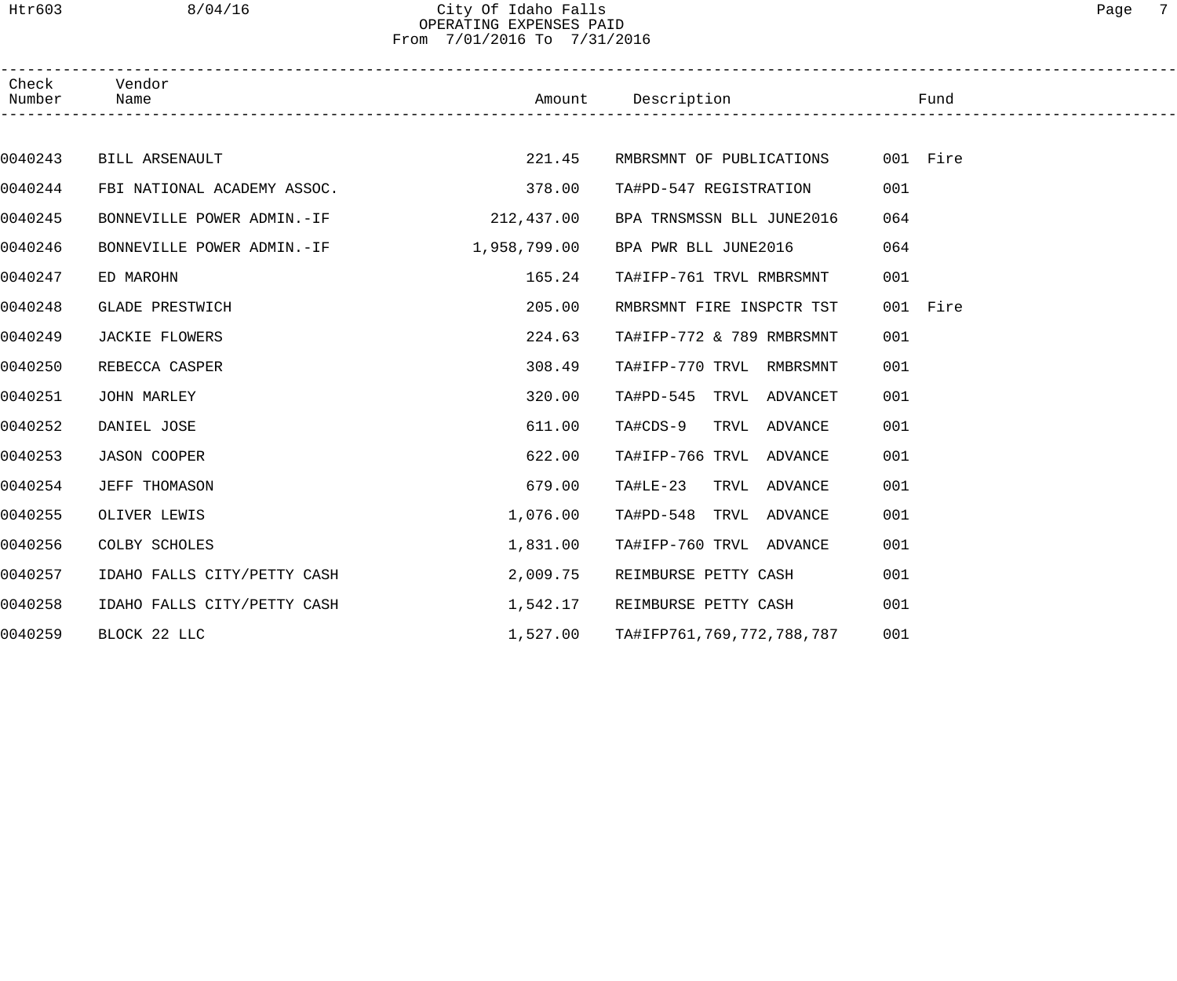City Of Idaho Falls
OPERATING EXPENSES PAID
From 7/01/2016 To 7/31/2016

| Check Number | Vendor Name | Amount | Description | Fund | |
|---|---|---|---|---|---|
| 0040243 | BILL ARSENAULT | 221.45 | RMBRSMNT OF PUBLICATIONS | 001 | Fire |
| 0040244 | FBI NATIONAL ACADEMY ASSOC. | 378.00 | TA#PD-547 REGISTRATION | 001 | |
| 0040245 | BONNEVILLE POWER ADMIN.-IF | 212,437.00 | BPA TRNSMSSN BLL JUNE2016 | 064 | |
| 0040246 | BONNEVILLE POWER ADMIN.-IF | 1,958,799.00 | BPA PWR BLL JUNE2016 | 064 | |
| 0040247 | ED MAROHN | 165.24 | TA#IFP-761 TRVL RMBRSMNT | 001 | |
| 0040248 | GLADE PRESTWICH | 205.00 | RMBRSMNT FIRE INSPCTR TST | 001 | Fire |
| 0040249 | JACKIE FLOWERS | 224.63 | TA#IFP-772 & 789 RMBRSMNT | 001 | |
| 0040250 | REBECCA CASPER | 308.49 | TA#IFP-770 TRVL RMBRSMNT | 001 | |
| 0040251 | JOHN MARLEY | 320.00 | TA#PD-545 TRVL ADVANCET | 001 | |
| 0040252 | DANIEL JOSE | 611.00 | TA#CDS-9 TRVL ADVANCE | 001 | |
| 0040253 | JASON COOPER | 622.00 | TA#IFP-766 TRVL ADVANCE | 001 | |
| 0040254 | JEFF THOMASON | 679.00 | TA#LE-23 TRVL ADVANCE | 001 | |
| 0040255 | OLIVER LEWIS | 1,076.00 | TA#PD-548 TRVL ADVANCE | 001 | |
| 0040256 | COLBY SCHOLES | 1,831.00 | TA#IFP-760 TRVL ADVANCE | 001 | |
| 0040257 | IDAHO FALLS CITY/PETTY CASH | 2,009.75 | REIMBURSE PETTY CASH | 001 | |
| 0040258 | IDAHO FALLS CITY/PETTY CASH | 1,542.17 | REIMBURSE PETTY CASH | 001 | |
| 0040259 | BLOCK 22 LLC | 1,527.00 | TA#IFP761,769,772,788,787 | 001 | |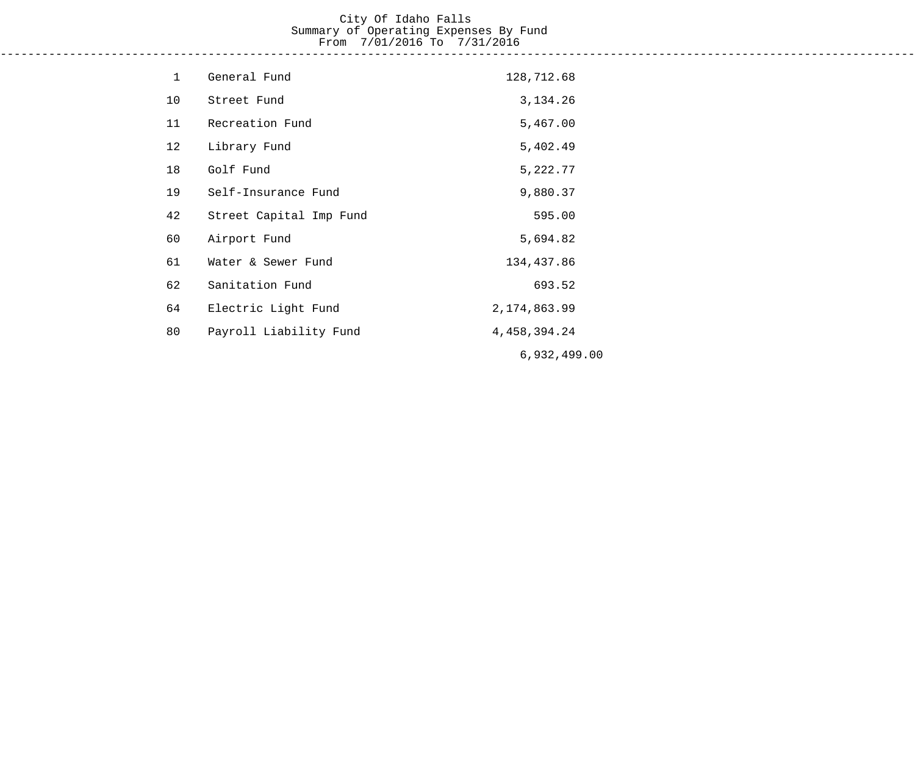# City Of Idaho Falls

## Summary of Operating Expenses By Fund

From 7/01/2016 To 7/31/2016

| Fund | Name | Amount | Total |
|---|---|---|---|
| 1 | General Fund | 128,712.68 | |
| 10 | Street Fund | 3,134.26 | |
| 11 | Recreation Fund | 5,467.00 | |
| 12 | Library Fund | 5,402.49 | |
| 18 | Golf Fund | 5,222.77 | |
| 19 | Self-Insurance Fund | 9,880.37 | |
| 42 | Street Capital Imp Fund | 595.00 | |
| 60 | Airport Fund | 5,694.82 | |
| 61 | Water & Sewer Fund | 134,437.86 | |
| 62 | Sanitation Fund | 693.52 | |
| 64 | Electric Light Fund | 2,174,863.99 | |
| 80 | Payroll Liability Fund | 4,458,394.24 | |
| | | | 6,932,499.00 |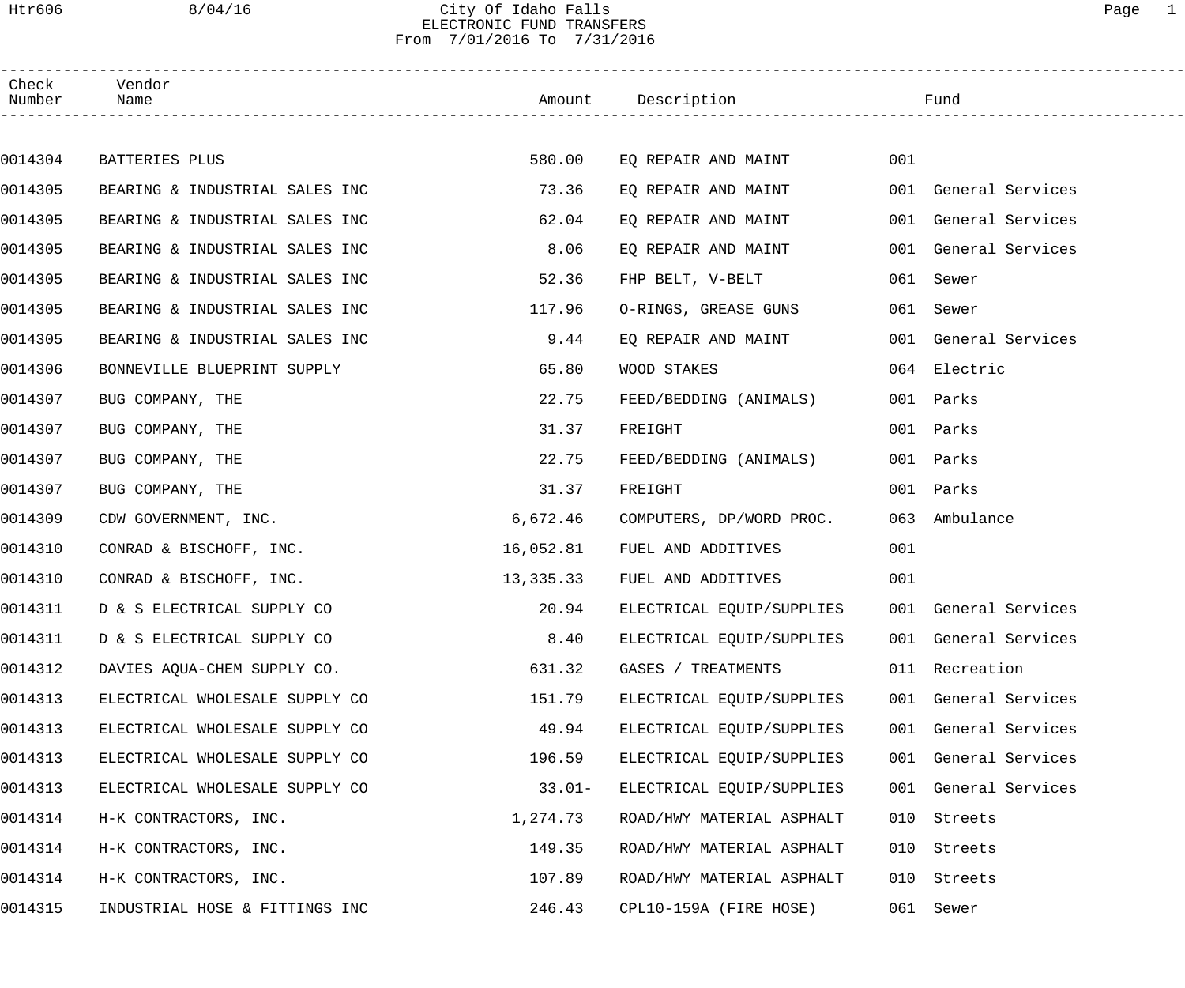# City Of Idaho Falls
## ELECTRONIC FUND TRANSFERS
From 7/01/2016 To 7/31/2016

| Check Number | Vendor Name | Amount | Description | Fund |
|---|---|---|---|---|
| 0014304 | BATTERIES PLUS | 580.00 | EQ REPAIR AND MAINT | 001 |
| 0014305 | BEARING & INDUSTRIAL SALES INC | 73.36 | EQ REPAIR AND MAINT | 001 General Services |
| 0014305 | BEARING & INDUSTRIAL SALES INC | 62.04 | EQ REPAIR AND MAINT | 001 General Services |
| 0014305 | BEARING & INDUSTRIAL SALES INC | 8.06 | EQ REPAIR AND MAINT | 001 General Services |
| 0014305 | BEARING & INDUSTRIAL SALES INC | 52.36 | FHP BELT, V-BELT | 061 Sewer |
| 0014305 | BEARING & INDUSTRIAL SALES INC | 117.96 | O-RINGS, GREASE GUNS | 061 Sewer |
| 0014305 | BEARING & INDUSTRIAL SALES INC | 9.44 | EQ REPAIR AND MAINT | 001 General Services |
| 0014306 | BONNEVILLE BLUEPRINT SUPPLY | 65.80 | WOOD STAKES | 064 Electric |
| 0014307 | BUG COMPANY, THE | 22.75 | FEED/BEDDING (ANIMALS) | 001 Parks |
| 0014307 | BUG COMPANY, THE | 31.37 | FREIGHT | 001 Parks |
| 0014307 | BUG COMPANY, THE | 22.75 | FEED/BEDDING (ANIMALS) | 001 Parks |
| 0014307 | BUG COMPANY, THE | 31.37 | FREIGHT | 001 Parks |
| 0014309 | CDW GOVERNMENT, INC. | 6,672.46 | COMPUTERS, DP/WORD PROC. | 063 Ambulance |
| 0014310 | CONRAD & BISCHOFF, INC. | 16,052.81 | FUEL AND ADDITIVES | 001 |
| 0014310 | CONRAD & BISCHOFF, INC. | 13,335.33 | FUEL AND ADDITIVES | 001 |
| 0014311 | D & S ELECTRICAL SUPPLY CO | 20.94 | ELECTRICAL EQUIP/SUPPLIES | 001 General Services |
| 0014311 | D & S ELECTRICAL SUPPLY CO | 8.40 | ELECTRICAL EQUIP/SUPPLIES | 001 General Services |
| 0014312 | DAVIES AQUA-CHEM SUPPLY CO. | 631.32 | GASES / TREATMENTS | 011 Recreation |
| 0014313 | ELECTRICAL WHOLESALE SUPPLY CO | 151.79 | ELECTRICAL EQUIP/SUPPLIES | 001 General Services |
| 0014313 | ELECTRICAL WHOLESALE SUPPLY CO | 49.94 | ELECTRICAL EQUIP/SUPPLIES | 001 General Services |
| 0014313 | ELECTRICAL WHOLESALE SUPPLY CO | 196.59 | ELECTRICAL EQUIP/SUPPLIES | 001 General Services |
| 0014313 | ELECTRICAL WHOLESALE SUPPLY CO | 33.01- | ELECTRICAL EQUIP/SUPPLIES | 001 General Services |
| 0014314 | H-K CONTRACTORS, INC. | 1,274.73 | ROAD/HWY MATERIAL ASPHALT | 010 Streets |
| 0014314 | H-K CONTRACTORS, INC. | 149.35 | ROAD/HWY MATERIAL ASPHALT | 010 Streets |
| 0014314 | H-K CONTRACTORS, INC. | 107.89 | ROAD/HWY MATERIAL ASPHALT | 010 Streets |
| 0014315 | INDUSTRIAL HOSE & FITTINGS INC | 246.43 | CPL10-159A (FIRE HOSE) | 061 Sewer |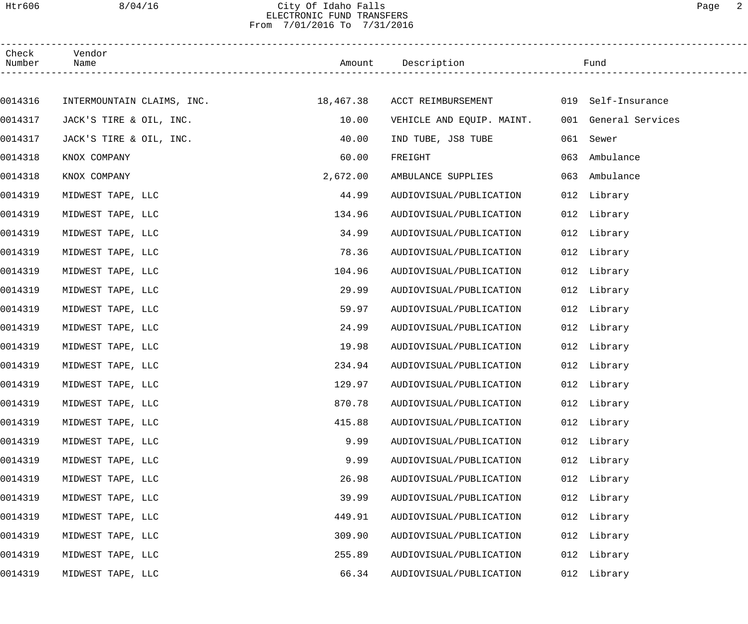City Of Idaho Falls
ELECTRONIC FUND TRANSFERS
From 7/01/2016 To 7/31/2016

| Check Number | Vendor Name | Amount | Description | Fund |
|---|---|---|---|---|
| 0014316 | INTERMOUNTAIN CLAIMS, INC. | 18,467.38 | ACCT REIMBURSEMENT | 019 Self-Insurance |
| 0014317 | JACK'S TIRE & OIL, INC. | 10.00 | VEHICLE AND EQUIP. MAINT. | 001 General Services |
| 0014317 | JACK'S TIRE & OIL, INC. | 40.00 | IND TUBE, JS8 TUBE | 061 Sewer |
| 0014318 | KNOX COMPANY | 60.00 | FREIGHT | 063 Ambulance |
| 0014318 | KNOX COMPANY | 2,672.00 | AMBULANCE SUPPLIES | 063 Ambulance |
| 0014319 | MIDWEST TAPE, LLC | 44.99 | AUDIOVISUAL/PUBLICATION | 012 Library |
| 0014319 | MIDWEST TAPE, LLC | 134.96 | AUDIOVISUAL/PUBLICATION | 012 Library |
| 0014319 | MIDWEST TAPE, LLC | 34.99 | AUDIOVISUAL/PUBLICATION | 012 Library |
| 0014319 | MIDWEST TAPE, LLC | 78.36 | AUDIOVISUAL/PUBLICATION | 012 Library |
| 0014319 | MIDWEST TAPE, LLC | 104.96 | AUDIOVISUAL/PUBLICATION | 012 Library |
| 0014319 | MIDWEST TAPE, LLC | 29.99 | AUDIOVISUAL/PUBLICATION | 012 Library |
| 0014319 | MIDWEST TAPE, LLC | 59.97 | AUDIOVISUAL/PUBLICATION | 012 Library |
| 0014319 | MIDWEST TAPE, LLC | 24.99 | AUDIOVISUAL/PUBLICATION | 012 Library |
| 0014319 | MIDWEST TAPE, LLC | 19.98 | AUDIOVISUAL/PUBLICATION | 012 Library |
| 0014319 | MIDWEST TAPE, LLC | 234.94 | AUDIOVISUAL/PUBLICATION | 012 Library |
| 0014319 | MIDWEST TAPE, LLC | 129.97 | AUDIOVISUAL/PUBLICATION | 012 Library |
| 0014319 | MIDWEST TAPE, LLC | 870.78 | AUDIOVISUAL/PUBLICATION | 012 Library |
| 0014319 | MIDWEST TAPE, LLC | 415.88 | AUDIOVISUAL/PUBLICATION | 012 Library |
| 0014319 | MIDWEST TAPE, LLC | 9.99 | AUDIOVISUAL/PUBLICATION | 012 Library |
| 0014319 | MIDWEST TAPE, LLC | 9.99 | AUDIOVISUAL/PUBLICATION | 012 Library |
| 0014319 | MIDWEST TAPE, LLC | 26.98 | AUDIOVISUAL/PUBLICATION | 012 Library |
| 0014319 | MIDWEST TAPE, LLC | 39.99 | AUDIOVISUAL/PUBLICATION | 012 Library |
| 0014319 | MIDWEST TAPE, LLC | 449.91 | AUDIOVISUAL/PUBLICATION | 012 Library |
| 0014319 | MIDWEST TAPE, LLC | 309.90 | AUDIOVISUAL/PUBLICATION | 012 Library |
| 0014319 | MIDWEST TAPE, LLC | 255.89 | AUDIOVISUAL/PUBLICATION | 012 Library |
| 0014319 | MIDWEST TAPE, LLC | 66.34 | AUDIOVISUAL/PUBLICATION | 012 Library |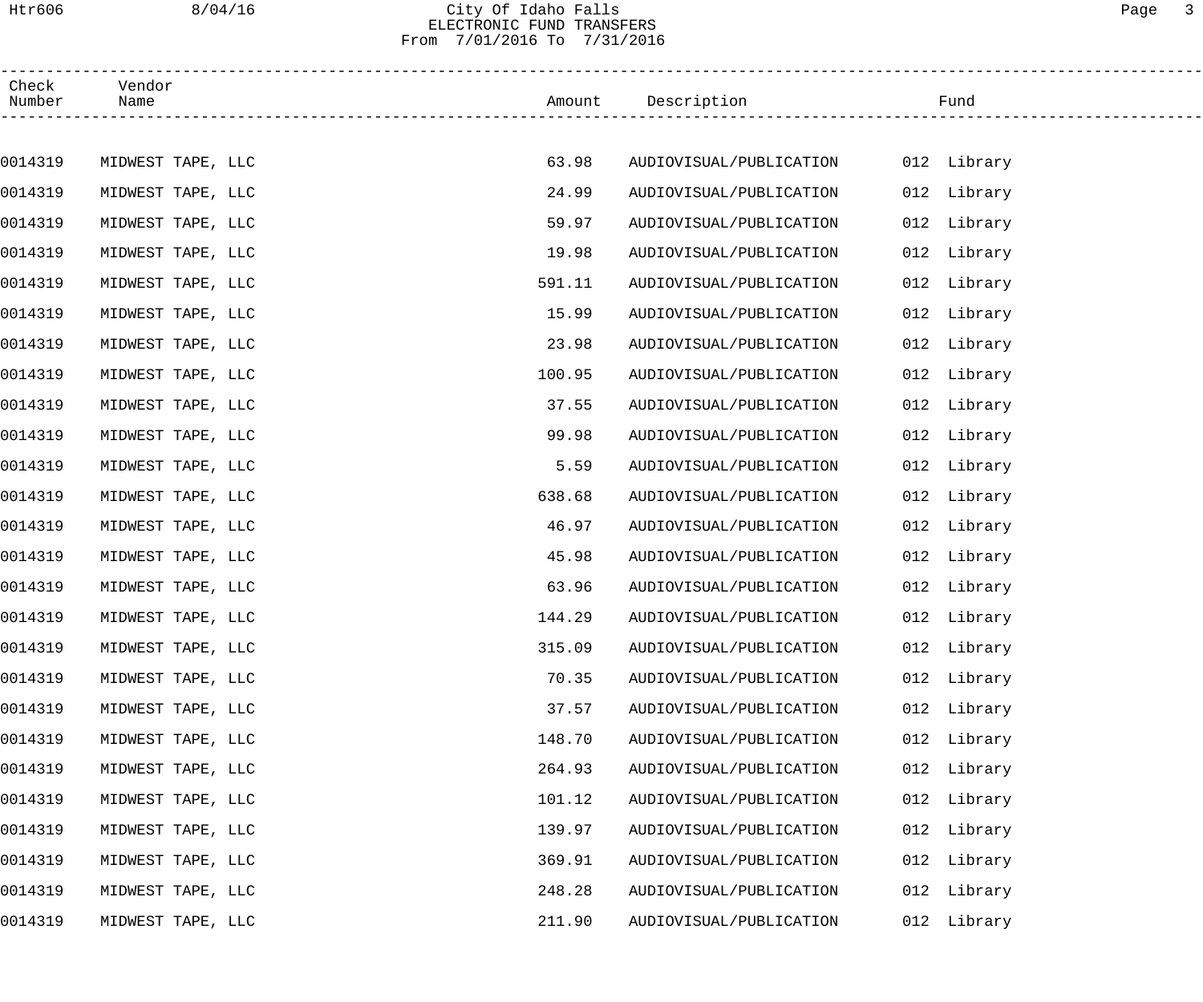| Check Number | Vendor Name | Amount | Description | Fund |
|---|---|---|---|---|
| 0014319 | MIDWEST TAPE, LLC | 63.98 | AUDIOVISUAL/PUBLICATION | 012 Library |
| 0014319 | MIDWEST TAPE, LLC | 24.99 | AUDIOVISUAL/PUBLICATION | 012 Library |
| 0014319 | MIDWEST TAPE, LLC | 59.97 | AUDIOVISUAL/PUBLICATION | 012 Library |
| 0014319 | MIDWEST TAPE, LLC | 19.98 | AUDIOVISUAL/PUBLICATION | 012 Library |
| 0014319 | MIDWEST TAPE, LLC | 591.11 | AUDIOVISUAL/PUBLICATION | 012 Library |
| 0014319 | MIDWEST TAPE, LLC | 15.99 | AUDIOVISUAL/PUBLICATION | 012 Library |
| 0014319 | MIDWEST TAPE, LLC | 23.98 | AUDIOVISUAL/PUBLICATION | 012 Library |
| 0014319 | MIDWEST TAPE, LLC | 100.95 | AUDIOVISUAL/PUBLICATION | 012 Library |
| 0014319 | MIDWEST TAPE, LLC | 37.55 | AUDIOVISUAL/PUBLICATION | 012 Library |
| 0014319 | MIDWEST TAPE, LLC | 99.98 | AUDIOVISUAL/PUBLICATION | 012 Library |
| 0014319 | MIDWEST TAPE, LLC | 5.59 | AUDIOVISUAL/PUBLICATION | 012 Library |
| 0014319 | MIDWEST TAPE, LLC | 638.68 | AUDIOVISUAL/PUBLICATION | 012 Library |
| 0014319 | MIDWEST TAPE, LLC | 46.97 | AUDIOVISUAL/PUBLICATION | 012 Library |
| 0014319 | MIDWEST TAPE, LLC | 45.98 | AUDIOVISUAL/PUBLICATION | 012 Library |
| 0014319 | MIDWEST TAPE, LLC | 63.96 | AUDIOVISUAL/PUBLICATION | 012 Library |
| 0014319 | MIDWEST TAPE, LLC | 144.29 | AUDIOVISUAL/PUBLICATION | 012 Library |
| 0014319 | MIDWEST TAPE, LLC | 315.09 | AUDIOVISUAL/PUBLICATION | 012 Library |
| 0014319 | MIDWEST TAPE, LLC | 70.35 | AUDIOVISUAL/PUBLICATION | 012 Library |
| 0014319 | MIDWEST TAPE, LLC | 37.57 | AUDIOVISUAL/PUBLICATION | 012 Library |
| 0014319 | MIDWEST TAPE, LLC | 148.70 | AUDIOVISUAL/PUBLICATION | 012 Library |
| 0014319 | MIDWEST TAPE, LLC | 264.93 | AUDIOVISUAL/PUBLICATION | 012 Library |
| 0014319 | MIDWEST TAPE, LLC | 101.12 | AUDIOVISUAL/PUBLICATION | 012 Library |
| 0014319 | MIDWEST TAPE, LLC | 139.97 | AUDIOVISUAL/PUBLICATION | 012 Library |
| 0014319 | MIDWEST TAPE, LLC | 369.91 | AUDIOVISUAL/PUBLICATION | 012 Library |
| 0014319 | MIDWEST TAPE, LLC | 248.28 | AUDIOVISUAL/PUBLICATION | 012 Library |
| 0014319 | MIDWEST TAPE, LLC | 211.90 | AUDIOVISUAL/PUBLICATION | 012 Library |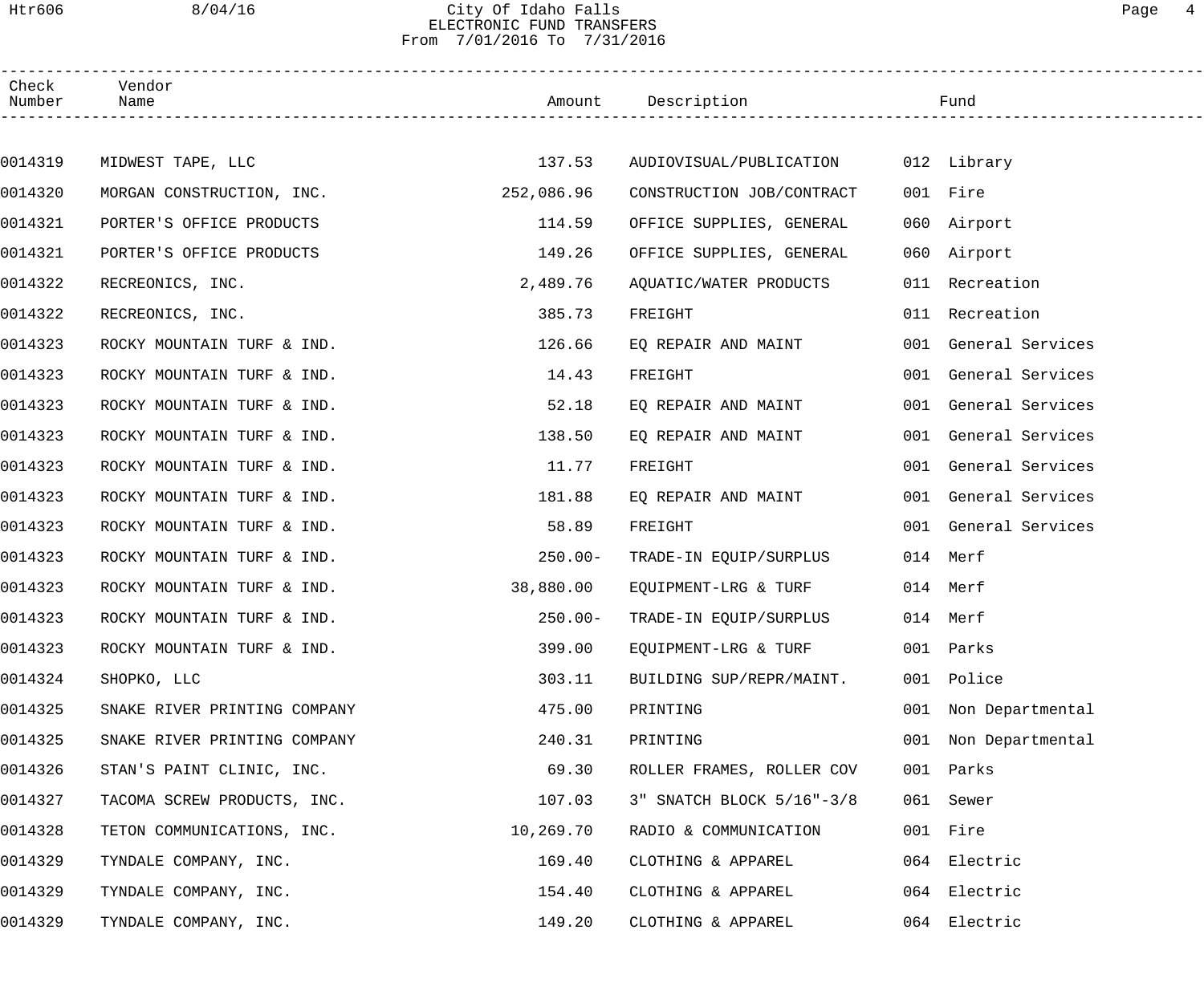City Of Idaho Falls
ELECTRONIC FUND TRANSFERS
From 7/01/2016 To 7/31/2016

| Check Number | Vendor Name | Amount | Description | Fund |
|---|---|---|---|---|
| 0014319 | MIDWEST TAPE, LLC | 137.53 | AUDIOVISUAL/PUBLICATION | 012 Library |
| 0014320 | MORGAN CONSTRUCTION, INC. | 252,086.96 | CONSTRUCTION JOB/CONTRACT | 001 Fire |
| 0014321 | PORTER'S OFFICE PRODUCTS | 114.59 | OFFICE SUPPLIES, GENERAL | 060 Airport |
| 0014321 | PORTER'S OFFICE PRODUCTS | 149.26 | OFFICE SUPPLIES, GENERAL | 060 Airport |
| 0014322 | RECREONICS, INC. | 2,489.76 | AQUATIC/WATER PRODUCTS | 011 Recreation |
| 0014322 | RECREONICS, INC. | 385.73 | FREIGHT | 011 Recreation |
| 0014323 | ROCKY MOUNTAIN TURF & IND. | 126.66 | EQ REPAIR AND MAINT | 001 General Services |
| 0014323 | ROCKY MOUNTAIN TURF & IND. | 14.43 | FREIGHT | 001 General Services |
| 0014323 | ROCKY MOUNTAIN TURF & IND. | 52.18 | EQ REPAIR AND MAINT | 001 General Services |
| 0014323 | ROCKY MOUNTAIN TURF & IND. | 138.50 | EQ REPAIR AND MAINT | 001 General Services |
| 0014323 | ROCKY MOUNTAIN TURF & IND. | 11.77 | FREIGHT | 001 General Services |
| 0014323 | ROCKY MOUNTAIN TURF & IND. | 181.88 | EQ REPAIR AND MAINT | 001 General Services |
| 0014323 | ROCKY MOUNTAIN TURF & IND. | 58.89 | FREIGHT | 001 General Services |
| 0014323 | ROCKY MOUNTAIN TURF & IND. | 250.00- | TRADE-IN EQUIP/SURPLUS | 014 Merf |
| 0014323 | ROCKY MOUNTAIN TURF & IND. | 38,880.00 | EQUIPMENT-LRG & TURF | 014 Merf |
| 0014323 | ROCKY MOUNTAIN TURF & IND. | 250.00- | TRADE-IN EQUIP/SURPLUS | 014 Merf |
| 0014323 | ROCKY MOUNTAIN TURF & IND. | 399.00 | EQUIPMENT-LRG & TURF | 001 Parks |
| 0014324 | SHOPKO, LLC | 303.11 | BUILDING SUP/REPR/MAINT. | 001 Police |
| 0014325 | SNAKE RIVER PRINTING COMPANY | 475.00 | PRINTING | 001 Non Departmental |
| 0014325 | SNAKE RIVER PRINTING COMPANY | 240.31 | PRINTING | 001 Non Departmental |
| 0014326 | STAN'S PAINT CLINIC, INC. | 69.30 | ROLLER FRAMES, ROLLER COV | 001 Parks |
| 0014327 | TACOMA SCREW PRODUCTS, INC. | 107.03 | 3" SNATCH BLOCK 5/16"-3/8 | 061 Sewer |
| 0014328 | TETON COMMUNICATIONS, INC. | 10,269.70 | RADIO & COMMUNICATION | 001 Fire |
| 0014329 | TYNDALE COMPANY, INC. | 169.40 | CLOTHING & APPAREL | 064 Electric |
| 0014329 | TYNDALE COMPANY, INC. | 154.40 | CLOTHING & APPAREL | 064 Electric |
| 0014329 | TYNDALE COMPANY, INC. | 149.20 | CLOTHING & APPAREL | 064 Electric |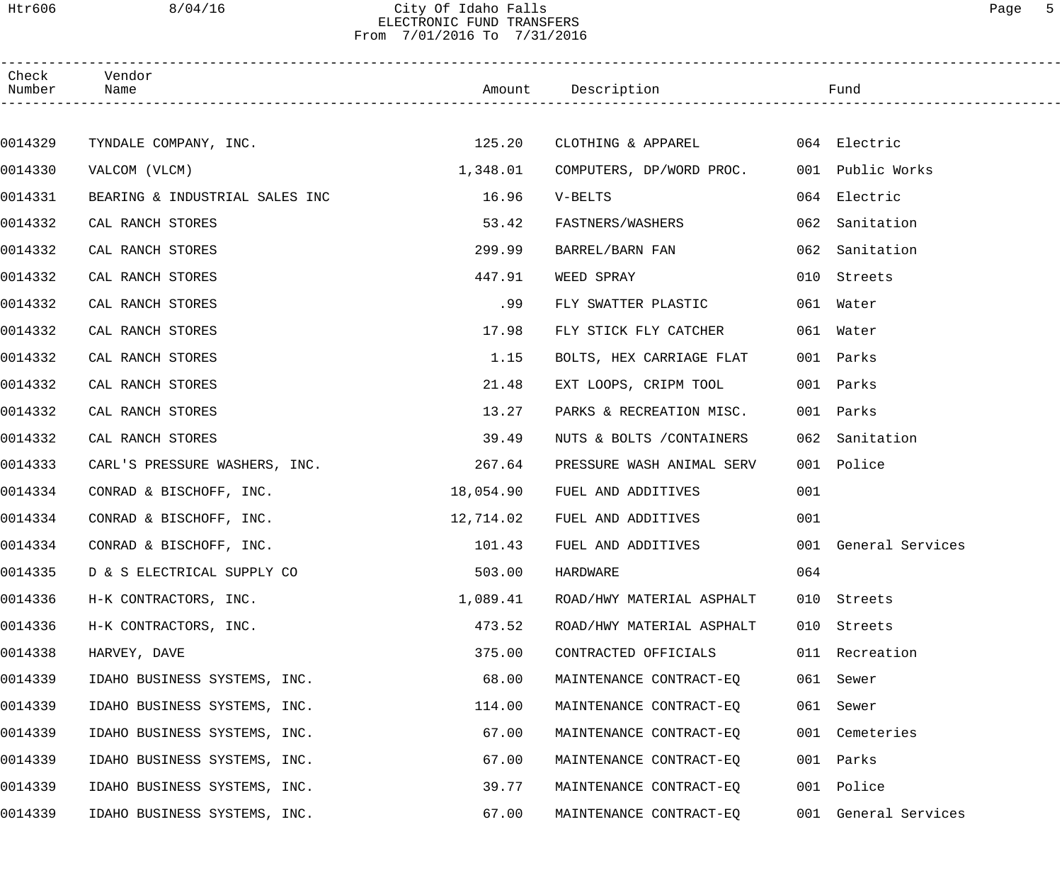City Of Idaho Falls
ELECTRONIC FUND TRANSFERS
From 7/01/2016 To 7/31/2016

| Check Number | Vendor Name | Amount | Description | Fund |
|---|---|---|---|---|
| 0014329 | TYNDALE COMPANY, INC. | 125.20 | CLOTHING & APPAREL | 064 Electric |
| 0014330 | VALCOM (VLCM) | 1,348.01 | COMPUTERS, DP/WORD PROC. | 001 Public Works |
| 0014331 | BEARING & INDUSTRIAL SALES INC | 16.96 | V-BELTS | 064 Electric |
| 0014332 | CAL RANCH STORES | 53.42 | FASTNERS/WASHERS | 062 Sanitation |
| 0014332 | CAL RANCH STORES | 299.99 | BARREL/BARN FAN | 062 Sanitation |
| 0014332 | CAL RANCH STORES | 447.91 | WEED SPRAY | 010 Streets |
| 0014332 | CAL RANCH STORES | .99 | FLY SWATTER PLASTIC | 061 Water |
| 0014332 | CAL RANCH STORES | 17.98 | FLY STICK FLY CATCHER | 061 Water |
| 0014332 | CAL RANCH STORES | 1.15 | BOLTS, HEX CARRIAGE FLAT | 001 Parks |
| 0014332 | CAL RANCH STORES | 21.48 | EXT LOOPS, CRIPM TOOL | 001 Parks |
| 0014332 | CAL RANCH STORES | 13.27 | PARKS & RECREATION MISC. | 001 Parks |
| 0014332 | CAL RANCH STORES | 39.49 | NUTS & BOLTS /CONTAINERS | 062 Sanitation |
| 0014333 | CARL'S PRESSURE WASHERS, INC. | 267.64 | PRESSURE WASH ANIMAL SERV | 001 Police |
| 0014334 | CONRAD & BISCHOFF, INC. | 18,054.90 | FUEL AND ADDITIVES | 001 |
| 0014334 | CONRAD & BISCHOFF, INC. | 12,714.02 | FUEL AND ADDITIVES | 001 |
| 0014334 | CONRAD & BISCHOFF, INC. | 101.43 | FUEL AND ADDITIVES | 001 General Services |
| 0014335 | D & S ELECTRICAL SUPPLY CO | 503.00 | HARDWARE | 064 |
| 0014336 | H-K CONTRACTORS, INC. | 1,089.41 | ROAD/HWY MATERIAL ASPHALT | 010 Streets |
| 0014336 | H-K CONTRACTORS, INC. | 473.52 | ROAD/HWY MATERIAL ASPHALT | 010 Streets |
| 0014338 | HARVEY, DAVE | 375.00 | CONTRACTED OFFICIALS | 011 Recreation |
| 0014339 | IDAHO BUSINESS SYSTEMS, INC. | 68.00 | MAINTENANCE CONTRACT-EQ | 061 Sewer |
| 0014339 | IDAHO BUSINESS SYSTEMS, INC. | 114.00 | MAINTENANCE CONTRACT-EQ | 061 Sewer |
| 0014339 | IDAHO BUSINESS SYSTEMS, INC. | 67.00 | MAINTENANCE CONTRACT-EQ | 001 Cemeteries |
| 0014339 | IDAHO BUSINESS SYSTEMS, INC. | 67.00 | MAINTENANCE CONTRACT-EQ | 001 Parks |
| 0014339 | IDAHO BUSINESS SYSTEMS, INC. | 39.77 | MAINTENANCE CONTRACT-EQ | 001 Police |
| 0014339 | IDAHO BUSINESS SYSTEMS, INC. | 67.00 | MAINTENANCE CONTRACT-EQ | 001 General Services |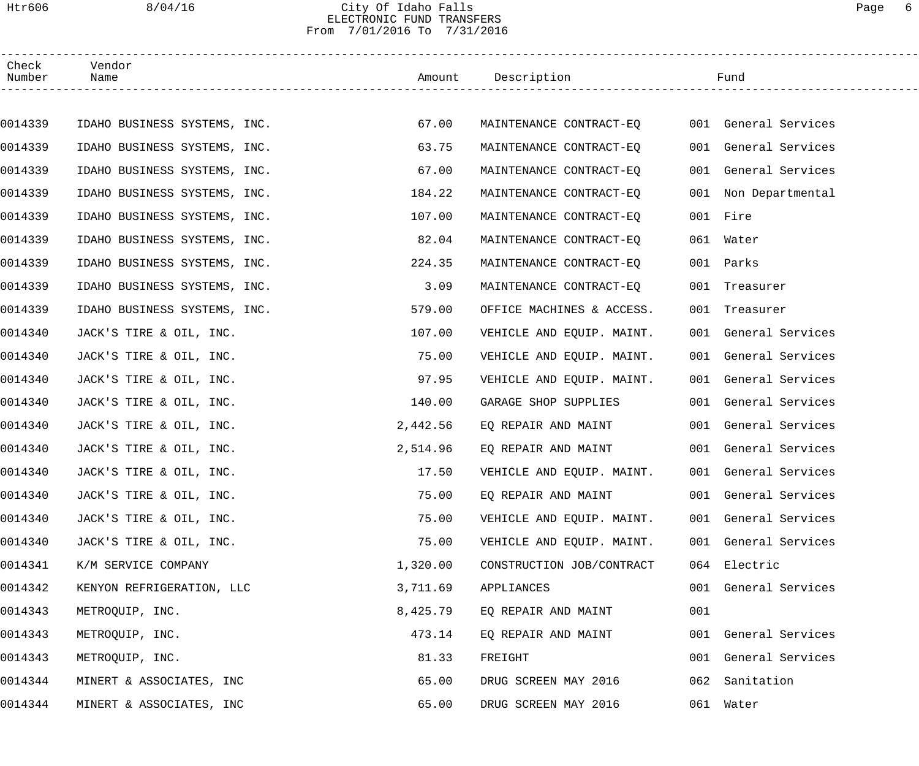# City Of Idaho Falls
## ELECTRONIC FUND TRANSFERS
From 7/01/2016 To 7/31/2016

| Check Number | Vendor Name | Amount | Description | Fund |
|---|---|---|---|---|
| 0014339 | IDAHO BUSINESS SYSTEMS, INC. | 67.00 | MAINTENANCE CONTRACT-EQ | 001 General Services |
| 0014339 | IDAHO BUSINESS SYSTEMS, INC. | 63.75 | MAINTENANCE CONTRACT-EQ | 001 General Services |
| 0014339 | IDAHO BUSINESS SYSTEMS, INC. | 67.00 | MAINTENANCE CONTRACT-EQ | 001 General Services |
| 0014339 | IDAHO BUSINESS SYSTEMS, INC. | 184.22 | MAINTENANCE CONTRACT-EQ | 001 Non Departmental |
| 0014339 | IDAHO BUSINESS SYSTEMS, INC. | 107.00 | MAINTENANCE CONTRACT-EQ | 001 Fire |
| 0014339 | IDAHO BUSINESS SYSTEMS, INC. | 82.04 | MAINTENANCE CONTRACT-EQ | 061 Water |
| 0014339 | IDAHO BUSINESS SYSTEMS, INC. | 224.35 | MAINTENANCE CONTRACT-EQ | 001 Parks |
| 0014339 | IDAHO BUSINESS SYSTEMS, INC. | 3.09 | MAINTENANCE CONTRACT-EQ | 001 Treasurer |
| 0014339 | IDAHO BUSINESS SYSTEMS, INC. | 579.00 | OFFICE MACHINES & ACCESS. | 001 Treasurer |
| 0014340 | JACK'S TIRE & OIL, INC. | 107.00 | VEHICLE AND EQUIP. MAINT. | 001 General Services |
| 0014340 | JACK'S TIRE & OIL, INC. | 75.00 | VEHICLE AND EQUIP. MAINT. | 001 General Services |
| 0014340 | JACK'S TIRE & OIL, INC. | 97.95 | VEHICLE AND EQUIP. MAINT. | 001 General Services |
| 0014340 | JACK'S TIRE & OIL, INC. | 140.00 | GARAGE SHOP SUPPLIES | 001 General Services |
| 0014340 | JACK'S TIRE & OIL, INC. | 2,442.56 | EQ REPAIR AND MAINT | 001 General Services |
| 0014340 | JACK'S TIRE & OIL, INC. | 2,514.96 | EQ REPAIR AND MAINT | 001 General Services |
| 0014340 | JACK'S TIRE & OIL, INC. | 17.50 | VEHICLE AND EQUIP. MAINT. | 001 General Services |
| 0014340 | JACK'S TIRE & OIL, INC. | 75.00 | EQ REPAIR AND MAINT | 001 General Services |
| 0014340 | JACK'S TIRE & OIL, INC. | 75.00 | VEHICLE AND EQUIP. MAINT. | 001 General Services |
| 0014340 | JACK'S TIRE & OIL, INC. | 75.00 | VEHICLE AND EQUIP. MAINT. | 001 General Services |
| 0014341 | K/M SERVICE COMPANY | 1,320.00 | CONSTRUCTION JOB/CONTRACT | 064 Electric |
| 0014342 | KENYON REFRIGERATION, LLC | 3,711.69 | APPLIANCES | 001 General Services |
| 0014343 | METROQUIP, INC. | 8,425.79 | EQ REPAIR AND MAINT | 001 |
| 0014343 | METROQUIP, INC. | 473.14 | EQ REPAIR AND MAINT | 001 General Services |
| 0014343 | METROQUIP, INC. | 81.33 | FREIGHT | 001 General Services |
| 0014344 | MINERT & ASSOCIATES, INC | 65.00 | DRUG SCREEN MAY 2016 | 062 Sanitation |
| 0014344 | MINERT & ASSOCIATES, INC | 65.00 | DRUG SCREEN MAY 2016 | 061 Water |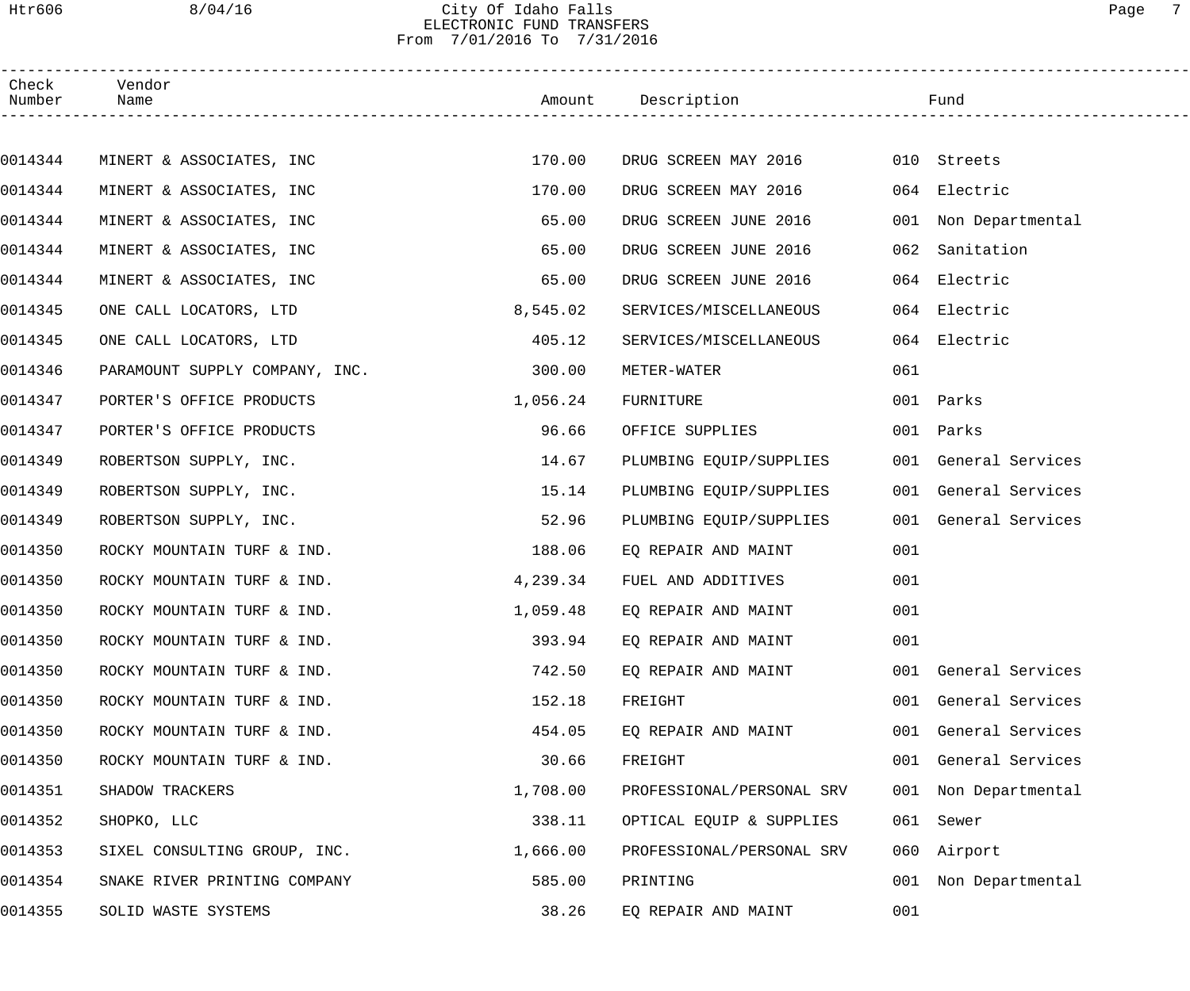# City Of Idaho Falls
## ELECTRONIC FUND TRANSFERS
From 7/01/2016 To 7/31/2016

| Check Number | Vendor Name | Amount | Description | Fund |
|---|---|---|---|---|
| 0014344 | MINERT & ASSOCIATES, INC | 170.00 | DRUG SCREEN MAY 2016 | 010 Streets |
| 0014344 | MINERT & ASSOCIATES, INC | 170.00 | DRUG SCREEN MAY 2016 | 064 Electric |
| 0014344 | MINERT & ASSOCIATES, INC | 65.00 | DRUG SCREEN JUNE 2016 | 001 Non Departmental |
| 0014344 | MINERT & ASSOCIATES, INC | 65.00 | DRUG SCREEN JUNE 2016 | 062 Sanitation |
| 0014344 | MINERT & ASSOCIATES, INC | 65.00 | DRUG SCREEN JUNE 2016 | 064 Electric |
| 0014345 | ONE CALL LOCATORS, LTD | 8,545.02 | SERVICES/MISCELLANEOUS | 064 Electric |
| 0014345 | ONE CALL LOCATORS, LTD | 405.12 | SERVICES/MISCELLANEOUS | 064 Electric |
| 0014346 | PARAMOUNT SUPPLY COMPANY, INC. | 300.00 | METER-WATER | 061 |
| 0014347 | PORTER'S OFFICE PRODUCTS | 1,056.24 | FURNITURE | 001 Parks |
| 0014347 | PORTER'S OFFICE PRODUCTS | 96.66 | OFFICE SUPPLIES | 001 Parks |
| 0014349 | ROBERTSON SUPPLY, INC. | 14.67 | PLUMBING EQUIP/SUPPLIES | 001 General Services |
| 0014349 | ROBERTSON SUPPLY, INC. | 15.14 | PLUMBING EQUIP/SUPPLIES | 001 General Services |
| 0014349 | ROBERTSON SUPPLY, INC. | 52.96 | PLUMBING EQUIP/SUPPLIES | 001 General Services |
| 0014350 | ROCKY MOUNTAIN TURF & IND. | 188.06 | EQ REPAIR AND MAINT | 001 |
| 0014350 | ROCKY MOUNTAIN TURF & IND. | 4,239.34 | FUEL AND ADDITIVES | 001 |
| 0014350 | ROCKY MOUNTAIN TURF & IND. | 1,059.48 | EQ REPAIR AND MAINT | 001 |
| 0014350 | ROCKY MOUNTAIN TURF & IND. | 393.94 | EQ REPAIR AND MAINT | 001 |
| 0014350 | ROCKY MOUNTAIN TURF & IND. | 742.50 | EQ REPAIR AND MAINT | 001 General Services |
| 0014350 | ROCKY MOUNTAIN TURF & IND. | 152.18 | FREIGHT | 001 General Services |
| 0014350 | ROCKY MOUNTAIN TURF & IND. | 454.05 | EQ REPAIR AND MAINT | 001 General Services |
| 0014350 | ROCKY MOUNTAIN TURF & IND. | 30.66 | FREIGHT | 001 General Services |
| 0014351 | SHADOW TRACKERS | 1,708.00 | PROFESSIONAL/PERSONAL SRV | 001 Non Departmental |
| 0014352 | SHOPKO, LLC | 338.11 | OPTICAL EQUIP & SUPPLIES | 061 Sewer |
| 0014353 | SIXEL CONSULTING GROUP, INC. | 1,666.00 | PROFESSIONAL/PERSONAL SRV | 060 Airport |
| 0014354 | SNAKE RIVER PRINTING COMPANY | 585.00 | PRINTING | 001 Non Departmental |
| 0014355 | SOLID WASTE SYSTEMS | 38.26 | EQ REPAIR AND MAINT | 001 |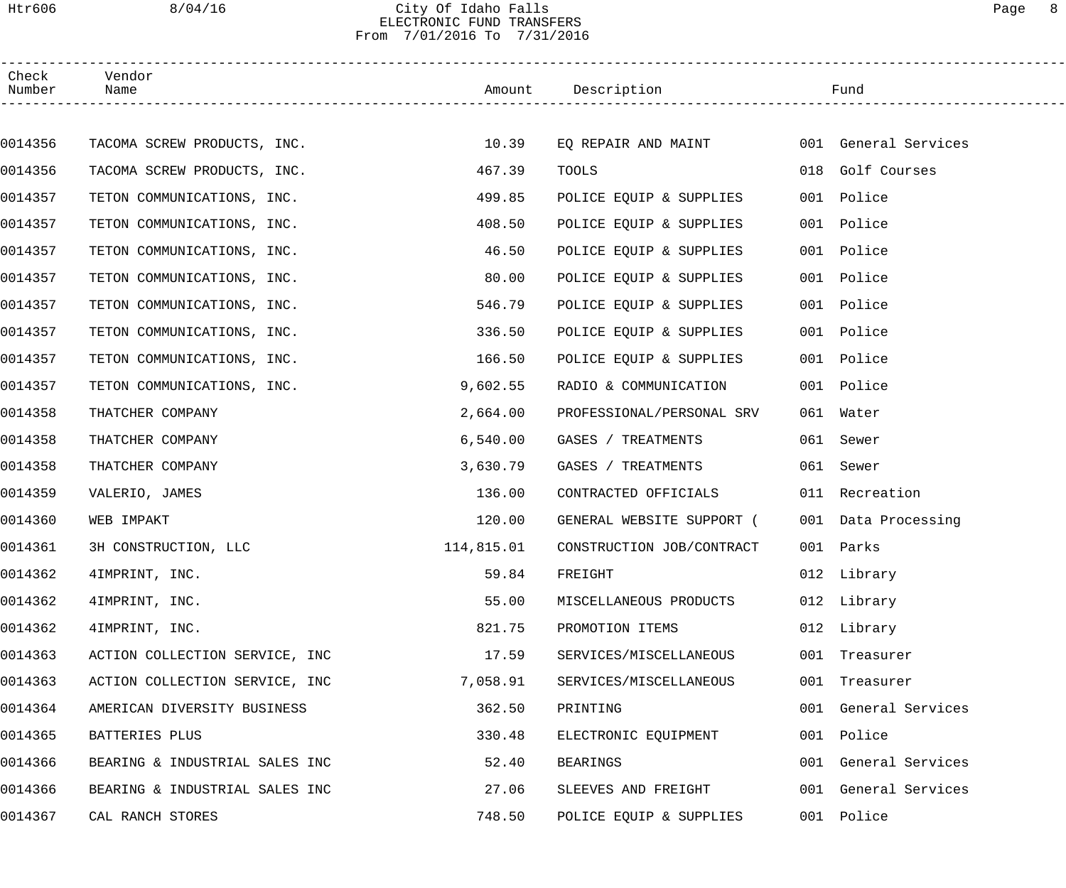# City Of Idaho Falls
## ELECTRONIC FUND TRANSFERS
### From 7/01/2016 To 7/31/2016

| Check Number | Vendor Name | Amount | Description | Fund |
|---|---|---|---|---|
| 0014356 | TACOMA SCREW PRODUCTS, INC. | 10.39 | EQ REPAIR AND MAINT | 001 General Services |
| 0014356 | TACOMA SCREW PRODUCTS, INC. | 467.39 | TOOLS | 018 Golf Courses |
| 0014357 | TETON COMMUNICATIONS, INC. | 499.85 | POLICE EQUIP & SUPPLIES | 001 Police |
| 0014357 | TETON COMMUNICATIONS, INC. | 408.50 | POLICE EQUIP & SUPPLIES | 001 Police |
| 0014357 | TETON COMMUNICATIONS, INC. | 46.50 | POLICE EQUIP & SUPPLIES | 001 Police |
| 0014357 | TETON COMMUNICATIONS, INC. | 80.00 | POLICE EQUIP & SUPPLIES | 001 Police |
| 0014357 | TETON COMMUNICATIONS, INC. | 546.79 | POLICE EQUIP & SUPPLIES | 001 Police |
| 0014357 | TETON COMMUNICATIONS, INC. | 336.50 | POLICE EQUIP & SUPPLIES | 001 Police |
| 0014357 | TETON COMMUNICATIONS, INC. | 166.50 | POLICE EQUIP & SUPPLIES | 001 Police |
| 0014357 | TETON COMMUNICATIONS, INC. | 9,602.55 | RADIO & COMMUNICATION | 001 Police |
| 0014358 | THATCHER COMPANY | 2,664.00 | PROFESSIONAL/PERSONAL SRV | 061 Water |
| 0014358 | THATCHER COMPANY | 6,540.00 | GASES / TREATMENTS | 061 Sewer |
| 0014358 | THATCHER COMPANY | 3,630.79 | GASES / TREATMENTS | 061 Sewer |
| 0014359 | VALERIO, JAMES | 136.00 | CONTRACTED OFFICIALS | 011 Recreation |
| 0014360 | WEB IMPAKT | 120.00 | GENERAL WEBSITE SUPPORT ( | 001 Data Processing |
| 0014361 | 3H CONSTRUCTION, LLC | 114,815.01 | CONSTRUCTION JOB/CONTRACT | 001 Parks |
| 0014362 | 4IMPRINT, INC. | 59.84 | FREIGHT | 012 Library |
| 0014362 | 4IMPRINT, INC. | 55.00 | MISCELLANEOUS PRODUCTS | 012 Library |
| 0014362 | 4IMPRINT, INC. | 821.75 | PROMOTION ITEMS | 012 Library |
| 0014363 | ACTION COLLECTION SERVICE, INC | 17.59 | SERVICES/MISCELLANEOUS | 001 Treasurer |
| 0014363 | ACTION COLLECTION SERVICE, INC | 7,058.91 | SERVICES/MISCELLANEOUS | 001 Treasurer |
| 0014364 | AMERICAN DIVERSITY BUSINESS | 362.50 | PRINTING | 001 General Services |
| 0014365 | BATTERIES PLUS | 330.48 | ELECTRONIC EQUIPMENT | 001 Police |
| 0014366 | BEARING & INDUSTRIAL SALES INC | 52.40 | BEARINGS | 001 General Services |
| 0014366 | BEARING & INDUSTRIAL SALES INC | 27.06 | SLEEVES AND FREIGHT | 001 General Services |
| 0014367 | CAL RANCH STORES | 748.50 | POLICE EQUIP & SUPPLIES | 001 Police |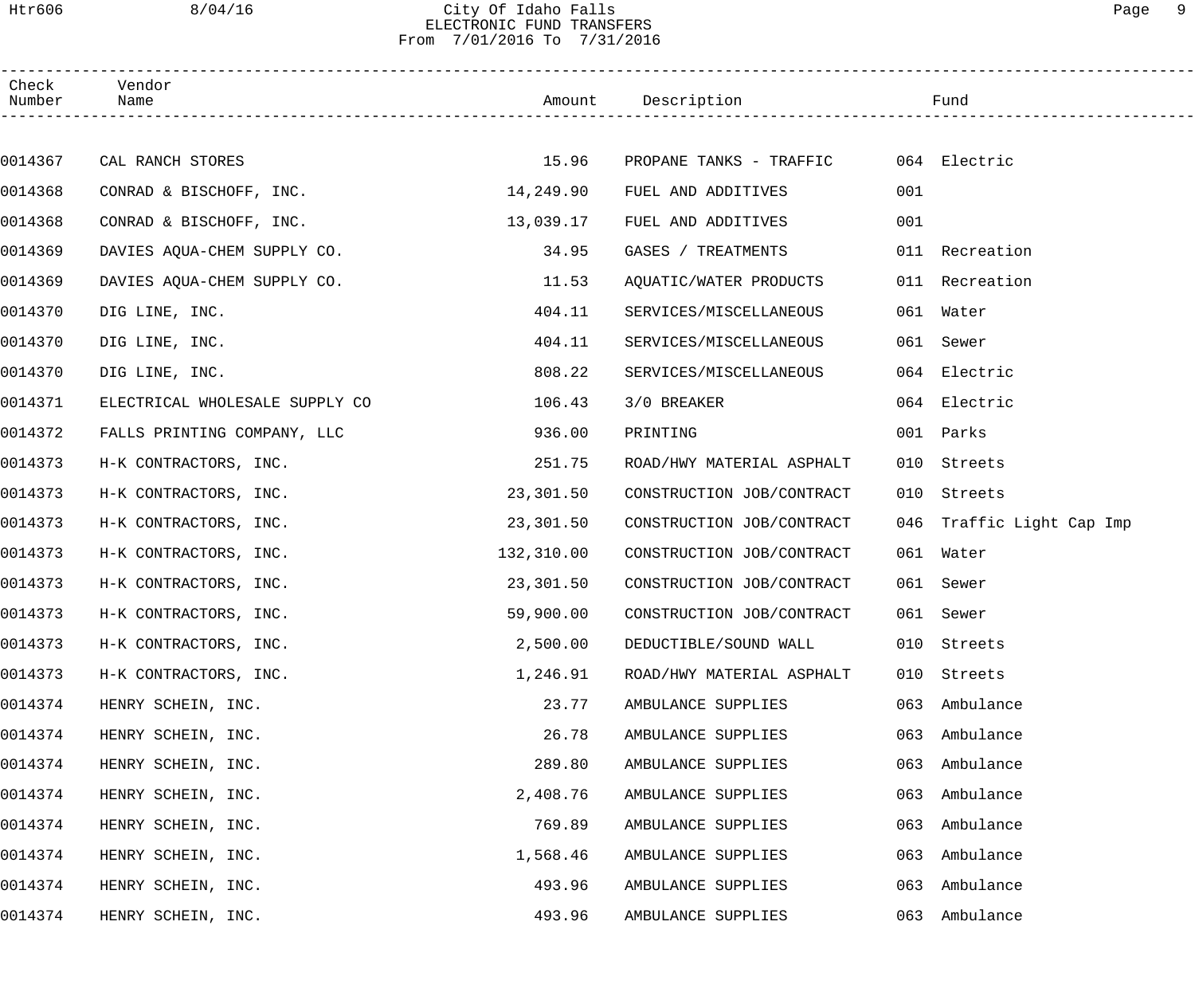City Of Idaho Falls
ELECTRONIC FUND TRANSFERS
From 7/01/2016 To 7/31/2016

| Check Number | Vendor Name | Amount | Description | Fund |
|---|---|---|---|---|
| 0014367 | CAL RANCH STORES | 15.96 | PROPANE TANKS - TRAFFIC | 064 Electric |
| 0014368 | CONRAD & BISCHOFF, INC. | 14,249.90 | FUEL AND ADDITIVES | 001 |
| 0014368 | CONRAD & BISCHOFF, INC. | 13,039.17 | FUEL AND ADDITIVES | 001 |
| 0014369 | DAVIES AQUA-CHEM SUPPLY CO. | 34.95 | GASES / TREATMENTS | 011 Recreation |
| 0014369 | DAVIES AQUA-CHEM SUPPLY CO. | 11.53 | AQUATIC/WATER PRODUCTS | 011 Recreation |
| 0014370 | DIG LINE, INC. | 404.11 | SERVICES/MISCELLANEOUS | 061 Water |
| 0014370 | DIG LINE, INC. | 404.11 | SERVICES/MISCELLANEOUS | 061 Sewer |
| 0014370 | DIG LINE, INC. | 808.22 | SERVICES/MISCELLANEOUS | 064 Electric |
| 0014371 | ELECTRICAL WHOLESALE SUPPLY CO | 106.43 | 3/0 BREAKER | 064 Electric |
| 0014372 | FALLS PRINTING COMPANY, LLC | 936.00 | PRINTING | 001 Parks |
| 0014373 | H-K CONTRACTORS, INC. | 251.75 | ROAD/HWY MATERIAL ASPHALT | 010 Streets |
| 0014373 | H-K CONTRACTORS, INC. | 23,301.50 | CONSTRUCTION JOB/CONTRACT | 010 Streets |
| 0014373 | H-K CONTRACTORS, INC. | 23,301.50 | CONSTRUCTION JOB/CONTRACT | 046 Traffic Light Cap Imp |
| 0014373 | H-K CONTRACTORS, INC. | 132,310.00 | CONSTRUCTION JOB/CONTRACT | 061 Water |
| 0014373 | H-K CONTRACTORS, INC. | 23,301.50 | CONSTRUCTION JOB/CONTRACT | 061 Sewer |
| 0014373 | H-K CONTRACTORS, INC. | 59,900.00 | CONSTRUCTION JOB/CONTRACT | 061 Sewer |
| 0014373 | H-K CONTRACTORS, INC. | 2,500.00 | DEDUCTIBLE/SOUND WALL | 010 Streets |
| 0014373 | H-K CONTRACTORS, INC. | 1,246.91 | ROAD/HWY MATERIAL ASPHALT | 010 Streets |
| 0014374 | HENRY SCHEIN, INC. | 23.77 | AMBULANCE SUPPLIES | 063 Ambulance |
| 0014374 | HENRY SCHEIN, INC. | 26.78 | AMBULANCE SUPPLIES | 063 Ambulance |
| 0014374 | HENRY SCHEIN, INC. | 289.80 | AMBULANCE SUPPLIES | 063 Ambulance |
| 0014374 | HENRY SCHEIN, INC. | 2,408.76 | AMBULANCE SUPPLIES | 063 Ambulance |
| 0014374 | HENRY SCHEIN, INC. | 769.89 | AMBULANCE SUPPLIES | 063 Ambulance |
| 0014374 | HENRY SCHEIN, INC. | 1,568.46 | AMBULANCE SUPPLIES | 063 Ambulance |
| 0014374 | HENRY SCHEIN, INC. | 493.96 | AMBULANCE SUPPLIES | 063 Ambulance |
| 0014374 | HENRY SCHEIN, INC. | 493.96 | AMBULANCE SUPPLIES | 063 Ambulance |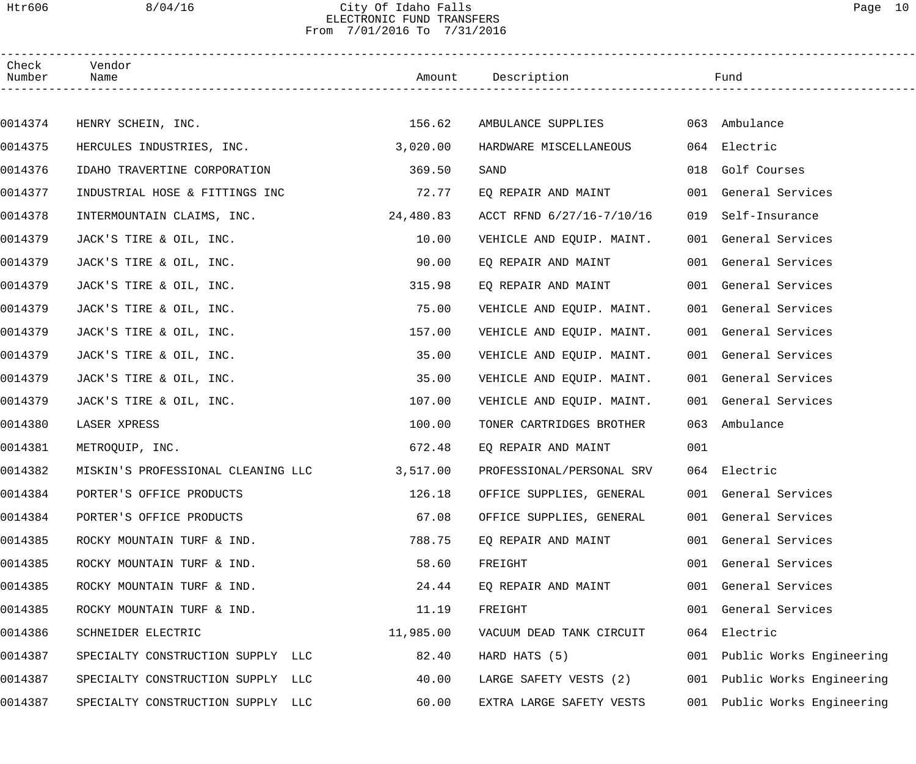City Of Idaho Falls
ELECTRONIC FUND TRANSFERS
From 7/01/2016 To 7/31/2016

| Check Number | Vendor Name | Amount | Description | Fund |
|---|---|---|---|---|
| 0014374 | HENRY SCHEIN, INC. | 156.62 | AMBULANCE SUPPLIES | 063 Ambulance |
| 0014375 | HERCULES INDUSTRIES, INC. | 3,020.00 | HARDWARE MISCELLANEOUS | 064 Electric |
| 0014376 | IDAHO TRAVERTINE CORPORATION | 369.50 | SAND | 018 Golf Courses |
| 0014377 | INDUSTRIAL HOSE & FITTINGS INC | 72.77 | EQ REPAIR AND MAINT | 001 General Services |
| 0014378 | INTERMOUNTAIN CLAIMS, INC. | 24,480.83 | ACCT RFND 6/27/16-7/10/16 | 019 Self-Insurance |
| 0014379 | JACK'S TIRE & OIL, INC. | 10.00 | VEHICLE AND EQUIP. MAINT. | 001 General Services |
| 0014379 | JACK'S TIRE & OIL, INC. | 90.00 | EQ REPAIR AND MAINT | 001 General Services |
| 0014379 | JACK'S TIRE & OIL, INC. | 315.98 | EQ REPAIR AND MAINT | 001 General Services |
| 0014379 | JACK'S TIRE & OIL, INC. | 75.00 | VEHICLE AND EQUIP. MAINT. | 001 General Services |
| 0014379 | JACK'S TIRE & OIL, INC. | 157.00 | VEHICLE AND EQUIP. MAINT. | 001 General Services |
| 0014379 | JACK'S TIRE & OIL, INC. | 35.00 | VEHICLE AND EQUIP. MAINT. | 001 General Services |
| 0014379 | JACK'S TIRE & OIL, INC. | 35.00 | VEHICLE AND EQUIP. MAINT. | 001 General Services |
| 0014379 | JACK'S TIRE & OIL, INC. | 107.00 | VEHICLE AND EQUIP. MAINT. | 001 General Services |
| 0014380 | LASER XPRESS | 100.00 | TONER CARTRIDGES BROTHER | 063 Ambulance |
| 0014381 | METROQUIP, INC. | 672.48 | EQ REPAIR AND MAINT | 001 |
| 0014382 | MISKIN'S PROFESSIONAL CLEANING LLC | 3,517.00 | PROFESSIONAL/PERSONAL SRV | 064 Electric |
| 0014384 | PORTER'S OFFICE PRODUCTS | 126.18 | OFFICE SUPPLIES, GENERAL | 001 General Services |
| 0014384 | PORTER'S OFFICE PRODUCTS | 67.08 | OFFICE SUPPLIES, GENERAL | 001 General Services |
| 0014385 | ROCKY MOUNTAIN TURF & IND. | 788.75 | EQ REPAIR AND MAINT | 001 General Services |
| 0014385 | ROCKY MOUNTAIN TURF & IND. | 58.60 | FREIGHT | 001 General Services |
| 0014385 | ROCKY MOUNTAIN TURF & IND. | 24.44 | EQ REPAIR AND MAINT | 001 General Services |
| 0014385 | ROCKY MOUNTAIN TURF & IND. | 11.19 | FREIGHT | 001 General Services |
| 0014386 | SCHNEIDER ELECTRIC | 11,985.00 | VACUUM DEAD TANK CIRCUIT | 064 Electric |
| 0014387 | SPECIALTY CONSTRUCTION SUPPLY LLC | 82.40 | HARD HATS (5) | 001 Public Works Engineering |
| 0014387 | SPECIALTY CONSTRUCTION SUPPLY LLC | 40.00 | LARGE SAFETY VESTS (2) | 001 Public Works Engineering |
| 0014387 | SPECIALTY CONSTRUCTION SUPPLY LLC | 60.00 | EXTRA LARGE SAFETY VESTS | 001 Public Works Engineering |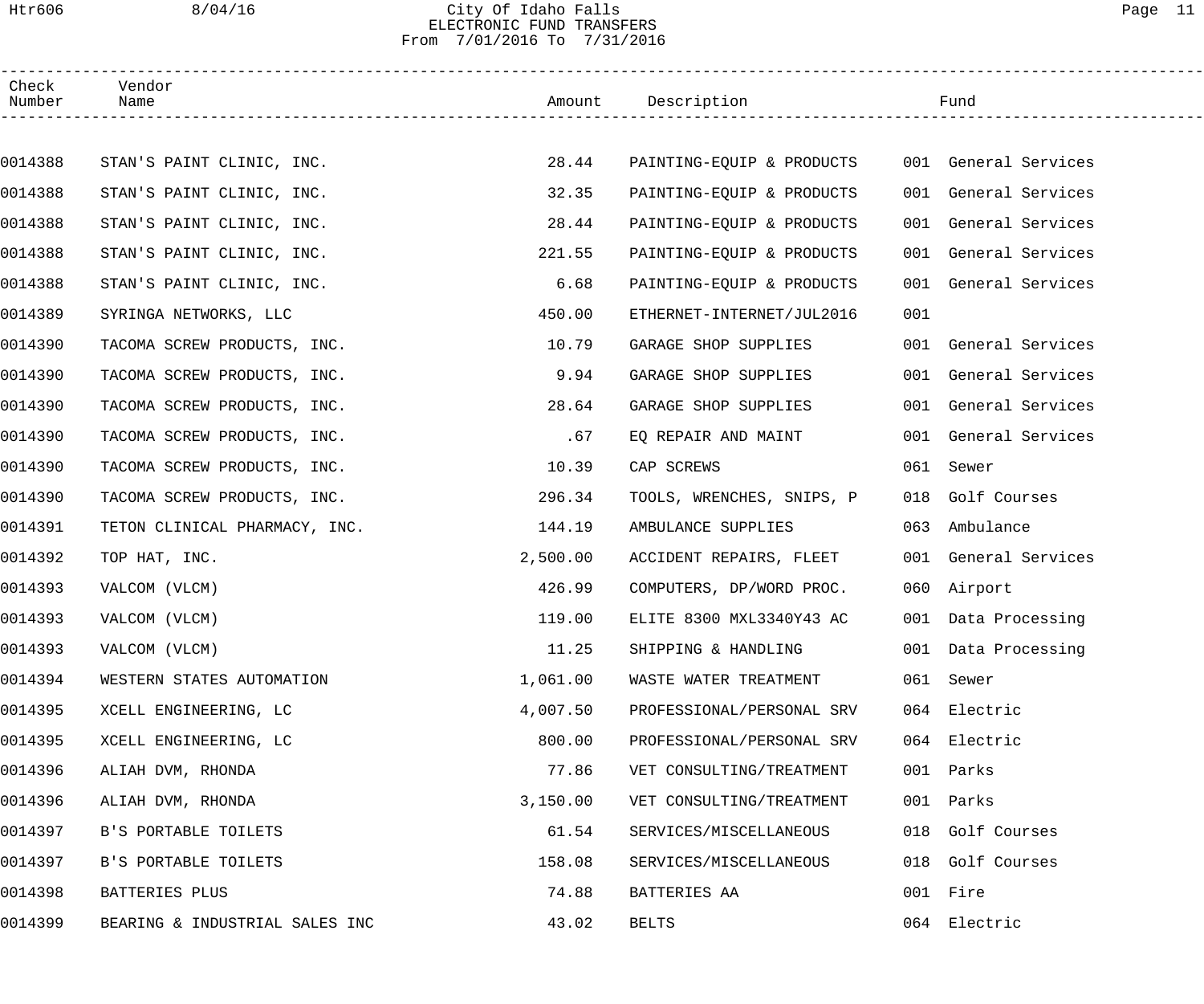# City Of Idaho Falls

## ELECTRONIC FUND TRANSFERS

From 7/01/2016 To 7/31/2016

| Check Number | Vendor Name | Amount | Description | Fund |
|---|---|---|---|---|
| 0014388 | STAN'S PAINT CLINIC, INC. | 28.44 | PAINTING-EQUIP & PRODUCTS | 001 General Services |
| 0014388 | STAN'S PAINT CLINIC, INC. | 32.35 | PAINTING-EQUIP & PRODUCTS | 001 General Services |
| 0014388 | STAN'S PAINT CLINIC, INC. | 28.44 | PAINTING-EQUIP & PRODUCTS | 001 General Services |
| 0014388 | STAN'S PAINT CLINIC, INC. | 221.55 | PAINTING-EQUIP & PRODUCTS | 001 General Services |
| 0014388 | STAN'S PAINT CLINIC, INC. | 6.68 | PAINTING-EQUIP & PRODUCTS | 001 General Services |
| 0014389 | SYRINGA NETWORKS, LLC | 450.00 | ETHERNET-INTERNET/JUL2016 | 001 |
| 0014390 | TACOMA SCREW PRODUCTS, INC. | 10.79 | GARAGE SHOP SUPPLIES | 001 General Services |
| 0014390 | TACOMA SCREW PRODUCTS, INC. | 9.94 | GARAGE SHOP SUPPLIES | 001 General Services |
| 0014390 | TACOMA SCREW PRODUCTS, INC. | 28.64 | GARAGE SHOP SUPPLIES | 001 General Services |
| 0014390 | TACOMA SCREW PRODUCTS, INC. | .67 | EQ REPAIR AND MAINT | 001 General Services |
| 0014390 | TACOMA SCREW PRODUCTS, INC. | 10.39 | CAP SCREWS | 061 Sewer |
| 0014390 | TACOMA SCREW PRODUCTS, INC. | 296.34 | TOOLS, WRENCHES, SNIPS, P | 018 Golf Courses |
| 0014391 | TETON CLINICAL PHARMACY, INC. | 144.19 | AMBULANCE SUPPLIES | 063 Ambulance |
| 0014392 | TOP HAT, INC. | 2,500.00 | ACCIDENT REPAIRS, FLEET | 001 General Services |
| 0014393 | VALCOM (VLCM) | 426.99 | COMPUTERS, DP/WORD PROC. | 060 Airport |
| 0014393 | VALCOM (VLCM) | 119.00 | ELITE 8300 MXL3340Y43 AC | 001 Data Processing |
| 0014393 | VALCOM (VLCM) | 11.25 | SHIPPING & HANDLING | 001 Data Processing |
| 0014394 | WESTERN STATES AUTOMATION | 1,061.00 | WASTE WATER TREATMENT | 061 Sewer |
| 0014395 | XCELL ENGINEERING, LC | 4,007.50 | PROFESSIONAL/PERSONAL SRV | 064 Electric |
| 0014395 | XCELL ENGINEERING, LC | 800.00 | PROFESSIONAL/PERSONAL SRV | 064 Electric |
| 0014396 | ALIAH DVM, RHONDA | 77.86 | VET CONSULTING/TREATMENT | 001 Parks |
| 0014396 | ALIAH DVM, RHONDA | 3,150.00 | VET CONSULTING/TREATMENT | 001 Parks |
| 0014397 | B'S PORTABLE TOILETS | 61.54 | SERVICES/MISCELLANEOUS | 018 Golf Courses |
| 0014397 | B'S PORTABLE TOILETS | 158.08 | SERVICES/MISCELLANEOUS | 018 Golf Courses |
| 0014398 | BATTERIES PLUS | 74.88 | BATTERIES AA | 001 Fire |
| 0014399 | BEARING & INDUSTRIAL SALES INC | 43.02 | BELTS | 064 Electric |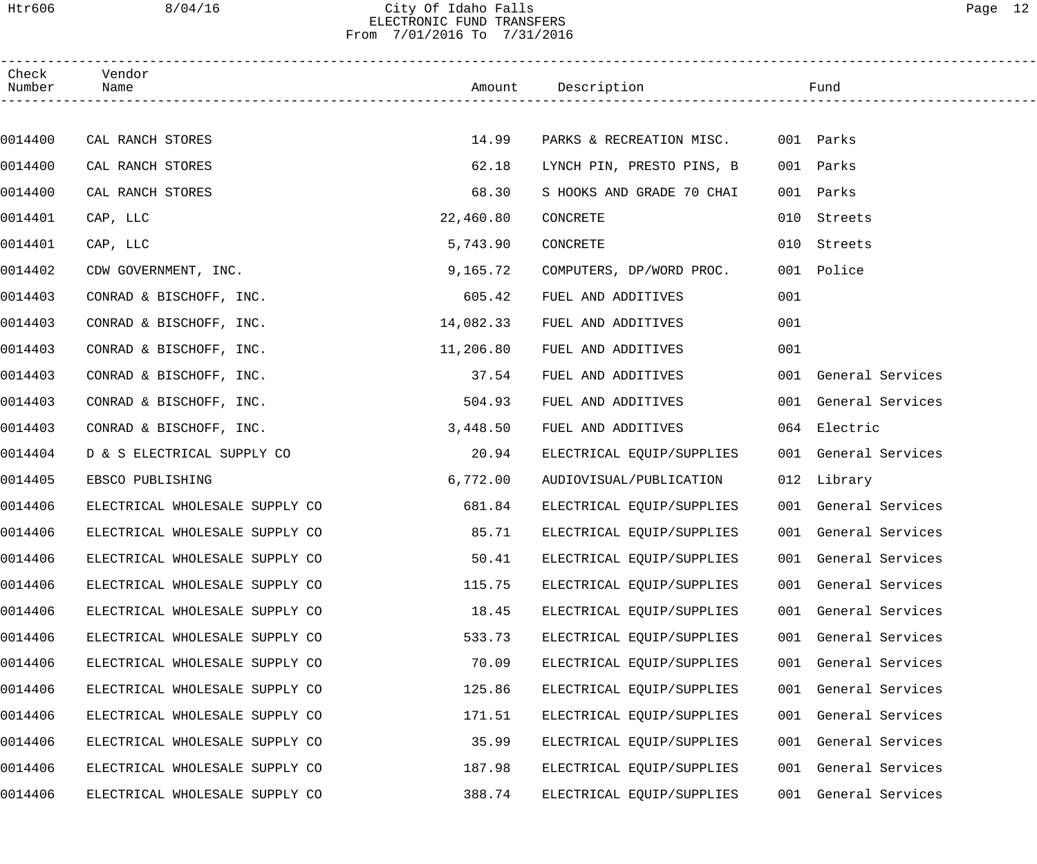# City Of Idaho Falls
## ELECTRONIC FUND TRANSFERS
From 7/01/2016 To 7/31/2016

| Check Number | Vendor Name | Amount | Description | Fund | |
|---|---|---|---|---|---|
| 0014400 | CAL RANCH STORES | 14.99 | PARKS & RECREATION MISC. | 001 | Parks |
| 0014400 | CAL RANCH STORES | 62.18 | LYNCH PIN, PRESTO PINS, B | 001 | Parks |
| 0014400 | CAL RANCH STORES | 68.30 | S HOOKS AND GRADE 70 CHAI | 001 | Parks |
| 0014401 | CAP, LLC | 22,460.80 | CONCRETE | 010 | Streets |
| 0014401 | CAP, LLC | 5,743.90 | CONCRETE | 010 | Streets |
| 0014402 | CDW GOVERNMENT, INC. | 9,165.72 | COMPUTERS, DP/WORD PROC. | 001 | Police |
| 0014403 | CONRAD & BISCHOFF, INC. | 605.42 | FUEL AND ADDITIVES | 001 | |
| 0014403 | CONRAD & BISCHOFF, INC. | 14,082.33 | FUEL AND ADDITIVES | 001 | |
| 0014403 | CONRAD & BISCHOFF, INC. | 11,206.80 | FUEL AND ADDITIVES | 001 | |
| 0014403 | CONRAD & BISCHOFF, INC. | 37.54 | FUEL AND ADDITIVES | 001 | General Services |
| 0014403 | CONRAD & BISCHOFF, INC. | 504.93 | FUEL AND ADDITIVES | 001 | General Services |
| 0014403 | CONRAD & BISCHOFF, INC. | 3,448.50 | FUEL AND ADDITIVES | 064 | Electric |
| 0014404 | D & S ELECTRICAL SUPPLY CO | 20.94 | ELECTRICAL EQUIP/SUPPLIES | 001 | General Services |
| 0014405 | EBSCO PUBLISHING | 6,772.00 | AUDIOVISUAL/PUBLICATION | 012 | Library |
| 0014406 | ELECTRICAL WHOLESALE SUPPLY CO | 681.84 | ELECTRICAL EQUIP/SUPPLIES | 001 | General Services |
| 0014406 | ELECTRICAL WHOLESALE SUPPLY CO | 85.71 | ELECTRICAL EQUIP/SUPPLIES | 001 | General Services |
| 0014406 | ELECTRICAL WHOLESALE SUPPLY CO | 50.41 | ELECTRICAL EQUIP/SUPPLIES | 001 | General Services |
| 0014406 | ELECTRICAL WHOLESALE SUPPLY CO | 115.75 | ELECTRICAL EQUIP/SUPPLIES | 001 | General Services |
| 0014406 | ELECTRICAL WHOLESALE SUPPLY CO | 18.45 | ELECTRICAL EQUIP/SUPPLIES | 001 | General Services |
| 0014406 | ELECTRICAL WHOLESALE SUPPLY CO | 533.73 | ELECTRICAL EQUIP/SUPPLIES | 001 | General Services |
| 0014406 | ELECTRICAL WHOLESALE SUPPLY CO | 70.09 | ELECTRICAL EQUIP/SUPPLIES | 001 | General Services |
| 0014406 | ELECTRICAL WHOLESALE SUPPLY CO | 125.86 | ELECTRICAL EQUIP/SUPPLIES | 001 | General Services |
| 0014406 | ELECTRICAL WHOLESALE SUPPLY CO | 171.51 | ELECTRICAL EQUIP/SUPPLIES | 001 | General Services |
| 0014406 | ELECTRICAL WHOLESALE SUPPLY CO | 35.99 | ELECTRICAL EQUIP/SUPPLIES | 001 | General Services |
| 0014406 | ELECTRICAL WHOLESALE SUPPLY CO | 187.98 | ELECTRICAL EQUIP/SUPPLIES | 001 | General Services |
| 0014406 | ELECTRICAL WHOLESALE SUPPLY CO | 388.74 | ELECTRICAL EQUIP/SUPPLIES | 001 | General Services |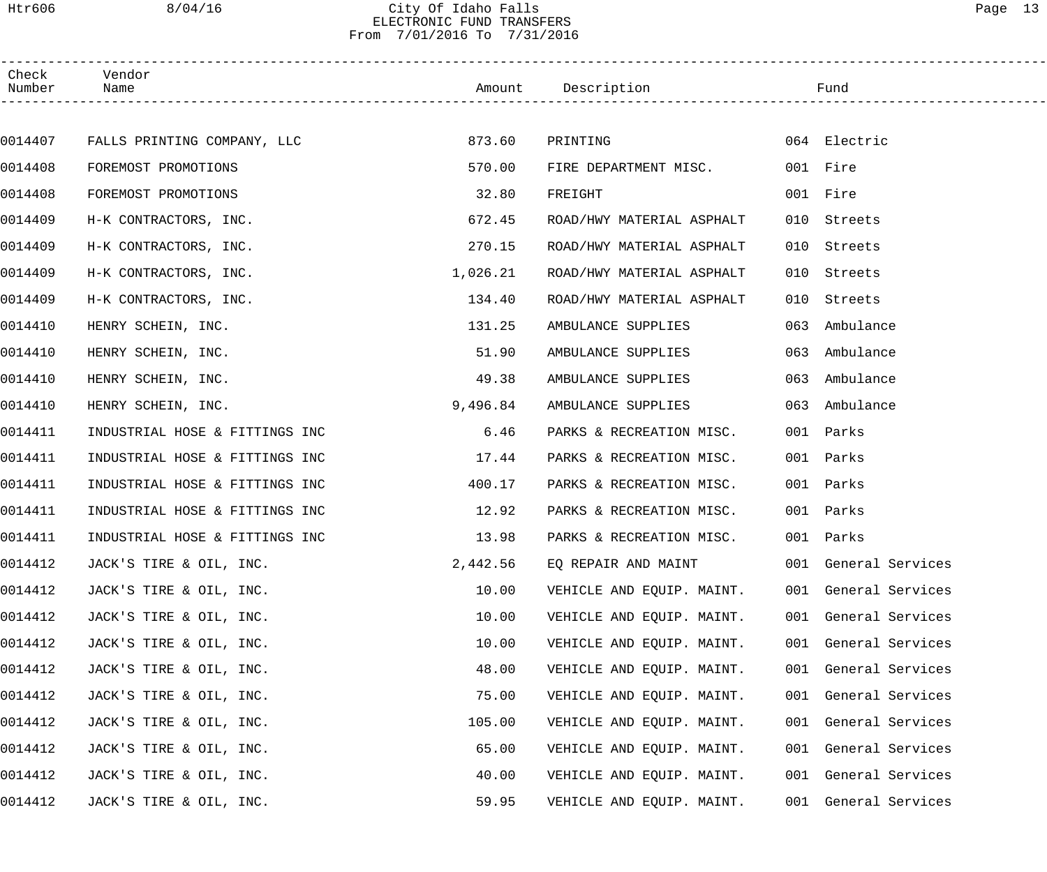# City Of Idaho Falls
## ELECTRONIC FUND TRANSFERS
From 7/01/2016 To 7/31/2016

| Check Number | Vendor Name | Amount | Description | Fund |
|---|---|---|---|---|
| 0014407 | FALLS PRINTING COMPANY, LLC | 873.60 | PRINTING | 064 Electric |
| 0014408 | FOREMOST PROMOTIONS | 570.00 | FIRE DEPARTMENT MISC. | 001 Fire |
| 0014408 | FOREMOST PROMOTIONS | 32.80 | FREIGHT | 001 Fire |
| 0014409 | H-K CONTRACTORS, INC. | 672.45 | ROAD/HWY MATERIAL ASPHALT | 010 Streets |
| 0014409 | H-K CONTRACTORS, INC. | 270.15 | ROAD/HWY MATERIAL ASPHALT | 010 Streets |
| 0014409 | H-K CONTRACTORS, INC. | 1,026.21 | ROAD/HWY MATERIAL ASPHALT | 010 Streets |
| 0014409 | H-K CONTRACTORS, INC. | 134.40 | ROAD/HWY MATERIAL ASPHALT | 010 Streets |
| 0014410 | HENRY SCHEIN, INC. | 131.25 | AMBULANCE SUPPLIES | 063 Ambulance |
| 0014410 | HENRY SCHEIN, INC. | 51.90 | AMBULANCE SUPPLIES | 063 Ambulance |
| 0014410 | HENRY SCHEIN, INC. | 49.38 | AMBULANCE SUPPLIES | 063 Ambulance |
| 0014410 | HENRY SCHEIN, INC. | 9,496.84 | AMBULANCE SUPPLIES | 063 Ambulance |
| 0014411 | INDUSTRIAL HOSE & FITTINGS INC | 6.46 | PARKS & RECREATION MISC. | 001 Parks |
| 0014411 | INDUSTRIAL HOSE & FITTINGS INC | 17.44 | PARKS & RECREATION MISC. | 001 Parks |
| 0014411 | INDUSTRIAL HOSE & FITTINGS INC | 400.17 | PARKS & RECREATION MISC. | 001 Parks |
| 0014411 | INDUSTRIAL HOSE & FITTINGS INC | 12.92 | PARKS & RECREATION MISC. | 001 Parks |
| 0014411 | INDUSTRIAL HOSE & FITTINGS INC | 13.98 | PARKS & RECREATION MISC. | 001 Parks |
| 0014412 | JACK'S TIRE & OIL, INC. | 2,442.56 | EQ REPAIR AND MAINT | 001 General Services |
| 0014412 | JACK'S TIRE & OIL, INC. | 10.00 | VEHICLE AND EQUIP. MAINT. | 001 General Services |
| 0014412 | JACK'S TIRE & OIL, INC. | 10.00 | VEHICLE AND EQUIP. MAINT. | 001 General Services |
| 0014412 | JACK'S TIRE & OIL, INC. | 10.00 | VEHICLE AND EQUIP. MAINT. | 001 General Services |
| 0014412 | JACK'S TIRE & OIL, INC. | 48.00 | VEHICLE AND EQUIP. MAINT. | 001 General Services |
| 0014412 | JACK'S TIRE & OIL, INC. | 75.00 | VEHICLE AND EQUIP. MAINT. | 001 General Services |
| 0014412 | JACK'S TIRE & OIL, INC. | 105.00 | VEHICLE AND EQUIP. MAINT. | 001 General Services |
| 0014412 | JACK'S TIRE & OIL, INC. | 65.00 | VEHICLE AND EQUIP. MAINT. | 001 General Services |
| 0014412 | JACK'S TIRE & OIL, INC. | 40.00 | VEHICLE AND EQUIP. MAINT. | 001 General Services |
| 0014412 | JACK'S TIRE & OIL, INC. | 59.95 | VEHICLE AND EQUIP. MAINT. | 001 General Services |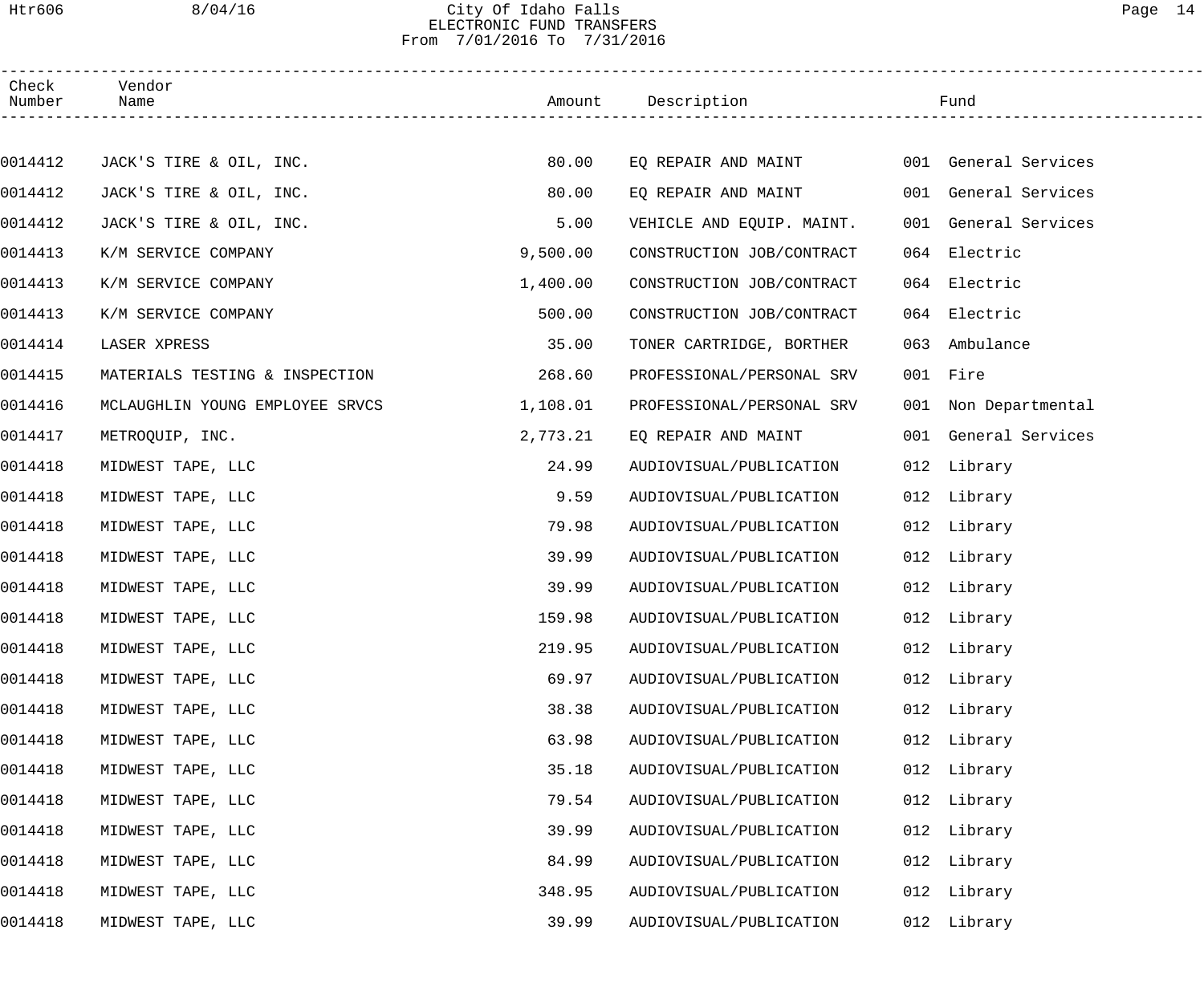City Of Idaho Falls
ELECTRONIC FUND TRANSFERS
From 7/01/2016 To 7/31/2016

| Check Number | Vendor Name | Amount | Description | Fund |
|---|---|---|---|---|
| 0014412 | JACK'S TIRE & OIL, INC. | 80.00 | EQ REPAIR AND MAINT | 001 General Services |
| 0014412 | JACK'S TIRE & OIL, INC. | 80.00 | EQ REPAIR AND MAINT | 001 General Services |
| 0014412 | JACK'S TIRE & OIL, INC. | 5.00 | VEHICLE AND EQUIP. MAINT. | 001 General Services |
| 0014413 | K/M SERVICE COMPANY | 9,500.00 | CONSTRUCTION JOB/CONTRACT | 064 Electric |
| 0014413 | K/M SERVICE COMPANY | 1,400.00 | CONSTRUCTION JOB/CONTRACT | 064 Electric |
| 0014413 | K/M SERVICE COMPANY | 500.00 | CONSTRUCTION JOB/CONTRACT | 064 Electric |
| 0014414 | LASER XPRESS | 35.00 | TONER CARTRIDGE, BORTHER | 063 Ambulance |
| 0014415 | MATERIALS TESTING & INSPECTION | 268.60 | PROFESSIONAL/PERSONAL SRV | 001 Fire |
| 0014416 | MCLAUGHLIN YOUNG EMPLOYEE SRVCS | 1,108.01 | PROFESSIONAL/PERSONAL SRV | 001 Non Departmental |
| 0014417 | METROQUIP, INC. | 2,773.21 | EQ REPAIR AND MAINT | 001 General Services |
| 0014418 | MIDWEST TAPE, LLC | 24.99 | AUDIOVISUAL/PUBLICATION | 012 Library |
| 0014418 | MIDWEST TAPE, LLC | 9.59 | AUDIOVISUAL/PUBLICATION | 012 Library |
| 0014418 | MIDWEST TAPE, LLC | 79.98 | AUDIOVISUAL/PUBLICATION | 012 Library |
| 0014418 | MIDWEST TAPE, LLC | 39.99 | AUDIOVISUAL/PUBLICATION | 012 Library |
| 0014418 | MIDWEST TAPE, LLC | 39.99 | AUDIOVISUAL/PUBLICATION | 012 Library |
| 0014418 | MIDWEST TAPE, LLC | 159.98 | AUDIOVISUAL/PUBLICATION | 012 Library |
| 0014418 | MIDWEST TAPE, LLC | 219.95 | AUDIOVISUAL/PUBLICATION | 012 Library |
| 0014418 | MIDWEST TAPE, LLC | 69.97 | AUDIOVISUAL/PUBLICATION | 012 Library |
| 0014418 | MIDWEST TAPE, LLC | 38.38 | AUDIOVISUAL/PUBLICATION | 012 Library |
| 0014418 | MIDWEST TAPE, LLC | 63.98 | AUDIOVISUAL/PUBLICATION | 012 Library |
| 0014418 | MIDWEST TAPE, LLC | 35.18 | AUDIOVISUAL/PUBLICATION | 012 Library |
| 0014418 | MIDWEST TAPE, LLC | 79.54 | AUDIOVISUAL/PUBLICATION | 012 Library |
| 0014418 | MIDWEST TAPE, LLC | 39.99 | AUDIOVISUAL/PUBLICATION | 012 Library |
| 0014418 | MIDWEST TAPE, LLC | 84.99 | AUDIOVISUAL/PUBLICATION | 012 Library |
| 0014418 | MIDWEST TAPE, LLC | 348.95 | AUDIOVISUAL/PUBLICATION | 012 Library |
| 0014418 | MIDWEST TAPE, LLC | 39.99 | AUDIOVISUAL/PUBLICATION | 012 Library |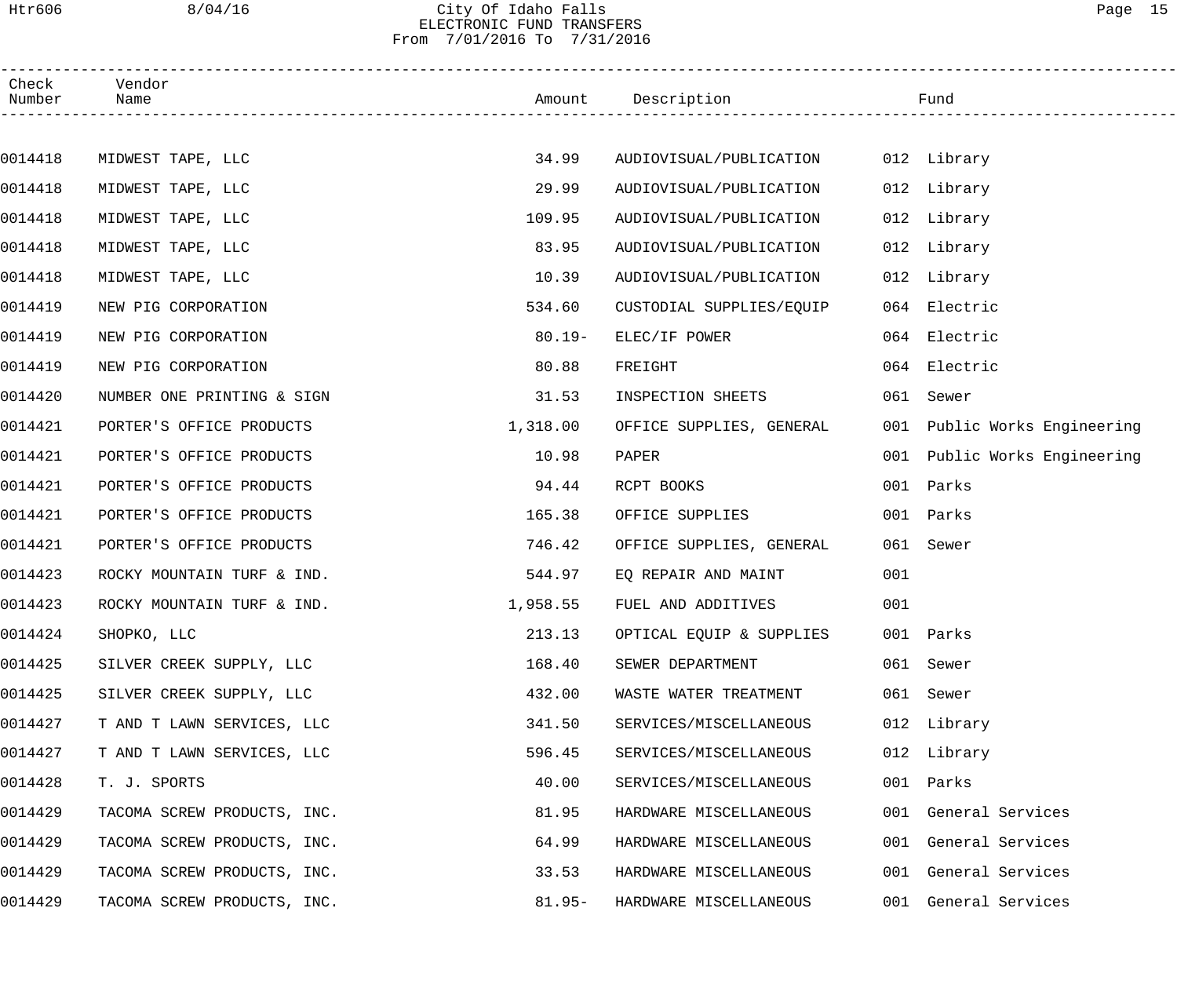City Of Idaho Falls
ELECTRONIC FUND TRANSFERS
From 7/01/2016 To 7/31/2016

| Check Number | Vendor Name | Amount | Description | Fund |
|---|---|---|---|---|
| 0014418 | MIDWEST TAPE, LLC | 34.99 | AUDIOVISUAL/PUBLICATION | 012 Library |
| 0014418 | MIDWEST TAPE, LLC | 29.99 | AUDIOVISUAL/PUBLICATION | 012 Library |
| 0014418 | MIDWEST TAPE, LLC | 109.95 | AUDIOVISUAL/PUBLICATION | 012 Library |
| 0014418 | MIDWEST TAPE, LLC | 83.95 | AUDIOVISUAL/PUBLICATION | 012 Library |
| 0014418 | MIDWEST TAPE, LLC | 10.39 | AUDIOVISUAL/PUBLICATION | 012 Library |
| 0014419 | NEW PIG CORPORATION | 534.60 | CUSTODIAL SUPPLIES/EQUIP | 064 Electric |
| 0014419 | NEW PIG CORPORATION | 80.19- | ELEC/IF POWER | 064 Electric |
| 0014419 | NEW PIG CORPORATION | 80.88 | FREIGHT | 064 Electric |
| 0014420 | NUMBER ONE PRINTING & SIGN | 31.53 | INSPECTION SHEETS | 061 Sewer |
| 0014421 | PORTER'S OFFICE PRODUCTS | 1,318.00 | OFFICE SUPPLIES, GENERAL | 001 Public Works Engineering |
| 0014421 | PORTER'S OFFICE PRODUCTS | 10.98 | PAPER | 001 Public Works Engineering |
| 0014421 | PORTER'S OFFICE PRODUCTS | 94.44 | RCPT BOOKS | 001 Parks |
| 0014421 | PORTER'S OFFICE PRODUCTS | 165.38 | OFFICE SUPPLIES | 001 Parks |
| 0014421 | PORTER'S OFFICE PRODUCTS | 746.42 | OFFICE SUPPLIES, GENERAL | 061 Sewer |
| 0014423 | ROCKY MOUNTAIN TURF & IND. | 544.97 | EQ REPAIR AND MAINT | 001 |
| 0014423 | ROCKY MOUNTAIN TURF & IND. | 1,958.55 | FUEL AND ADDITIVES | 001 |
| 0014424 | SHOPKO, LLC | 213.13 | OPTICAL EQUIP & SUPPLIES | 001 Parks |
| 0014425 | SILVER CREEK SUPPLY, LLC | 168.40 | SEWER DEPARTMENT | 061 Sewer |
| 0014425 | SILVER CREEK SUPPLY, LLC | 432.00 | WASTE WATER TREATMENT | 061 Sewer |
| 0014427 | T AND T LAWN SERVICES, LLC | 341.50 | SERVICES/MISCELLANEOUS | 012 Library |
| 0014427 | T AND T LAWN SERVICES, LLC | 596.45 | SERVICES/MISCELLANEOUS | 012 Library |
| 0014428 | T. J. SPORTS | 40.00 | SERVICES/MISCELLANEOUS | 001 Parks |
| 0014429 | TACOMA SCREW PRODUCTS, INC. | 81.95 | HARDWARE MISCELLANEOUS | 001 General Services |
| 0014429 | TACOMA SCREW PRODUCTS, INC. | 64.99 | HARDWARE MISCELLANEOUS | 001 General Services |
| 0014429 | TACOMA SCREW PRODUCTS, INC. | 33.53 | HARDWARE MISCELLANEOUS | 001 General Services |
| 0014429 | TACOMA SCREW PRODUCTS, INC. | 81.95- | HARDWARE MISCELLANEOUS | 001 General Services |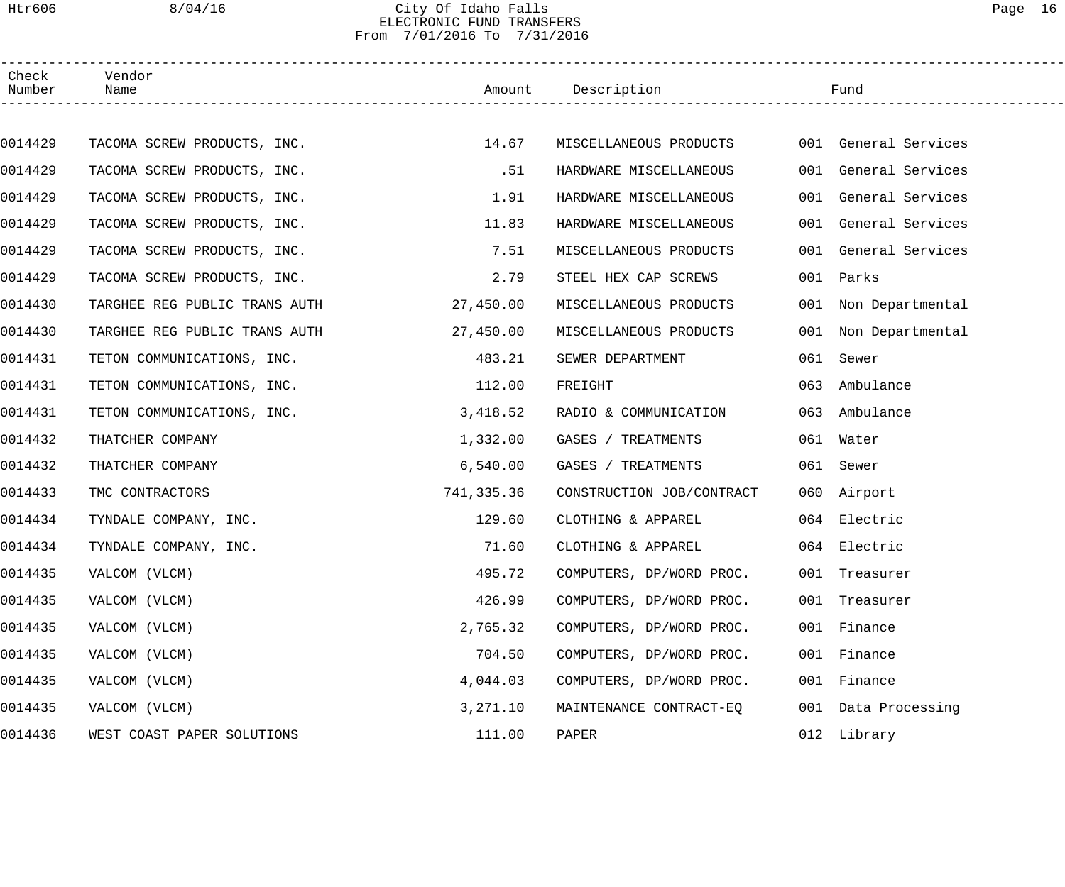City Of Idaho Falls
ELECTRONIC FUND TRANSFERS
From 7/01/2016 To 7/31/2016

| Check Number | Vendor Name | Amount | Description | Fund |
|---|---|---|---|---|
| 0014429 | TACOMA SCREW PRODUCTS, INC. | 14.67 | MISCELLANEOUS PRODUCTS | 001 General Services |
| 0014429 | TACOMA SCREW PRODUCTS, INC. | .51 | HARDWARE MISCELLANEOUS | 001 General Services |
| 0014429 | TACOMA SCREW PRODUCTS, INC. | 1.91 | HARDWARE MISCELLANEOUS | 001 General Services |
| 0014429 | TACOMA SCREW PRODUCTS, INC. | 11.83 | HARDWARE MISCELLANEOUS | 001 General Services |
| 0014429 | TACOMA SCREW PRODUCTS, INC. | 7.51 | MISCELLANEOUS PRODUCTS | 001 General Services |
| 0014429 | TACOMA SCREW PRODUCTS, INC. | 2.79 | STEEL HEX CAP SCREWS | 001 Parks |
| 0014430 | TARGHEE REG PUBLIC TRANS AUTH | 27,450.00 | MISCELLANEOUS PRODUCTS | 001 Non Departmental |
| 0014430 | TARGHEE REG PUBLIC TRANS AUTH | 27,450.00 | MISCELLANEOUS PRODUCTS | 001 Non Departmental |
| 0014431 | TETON COMMUNICATIONS, INC. | 483.21 | SEWER DEPARTMENT | 061 Sewer |
| 0014431 | TETON COMMUNICATIONS, INC. | 112.00 | FREIGHT | 063 Ambulance |
| 0014431 | TETON COMMUNICATIONS, INC. | 3,418.52 | RADIO & COMMUNICATION | 063 Ambulance |
| 0014432 | THATCHER COMPANY | 1,332.00 | GASES / TREATMENTS | 061 Water |
| 0014432 | THATCHER COMPANY | 6,540.00 | GASES / TREATMENTS | 061 Sewer |
| 0014433 | TMC CONTRACTORS | 741,335.36 | CONSTRUCTION JOB/CONTRACT | 060 Airport |
| 0014434 | TYNDALE COMPANY, INC. | 129.60 | CLOTHING & APPAREL | 064 Electric |
| 0014434 | TYNDALE COMPANY, INC. | 71.60 | CLOTHING & APPAREL | 064 Electric |
| 0014435 | VALCOM (VLCM) | 495.72 | COMPUTERS, DP/WORD PROC. | 001 Treasurer |
| 0014435 | VALCOM (VLCM) | 426.99 | COMPUTERS, DP/WORD PROC. | 001 Treasurer |
| 0014435 | VALCOM (VLCM) | 2,765.32 | COMPUTERS, DP/WORD PROC. | 001 Finance |
| 0014435 | VALCOM (VLCM) | 704.50 | COMPUTERS, DP/WORD PROC. | 001 Finance |
| 0014435 | VALCOM (VLCM) | 4,044.03 | COMPUTERS, DP/WORD PROC. | 001 Finance |
| 0014435 | VALCOM (VLCM) | 3,271.10 | MAINTENANCE CONTRACT-EQ | 001 Data Processing |
| 0014436 | WEST COAST PAPER SOLUTIONS | 111.00 | PAPER | 012 Library |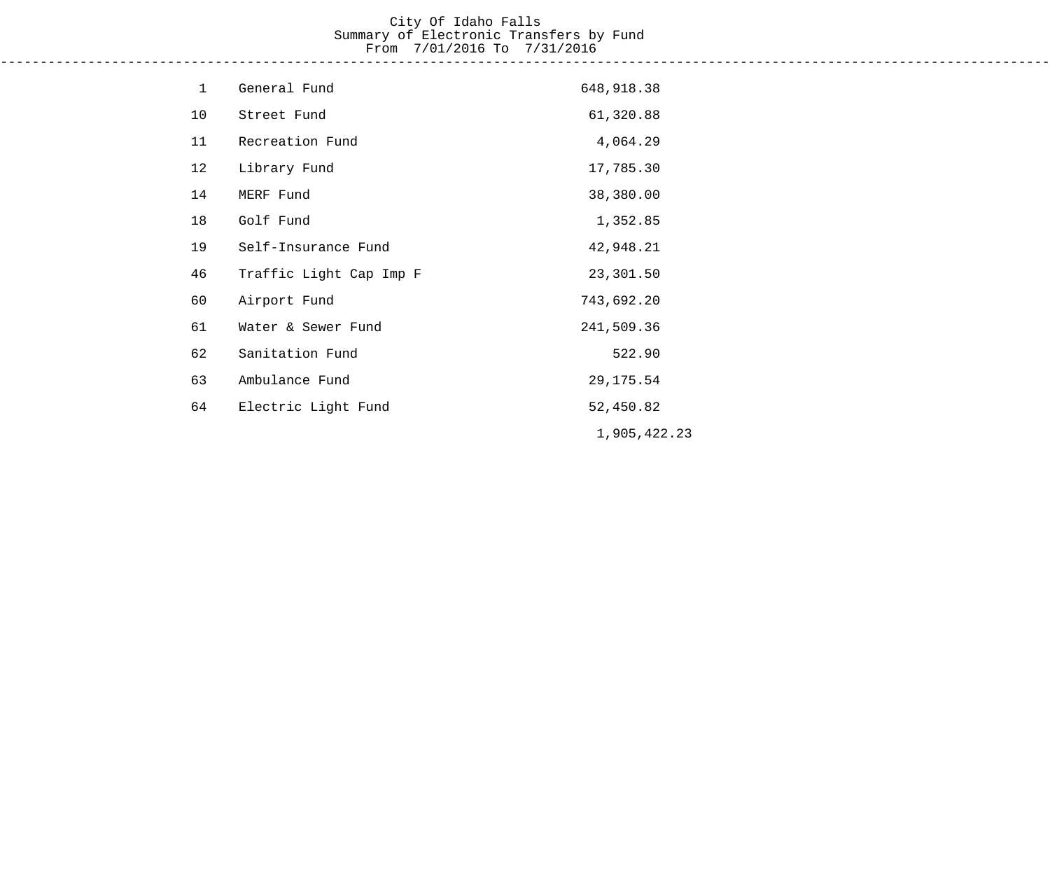# City Of Idaho Falls

## Summary of Electronic Transfers by Fund

From 7/01/2016 To 7/31/2016

---

| Fund | Name | Amount |
| --- | --- | --- |
| 1 | General Fund | 648,918.38 |
| 10 | Street Fund | 61,320.88 |
| 11 | Recreation Fund | 4,064.29 |
| 12 | Library Fund | 17,785.30 |
| 14 | MERF Fund | 38,380.00 |
| 18 | Golf Fund | 1,352.85 |
| 19 | Self-Insurance Fund | 42,948.21 |
| 46 | Traffic Light Cap Imp F | 23,301.50 |
| 60 | Airport Fund | 743,692.20 |
| 61 | Water & Sewer Fund | 241,509.36 |
| 62 | Sanitation Fund | 522.90 |
| 63 | Ambulance Fund | 29,175.54 |
| 64 | Electric Light Fund | 52,450.82 |
| | | 1,905,422.23 |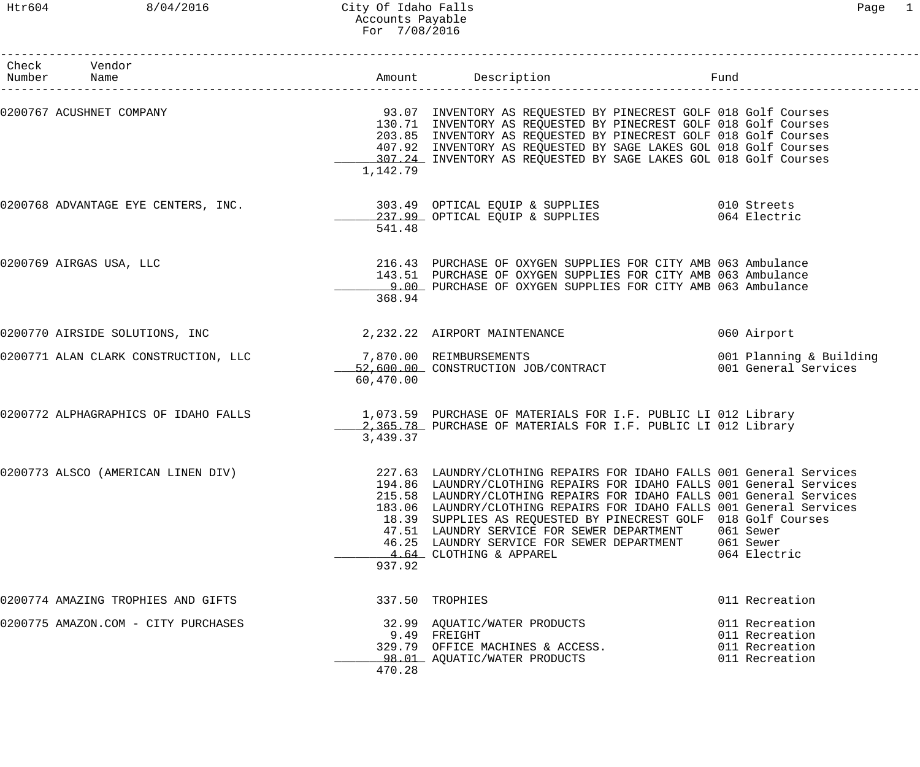# City Of Idaho Falls
## Accounts Payable
### For 7/08/2016

| Check Number | Vendor Name | Amount | Description | Fund |
|---|---|---|---|---|
| 0200767 | ACUSHNET COMPANY | 93.07 | INVENTORY AS REQUESTED BY PINECREST GOLF | 018 Golf Courses |
| | | 130.71 | INVENTORY AS REQUESTED BY PINECREST GOLF | 018 Golf Courses |
| | | 203.85 | INVENTORY AS REQUESTED BY PINECREST GOLF | 018 Golf Courses |
| | | 407.92 | INVENTORY AS REQUESTED BY SAGE LAKES GOL | 018 Golf Courses |
| | | 307.24 | INVENTORY AS REQUESTED BY SAGE LAKES GOL | 018 Golf Courses |
| | | 1,142.79 | | |
| 0200768 | ADVANTAGE EYE CENTERS, INC. | 303.49 | OPTICAL EQUIP & SUPPLIES | 010 Streets |
| | | 237.99 | OPTICAL EQUIP & SUPPLIES | 064 Electric |
| | | 541.48 | | |
| 0200769 | AIRGAS USA, LLC | 216.43 | PURCHASE OF OXYGEN SUPPLIES FOR CITY AMB | 063 Ambulance |
| | | 143.51 | PURCHASE OF OXYGEN SUPPLIES FOR CITY AMB | 063 Ambulance |
| | | 9.00 | PURCHASE OF OXYGEN SUPPLIES FOR CITY AMB | 063 Ambulance |
| | | 368.94 | | |
| 0200770 | AIRSIDE SOLUTIONS, INC | 2,232.22 | AIRPORT MAINTENANCE | 060 Airport |
| 0200771 | ALAN CLARK CONSTRUCTION, LLC | 7,870.00 | REIMBURSEMENTS | 001 Planning & Building |
| | | 52,600.00 | CONSTRUCTION JOB/CONTRACT | 001 General Services |
| | | 60,470.00 | | |
| 0200772 | ALPHAGRAPHICS OF IDAHO FALLS | 1,073.59 | PURCHASE OF MATERIALS FOR I.F. PUBLIC LI | 012 Library |
| | | 2,365.78 | PURCHASE OF MATERIALS FOR I.F. PUBLIC LI | 012 Library |
| | | 3,439.37 | | |
| 0200773 | ALSCO (AMERICAN LINEN DIV) | 227.63 | LAUNDRY/CLOTHING REPAIRS FOR IDAHO FALLS | 001 General Services |
| | | 194.86 | LAUNDRY/CLOTHING REPAIRS FOR IDAHO FALLS | 001 General Services |
| | | 215.58 | LAUNDRY/CLOTHING REPAIRS FOR IDAHO FALLS | 001 General Services |
| | | 183.06 | LAUNDRY/CLOTHING REPAIRS FOR IDAHO FALLS | 001 General Services |
| | | 18.39 | SUPPLIES AS REQUESTED BY PINECREST GOLF | 018 Golf Courses |
| | | 47.51 | LAUNDRY SERVICE FOR SEWER DEPARTMENT | 061 Sewer |
| | | 46.25 | LAUNDRY SERVICE FOR SEWER DEPARTMENT | 061 Sewer |
| | | 4.64 | CLOTHING & APPAREL | 064 Electric |
| | | 937.92 | | |
| 0200774 | AMAZING TROPHIES AND GIFTS | 337.50 | TROPHIES | 011 Recreation |
| 0200775 | AMAZON.COM - CITY PURCHASES | 32.99 | AQUATIC/WATER PRODUCTS | 011 Recreation |
| | | 9.49 | FREIGHT | 011 Recreation |
| | | 329.79 | OFFICE MACHINES & ACCESS. | 011 Recreation |
| | | 98.01 | AQUATIC/WATER PRODUCTS | 011 Recreation |
| | | 470.28 | | |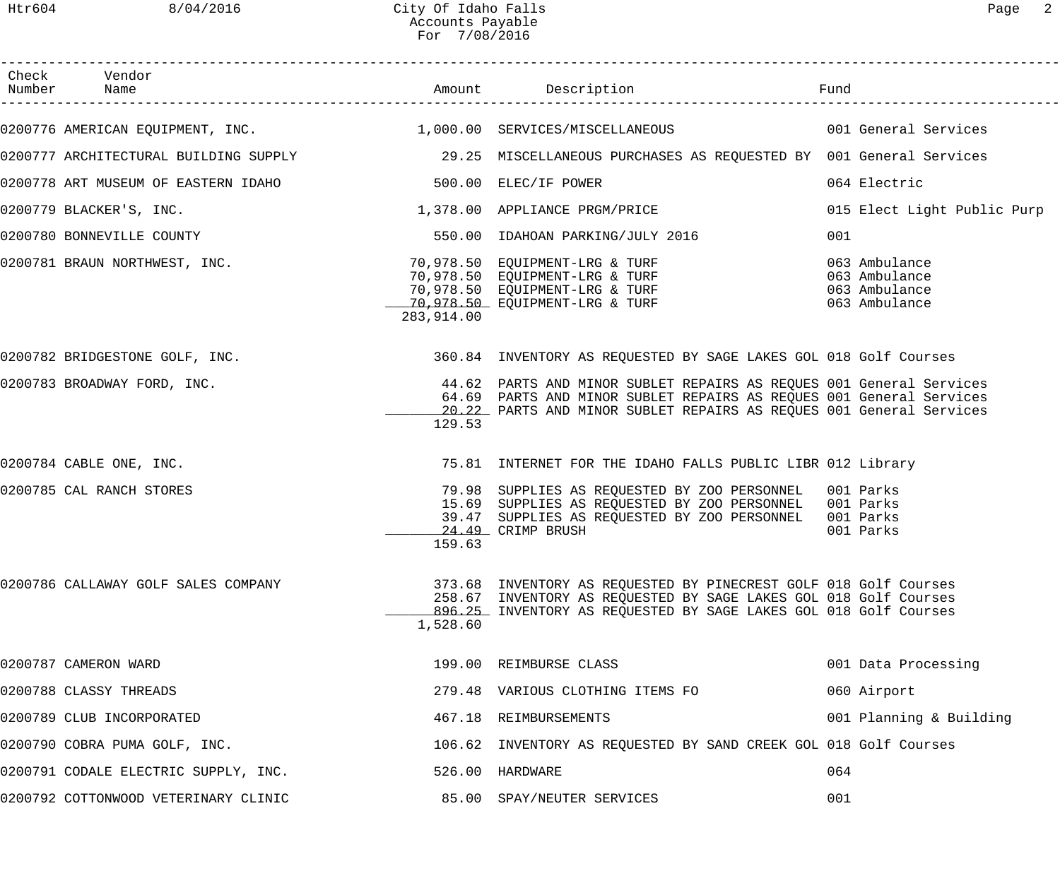City Of Idaho Falls
Accounts Payable
For 7/08/2016

| Check Number | Vendor Name | Amount | Description | Fund |
|---|---|---|---|---|
| 0200776 | AMERICAN EQUIPMENT, INC. | 1,000.00 | SERVICES/MISCELLANEOUS | 001 General Services |
| 0200777 | ARCHITECTURAL BUILDING SUPPLY | 29.25 | MISCELLANEOUS PURCHASES AS REQUESTED BY | 001 General Services |
| 0200778 | ART MUSEUM OF EASTERN IDAHO | 500.00 | ELEC/IF POWER | 064 Electric |
| 0200779 | BLACKER'S, INC. | 1,378.00 | APPLIANCE PRGM/PRICE | 015 Elect Light Public Purp |
| 0200780 | BONNEVILLE COUNTY | 550.00 | IDAHOAN PARKING/JULY 2016 | 001 |
| 0200781 | BRAUN NORTHWEST, INC. | 70,978.50 | EQUIPMENT-LRG & TURF | 063 Ambulance |
| | | 70,978.50 | EQUIPMENT-LRG & TURF | 063 Ambulance |
| | | 70,978.50 | EQUIPMENT-LRG & TURF | 063 Ambulance |
| | | 70,978.50 | EQUIPMENT-LRG & TURF | 063 Ambulance |
| | | 283,914.00 | | |
| 0200782 | BRIDGESTONE GOLF, INC. | 360.84 | INVENTORY AS REQUESTED BY SAGE LAKES GOL | 018 Golf Courses |
| 0200783 | BROADWAY FORD, INC. | 44.62 | PARTS AND MINOR SUBLET REPAIRS AS REQUES | 001 General Services |
| | | 64.69 | PARTS AND MINOR SUBLET REPAIRS AS REQUES | 001 General Services |
| | | 20.22 | PARTS AND MINOR SUBLET REPAIRS AS REQUES | 001 General Services |
| | | 129.53 | | |
| 0200784 | CABLE ONE, INC. | 75.81 | INTERNET FOR THE IDAHO FALLS PUBLIC LIBR | 012 Library |
| 0200785 | CAL RANCH STORES | 79.98 | SUPPLIES AS REQUESTED BY ZOO PERSONNEL | 001 Parks |
| | | 15.69 | SUPPLIES AS REQUESTED BY ZOO PERSONNEL | 001 Parks |
| | | 39.47 | SUPPLIES AS REQUESTED BY ZOO PERSONNEL | 001 Parks |
| | | 24.49 | CRIMP BRUSH | 001 Parks |
| | | 159.63 | | |
| 0200786 | CALLAWAY GOLF SALES COMPANY | 373.68 | INVENTORY AS REQUESTED BY PINECREST GOLF | 018 Golf Courses |
| | | 258.67 | INVENTORY AS REQUESTED BY SAGE LAKES GOL | 018 Golf Courses |
| | | 896.25 | INVENTORY AS REQUESTED BY SAGE LAKES GOL | 018 Golf Courses |
| | | 1,528.60 | | |
| 0200787 | CAMERON WARD | 199.00 | REIMBURSE CLASS | 001 Data Processing |
| 0200788 | CLASSY THREADS | 279.48 | VARIOUS CLOTHING ITEMS FO | 060 Airport |
| 0200789 | CLUB INCORPORATED | 467.18 | REIMBURSEMENTS | 001 Planning & Building |
| 0200790 | COBRA PUMA GOLF, INC. | 106.62 | INVENTORY AS REQUESTED BY SAND CREEK GOL | 018 Golf Courses |
| 0200791 | CODALE ELECTRIC SUPPLY, INC. | 526.00 | HARDWARE | 064 |
| 0200792 | COTTONWOOD VETERINARY CLINIC | 85.00 | SPAY/NEUTER SERVICES | 001 |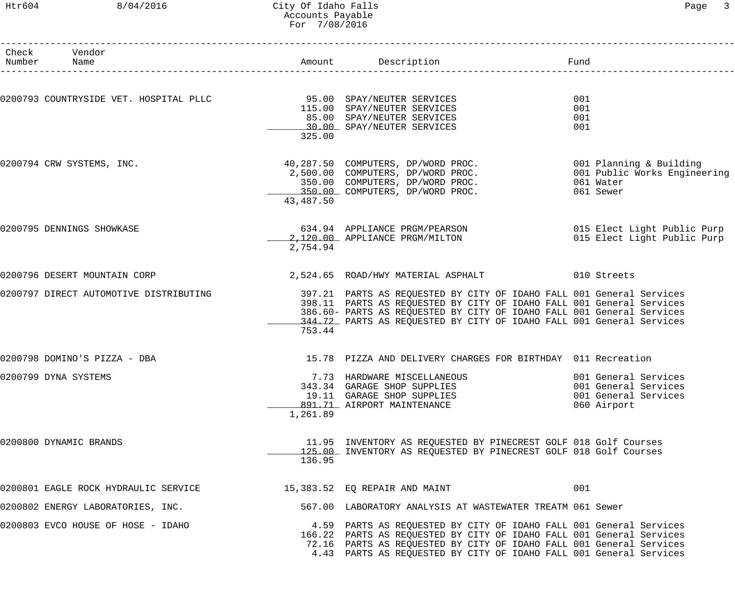City Of Idaho Falls
Accounts Payable
For 7/08/2016

| Check Number | Vendor Name | Amount | Description | Fund |
|---|---|---|---|---|
| 0200793 | COUNTRYSIDE VET. HOSPITAL PLLC | 95.00 | SPAY/NEUTER SERVICES | 001 |
| | | 115.00 | SPAY/NEUTER SERVICES | 001 |
| | | 85.00 | SPAY/NEUTER SERVICES | 001 |
| | | 30.00 | SPAY/NEUTER SERVICES | 001 |
| | | 325.00 | | |
| 0200794 | CRW SYSTEMS, INC. | 40,287.50 | COMPUTERS, DP/WORD PROC. | 001 Planning & Building |
| | | 2,500.00 | COMPUTERS, DP/WORD PROC. | 001 Public Works Engineering |
| | | 350.00 | COMPUTERS, DP/WORD PROC. | 061 Water |
| | | 350.00 | COMPUTERS, DP/WORD PROC. | 061 Sewer |
| | | 43,487.50 | | |
| 0200795 | DENNINGS SHOWKASE | 634.94 | APPLIANCE PRGM/PEARSON | 015 Elect Light Public Purp |
| | | 2,120.00 | APPLIANCE PRGM/MILTON | 015 Elect Light Public Purp |
| | | 2,754.94 | | |
| 0200796 | DESERT MOUNTAIN CORP | 2,524.65 | ROAD/HWY MATERIAL ASPHALT | 010 Streets |
| 0200797 | DIRECT AUTOMOTIVE DISTRIBUTING | 397.21 | PARTS AS REQUESTED BY CITY OF IDAHO FALL | 001 General Services |
| | | 398.11 | PARTS AS REQUESTED BY CITY OF IDAHO FALL | 001 General Services |
| | | 386.60- | PARTS AS REQUESTED BY CITY OF IDAHO FALL | 001 General Services |
| | | 344.72 | PARTS AS REQUESTED BY CITY OF IDAHO FALL | 001 General Services |
| | | 753.44 | | |
| 0200798 | DOMINO'S PIZZA - DBA | 15.78 | PIZZA AND DELIVERY CHARGES FOR BIRTHDAY | 011 Recreation |
| 0200799 | DYNA SYSTEMS | 7.73 | HARDWARE MISCELLANEOUS | 001 General Services |
| | | 343.34 | GARAGE SHOP SUPPLIES | 001 General Services |
| | | 19.11 | GARAGE SHOP SUPPLIES | 001 General Services |
| | | 891.71 | AIRPORT MAINTENANCE | 060 Airport |
| | | 1,261.89 | | |
| 0200800 | DYNAMIC BRANDS | 11.95 | INVENTORY AS REQUESTED BY PINECREST GOLF | 018 Golf Courses |
| | | 125.00 | INVENTORY AS REQUESTED BY PINECREST GOLF | 018 Golf Courses |
| | | 136.95 | | |
| 0200801 | EAGLE ROCK HYDRAULIC SERVICE | 15,383.52 | EQ REPAIR AND MAINT | 001 |
| 0200802 | ENERGY LABORATORIES, INC. | 567.00 | LABORATORY ANALYSIS AT WASTEWATER TREATM | 061 Sewer |
| 0200803 | EVCO HOUSE OF HOSE - IDAHO | 4.59 | PARTS AS REQUESTED BY CITY OF IDAHO FALL | 001 General Services |
| | | 166.22 | PARTS AS REQUESTED BY CITY OF IDAHO FALL | 001 General Services |
| | | 72.16 | PARTS AS REQUESTED BY CITY OF IDAHO FALL | 001 General Services |
| | | 4.43 | PARTS AS REQUESTED BY CITY OF IDAHO FALL | 001 General Services |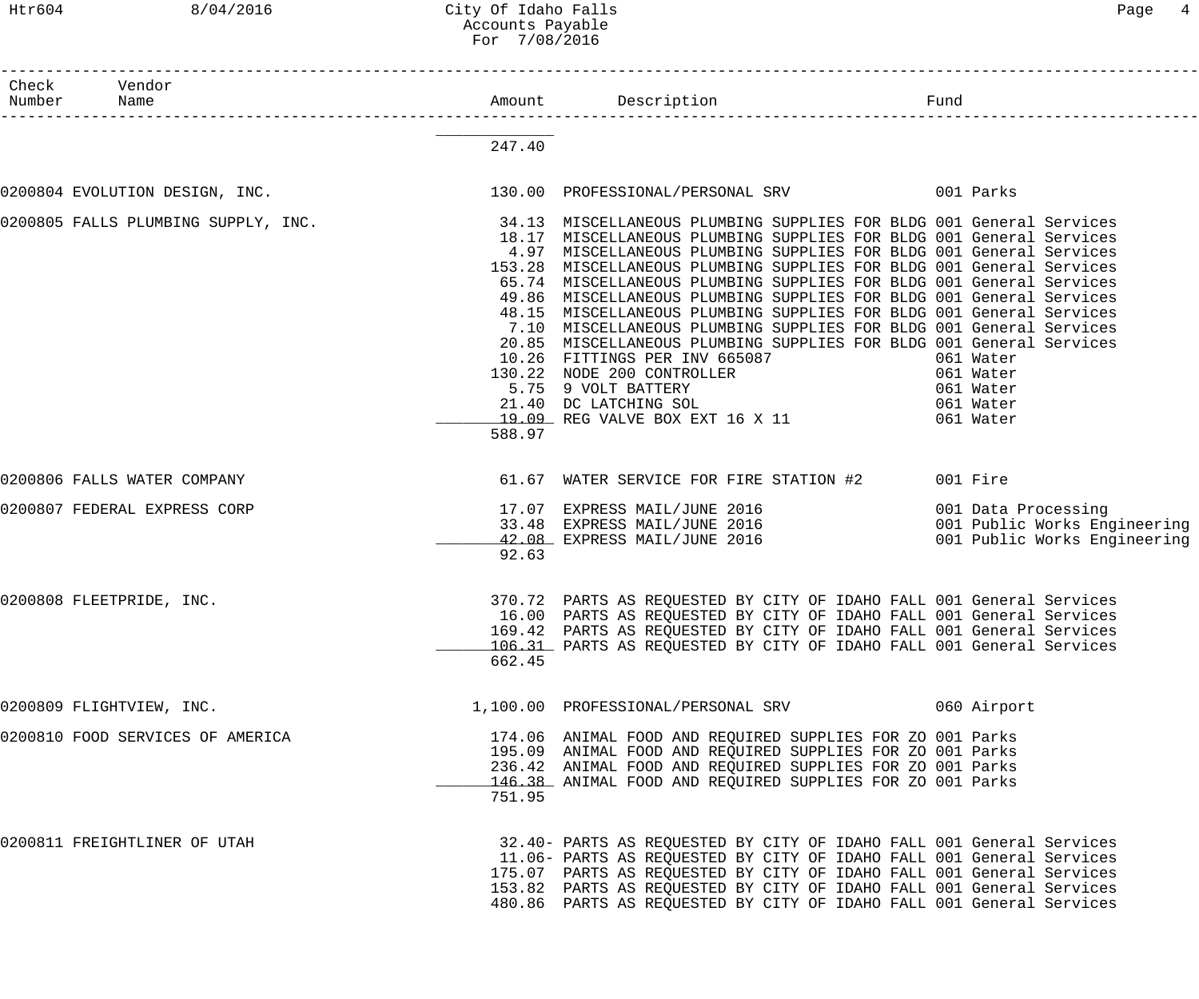| Check Number | Vendor Name | Amount | Description | Fund |
|---|---|---|---|---|
| | | 247.40 | | |
| 0200804 | EVOLUTION DESIGN, INC. | 130.00 | PROFESSIONAL/PERSONAL SRV | 001 Parks |
| 0200805 | FALLS PLUMBING SUPPLY, INC. | 34.13 | MISCELLANEOUS PLUMBING SUPPLIES FOR BLDG | 001 General Services |
| | | 18.17 | MISCELLANEOUS PLUMBING SUPPLIES FOR BLDG | 001 General Services |
| | | 4.97 | MISCELLANEOUS PLUMBING SUPPLIES FOR BLDG | 001 General Services |
| | | 153.28 | MISCELLANEOUS PLUMBING SUPPLIES FOR BLDG | 001 General Services |
| | | 65.74 | MISCELLANEOUS PLUMBING SUPPLIES FOR BLDG | 001 General Services |
| | | 49.86 | MISCELLANEOUS PLUMBING SUPPLIES FOR BLDG | 001 General Services |
| | | 48.15 | MISCELLANEOUS PLUMBING SUPPLIES FOR BLDG | 001 General Services |
| | | 7.10 | MISCELLANEOUS PLUMBING SUPPLIES FOR BLDG | 001 General Services |
| | | 20.85 | MISCELLANEOUS PLUMBING SUPPLIES FOR BLDG | 001 General Services |
| | | 10.26 | FITTINGS PER INV 665087 | 061 Water |
| | | 130.22 | NODE 200 CONTROLLER | 061 Water |
| | | 5.75 | 9 VOLT BATTERY | 061 Water |
| | | 21.40 | DC LATCHING SOL | 061 Water |
| | | 19.09 | REG VALVE BOX EXT 16 X 11 | 061 Water |
| | | 588.97 | | |
| 0200806 | FALLS WATER COMPANY | 61.67 | WATER SERVICE FOR FIRE STATION #2 | 001 Fire |
| 0200807 | FEDERAL EXPRESS CORP | 17.07 | EXPRESS MAIL/JUNE 2016 | 001 Data Processing |
| | | 33.48 | EXPRESS MAIL/JUNE 2016 | 001 Public Works Engineering |
| | | 42.08 | EXPRESS MAIL/JUNE 2016 | 001 Public Works Engineering |
| | | 92.63 | | |
| 0200808 | FLEETPRIDE, INC. | 370.72 | PARTS AS REQUESTED BY CITY OF IDAHO FALL | 001 General Services |
| | | 16.00 | PARTS AS REQUESTED BY CITY OF IDAHO FALL | 001 General Services |
| | | 169.42 | PARTS AS REQUESTED BY CITY OF IDAHO FALL | 001 General Services |
| | | 106.31 | PARTS AS REQUESTED BY CITY OF IDAHO FALL | 001 General Services |
| | | 662.45 | | |
| 0200809 | FLIGHTVIEW, INC. | 1,100.00 | PROFESSIONAL/PERSONAL SRV | 060 Airport |
| 0200810 | FOOD SERVICES OF AMERICA | 174.06 | ANIMAL FOOD AND REQUIRED SUPPLIES FOR ZO | 001 Parks |
| | | 195.09 | ANIMAL FOOD AND REQUIRED SUPPLIES FOR ZO | 001 Parks |
| | | 236.42 | ANIMAL FOOD AND REQUIRED SUPPLIES FOR ZO | 001 Parks |
| | | 146.38 | ANIMAL FOOD AND REQUIRED SUPPLIES FOR ZO | 001 Parks |
| | | 751.95 | | |
| 0200811 | FREIGHTLINER OF UTAH | 32.40- | PARTS AS REQUESTED BY CITY OF IDAHO FALL | 001 General Services |
| | | 11.06- | PARTS AS REQUESTED BY CITY OF IDAHO FALL | 001 General Services |
| | | 175.07 | PARTS AS REQUESTED BY CITY OF IDAHO FALL | 001 General Services |
| | | 153.82 | PARTS AS REQUESTED BY CITY OF IDAHO FALL | 001 General Services |
| | | 480.86 | PARTS AS REQUESTED BY CITY OF IDAHO FALL | 001 General Services |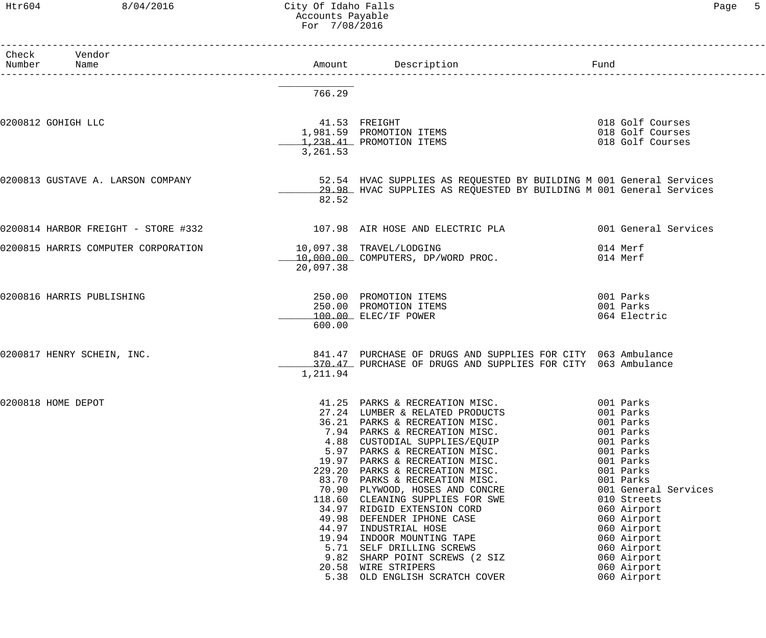| Check Number | Vendor Name | Amount | Description | Fund |
|---|---|---|---|---|
| | | 766.29 | | |
| 0200812 | GOHIGH LLC | 41.53 | FREIGHT | 018 Golf Courses |
| | | 1,981.59 | PROMOTION ITEMS | 018 Golf Courses |
| | | 1,238.41 | PROMOTION ITEMS | 018 Golf Courses |
| | | 3,261.53 | | |
| 0200813 | GUSTAVE A. LARSON COMPANY | 52.54 | HVAC SUPPLIES AS REQUESTED BY BUILDING M | 001 General Services |
| | | 29.98 | HVAC SUPPLIES AS REQUESTED BY BUILDING M | 001 General Services |
| | | 82.52 | | |
| 0200814 | HARBOR FREIGHT - STORE #332 | 107.98 | AIR HOSE AND ELECTRIC PLA | 001 General Services |
| 0200815 | HARRIS COMPUTER CORPORATION | 10,097.38 | TRAVEL/LODGING | 014 Merf |
| | | 10,000.00 | COMPUTERS, DP/WORD PROC. | 014 Merf |
| | | 20,097.38 | | |
| 0200816 | HARRIS PUBLISHING | 250.00 | PROMOTION ITEMS | 001 Parks |
| | | 250.00 | PROMOTION ITEMS | 001 Parks |
| | | 100.00 | ELEC/IF POWER | 064 Electric |
| | | 600.00 | | |
| 0200817 | HENRY SCHEIN, INC. | 841.47 | PURCHASE OF DRUGS AND SUPPLIES FOR CITY | 063 Ambulance |
| | | 370.47 | PURCHASE OF DRUGS AND SUPPLIES FOR CITY | 063 Ambulance |
| | | 1,211.94 | | |
| 0200818 | HOME DEPOT | 41.25 | PARKS & RECREATION MISC. | 001 Parks |
| | | 27.24 | LUMBER & RELATED PRODUCTS | 001 Parks |
| | | 36.21 | PARKS & RECREATION MISC. | 001 Parks |
| | | 7.94 | PARKS & RECREATION MISC. | 001 Parks |
| | | 4.88 | CUSTODIAL SUPPLIES/EQUIP | 001 Parks |
| | | 5.97 | PARKS & RECREATION MISC. | 001 Parks |
| | | 19.97 | PARKS & RECREATION MISC. | 001 Parks |
| | | 229.20 | PARKS & RECREATION MISC. | 001 Parks |
| | | 83.70 | PARKS & RECREATION MISC. | 001 Parks |
| | | 70.90 | PLYWOOD, HOSES AND CONCRE | 001 General Services |
| | | 118.60 | CLEANING SUPPLIES FOR SWE | 010 Streets |
| | | 34.97 | RIDGID EXTENSION CORD | 060 Airport |
| | | 49.98 | DEFENDER IPHONE CASE | 060 Airport |
| | | 44.97 | INDUSTRIAL HOSE | 060 Airport |
| | | 19.94 | INDOOR MOUNTING TAPE | 060 Airport |
| | | 5.71 | SELF DRILLING SCREWS | 060 Airport |
| | | 9.82 | SHARP POINT SCREWS (2 SIZ | 060 Airport |
| | | 20.58 | WIRE STRIPERS | 060 Airport |
| | | 5.38 | OLD ENGLISH SCRATCH COVER | 060 Airport |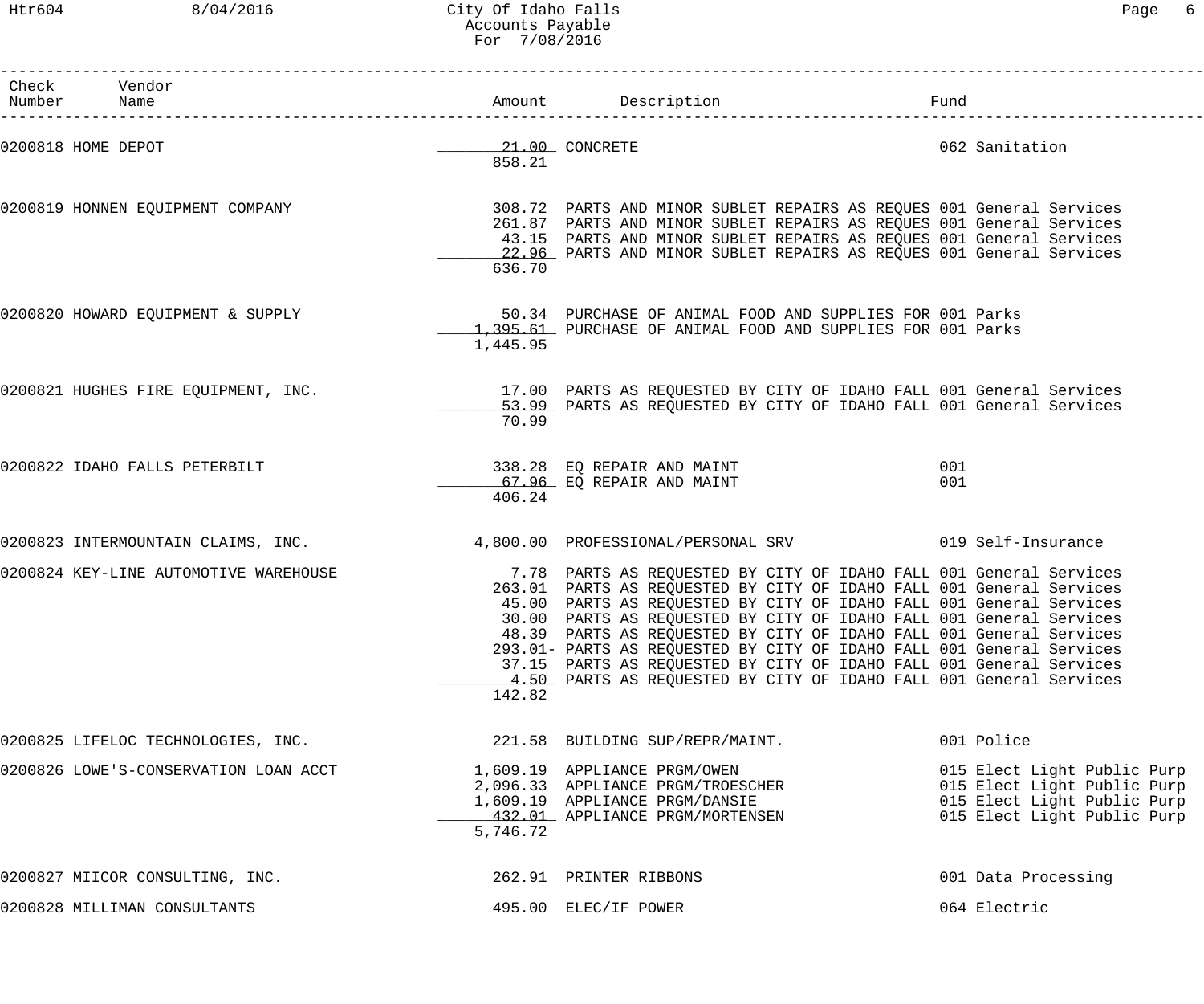# City Of Idaho Falls
## Accounts Payable
### For 7/08/2016

| Check Number | Vendor Name | Amount | Description | Fund |
|---|---|---|---|---|
| 0200818 | HOME DEPOT | 21.00 | CONCRETE | 062 Sanitation |
| | | 858.21 | | |
| 0200819 | HONNEN EQUIPMENT COMPANY | 308.72 | PARTS AND MINOR SUBLET REPAIRS AS REQUES | 001 General Services |
| | | 261.87 | PARTS AND MINOR SUBLET REPAIRS AS REQUES | 001 General Services |
| | | 43.15 | PARTS AND MINOR SUBLET REPAIRS AS REQUES | 001 General Services |
| | | 22.96 | PARTS AND MINOR SUBLET REPAIRS AS REQUES | 001 General Services |
| | | 636.70 | | |
| 0200820 | HOWARD EQUIPMENT & SUPPLY | 50.34 | PURCHASE OF ANIMAL FOOD AND SUPPLIES FOR | 001 Parks |
| | | 1,395.61 | PURCHASE OF ANIMAL FOOD AND SUPPLIES FOR | 001 Parks |
| | | 1,445.95 | | |
| 0200821 | HUGHES FIRE EQUIPMENT, INC. | 17.00 | PARTS AS REQUESTED BY CITY OF IDAHO FALL | 001 General Services |
| | | 53.99 | PARTS AS REQUESTED BY CITY OF IDAHO FALL | 001 General Services |
| | | 70.99 | | |
| 0200822 | IDAHO FALLS PETERBILT | 338.28 | EQ REPAIR AND MAINT | 001 |
| | | 67.96 | EQ REPAIR AND MAINT | 001 |
| | | 406.24 | | |
| 0200823 | INTERMOUNTAIN CLAIMS, INC. | 4,800.00 | PROFESSIONAL/PERSONAL SRV | 019 Self-Insurance |
| 0200824 | KEY-LINE AUTOMOTIVE WAREHOUSE | 7.78 | PARTS AS REQUESTED BY CITY OF IDAHO FALL | 001 General Services |
| | | 263.01 | PARTS AS REQUESTED BY CITY OF IDAHO FALL | 001 General Services |
| | | 45.00 | PARTS AS REQUESTED BY CITY OF IDAHO FALL | 001 General Services |
| | | 30.00 | PARTS AS REQUESTED BY CITY OF IDAHO FALL | 001 General Services |
| | | 48.39 | PARTS AS REQUESTED BY CITY OF IDAHO FALL | 001 General Services |
| | | 293.01- | PARTS AS REQUESTED BY CITY OF IDAHO FALL | 001 General Services |
| | | 37.15 | PARTS AS REQUESTED BY CITY OF IDAHO FALL | 001 General Services |
| | | 4.50 | PARTS AS REQUESTED BY CITY OF IDAHO FALL | 001 General Services |
| | | 142.82 | | |
| 0200825 | LIFELOC TECHNOLOGIES, INC. | 221.58 | BUILDING SUP/REPR/MAINT. | 001 Police |
| 0200826 | LOWE'S-CONSERVATION LOAN ACCT | 1,609.19 | APPLIANCE PRGM/OWEN | 015 Elect Light Public Purp |
| | | 2,096.33 | APPLIANCE PRGM/TROESCHER | 015 Elect Light Public Purp |
| | | 1,609.19 | APPLIANCE PRGM/DANSIE | 015 Elect Light Public Purp |
| | | 432.01 | APPLIANCE PRGM/MORTENSEN | 015 Elect Light Public Purp |
| | | 5,746.72 | | |
| 0200827 | MIICOR CONSULTING, INC. | 262.91 | PRINTER RIBBONS | 001 Data Processing |
| 0200828 | MILLIMAN CONSULTANTS | 495.00 | ELEC/IF POWER | 064 Electric |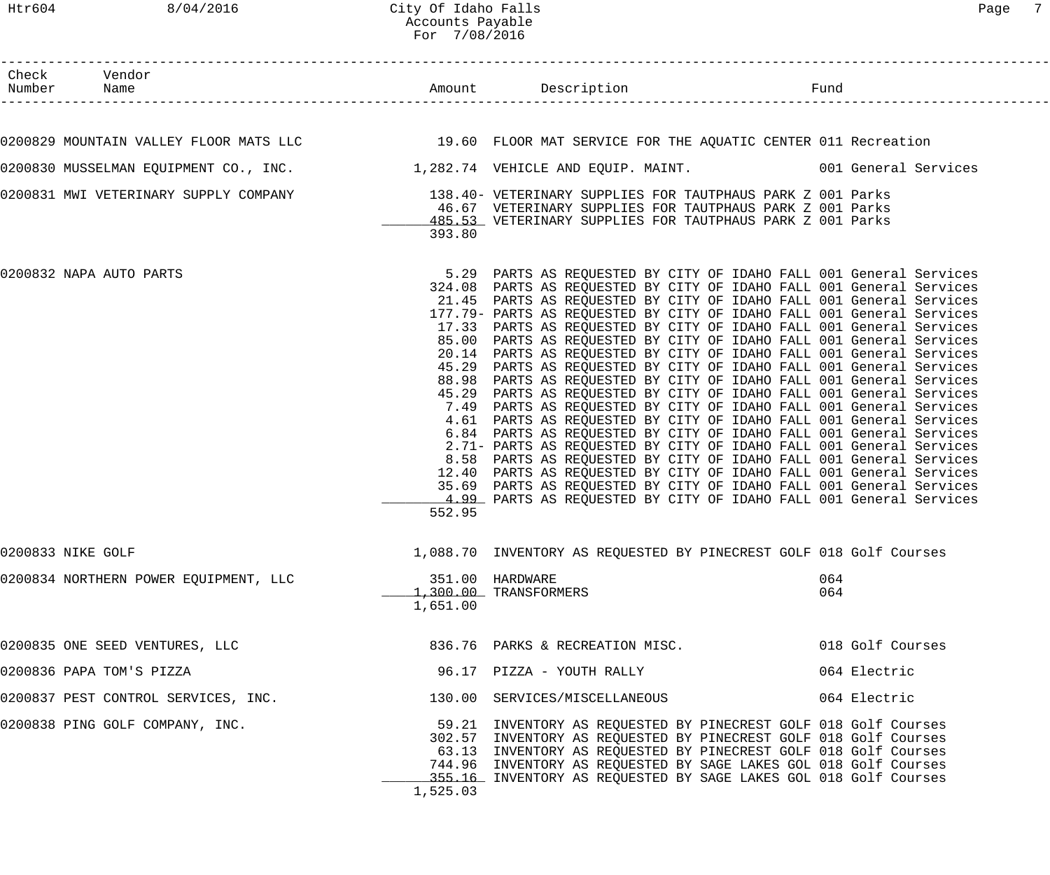| Check Number | Vendor Name | Amount | Description | Fund |
|---|---|---|---|---|
| 0200829 | MOUNTAIN VALLEY FLOOR MATS LLC | 19.60 | FLOOR MAT SERVICE FOR THE AQUATIC CENTER | 011 Recreation |
| 0200830 | MUSSELMAN EQUIPMENT CO., INC. | 1,282.74 | VEHICLE AND EQUIP. MAINT. | 001 General Services |
| 0200831 | MWI VETERINARY SUPPLY COMPANY | 138.40- | VETERINARY SUPPLIES FOR TAUTPHAUS PARK Z | 001 Parks |
| | | 46.67 | VETERINARY SUPPLIES FOR TAUTPHAUS PARK Z | 001 Parks |
| | | 485.53 | VETERINARY SUPPLIES FOR TAUTPHAUS PARK Z | 001 Parks |
| | | 393.80 | | |
| 0200832 | NAPA AUTO PARTS | 5.29 | PARTS AS REQUESTED BY CITY OF IDAHO FALL | 001 General Services |
| | | 324.08 | PARTS AS REQUESTED BY CITY OF IDAHO FALL | 001 General Services |
| | | 21.45 | PARTS AS REQUESTED BY CITY OF IDAHO FALL | 001 General Services |
| | | 177.79- | PARTS AS REQUESTED BY CITY OF IDAHO FALL | 001 General Services |
| | | 17.33 | PARTS AS REQUESTED BY CITY OF IDAHO FALL | 001 General Services |
| | | 85.00 | PARTS AS REQUESTED BY CITY OF IDAHO FALL | 001 General Services |
| | | 20.14 | PARTS AS REQUESTED BY CITY OF IDAHO FALL | 001 General Services |
| | | 45.29 | PARTS AS REQUESTED BY CITY OF IDAHO FALL | 001 General Services |
| | | 88.98 | PARTS AS REQUESTED BY CITY OF IDAHO FALL | 001 General Services |
| | | 45.29 | PARTS AS REQUESTED BY CITY OF IDAHO FALL | 001 General Services |
| | | 7.49 | PARTS AS REQUESTED BY CITY OF IDAHO FALL | 001 General Services |
| | | 4.61 | PARTS AS REQUESTED BY CITY OF IDAHO FALL | 001 General Services |
| | | 6.84 | PARTS AS REQUESTED BY CITY OF IDAHO FALL | 001 General Services |
| | | 2.71- | PARTS AS REQUESTED BY CITY OF IDAHO FALL | 001 General Services |
| | | 8.58 | PARTS AS REQUESTED BY CITY OF IDAHO FALL | 001 General Services |
| | | 12.40 | PARTS AS REQUESTED BY CITY OF IDAHO FALL | 001 General Services |
| | | 35.69 | PARTS AS REQUESTED BY CITY OF IDAHO FALL | 001 General Services |
| | | 4.99 | PARTS AS REQUESTED BY CITY OF IDAHO FALL | 001 General Services |
| | | 552.95 | | |
| 0200833 | NIKE GOLF | 1,088.70 | INVENTORY AS REQUESTED BY PINECREST GOLF | 018 Golf Courses |
| 0200834 | NORTHERN POWER EQUIPMENT, LLC | 351.00 | HARDWARE | 064 |
| | | 1,300.00 | TRANSFORMERS | 064 |
| | | 1,651.00 | | |
| 0200835 | ONE SEED VENTURES, LLC | 836.76 | PARKS & RECREATION MISC. | 018 Golf Courses |
| 0200836 | PAPA TOM'S PIZZA | 96.17 | PIZZA - YOUTH RALLY | 064 Electric |
| 0200837 | PEST CONTROL SERVICES, INC. | 130.00 | SERVICES/MISCELLANEOUS | 064 Electric |
| 0200838 | PING GOLF COMPANY, INC. | 59.21 | INVENTORY AS REQUESTED BY PINECREST GOLF | 018 Golf Courses |
| | | 302.57 | INVENTORY AS REQUESTED BY PINECREST GOLF | 018 Golf Courses |
| | | 63.13 | INVENTORY AS REQUESTED BY PINECREST GOLF | 018 Golf Courses |
| | | 744.96 | INVENTORY AS REQUESTED BY SAGE LAKES GOL | 018 Golf Courses |
| | | 355.16 | INVENTORY AS REQUESTED BY SAGE LAKES GOL | 018 Golf Courses |
| | | 1,525.03 | | |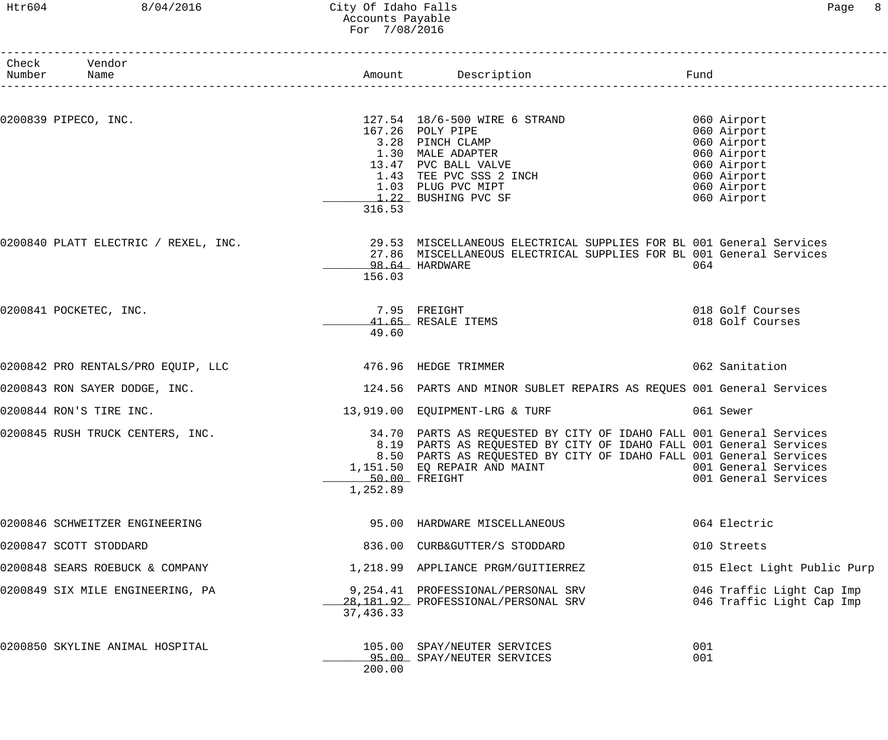# City Of Idaho Falls
## Accounts Payable
### For 7/08/2016

| Check Number | Vendor Name | Amount | Description | Fund |
|---|---|---|---|---|
| 0200839 | PIPECO, INC. | 127.54 | 18/6-500 WIRE 6 STRAND | 060 Airport |
| | | 167.26 | POLY PIPE | 060 Airport |
| | | 3.28 | PINCH CLAMP | 060 Airport |
| | | 1.30 | MALE ADAPTER | 060 Airport |
| | | 13.47 | PVC BALL VALVE | 060 Airport |
| | | 1.43 | TEE PVC SSS 2 INCH | 060 Airport |
| | | 1.03 | PLUG PVC MIPT | 060 Airport |
| | | 1.22 | BUSHING PVC SF | 060 Airport |
| | | 316.53 | | |
| 0200840 | PLATT ELECTRIC / REXEL, INC. | 29.53 | MISCELLANEOUS ELECTRICAL SUPPLIES FOR BL | 001 General Services |
| | | 27.86 | MISCELLANEOUS ELECTRICAL SUPPLIES FOR BL | 001 General Services |
| | | 98.64 | HARDWARE | 064 |
| | | 156.03 | | |
| 0200841 | POCKETEC, INC. | 7.95 | FREIGHT | 018 Golf Courses |
| | | 41.65 | RESALE ITEMS | 018 Golf Courses |
| | | 49.60 | | |
| 0200842 | PRO RENTALS/PRO EQUIP, LLC | 476.96 | HEDGE TRIMMER | 062 Sanitation |
| 0200843 | RON SAYER DODGE, INC. | 124.56 | PARTS AND MINOR SUBLET REPAIRS AS REQUES | 001 General Services |
| 0200844 | RON'S TIRE INC. | 13,919.00 | EQUIPMENT-LRG & TURF | 061 Sewer |
| 0200845 | RUSH TRUCK CENTERS, INC. | 34.70 | PARTS AS REQUESTED BY CITY OF IDAHO FALL | 001 General Services |
| | | 8.19 | PARTS AS REQUESTED BY CITY OF IDAHO FALL | 001 General Services |
| | | 8.50 | PARTS AS REQUESTED BY CITY OF IDAHO FALL | 001 General Services |
| | | 1,151.50 | EQ REPAIR AND MAINT | 001 General Services |
| | | 50.00 | FREIGHT | 001 General Services |
| | | 1,252.89 | | |
| 0200846 | SCHWEITZER ENGINEERING | 95.00 | HARDWARE MISCELLANEOUS | 064 Electric |
| 0200847 | SCOTT STODDARD | 836.00 | CURB&GUTTER/S STODDARD | 010 Streets |
| 0200848 | SEARS ROEBUCK & COMPANY | 1,218.99 | APPLIANCE PRGM/GUITIERREZ | 015 Elect Light Public Purp |
| 0200849 | SIX MILE ENGINEERING, PA | 9,254.41 | PROFESSIONAL/PERSONAL SRV | 046 Traffic Light Cap Imp |
| | | 28,181.92 | PROFESSIONAL/PERSONAL SRV | 046 Traffic Light Cap Imp |
| | | 37,436.33 | | |
| 0200850 | SKYLINE ANIMAL HOSPITAL | 105.00 | SPAY/NEUTER SERVICES | 001 |
| | | 95.00 | SPAY/NEUTER SERVICES | 001 |
| | | 200.00 | | |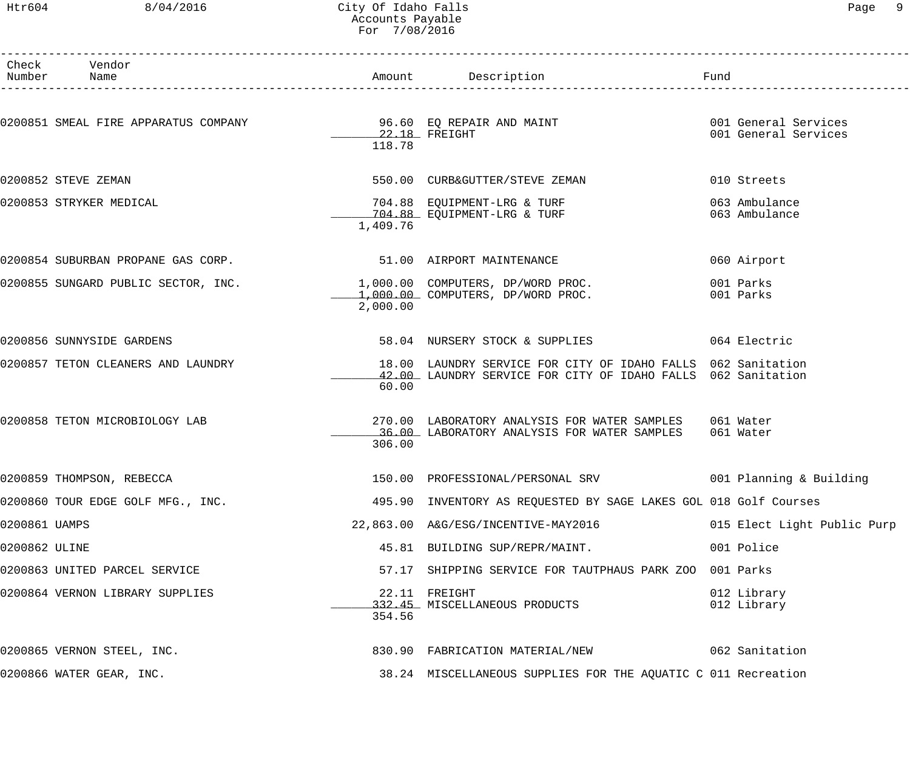City Of Idaho Falls
Accounts Payable
For 7/08/2016

| Check Number | Vendor Name | Amount | Description | Fund |
|---|---|---|---|---|
| 0200851 | SMEAL FIRE APPARATUS COMPANY | 96.60 | EQ REPAIR AND MAINT | 001 General Services |
| | | 22.18 | FREIGHT | 001 General Services |
| | | 118.78 | | |
| 0200852 | STEVE ZEMAN | 550.00 | CURB&GUTTER/STEVE ZEMAN | 010 Streets |
| 0200853 | STRYKER MEDICAL | 704.88 | EQUIPMENT-LRG & TURF | 063 Ambulance |
| | | 704.88 | EQUIPMENT-LRG & TURF | 063 Ambulance |
| | | 1,409.76 | | |
| 0200854 | SUBURBAN PROPANE GAS CORP. | 51.00 | AIRPORT MAINTENANCE | 060 Airport |
| 0200855 | SUNGARD PUBLIC SECTOR, INC. | 1,000.00 | COMPUTERS, DP/WORD PROC. | 001 Parks |
| | | 1,000.00 | COMPUTERS, DP/WORD PROC. | 001 Parks |
| | | 2,000.00 | | |
| 0200856 | SUNNYSIDE GARDENS | 58.04 | NURSERY STOCK & SUPPLIES | 064 Electric |
| 0200857 | TETON CLEANERS AND LAUNDRY | 18.00 | LAUNDRY SERVICE FOR CITY OF IDAHO FALLS | 062 Sanitation |
| | | 42.00 | LAUNDRY SERVICE FOR CITY OF IDAHO FALLS | 062 Sanitation |
| | | 60.00 | | |
| 0200858 | TETON MICROBIOLOGY LAB | 270.00 | LABORATORY ANALYSIS FOR WATER SAMPLES | 061 Water |
| | | 36.00 | LABORATORY ANALYSIS FOR WATER SAMPLES | 061 Water |
| | | 306.00 | | |
| 0200859 | THOMPSON, REBECCA | 150.00 | PROFESSIONAL/PERSONAL SRV | 001 Planning & Building |
| 0200860 | TOUR EDGE GOLF MFG., INC. | 495.90 | INVENTORY AS REQUESTED BY SAGE LAKES GOL | 018 Golf Courses |
| 0200861 | UAMPS | 22,863.00 | A&G/ESG/INCENTIVE-MAY2016 | 015 Elect Light Public Purp |
| 0200862 | ULINE | 45.81 | BUILDING SUP/REPR/MAINT. | 001 Police |
| 0200863 | UNITED PARCEL SERVICE | 57.17 | SHIPPING SERVICE FOR TAUTPHAUS PARK ZOO | 001 Parks |
| 0200864 | VERNON LIBRARY SUPPLIES | 22.11 | FREIGHT | 012 Library |
| | | 332.45 | MISCELLANEOUS PRODUCTS | 012 Library |
| | | 354.56 | | |
| 0200865 | VERNON STEEL, INC. | 830.90 | FABRICATION MATERIAL/NEW | 062 Sanitation |
| 0200866 | WATER GEAR, INC. | 38.24 | MISCELLANEOUS SUPPLIES FOR THE AQUATIC C | 011 Recreation |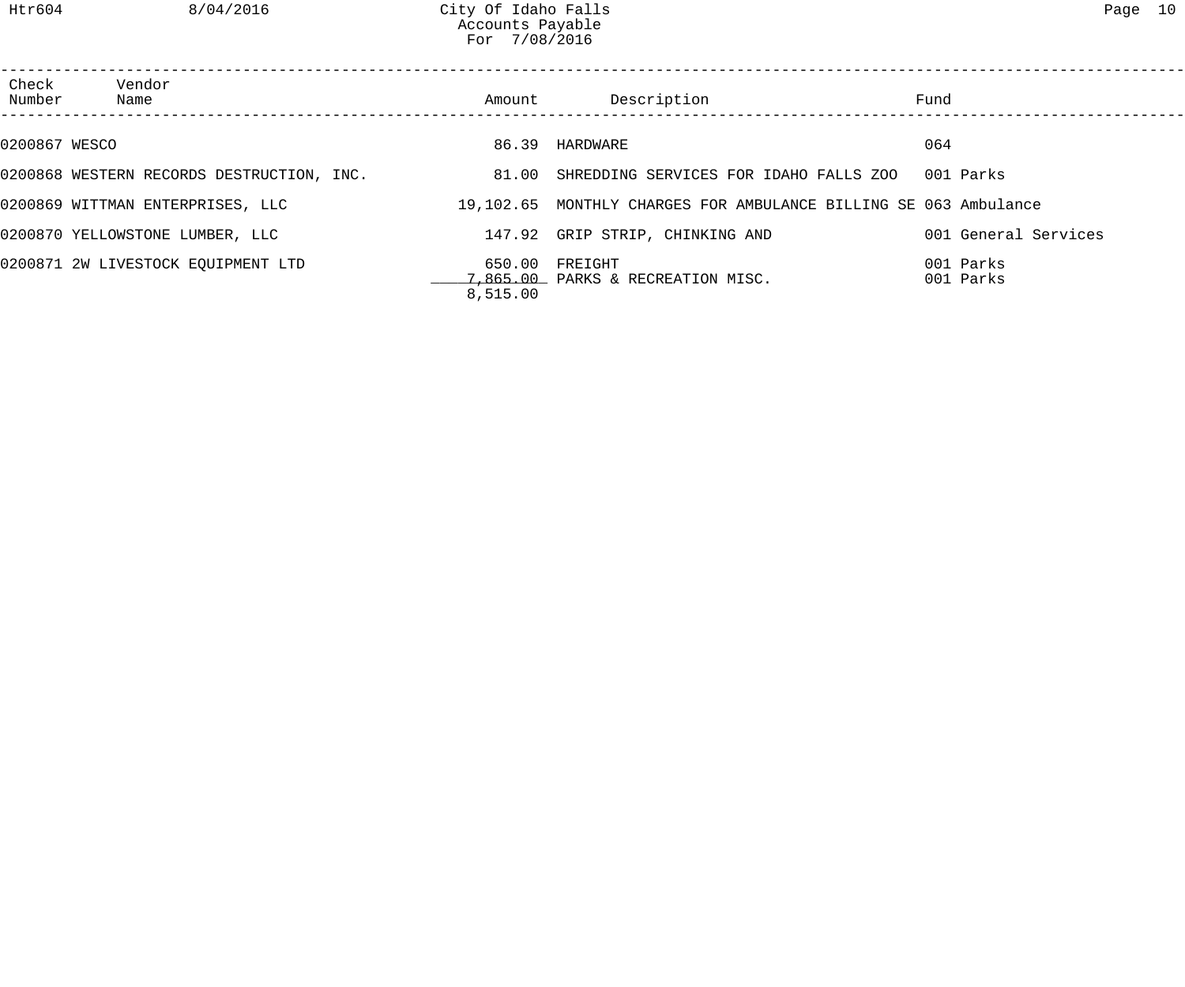City Of Idaho Falls
Accounts Payable
For 7/08/2016

| Check Number | Vendor Name | Amount | Description | Fund |
|---|---|---|---|---|
| 0200867 | WESCO | 86.39 | HARDWARE | 064 |
| 0200868 | WESTERN RECORDS DESTRUCTION, INC. | 81.00 | SHREDDING SERVICES FOR IDAHO FALLS ZOO | 001 Parks |
| 0200869 | WITTMAN ENTERPRISES, LLC | 19,102.65 | MONTHLY CHARGES FOR AMBULANCE BILLING SE | 063 Ambulance |
| 0200870 | YELLOWSTONE LUMBER, LLC | 147.92 | GRIP STRIP, CHINKING AND | 001 General Services |
| 0200871 | 2W LIVESTOCK EQUIPMENT LTD | 650.00 | FREIGHT | 001 Parks |
| | | 7,865.00 | PARKS & RECREATION MISC. | 001 Parks |
| | | 8,515.00 | | |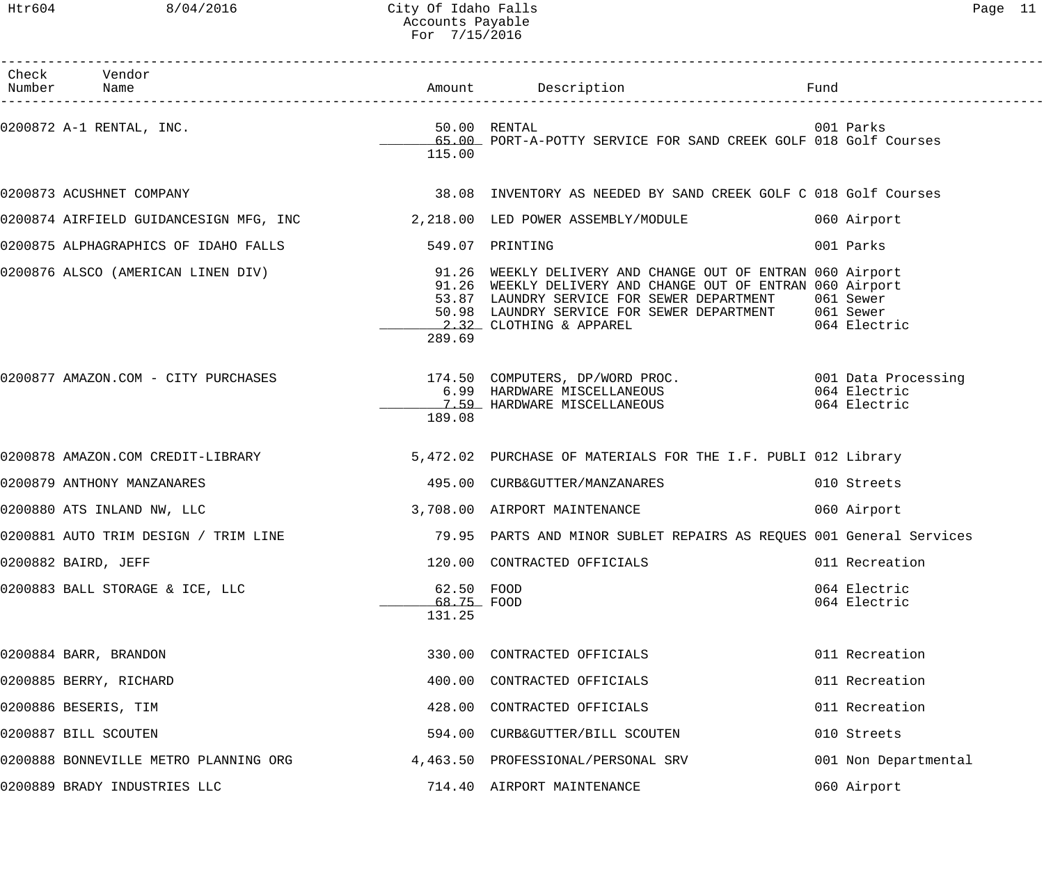City Of Idaho Falls
Accounts Payable
For 7/15/2016

| Check Number | Vendor Name | Amount | Description | Fund |
|---|---|---|---|---|
| 0200872 | A-1 RENTAL, INC. | 50.00 | RENTAL | 001 Parks |
| | | 65.00 | PORT-A-POTTY SERVICE FOR SAND CREEK GOLF | 018 Golf Courses |
| | | 115.00 | | |
| 0200873 | ACUSHNET COMPANY | 38.08 | INVENTORY AS NEEDED BY SAND CREEK GOLF C | 018 Golf Courses |
| 0200874 | AIRFIELD GUIDANCESIGN MFG, INC | 2,218.00 | LED POWER ASSEMBLY/MODULE | 060 Airport |
| 0200875 | ALPHAGRAPHICS OF IDAHO FALLS | 549.07 | PRINTING | 001 Parks |
| 0200876 | ALSCO (AMERICAN LINEN DIV) | 91.26 | WEEKLY DELIVERY AND CHANGE OUT OF ENTRAN | 060 Airport |
| | | 91.26 | WEEKLY DELIVERY AND CHANGE OUT OF ENTRAN | 060 Airport |
| | | 53.87 | LAUNDRY SERVICE FOR SEWER DEPARTMENT | 061 Sewer |
| | | 50.98 | LAUNDRY SERVICE FOR SEWER DEPARTMENT | 061 Sewer |
| | | 2.32 | CLOTHING & APPAREL | 064 Electric |
| | | 289.69 | | |
| 0200877 | AMAZON.COM - CITY PURCHASES | 174.50 | COMPUTERS, DP/WORD PROC. | 001 Data Processing |
| | | 6.99 | HARDWARE MISCELLANEOUS | 064 Electric |
| | | 7.59 | HARDWARE MISCELLANEOUS | 064 Electric |
| | | 189.08 | | |
| 0200878 | AMAZON.COM CREDIT-LIBRARY | 5,472.02 | PURCHASE OF MATERIALS FOR THE I.F. PUBLI | 012 Library |
| 0200879 | ANTHONY MANZANARES | 495.00 | CURB&GUTTER/MANZANARES | 010 Streets |
| 0200880 | ATS INLAND NW, LLC | 3,708.00 | AIRPORT MAINTENANCE | 060 Airport |
| 0200881 | AUTO TRIM DESIGN / TRIM LINE | 79.95 | PARTS AND MINOR SUBLET REPAIRS AS REQUES | 001 General Services |
| 0200882 | BAIRD, JEFF | 120.00 | CONTRACTED OFFICIALS | 011 Recreation |
| 0200883 | BALL STORAGE & ICE, LLC | 62.50 | FOOD | 064 Electric |
| | | 68.75 | FOOD | 064 Electric |
| | | 131.25 | | |
| 0200884 | BARR, BRANDON | 330.00 | CONTRACTED OFFICIALS | 011 Recreation |
| 0200885 | BERRY, RICHARD | 400.00 | CONTRACTED OFFICIALS | 011 Recreation |
| 0200886 | BESERIS, TIM | 428.00 | CONTRACTED OFFICIALS | 011 Recreation |
| 0200887 | BILL SCOUTEN | 594.00 | CURB&GUTTER/BILL SCOUTEN | 010 Streets |
| 0200888 | BONNEVILLE METRO PLANNING ORG | 4,463.50 | PROFESSIONAL/PERSONAL SRV | 001 Non Departmental |
| 0200889 | BRADY INDUSTRIES LLC | 714.40 | AIRPORT MAINTENANCE | 060 Airport |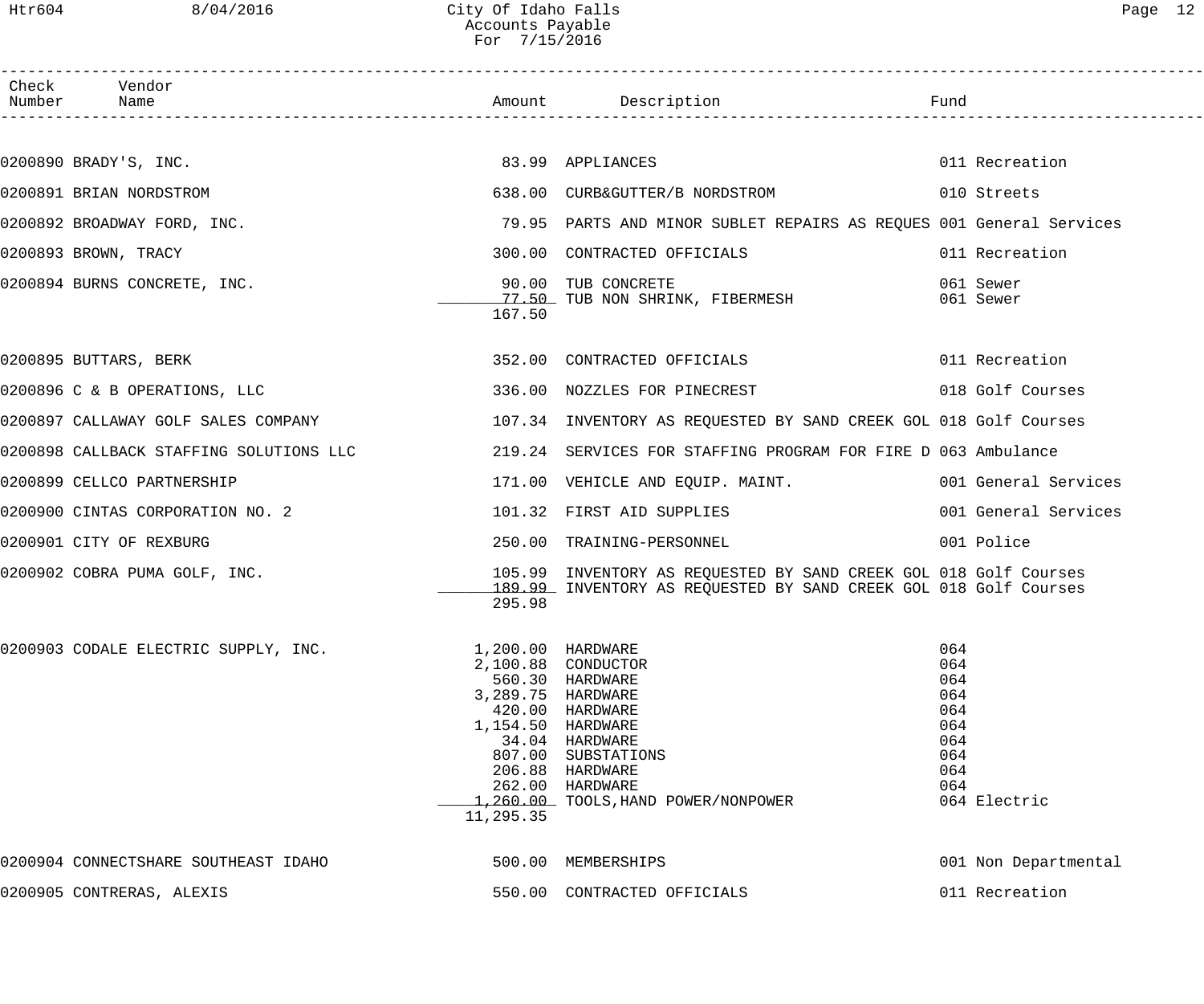# City Of Idaho Falls
## Accounts Payable
### For 7/15/2016

| Check Number | Vendor Name | Amount | Description | Fund |
|---|---|---|---|---|
| 0200890 | BRADY'S, INC. | 83.99 | APPLIANCES | 011 Recreation |
| 0200891 | BRIAN NORDSTROM | 638.00 | CURB&GUTTER/B NORDSTROM | 010 Streets |
| 0200892 | BROADWAY FORD, INC. | 79.95 | PARTS AND MINOR SUBLET REPAIRS AS REQUES | 001 General Services |
| 0200893 | BROWN, TRACY | 300.00 | CONTRACTED OFFICIALS | 011 Recreation |
| 0200894 | BURNS CONCRETE, INC. | 90.00 | TUB CONCRETE | 061 Sewer |
| | | 77.50 | TUB NON SHRINK, FIBERMESH | 061 Sewer |
| | | 167.50 | | |
| 0200895 | BUTTARS, BERK | 352.00 | CONTRACTED OFFICIALS | 011 Recreation |
| 0200896 | C & B OPERATIONS, LLC | 336.00 | NOZZLES FOR PINECREST | 018 Golf Courses |
| 0200897 | CALLAWAY GOLF SALES COMPANY | 107.34 | INVENTORY AS REQUESTED BY SAND CREEK GOL | 018 Golf Courses |
| 0200898 | CALLBACK STAFFING SOLUTIONS LLC | 219.24 | SERVICES FOR STAFFING PROGRAM FOR FIRE D | 063 Ambulance |
| 0200899 | CELLCO PARTNERSHIP | 171.00 | VEHICLE AND EQUIP. MAINT. | 001 General Services |
| 0200900 | CINTAS CORPORATION NO. 2 | 101.32 | FIRST AID SUPPLIES | 001 General Services |
| 0200901 | CITY OF REXBURG | 250.00 | TRAINING-PERSONNEL | 001 Police |
| 0200902 | COBRA PUMA GOLF, INC. | 105.99 | INVENTORY AS REQUESTED BY SAND CREEK GOL | 018 Golf Courses |
| | | 189.99 | INVENTORY AS REQUESTED BY SAND CREEK GOL | 018 Golf Courses |
| | | 295.98 | | |
| 0200903 | CODALE ELECTRIC SUPPLY, INC. | 1,200.00 | HARDWARE | 064 |
| | | 2,100.88 | CONDUCTOR | 064 |
| | | 560.30 | HARDWARE | 064 |
| | | 3,289.75 | HARDWARE | 064 |
| | | 420.00 | HARDWARE | 064 |
| | | 1,154.50 | HARDWARE | 064 |
| | | 34.04 | HARDWARE | 064 |
| | | 807.00 | SUBSTATIONS | 064 |
| | | 206.88 | HARDWARE | 064 |
| | | 262.00 | HARDWARE | 064 |
| | | 1,260.00 | TOOLS,HAND POWER/NONPOWER | 064 Electric |
| | | 11,295.35 | | |
| 0200904 | CONNECTSHARE SOUTHEAST IDAHO | 500.00 | MEMBERSHIPS | 001 Non Departmental |
| 0200905 | CONTRERAS, ALEXIS | 550.00 | CONTRACTED OFFICIALS | 011 Recreation |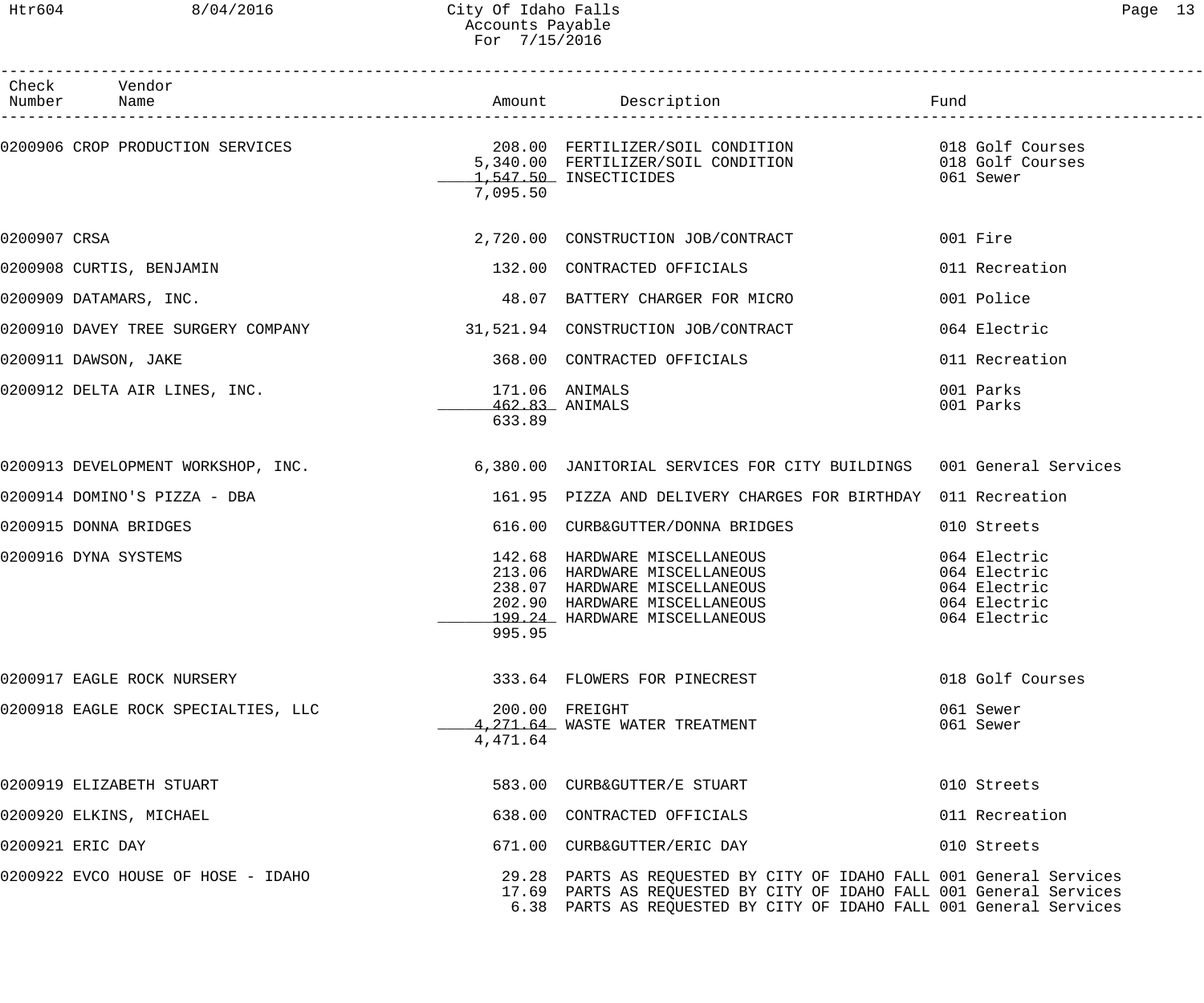City Of Idaho Falls
Accounts Payable
For 7/15/2016

| Check Number | Vendor Name | Amount | Description | Fund |
|---|---|---|---|---|
| 0200906 | CROP PRODUCTION SERVICES | 208.00 | FERTILIZER/SOIL CONDITION | 018 Golf Courses |
| | | 5,340.00 | FERTILIZER/SOIL CONDITION | 018 Golf Courses |
| | | 1,547.50 | INSECTICIDES | 061 Sewer |
| | | 7,095.50 | | |
| 0200907 | CRSA | 2,720.00 | CONSTRUCTION JOB/CONTRACT | 001 Fire |
| 0200908 | CURTIS, BENJAMIN | 132.00 | CONTRACTED OFFICIALS | 011 Recreation |
| 0200909 | DATAMARS, INC. | 48.07 | BATTERY CHARGER FOR MICRO | 001 Police |
| 0200910 | DAVEY TREE SURGERY COMPANY | 31,521.94 | CONSTRUCTION JOB/CONTRACT | 064 Electric |
| 0200911 | DAWSON, JAKE | 368.00 | CONTRACTED OFFICIALS | 011 Recreation |
| 0200912 | DELTA AIR LINES, INC. | 171.06 | ANIMALS | 001 Parks |
| | | 462.83 | ANIMALS | 001 Parks |
| | | 633.89 | | |
| 0200913 | DEVELOPMENT WORKSHOP, INC. | 6,380.00 | JANITORIAL SERVICES FOR CITY BUILDINGS | 001 General Services |
| 0200914 | DOMINO'S PIZZA - DBA | 161.95 | PIZZA AND DELIVERY CHARGES FOR BIRTHDAY | 011 Recreation |
| 0200915 | DONNA BRIDGES | 616.00 | CURB&GUTTER/DONNA BRIDGES | 010 Streets |
| 0200916 | DYNA SYSTEMS | 142.68 | HARDWARE MISCELLANEOUS | 064 Electric |
| | | 213.06 | HARDWARE MISCELLANEOUS | 064 Electric |
| | | 238.07 | HARDWARE MISCELLANEOUS | 064 Electric |
| | | 202.90 | HARDWARE MISCELLANEOUS | 064 Electric |
| | | 199.24 | HARDWARE MISCELLANEOUS | 064 Electric |
| | | 995.95 | | |
| 0200917 | EAGLE ROCK NURSERY | 333.64 | FLOWERS FOR PINECREST | 018 Golf Courses |
| 0200918 | EAGLE ROCK SPECIALTIES, LLC | 200.00 | FREIGHT | 061 Sewer |
| | | 4,271.64 | WASTE WATER TREATMENT | 061 Sewer |
| | | 4,471.64 | | |
| 0200919 | ELIZABETH STUART | 583.00 | CURB&GUTTER/E STUART | 010 Streets |
| 0200920 | ELKINS, MICHAEL | 638.00 | CONTRACTED OFFICIALS | 011 Recreation |
| 0200921 | ERIC DAY | 671.00 | CURB&GUTTER/ERIC DAY | 010 Streets |
| 0200922 | EVCO HOUSE OF HOSE - IDAHO | 29.28 | PARTS AS REQUESTED BY CITY OF IDAHO FALL | 001 General Services |
| | | 17.69 | PARTS AS REQUESTED BY CITY OF IDAHO FALL | 001 General Services |
| | | 6.38 | PARTS AS REQUESTED BY CITY OF IDAHO FALL | 001 General Services |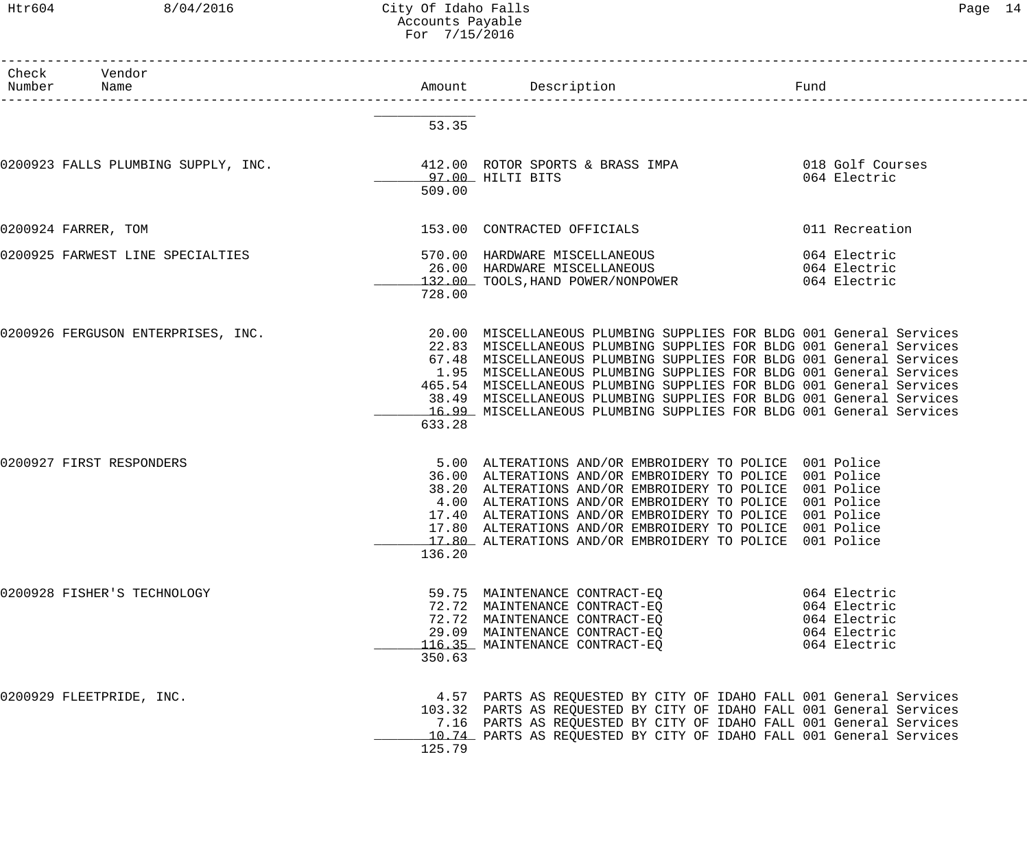| Check Number | Vendor Name | Amount | Description | Fund |
|---|---|---|---|---|
| | | 53.35 | | |
| 0200923 | FALLS PLUMBING SUPPLY, INC. | 412.00 | ROTOR SPORTS & BRASS IMPA | 018 Golf Courses |
| | | 97.00 | HILTI BITS | 064 Electric |
| | | 509.00 | | |
| 0200924 | FARRER, TOM | 153.00 | CONTRACTED OFFICIALS | 011 Recreation |
| 0200925 | FARWEST LINE SPECIALTIES | 570.00 | HARDWARE MISCELLANEOUS | 064 Electric |
| | | 26.00 | HARDWARE MISCELLANEOUS | 064 Electric |
| | | 132.00 | TOOLS,HAND POWER/NONPOWER | 064 Electric |
| | | 728.00 | | |
| 0200926 | FERGUSON ENTERPRISES, INC. | 20.00 | MISCELLANEOUS PLUMBING SUPPLIES FOR BLDG | 001 General Services |
| | | 22.83 | MISCELLANEOUS PLUMBING SUPPLIES FOR BLDG | 001 General Services |
| | | 67.48 | MISCELLANEOUS PLUMBING SUPPLIES FOR BLDG | 001 General Services |
| | | 1.95 | MISCELLANEOUS PLUMBING SUPPLIES FOR BLDG | 001 General Services |
| | | 465.54 | MISCELLANEOUS PLUMBING SUPPLIES FOR BLDG | 001 General Services |
| | | 38.49 | MISCELLANEOUS PLUMBING SUPPLIES FOR BLDG | 001 General Services |
| | | 16.99 | MISCELLANEOUS PLUMBING SUPPLIES FOR BLDG | 001 General Services |
| | | 633.28 | | |
| 0200927 | FIRST RESPONDERS | 5.00 | ALTERATIONS AND/OR EMBROIDERY TO POLICE | 001 Police |
| | | 36.00 | ALTERATIONS AND/OR EMBROIDERY TO POLICE | 001 Police |
| | | 38.20 | ALTERATIONS AND/OR EMBROIDERY TO POLICE | 001 Police |
| | | 4.00 | ALTERATIONS AND/OR EMBROIDERY TO POLICE | 001 Police |
| | | 17.40 | ALTERATIONS AND/OR EMBROIDERY TO POLICE | 001 Police |
| | | 17.80 | ALTERATIONS AND/OR EMBROIDERY TO POLICE | 001 Police |
| | | 17.80 | ALTERATIONS AND/OR EMBROIDERY TO POLICE | 001 Police |
| | | 136.20 | | |
| 0200928 | FISHER'S TECHNOLOGY | 59.75 | MAINTENANCE CONTRACT-EQ | 064 Electric |
| | | 72.72 | MAINTENANCE CONTRACT-EQ | 064 Electric |
| | | 72.72 | MAINTENANCE CONTRACT-EQ | 064 Electric |
| | | 29.09 | MAINTENANCE CONTRACT-EQ | 064 Electric |
| | | 116.35 | MAINTENANCE CONTRACT-EQ | 064 Electric |
| | | 350.63 | | |
| 0200929 | FLEETPRIDE, INC. | 4.57 | PARTS AS REQUESTED BY CITY OF IDAHO FALL | 001 General Services |
| | | 103.32 | PARTS AS REQUESTED BY CITY OF IDAHO FALL | 001 General Services |
| | | 7.16 | PARTS AS REQUESTED BY CITY OF IDAHO FALL | 001 General Services |
| | | 10.74 | PARTS AS REQUESTED BY CITY OF IDAHO FALL | 001 General Services |
| | | 125.79 | | |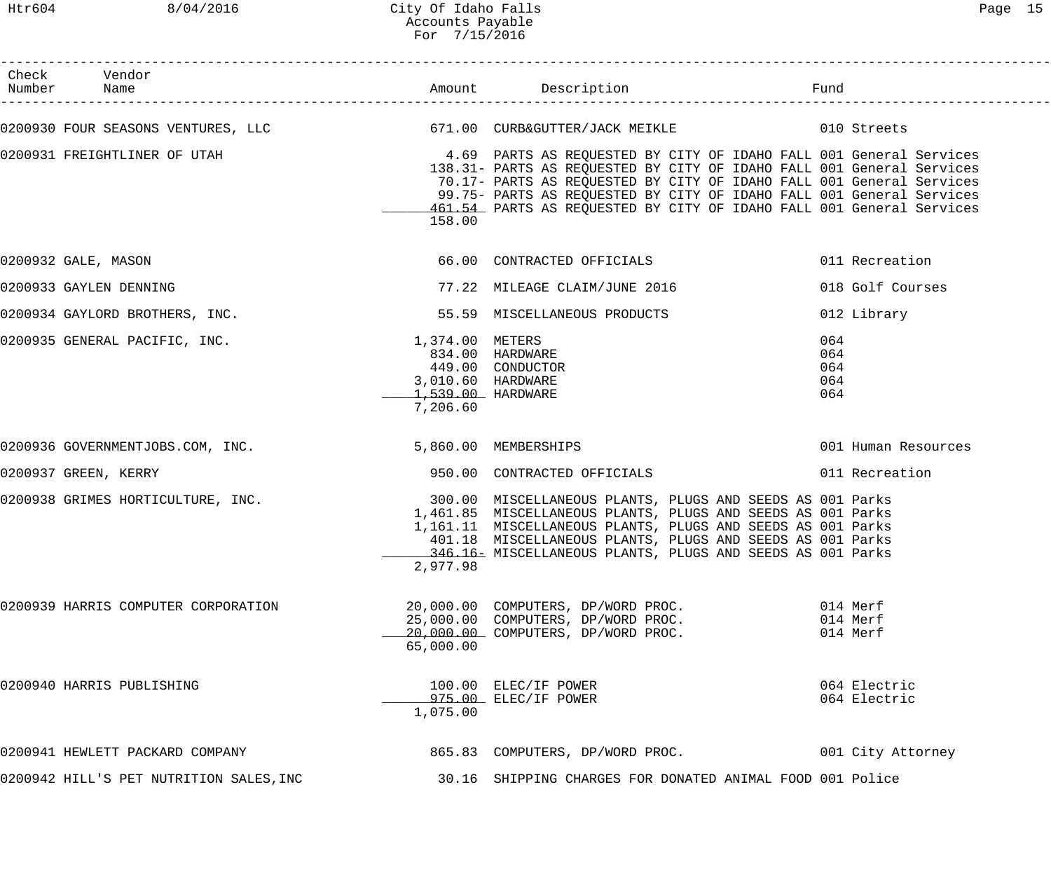City Of Idaho Falls
Accounts Payable
For 7/15/2016

| Check Number | Vendor Name | Amount | Description | Fund |
|---|---|---|---|---|
| 0200930 | FOUR SEASONS VENTURES, LLC | 671.00 | CURB&GUTTER/JACK MEIKLE | 010 Streets |
| 0200931 | FREIGHTLINER OF UTAH | 4.69 | PARTS AS REQUESTED BY CITY OF IDAHO FALL | 001 General Services |
| | | 138.31- | PARTS AS REQUESTED BY CITY OF IDAHO FALL | 001 General Services |
| | | 70.17- | PARTS AS REQUESTED BY CITY OF IDAHO FALL | 001 General Services |
| | | 99.75- | PARTS AS REQUESTED BY CITY OF IDAHO FALL | 001 General Services |
| | | 461.54 | PARTS AS REQUESTED BY CITY OF IDAHO FALL | 001 General Services |
| | | 158.00 | | |
| 0200932 | GALE, MASON | 66.00 | CONTRACTED OFFICIALS | 011 Recreation |
| 0200933 | GAYLEN DENNING | 77.22 | MILEAGE CLAIM/JUNE 2016 | 018 Golf Courses |
| 0200934 | GAYLORD BROTHERS, INC. | 55.59 | MISCELLANEOUS PRODUCTS | 012 Library |
| 0200935 | GENERAL PACIFIC, INC. | 1,374.00 | METERS | 064 |
| | | 834.00 | HARDWARE | 064 |
| | | 449.00 | CONDUCTOR | 064 |
| | | 3,010.60 | HARDWARE | 064 |
| | | 1,539.00 | HARDWARE | 064 |
| | | 7,206.60 | | |
| 0200936 | GOVERNMENTJOBS.COM, INC. | 5,860.00 | MEMBERSHIPS | 001 Human Resources |
| 0200937 | GREEN, KERRY | 950.00 | CONTRACTED OFFICIALS | 011 Recreation |
| 0200938 | GRIMES HORTICULTURE, INC. | 300.00 | MISCELLANEOUS PLANTS, PLUGS AND SEEDS AS | 001 Parks |
| | | 1,461.85 | MISCELLANEOUS PLANTS, PLUGS AND SEEDS AS | 001 Parks |
| | | 1,161.11 | MISCELLANEOUS PLANTS, PLUGS AND SEEDS AS | 001 Parks |
| | | 401.18 | MISCELLANEOUS PLANTS, PLUGS AND SEEDS AS | 001 Parks |
| | | 346.16- | MISCELLANEOUS PLANTS, PLUGS AND SEEDS AS | 001 Parks |
| | | 2,977.98 | | |
| 0200939 | HARRIS COMPUTER CORPORATION | 20,000.00 | COMPUTERS, DP/WORD PROC. | 014 Merf |
| | | 25,000.00 | COMPUTERS, DP/WORD PROC. | 014 Merf |
| | | 20,000.00 | COMPUTERS, DP/WORD PROC. | 014 Merf |
| | | 65,000.00 | | |
| 0200940 | HARRIS PUBLISHING | 100.00 | ELEC/IF POWER | 064 Electric |
| | | 975.00 | ELEC/IF POWER | 064 Electric |
| | | 1,075.00 | | |
| 0200941 | HEWLETT PACKARD COMPANY | 865.83 | COMPUTERS, DP/WORD PROC. | 001 City Attorney |
| 0200942 | HILL'S PET NUTRITION SALES,INC | 30.16 | SHIPPING CHARGES FOR DONATED ANIMAL FOOD | 001 Police |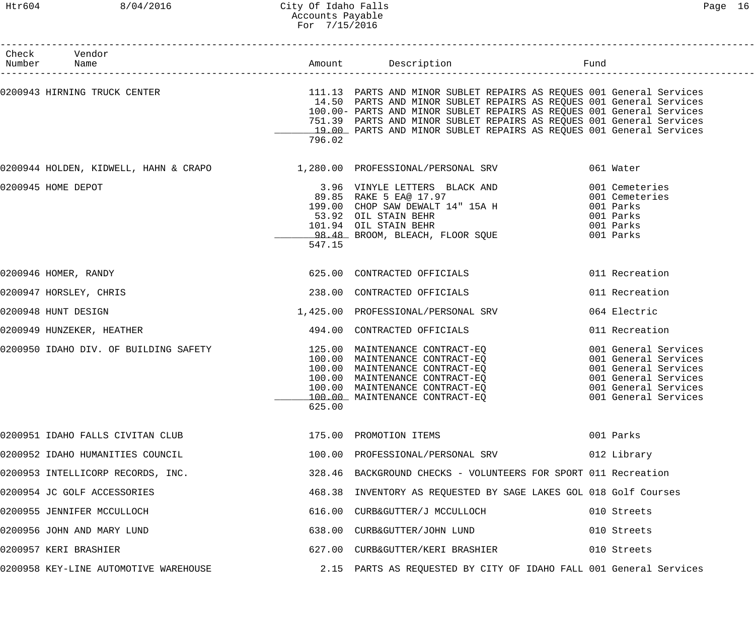# City Of Idaho Falls
## Accounts Payable
### For 7/15/2016

| Check Number | Vendor Name | Amount | Description | Fund |
|---|---|---|---|---|
| 0200943 | HIRNING TRUCK CENTER | 111.13 | PARTS AND MINOR SUBLET REPAIRS AS REQUES | 001 General Services |
| | | 14.50 | PARTS AND MINOR SUBLET REPAIRS AS REQUES | 001 General Services |
| | | 100.00- | PARTS AND MINOR SUBLET REPAIRS AS REQUES | 001 General Services |
| | | 751.39 | PARTS AND MINOR SUBLET REPAIRS AS REQUES | 001 General Services |
| | | 19.00 | PARTS AND MINOR SUBLET REPAIRS AS REQUES | 001 General Services |
| | | 796.02 | | |
| 0200944 | HOLDEN, KIDWELL, HAHN & CRAPO | 1,280.00 | PROFESSIONAL/PERSONAL SRV | 061 Water |
| 0200945 | HOME DEPOT | 3.96 | VINYLE LETTERS BLACK AND | 001 Cemeteries |
| | | 89.85 | RAKE 5 EA@ 17.97 | 001 Cemeteries |
| | | 199.00 | CHOP SAW DEWALT 14" 15A H | 001 Parks |
| | | 53.92 | OIL STAIN BEHR | 001 Parks |
| | | 101.94 | OIL STAIN BEHR | 001 Parks |
| | | 98.48 | BROOM, BLEACH, FLOOR SQUE | 001 Parks |
| | | 547.15 | | |
| 0200946 | HOMER, RANDY | 625.00 | CONTRACTED OFFICIALS | 011 Recreation |
| 0200947 | HORSLEY, CHRIS | 238.00 | CONTRACTED OFFICIALS | 011 Recreation |
| 0200948 | HUNT DESIGN | 1,425.00 | PROFESSIONAL/PERSONAL SRV | 064 Electric |
| 0200949 | HUNZEKER, HEATHER | 494.00 | CONTRACTED OFFICIALS | 011 Recreation |
| 0200950 | IDAHO DIV. OF BUILDING SAFETY | 125.00 | MAINTENANCE CONTRACT-EQ | 001 General Services |
| | | 100.00 | MAINTENANCE CONTRACT-EQ | 001 General Services |
| | | 100.00 | MAINTENANCE CONTRACT-EQ | 001 General Services |
| | | 100.00 | MAINTENANCE CONTRACT-EQ | 001 General Services |
| | | 100.00 | MAINTENANCE CONTRACT-EQ | 001 General Services |
| | | 100.00 | MAINTENANCE CONTRACT-EQ | 001 General Services |
| | | 625.00 | | |
| 0200951 | IDAHO FALLS CIVITAN CLUB | 175.00 | PROMOTION ITEMS | 001 Parks |
| 0200952 | IDAHO HUMANITIES COUNCIL | 100.00 | PROFESSIONAL/PERSONAL SRV | 012 Library |
| 0200953 | INTELLICORP RECORDS, INC. | 328.46 | BACKGROUND CHECKS - VOLUNTEERS FOR SPORT | 011 Recreation |
| 0200954 | JC GOLF ACCESSORIES | 468.38 | INVENTORY AS REQUESTED BY SAGE LAKES GOL | 018 Golf Courses |
| 0200955 | JENNIFER MCCULLOCH | 616.00 | CURB&GUTTER/J MCCULLOCH | 010 Streets |
| 0200956 | JOHN AND MARY LUND | 638.00 | CURB&GUTTER/JOHN LUND | 010 Streets |
| 0200957 | KERI BRASHIER | 627.00 | CURB&GUTTER/KERI BRASHIER | 010 Streets |
| 0200958 | KEY-LINE AUTOMOTIVE WAREHOUSE | 2.15 | PARTS AS REQUESTED BY CITY OF IDAHO FALL | 001 General Services |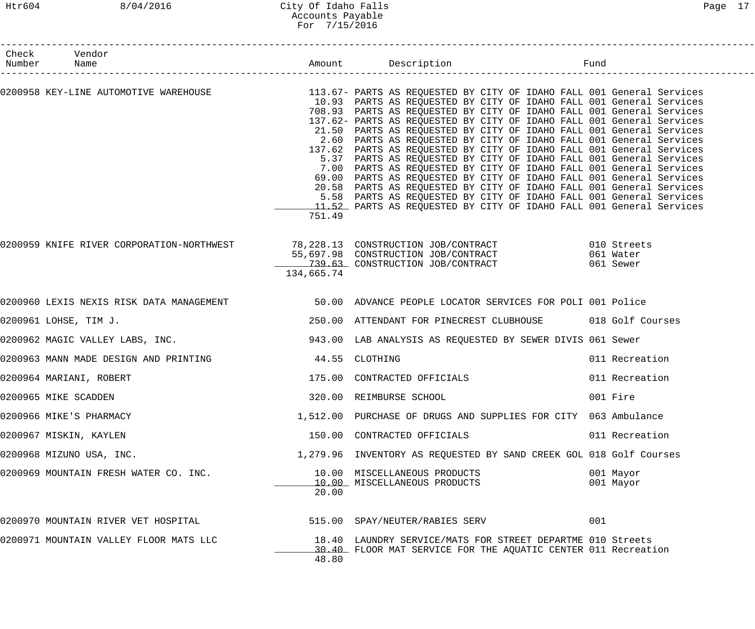| Check Number | Vendor Name | Amount | Description | Fund |
|---|---|---|---|---|
| 0200958 | KEY-LINE AUTOMOTIVE WAREHOUSE | 113.67- | PARTS AS REQUESTED BY CITY OF IDAHO FALL | 001 General Services |
| | | 10.93 | PARTS AS REQUESTED BY CITY OF IDAHO FALL | 001 General Services |
| | | 708.93 | PARTS AS REQUESTED BY CITY OF IDAHO FALL | 001 General Services |
| | | 137.62- | PARTS AS REQUESTED BY CITY OF IDAHO FALL | 001 General Services |
| | | 21.50 | PARTS AS REQUESTED BY CITY OF IDAHO FALL | 001 General Services |
| | | 2.60 | PARTS AS REQUESTED BY CITY OF IDAHO FALL | 001 General Services |
| | | 137.62 | PARTS AS REQUESTED BY CITY OF IDAHO FALL | 001 General Services |
| | | 5.37 | PARTS AS REQUESTED BY CITY OF IDAHO FALL | 001 General Services |
| | | 7.00 | PARTS AS REQUESTED BY CITY OF IDAHO FALL | 001 General Services |
| | | 69.00 | PARTS AS REQUESTED BY CITY OF IDAHO FALL | 001 General Services |
| | | 20.58 | PARTS AS REQUESTED BY CITY OF IDAHO FALL | 001 General Services |
| | | 5.58 | PARTS AS REQUESTED BY CITY OF IDAHO FALL | 001 General Services |
| | | 11.52 | PARTS AS REQUESTED BY CITY OF IDAHO FALL | 001 General Services |
| | | 751.49 | | |
| 0200959 | KNIFE RIVER CORPORATION-NORTHWEST | 78,228.13 | CONSTRUCTION JOB/CONTRACT | 010 Streets |
| | | 55,697.98 | CONSTRUCTION JOB/CONTRACT | 061 Water |
| | | 739.63 | CONSTRUCTION JOB/CONTRACT | 061 Sewer |
| | | 134,665.74 | | |
| 0200960 | LEXIS NEXIS RISK DATA MANAGEMENT | 50.00 | ADVANCE PEOPLE LOCATOR SERVICES FOR POLI | 001 Police |
| 0200961 | LOHSE, TIM J. | 250.00 | ATTENDANT FOR PINECREST CLUBHOUSE | 018 Golf Courses |
| 0200962 | MAGIC VALLEY LABS, INC. | 943.00 | LAB ANALYSIS AS REQUESTED BY SEWER DIVIS | 061 Sewer |
| 0200963 | MANN MADE DESIGN AND PRINTING | 44.55 | CLOTHING | 011 Recreation |
| 0200964 | MARIANI, ROBERT | 175.00 | CONTRACTED OFFICIALS | 011 Recreation |
| 0200965 | MIKE SCADDEN | 320.00 | REIMBURSE SCHOOL | 001 Fire |
| 0200966 | MIKE'S PHARMACY | 1,512.00 | PURCHASE OF DRUGS AND SUPPLIES FOR CITY | 063 Ambulance |
| 0200967 | MISKIN, KAYLEN | 150.00 | CONTRACTED OFFICIALS | 011 Recreation |
| 0200968 | MIZUNO USA, INC. | 1,279.96 | INVENTORY AS REQUESTED BY SAND CREEK GOL | 018 Golf Courses |
| 0200969 | MOUNTAIN FRESH WATER CO. INC. | 10.00 | MISCELLANEOUS PRODUCTS | 001 Mayor |
| | | 10.00 | MISCELLANEOUS PRODUCTS | 001 Mayor |
| | | 20.00 | | |
| 0200970 | MOUNTAIN RIVER VET HOSPITAL | 515.00 | SPAY/NEUTER/RABIES SERV | 001 |
| 0200971 | MOUNTAIN VALLEY FLOOR MATS LLC | 18.40 | LAUNDRY SERVICE/MATS FOR STREET DEPARTME | 010 Streets |
| | | 30.40 | FLOOR MAT SERVICE FOR THE AQUATIC CENTER | 011 Recreation |
| | | 48.80 | | |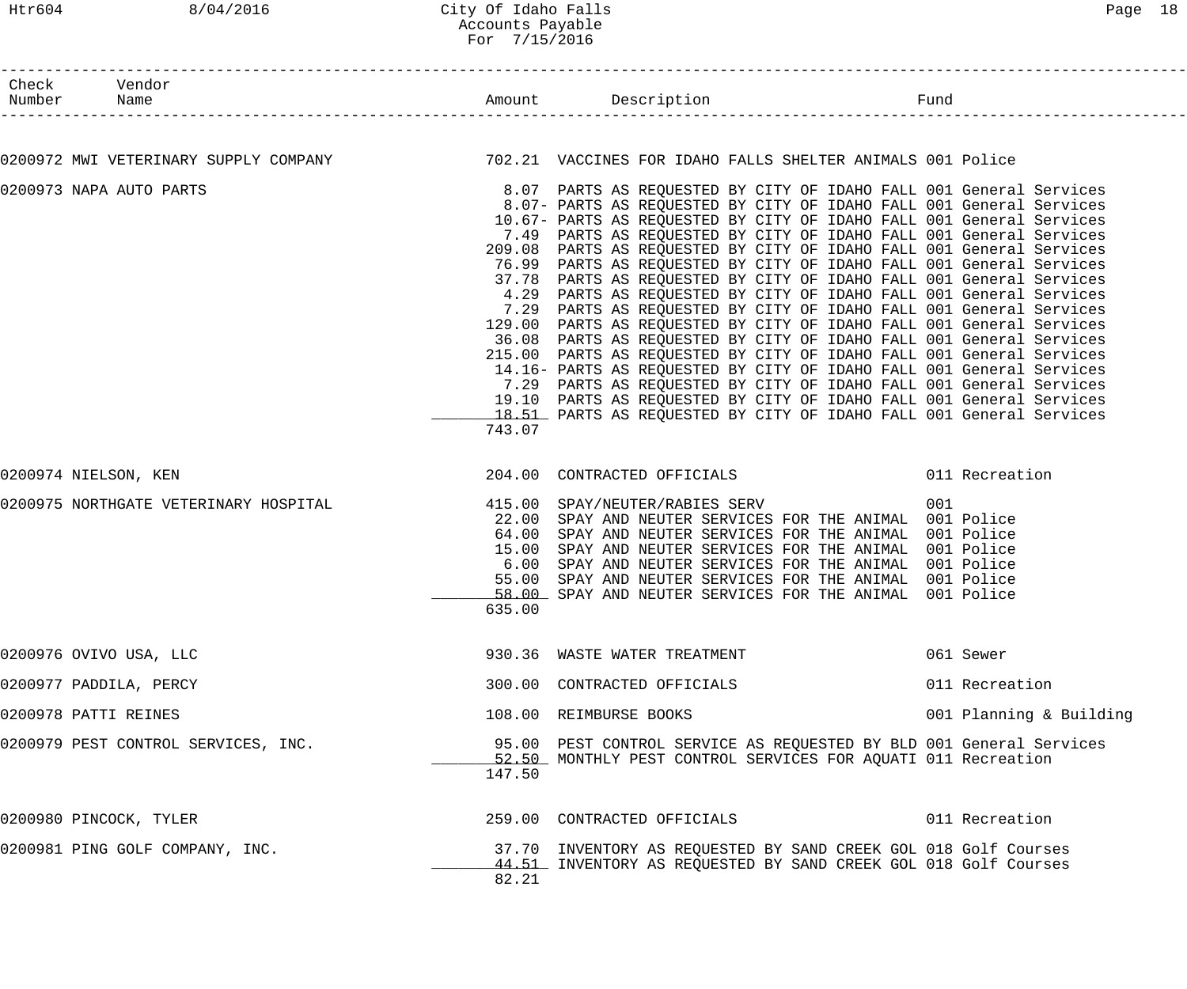| Check Number | Vendor Name | Amount | Description | Fund |
|---|---|---|---|---|
| 0200972 | MWI VETERINARY SUPPLY COMPANY | 702.21 | VACCINES FOR IDAHO FALLS SHELTER ANIMALS | 001 Police |
| 0200973 | NAPA AUTO PARTS | 8.07 | PARTS AS REQUESTED BY CITY OF IDAHO FALL | 001 General Services |
| | | 8.07- | PARTS AS REQUESTED BY CITY OF IDAHO FALL | 001 General Services |
| | | 10.67- | PARTS AS REQUESTED BY CITY OF IDAHO FALL | 001 General Services |
| | | 7.49 | PARTS AS REQUESTED BY CITY OF IDAHO FALL | 001 General Services |
| | | 209.08 | PARTS AS REQUESTED BY CITY OF IDAHO FALL | 001 General Services |
| | | 76.99 | PARTS AS REQUESTED BY CITY OF IDAHO FALL | 001 General Services |
| | | 37.78 | PARTS AS REQUESTED BY CITY OF IDAHO FALL | 001 General Services |
| | | 4.29 | PARTS AS REQUESTED BY CITY OF IDAHO FALL | 001 General Services |
| | | 7.29 | PARTS AS REQUESTED BY CITY OF IDAHO FALL | 001 General Services |
| | | 129.00 | PARTS AS REQUESTED BY CITY OF IDAHO FALL | 001 General Services |
| | | 36.08 | PARTS AS REQUESTED BY CITY OF IDAHO FALL | 001 General Services |
| | | 215.00 | PARTS AS REQUESTED BY CITY OF IDAHO FALL | 001 General Services |
| | | 14.16- | PARTS AS REQUESTED BY CITY OF IDAHO FALL | 001 General Services |
| | | 7.29 | PARTS AS REQUESTED BY CITY OF IDAHO FALL | 001 General Services |
| | | 19.10 | PARTS AS REQUESTED BY CITY OF IDAHO FALL | 001 General Services |
| | | 18.51 | PARTS AS REQUESTED BY CITY OF IDAHO FALL | 001 General Services |
| | | 743.07 | | |
| 0200974 | NIELSON, KEN | 204.00 | CONTRACTED OFFICIALS | 011 Recreation |
| 0200975 | NORTHGATE VETERINARY HOSPITAL | 415.00 | SPAY/NEUTER/RABIES SERV | 001 |
| | | 22.00 | SPAY AND NEUTER SERVICES FOR THE ANIMAL | 001 Police |
| | | 64.00 | SPAY AND NEUTER SERVICES FOR THE ANIMAL | 001 Police |
| | | 15.00 | SPAY AND NEUTER SERVICES FOR THE ANIMAL | 001 Police |
| | | 6.00 | SPAY AND NEUTER SERVICES FOR THE ANIMAL | 001 Police |
| | | 55.00 | SPAY AND NEUTER SERVICES FOR THE ANIMAL | 001 Police |
| | | 58.00 | SPAY AND NEUTER SERVICES FOR THE ANIMAL | 001 Police |
| | | 635.00 | | |
| 0200976 | OVIVO USA, LLC | 930.36 | WASTE WATER TREATMENT | 061 Sewer |
| 0200977 | PADDILA, PERCY | 300.00 | CONTRACTED OFFICIALS | 011 Recreation |
| 0200978 | PATTI REINES | 108.00 | REIMBURSE BOOKS | 001 Planning & Building |
| 0200979 | PEST CONTROL SERVICES, INC. | 95.00 | PEST CONTROL SERVICE AS REQUESTED BY BLD | 001 General Services |
| | | 52.50 | MONTHLY PEST CONTROL SERVICES FOR AQUATI | 011 Recreation |
| | | 147.50 | | |
| 0200980 | PINCOCK, TYLER | 259.00 | CONTRACTED OFFICIALS | 011 Recreation |
| 0200981 | PING GOLF COMPANY, INC. | 37.70 | INVENTORY AS REQUESTED BY SAND CREEK GOL | 018 Golf Courses |
| | | 44.51 | INVENTORY AS REQUESTED BY SAND CREEK GOL | 018 Golf Courses |
| | | 82.21 | | |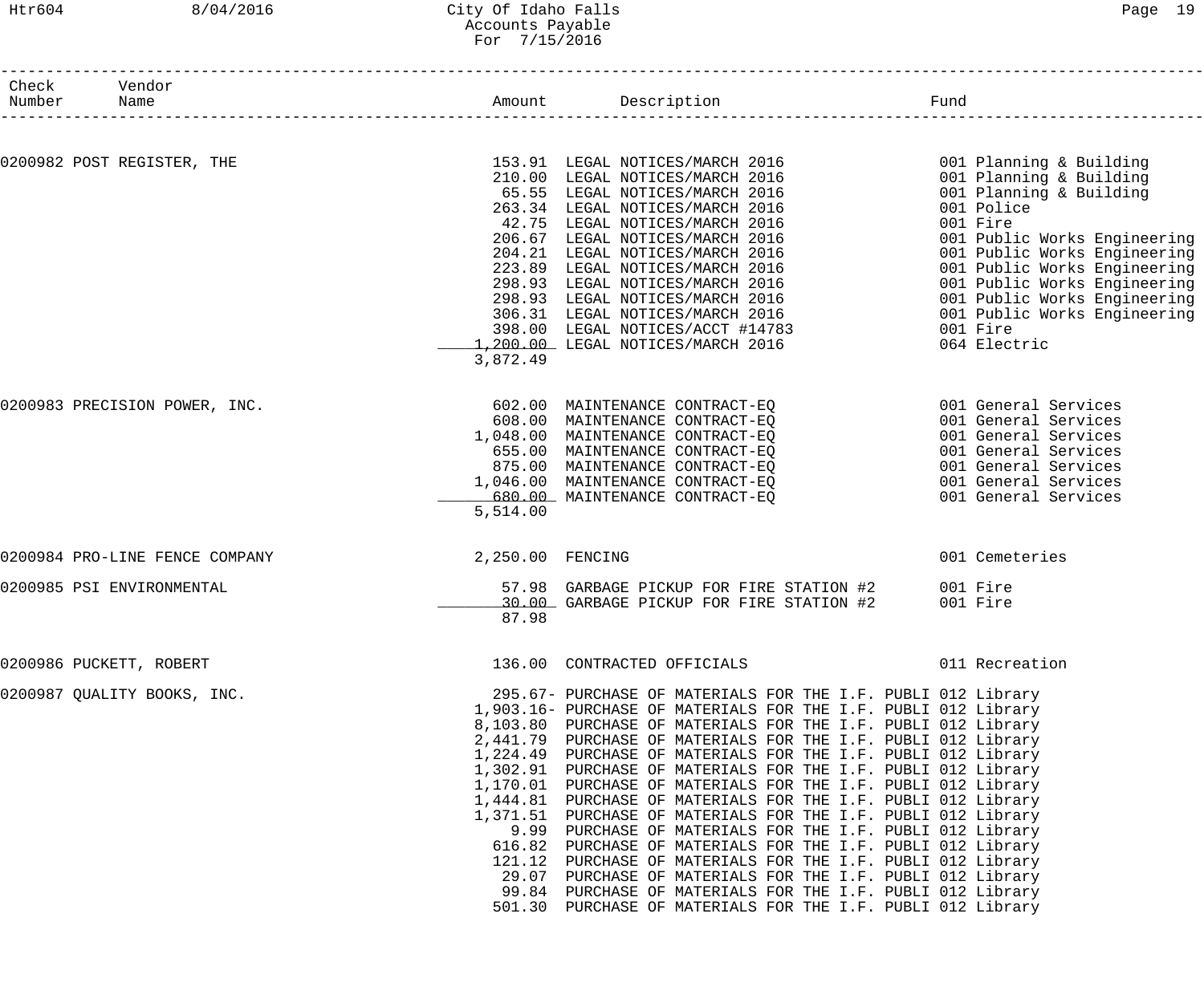# City Of Idaho Falls
## Accounts Payable
### For 7/15/2016

| Check Number | Vendor Name | Amount | Description | Fund |
|---|---|---|---|---|
| 0200982 | POST REGISTER, THE | 153.91 | LEGAL NOTICES/MARCH 2016 | 001 Planning & Building |
| | | 210.00 | LEGAL NOTICES/MARCH 2016 | 001 Planning & Building |
| | | 65.55 | LEGAL NOTICES/MARCH 2016 | 001 Planning & Building |
| | | 263.34 | LEGAL NOTICES/MARCH 2016 | 001 Police |
| | | 42.75 | LEGAL NOTICES/MARCH 2016 | 001 Fire |
| | | 206.67 | LEGAL NOTICES/MARCH 2016 | 001 Public Works Engineering |
| | | 204.21 | LEGAL NOTICES/MARCH 2016 | 001 Public Works Engineering |
| | | 223.89 | LEGAL NOTICES/MARCH 2016 | 001 Public Works Engineering |
| | | 298.93 | LEGAL NOTICES/MARCH 2016 | 001 Public Works Engineering |
| | | 298.93 | LEGAL NOTICES/MARCH 2016 | 001 Public Works Engineering |
| | | 306.31 | LEGAL NOTICES/MARCH 2016 | 001 Public Works Engineering |
| | | 398.00 | LEGAL NOTICES/ACCT #14783 | 001 Fire |
| | | 1,200.00 | LEGAL NOTICES/MARCH 2016 | 064 Electric |
| | | 3,872.49 | | |
| 0200983 | PRECISION POWER, INC. | 602.00 | MAINTENANCE CONTRACT-EQ | 001 General Services |
| | | 608.00 | MAINTENANCE CONTRACT-EQ | 001 General Services |
| | | 1,048.00 | MAINTENANCE CONTRACT-EQ | 001 General Services |
| | | 655.00 | MAINTENANCE CONTRACT-EQ | 001 General Services |
| | | 875.00 | MAINTENANCE CONTRACT-EQ | 001 General Services |
| | | 1,046.00 | MAINTENANCE CONTRACT-EQ | 001 General Services |
| | | 680.00 | MAINTENANCE CONTRACT-EQ | 001 General Services |
| | | 5,514.00 | | |
| 0200984 | PRO-LINE FENCE COMPANY | 2,250.00 | FENCING | 001 Cemeteries |
| 0200985 | PSI ENVIRONMENTAL | 57.98 | GARBAGE PICKUP FOR FIRE STATION #2 | 001 Fire |
| | | 30.00 | GARBAGE PICKUP FOR FIRE STATION #2 | 001 Fire |
| | | 87.98 | | |
| 0200986 | PUCKETT, ROBERT | 136.00 | CONTRACTED OFFICIALS | 011 Recreation |
| 0200987 | QUALITY BOOKS, INC. | 295.67- | PURCHASE OF MATERIALS FOR THE I.F. PUBLI | 012 Library |
| | | 1,903.16- | PURCHASE OF MATERIALS FOR THE I.F. PUBLI | 012 Library |
| | | 8,103.80 | PURCHASE OF MATERIALS FOR THE I.F. PUBLI | 012 Library |
| | | 2,441.79 | PURCHASE OF MATERIALS FOR THE I.F. PUBLI | 012 Library |
| | | 1,224.49 | PURCHASE OF MATERIALS FOR THE I.F. PUBLI | 012 Library |
| | | 1,302.91 | PURCHASE OF MATERIALS FOR THE I.F. PUBLI | 012 Library |
| | | 1,170.01 | PURCHASE OF MATERIALS FOR THE I.F. PUBLI | 012 Library |
| | | 1,444.81 | PURCHASE OF MATERIALS FOR THE I.F. PUBLI | 012 Library |
| | | 1,371.51 | PURCHASE OF MATERIALS FOR THE I.F. PUBLI | 012 Library |
| | | 9.99 | PURCHASE OF MATERIALS FOR THE I.F. PUBLI | 012 Library |
| | | 616.82 | PURCHASE OF MATERIALS FOR THE I.F. PUBLI | 012 Library |
| | | 121.12 | PURCHASE OF MATERIALS FOR THE I.F. PUBLI | 012 Library |
| | | 29.07 | PURCHASE OF MATERIALS FOR THE I.F. PUBLI | 012 Library |
| | | 99.84 | PURCHASE OF MATERIALS FOR THE I.F. PUBLI | 012 Library |
| | | 501.30 | PURCHASE OF MATERIALS FOR THE I.F. PUBLI | 012 Library |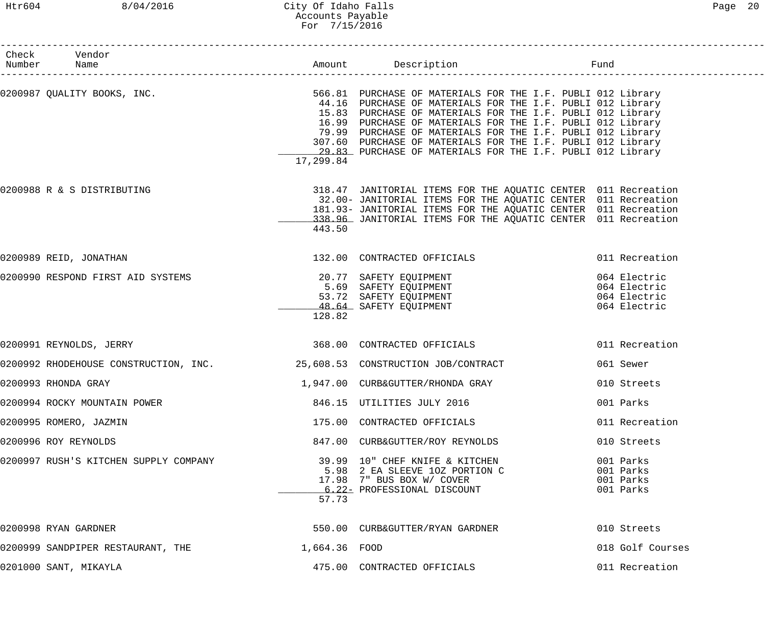# City Of Idaho Falls
## Accounts Payable
### For 7/15/2016

| Check Number | Vendor Name | Amount | Description | Fund |
|---|---|---|---|---|
| 0200987 | QUALITY BOOKS, INC. | 566.81 | PURCHASE OF MATERIALS FOR THE I.F. PUBLI | 012 Library |
| | | 44.16 | PURCHASE OF MATERIALS FOR THE I.F. PUBLI | 012 Library |
| | | 15.83 | PURCHASE OF MATERIALS FOR THE I.F. PUBLI | 012 Library |
| | | 16.99 | PURCHASE OF MATERIALS FOR THE I.F. PUBLI | 012 Library |
| | | 79.99 | PURCHASE OF MATERIALS FOR THE I.F. PUBLI | 012 Library |
| | | 307.60 | PURCHASE OF MATERIALS FOR THE I.F. PUBLI | 012 Library |
| | | 29.83 | PURCHASE OF MATERIALS FOR THE I.F. PUBLI | 012 Library |
| | | 17,299.84 | | |
| 0200988 | R & S DISTRIBUTING | 318.47 | JANITORIAL ITEMS FOR THE AQUATIC CENTER | 011 Recreation |
| | | 32.00- | JANITORIAL ITEMS FOR THE AQUATIC CENTER | 011 Recreation |
| | | 181.93- | JANITORIAL ITEMS FOR THE AQUATIC CENTER | 011 Recreation |
| | | 338.96 | JANITORIAL ITEMS FOR THE AQUATIC CENTER | 011 Recreation |
| | | 443.50 | | |
| 0200989 | REID, JONATHAN | 132.00 | CONTRACTED OFFICIALS | 011 Recreation |
| 0200990 | RESPOND FIRST AID SYSTEMS | 20.77 | SAFETY EQUIPMENT | 064 Electric |
| | | 5.69 | SAFETY EQUIPMENT | 064 Electric |
| | | 53.72 | SAFETY EQUIPMENT | 064 Electric |
| | | 48.64 | SAFETY EQUIPMENT | 064 Electric |
| | | 128.82 | | |
| 0200991 | REYNOLDS, JERRY | 368.00 | CONTRACTED OFFICIALS | 011 Recreation |
| 0200992 | RHODEHOUSE CONSTRUCTION, INC. | 25,608.53 | CONSTRUCTION JOB/CONTRACT | 061 Sewer |
| 0200993 | RHONDA GRAY | 1,947.00 | CURB&GUTTER/RHONDA GRAY | 010 Streets |
| 0200994 | ROCKY MOUNTAIN POWER | 846.15 | UTILITIES JULY 2016 | 001 Parks |
| 0200995 | ROMERO, JAZMIN | 175.00 | CONTRACTED OFFICIALS | 011 Recreation |
| 0200996 | ROY REYNOLDS | 847.00 | CURB&GUTTER/ROY REYNOLDS | 010 Streets |
| 0200997 | RUSH'S KITCHEN SUPPLY COMPANY | 39.99 | 10" CHEF KNIFE & KITCHEN | 001 Parks |
| | | 5.98 | 2 EA SLEEVE 1OZ PORTION C | 001 Parks |
| | | 17.98 | 7" BUS BOX W/ COVER | 001 Parks |
| | | 6.22- | PROFESSIONAL DISCOUNT | 001 Parks |
| | | 57.73 | | |
| 0200998 | RYAN GARDNER | 550.00 | CURB&GUTTER/RYAN GARDNER | 010 Streets |
| 0200999 | SANDPIPER RESTAURANT, THE | 1,664.36 | FOOD | 018 Golf Courses |
| 0201000 | SANT, MIKAYLA | 475.00 | CONTRACTED OFFICIALS | 011 Recreation |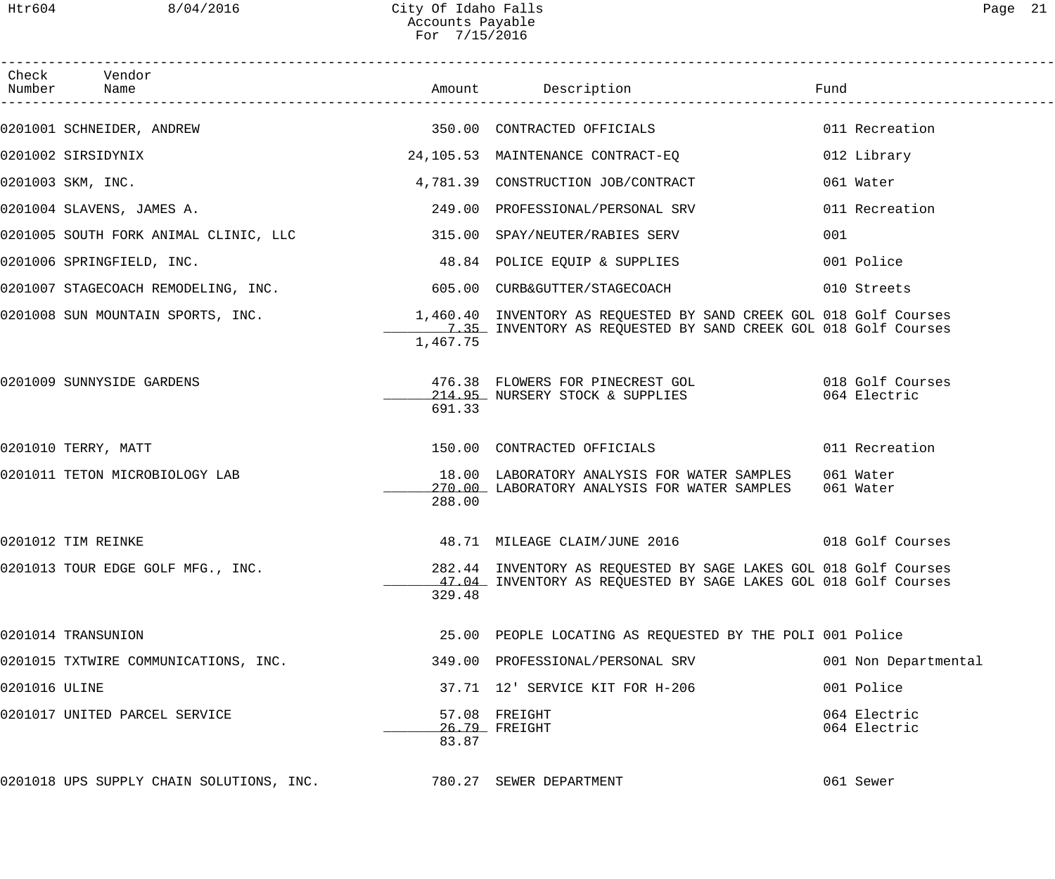| Check Number | Vendor Name | Amount | Description | Fund |
|---|---|---|---|---|
| 0201001 | SCHNEIDER, ANDREW | 350.00 | CONTRACTED OFFICIALS | 011 Recreation |
| 0201002 | SIRSIDYNIX | 24,105.53 | MAINTENANCE CONTRACT-EQ | 012 Library |
| 0201003 | SKM, INC. | 4,781.39 | CONSTRUCTION JOB/CONTRACT | 061 Water |
| 0201004 | SLAVENS, JAMES A. | 249.00 | PROFESSIONAL/PERSONAL SRV | 011 Recreation |
| 0201005 | SOUTH FORK ANIMAL CLINIC, LLC | 315.00 | SPAY/NEUTER/RABIES SERV | 001 |
| 0201006 | SPRINGFIELD, INC. | 48.84 | POLICE EQUIP & SUPPLIES | 001 Police |
| 0201007 | STAGECOACH REMODELING, INC. | 605.00 | CURB&GUTTER/STAGECOACH | 010 Streets |
| 0201008 | SUN MOUNTAIN SPORTS, INC. | 1,460.40 | INVENTORY AS REQUESTED BY SAND CREEK GOL | 018 Golf Courses |
| | | 7.35 | INVENTORY AS REQUESTED BY SAND CREEK GOL | 018 Golf Courses |
| | | 1,467.75 | | |
| 0201009 | SUNNYSIDE GARDENS | 476.38 | FLOWERS FOR PINECREST GOL | 018 Golf Courses |
| | | 214.95 | NURSERY STOCK & SUPPLIES | 064 Electric |
| | | 691.33 | | |
| 0201010 | TERRY, MATT | 150.00 | CONTRACTED OFFICIALS | 011 Recreation |
| 0201011 | TETON MICROBIOLOGY LAB | 18.00 | LABORATORY ANALYSIS FOR WATER SAMPLES | 061 Water |
| | | 270.00 | LABORATORY ANALYSIS FOR WATER SAMPLES | 061 Water |
| | | 288.00 | | |
| 0201012 | TIM REINKE | 48.71 | MILEAGE CLAIM/JUNE 2016 | 018 Golf Courses |
| 0201013 | TOUR EDGE GOLF MFG., INC. | 282.44 | INVENTORY AS REQUESTED BY SAGE LAKES GOL | 018 Golf Courses |
| | | 47.04 | INVENTORY AS REQUESTED BY SAGE LAKES GOL | 018 Golf Courses |
| | | 329.48 | | |
| 0201014 | TRANSUNION | 25.00 | PEOPLE LOCATING AS REQUESTED BY THE POLI | 001 Police |
| 0201015 | TXTWIRE COMMUNICATIONS, INC. | 349.00 | PROFESSIONAL/PERSONAL SRV | 001 Non Departmental |
| 0201016 | ULINE | 37.71 | 12' SERVICE KIT FOR H-206 | 001 Police |
| 0201017 | UNITED PARCEL SERVICE | 57.08 | FREIGHT | 064 Electric |
| | | 26.79 | FREIGHT | 064 Electric |
| | | 83.87 | | |
| 0201018 | UPS SUPPLY CHAIN SOLUTIONS, INC. | 780.27 | SEWER DEPARTMENT | 061 Sewer |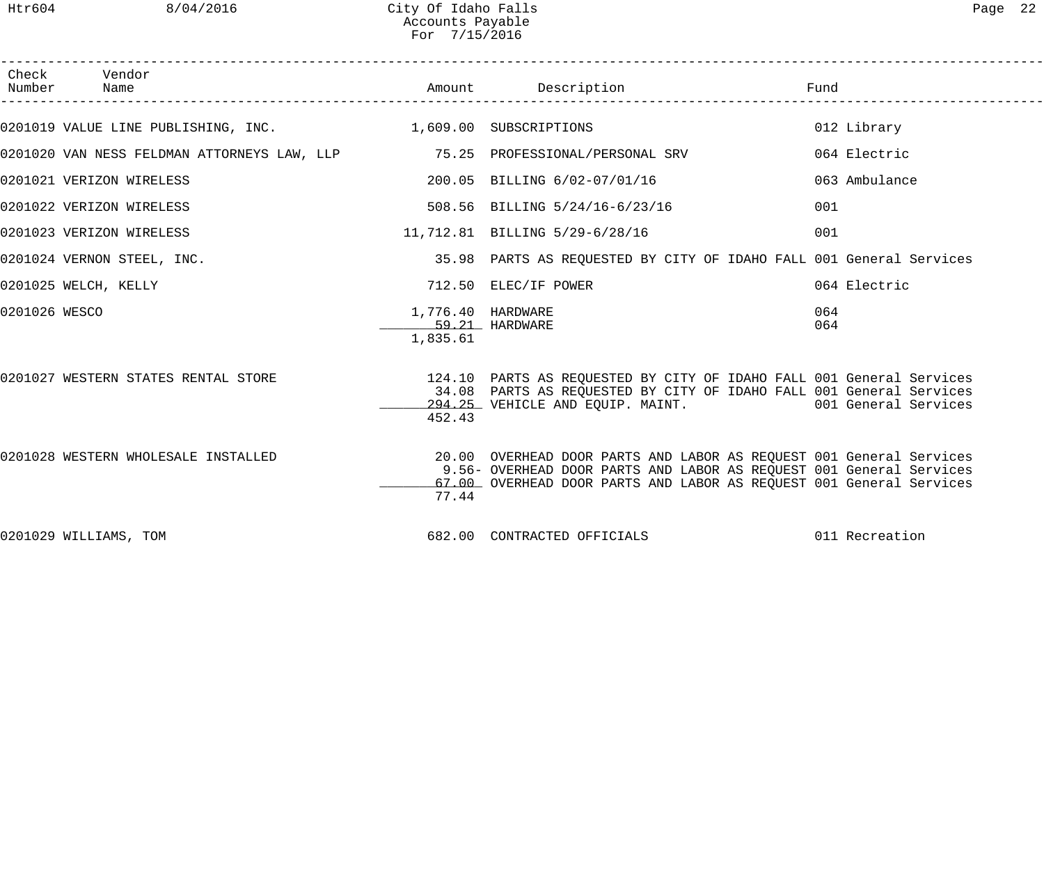City Of Idaho Falls
Accounts Payable
For 7/15/2016

| Check Number | Vendor Name | Amount | Description | Fund |
|---|---|---|---|---|
| 0201019 | VALUE LINE PUBLISHING, INC. | 1,609.00 | SUBSCRIPTIONS | 012 Library |
| 0201020 | VAN NESS FELDMAN ATTORNEYS LAW, LLP | 75.25 | PROFESSIONAL/PERSONAL SRV | 064 Electric |
| 0201021 | VERIZON WIRELESS | 200.05 | BILLING 6/02-07/01/16 | 063 Ambulance |
| 0201022 | VERIZON WIRELESS | 508.56 | BILLING 5/24/16-6/23/16 | 001 |
| 0201023 | VERIZON WIRELESS | 11,712.81 | BILLING 5/29-6/28/16 | 001 |
| 0201024 | VERNON STEEL, INC. | 35.98 | PARTS AS REQUESTED BY CITY OF IDAHO FALL | 001 General Services |
| 0201025 | WELCH, KELLY | 712.50 | ELEC/IF POWER | 064 Electric |
| 0201026 | WESCO | 1,776.40 | HARDWARE | 064 |
| | | 59.21 | HARDWARE | 064 |
| | | 1,835.61 | | |
| 0201027 | WESTERN STATES RENTAL STORE | 124.10 | PARTS AS REQUESTED BY CITY OF IDAHO FALL | 001 General Services |
| | | 34.08 | PARTS AS REQUESTED BY CITY OF IDAHO FALL | 001 General Services |
| | | 294.25 | VEHICLE AND EQUIP. MAINT. | 001 General Services |
| | | 452.43 | | |
| 0201028 | WESTERN WHOLESALE INSTALLED | 20.00 | OVERHEAD DOOR PARTS AND LABOR AS REQUEST | 001 General Services |
| | | 9.56- | OVERHEAD DOOR PARTS AND LABOR AS REQUEST | 001 General Services |
| | | 67.00 | OVERHEAD DOOR PARTS AND LABOR AS REQUEST | 001 General Services |
| | | 77.44 | | |
| 0201029 | WILLIAMS, TOM | 682.00 | CONTRACTED OFFICIALS | 011 Recreation |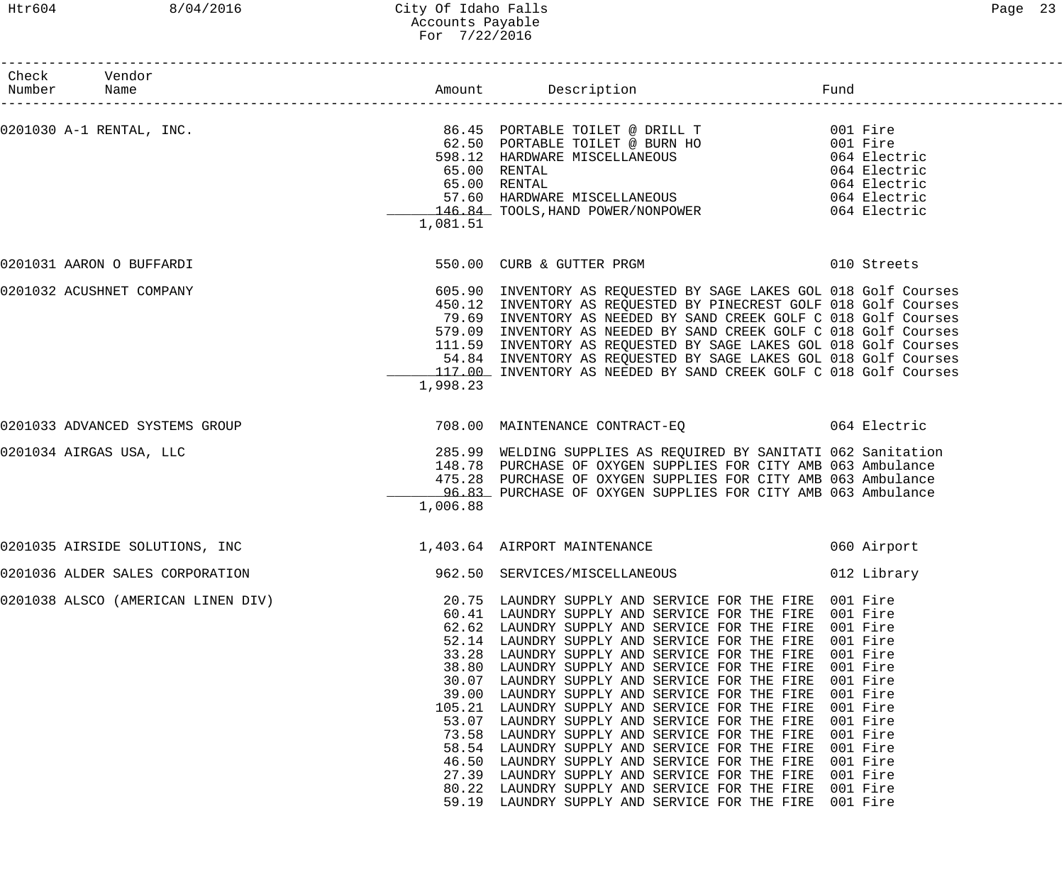City Of Idaho Falls
Accounts Payable
For 7/22/2016

| Check Number | Vendor Name | Amount | Description | Fund |
|---|---|---|---|---|
| 0201030 | A-1 RENTAL, INC. | 86.45 | PORTABLE TOILET @ DRILL T | 001 Fire |
| | | 62.50 | PORTABLE TOILET @ BURN HO | 001 Fire |
| | | 598.12 | HARDWARE MISCELLANEOUS | 064 Electric |
| | | 65.00 | RENTAL | 064 Electric |
| | | 65.00 | RENTAL | 064 Electric |
| | | 57.60 | HARDWARE MISCELLANEOUS | 064 Electric |
| | | 146.84 | TOOLS,HAND POWER/NONPOWER | 064 Electric |
| | | 1,081.51 | | |
| 0201031 | AARON O BUFFARDI | 550.00 | CURB & GUTTER PRGM | 010 Streets |
| 0201032 | ACUSHNET COMPANY | 605.90 | INVENTORY AS REQUESTED BY SAGE LAKES GOL | 018 Golf Courses |
| | | 450.12 | INVENTORY AS REQUESTED BY PINECREST GOLF | 018 Golf Courses |
| | | 79.69 | INVENTORY AS NEEDED BY SAND CREEK GOLF C | 018 Golf Courses |
| | | 579.09 | INVENTORY AS NEEDED BY SAND CREEK GOLF C | 018 Golf Courses |
| | | 111.59 | INVENTORY AS REQUESTED BY SAGE LAKES GOL | 018 Golf Courses |
| | | 54.84 | INVENTORY AS REQUESTED BY SAGE LAKES GOL | 018 Golf Courses |
| | | 117.00 | INVENTORY AS NEEDED BY SAND CREEK GOLF C | 018 Golf Courses |
| | | 1,998.23 | | |
| 0201033 | ADVANCED SYSTEMS GROUP | 708.00 | MAINTENANCE CONTRACT-EQ | 064 Electric |
| 0201034 | AIRGAS USA, LLC | 285.99 | WELDING SUPPLIES AS REQUIRED BY SANITATI | 062 Sanitation |
| | | 148.78 | PURCHASE OF OXYGEN SUPPLIES FOR CITY AMB | 063 Ambulance |
| | | 475.28 | PURCHASE OF OXYGEN SUPPLIES FOR CITY AMB | 063 Ambulance |
| | | 96.83 | PURCHASE OF OXYGEN SUPPLIES FOR CITY AMB | 063 Ambulance |
| | | 1,006.88 | | |
| 0201035 | AIRSIDE SOLUTIONS, INC | 1,403.64 | AIRPORT MAINTENANCE | 060 Airport |
| 0201036 | ALDER SALES CORPORATION | 962.50 | SERVICES/MISCELLANEOUS | 012 Library |
| 0201038 | ALSCO (AMERICAN LINEN DIV) | 20.75 | LAUNDRY SUPPLY AND SERVICE FOR THE FIRE | 001 Fire |
| | | 60.41 | LAUNDRY SUPPLY AND SERVICE FOR THE FIRE | 001 Fire |
| | | 62.62 | LAUNDRY SUPPLY AND SERVICE FOR THE FIRE | 001 Fire |
| | | 52.14 | LAUNDRY SUPPLY AND SERVICE FOR THE FIRE | 001 Fire |
| | | 33.28 | LAUNDRY SUPPLY AND SERVICE FOR THE FIRE | 001 Fire |
| | | 38.80 | LAUNDRY SUPPLY AND SERVICE FOR THE FIRE | 001 Fire |
| | | 30.07 | LAUNDRY SUPPLY AND SERVICE FOR THE FIRE | 001 Fire |
| | | 39.00 | LAUNDRY SUPPLY AND SERVICE FOR THE FIRE | 001 Fire |
| | | 105.21 | LAUNDRY SUPPLY AND SERVICE FOR THE FIRE | 001 Fire |
| | | 53.07 | LAUNDRY SUPPLY AND SERVICE FOR THE FIRE | 001 Fire |
| | | 73.58 | LAUNDRY SUPPLY AND SERVICE FOR THE FIRE | 001 Fire |
| | | 58.54 | LAUNDRY SUPPLY AND SERVICE FOR THE FIRE | 001 Fire |
| | | 46.50 | LAUNDRY SUPPLY AND SERVICE FOR THE FIRE | 001 Fire |
| | | 27.39 | LAUNDRY SUPPLY AND SERVICE FOR THE FIRE | 001 Fire |
| | | 80.22 | LAUNDRY SUPPLY AND SERVICE FOR THE FIRE | 001 Fire |
| | | 59.19 | LAUNDRY SUPPLY AND SERVICE FOR THE FIRE | 001 Fire |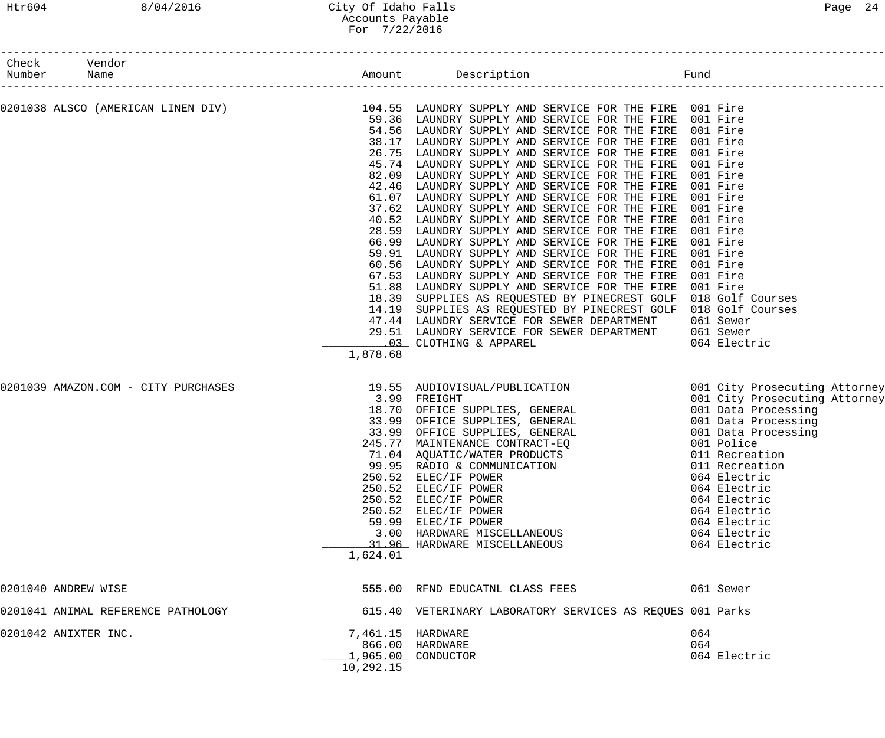# City Of Idaho Falls
## Accounts Payable
### For 7/22/2016

| Check Number | Vendor Name | Amount | Description | Fund |
|---|---|---|---|---|
| 0201038 | ALSCO (AMERICAN LINEN DIV) | 104.55 | LAUNDRY SUPPLY AND SERVICE FOR THE FIRE | 001 Fire |
| | | 59.36 | LAUNDRY SUPPLY AND SERVICE FOR THE FIRE | 001 Fire |
| | | 54.56 | LAUNDRY SUPPLY AND SERVICE FOR THE FIRE | 001 Fire |
| | | 38.17 | LAUNDRY SUPPLY AND SERVICE FOR THE FIRE | 001 Fire |
| | | 26.75 | LAUNDRY SUPPLY AND SERVICE FOR THE FIRE | 001 Fire |
| | | 45.74 | LAUNDRY SUPPLY AND SERVICE FOR THE FIRE | 001 Fire |
| | | 82.09 | LAUNDRY SUPPLY AND SERVICE FOR THE FIRE | 001 Fire |
| | | 42.46 | LAUNDRY SUPPLY AND SERVICE FOR THE FIRE | 001 Fire |
| | | 61.07 | LAUNDRY SUPPLY AND SERVICE FOR THE FIRE | 001 Fire |
| | | 37.62 | LAUNDRY SUPPLY AND SERVICE FOR THE FIRE | 001 Fire |
| | | 40.52 | LAUNDRY SUPPLY AND SERVICE FOR THE FIRE | 001 Fire |
| | | 28.59 | LAUNDRY SUPPLY AND SERVICE FOR THE FIRE | 001 Fire |
| | | 66.99 | LAUNDRY SUPPLY AND SERVICE FOR THE FIRE | 001 Fire |
| | | 59.91 | LAUNDRY SUPPLY AND SERVICE FOR THE FIRE | 001 Fire |
| | | 60.56 | LAUNDRY SUPPLY AND SERVICE FOR THE FIRE | 001 Fire |
| | | 67.53 | LAUNDRY SUPPLY AND SERVICE FOR THE FIRE | 001 Fire |
| | | 51.88 | LAUNDRY SUPPLY AND SERVICE FOR THE FIRE | 001 Fire |
| | | 18.39 | SUPPLIES AS REQUESTED BY PINECREST GOLF | 018 Golf Courses |
| | | 14.19 | SUPPLIES AS REQUESTED BY PINECREST GOLF | 018 Golf Courses |
| | | 47.44 | LAUNDRY SERVICE FOR SEWER DEPARTMENT | 061 Sewer |
| | | 29.51 | LAUNDRY SERVICE FOR SEWER DEPARTMENT | 061 Sewer |
| | | .03 | CLOTHING & APPAREL | 064 Electric |
| | | 1,878.68 | | |
| 0201039 | AMAZON.COM - CITY PURCHASES | 19.55 | AUDIOVISUAL/PUBLICATION | 001 City Prosecuting Attorney |
| | | 3.99 | FREIGHT | 001 City Prosecuting Attorney |
| | | 18.70 | OFFICE SUPPLIES, GENERAL | 001 Data Processing |
| | | 33.99 | OFFICE SUPPLIES, GENERAL | 001 Data Processing |
| | | 33.99 | OFFICE SUPPLIES, GENERAL | 001 Data Processing |
| | | 245.77 | MAINTENANCE CONTRACT-EQ | 001 Police |
| | | 71.04 | AQUATIC/WATER PRODUCTS | 011 Recreation |
| | | 99.95 | RADIO & COMMUNICATION | 011 Recreation |
| | | 250.52 | ELEC/IF POWER | 064 Electric |
| | | 250.52 | ELEC/IF POWER | 064 Electric |
| | | 250.52 | ELEC/IF POWER | 064 Electric |
| | | 250.52 | ELEC/IF POWER | 064 Electric |
| | | 59.99 | ELEC/IF POWER | 064 Electric |
| | | 3.00 | HARDWARE MISCELLANEOUS | 064 Electric |
| | | 31.96 | HARDWARE MISCELLANEOUS | 064 Electric |
| | | 1,624.01 | | |
| 0201040 | ANDREW WISE | 555.00 | RFND EDUCATNL CLASS FEES | 061 Sewer |
| 0201041 | ANIMAL REFERENCE PATHOLOGY | 615.40 | VETERINARY LABORATORY SERVICES AS REQUES | 001 Parks |
| 0201042 | ANIXTER INC. | 7,461.15 | HARDWARE | 064 |
| | | 866.00 | HARDWARE | 064 |
| | | 1,965.00 | CONDUCTOR | 064 Electric |
| | | 10,292.15 | | |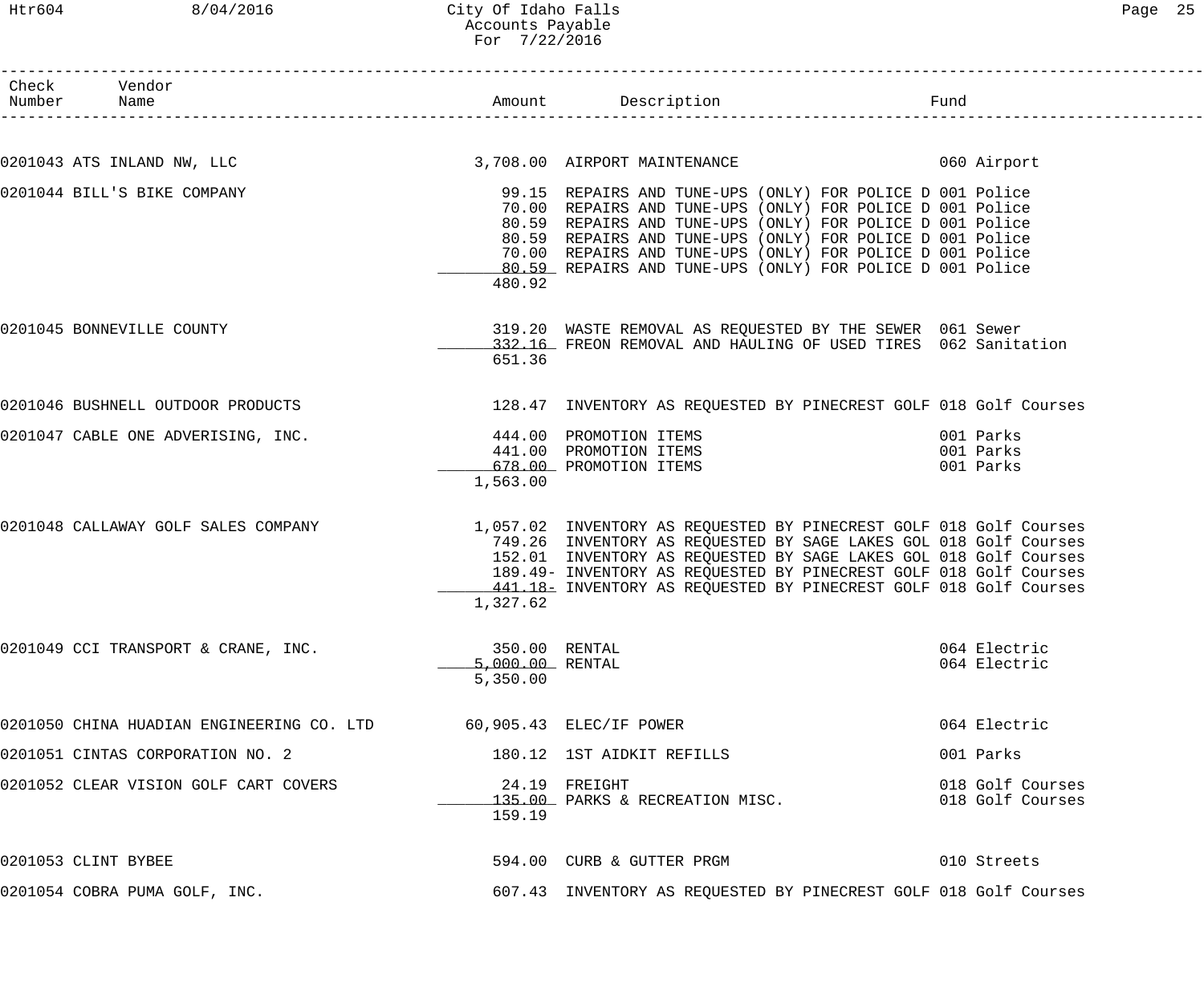# City Of Idaho Falls
## Accounts Payable
### For 7/22/2016

| Check Number | Vendor Name | Amount | Description | Fund |
|---|---|---|---|---|
| 0201043 | ATS INLAND NW, LLC | 3,708.00 | AIRPORT MAINTENANCE | 060 Airport |
| 0201044 | BILL'S BIKE COMPANY | 99.15 | REPAIRS AND TUNE-UPS (ONLY) FOR POLICE D | 001 Police |
| | | 70.00 | REPAIRS AND TUNE-UPS (ONLY) FOR POLICE D | 001 Police |
| | | 80.59 | REPAIRS AND TUNE-UPS (ONLY) FOR POLICE D | 001 Police |
| | | 80.59 | REPAIRS AND TUNE-UPS (ONLY) FOR POLICE D | 001 Police |
| | | 70.00 | REPAIRS AND TUNE-UPS (ONLY) FOR POLICE D | 001 Police |
| | | 80.59 | REPAIRS AND TUNE-UPS (ONLY) FOR POLICE D | 001 Police |
| | | 480.92 | | |
| 0201045 | BONNEVILLE COUNTY | 319.20 | WASTE REMOVAL AS REQUESTED BY THE SEWER | 061 Sewer |
| | | 332.16 | FREON REMOVAL AND HAULING OF USED TIRES | 062 Sanitation |
| | | 651.36 | | |
| 0201046 | BUSHNELL OUTDOOR PRODUCTS | 128.47 | INVENTORY AS REQUESTED BY PINECREST GOLF | 018 Golf Courses |
| 0201047 | CABLE ONE ADVERISING, INC. | 444.00 | PROMOTION ITEMS | 001 Parks |
| | | 441.00 | PROMOTION ITEMS | 001 Parks |
| | | 678.00 | PROMOTION ITEMS | 001 Parks |
| | | 1,563.00 | | |
| 0201048 | CALLAWAY GOLF SALES COMPANY | 1,057.02 | INVENTORY AS REQUESTED BY PINECREST GOLF | 018 Golf Courses |
| | | 749.26 | INVENTORY AS REQUESTED BY SAGE LAKES GOL | 018 Golf Courses |
| | | 152.01 | INVENTORY AS REQUESTED BY SAGE LAKES GOL | 018 Golf Courses |
| | | 189.49- | INVENTORY AS REQUESTED BY PINECREST GOLF | 018 Golf Courses |
| | | 441.18- | INVENTORY AS REQUESTED BY PINECREST GOLF | 018 Golf Courses |
| | | 1,327.62 | | |
| 0201049 | CCI TRANSPORT & CRANE, INC. | 350.00 | RENTAL | 064 Electric |
| | | 5,000.00 | RENTAL | 064 Electric |
| | | 5,350.00 | | |
| 0201050 | CHINA HUADIAN ENGINEERING CO. LTD | 60,905.43 | ELEC/IF POWER | 064 Electric |
| 0201051 | CINTAS CORPORATION NO. 2 | 180.12 | 1ST AIDKIT REFILLS | 001 Parks |
| 0201052 | CLEAR VISION GOLF CART COVERS | 24.19 | FREIGHT | 018 Golf Courses |
| | | 135.00 | PARKS & RECREATION MISC. | 018 Golf Courses |
| | | 159.19 | | |
| 0201053 | CLINT BYBEE | 594.00 | CURB & GUTTER PRGM | 010 Streets |
| 0201054 | COBRA PUMA GOLF, INC. | 607.43 | INVENTORY AS REQUESTED BY PINECREST GOLF | 018 Golf Courses |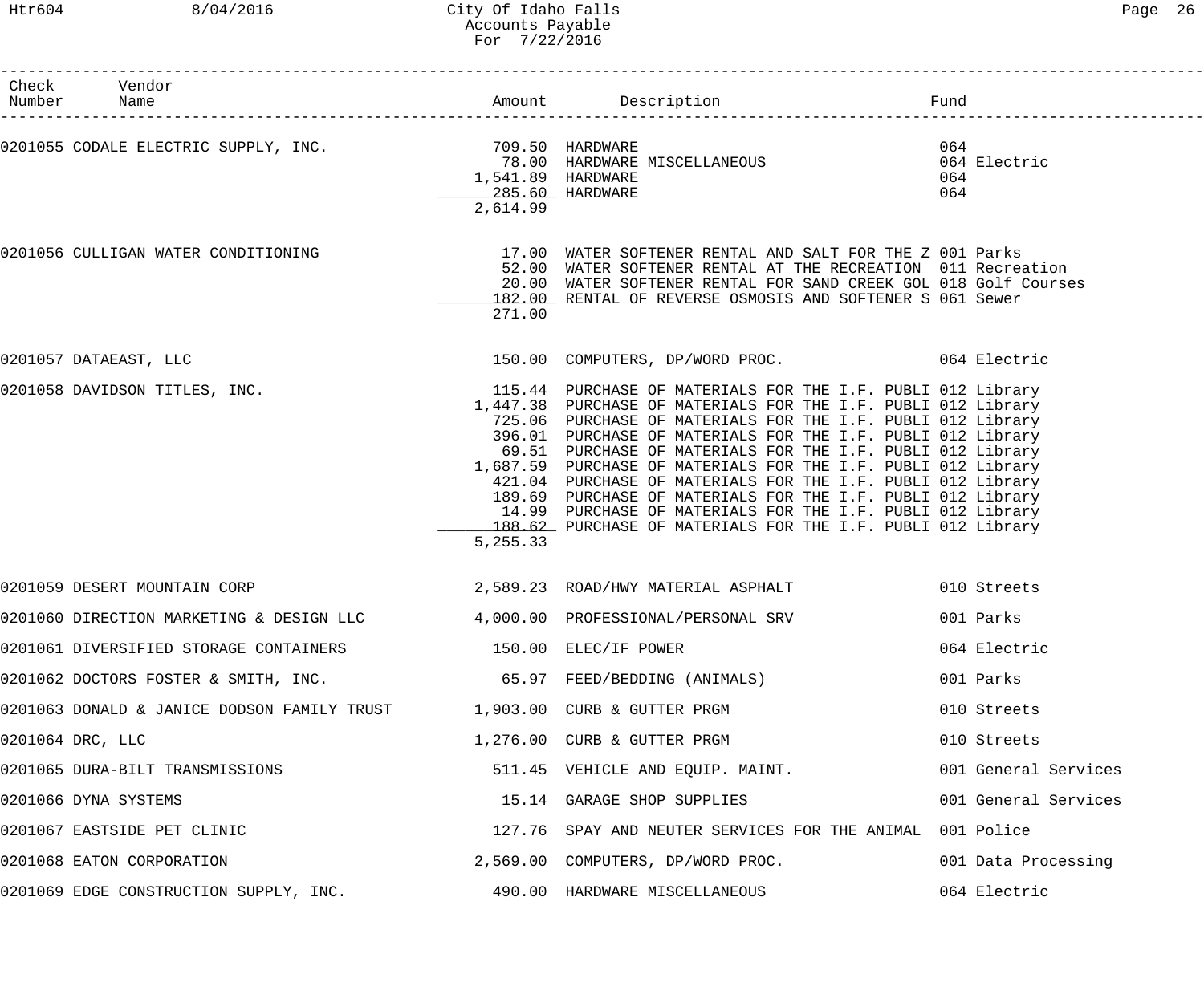# City Of Idaho Falls
## Accounts Payable
### For 7/22/2016

| Check Number | Vendor Name | Amount | Description | Fund |
|---|---|---|---|---|
| 0201055 | CODALE ELECTRIC SUPPLY, INC. | 709.50 | HARDWARE | 064 |
| | | 78.00 | HARDWARE MISCELLANEOUS | 064 Electric |
| | | 1,541.89 | HARDWARE | 064 |
| | | 285.60 | HARDWARE | 064 |
| | | 2,614.99 | | |
| 0201056 | CULLIGAN WATER CONDITIONING | 17.00 | WATER SOFTENER RENTAL AND SALT FOR THE Z | 001 Parks |
| | | 52.00 | WATER SOFTENER RENTAL AT THE RECREATION | 011 Recreation |
| | | 20.00 | WATER SOFTENER RENTAL FOR SAND CREEK GOL | 018 Golf Courses |
| | | 182.00 | RENTAL OF REVERSE OSMOSIS AND SOFTENER S | 061 Sewer |
| | | 271.00 | | |
| 0201057 | DATAEAST, LLC | 150.00 | COMPUTERS, DP/WORD PROC. | 064 Electric |
| 0201058 | DAVIDSON TITLES, INC. | 115.44 | PURCHASE OF MATERIALS FOR THE I.F. PUBLI | 012 Library |
| | | 1,447.38 | PURCHASE OF MATERIALS FOR THE I.F. PUBLI | 012 Library |
| | | 725.06 | PURCHASE OF MATERIALS FOR THE I.F. PUBLI | 012 Library |
| | | 396.01 | PURCHASE OF MATERIALS FOR THE I.F. PUBLI | 012 Library |
| | | 69.51 | PURCHASE OF MATERIALS FOR THE I.F. PUBLI | 012 Library |
| | | 1,687.59 | PURCHASE OF MATERIALS FOR THE I.F. PUBLI | 012 Library |
| | | 421.04 | PURCHASE OF MATERIALS FOR THE I.F. PUBLI | 012 Library |
| | | 189.69 | PURCHASE OF MATERIALS FOR THE I.F. PUBLI | 012 Library |
| | | 14.99 | PURCHASE OF MATERIALS FOR THE I.F. PUBLI | 012 Library |
| | | 188.62 | PURCHASE OF MATERIALS FOR THE I.F. PUBLI | 012 Library |
| | | 5,255.33 | | |
| 0201059 | DESERT MOUNTAIN CORP | 2,589.23 | ROAD/HWY MATERIAL ASPHALT | 010 Streets |
| 0201060 | DIRECTION MARKETING & DESIGN LLC | 4,000.00 | PROFESSIONAL/PERSONAL SRV | 001 Parks |
| 0201061 | DIVERSIFIED STORAGE CONTAINERS | 150.00 | ELEC/IF POWER | 064 Electric |
| 0201062 | DOCTORS FOSTER & SMITH, INC. | 65.97 | FEED/BEDDING (ANIMALS) | 001 Parks |
| 0201063 | DONALD & JANICE DODSON FAMILY TRUST | 1,903.00 | CURB & GUTTER PRGM | 010 Streets |
| 0201064 | DRC, LLC | 1,276.00 | CURB & GUTTER PRGM | 010 Streets |
| 0201065 | DURA-BILT TRANSMISSIONS | 511.45 | VEHICLE AND EQUIP. MAINT. | 001 General Services |
| 0201066 | DYNA SYSTEMS | 15.14 | GARAGE SHOP SUPPLIES | 001 General Services |
| 0201067 | EASTSIDE PET CLINIC | 127.76 | SPAY AND NEUTER SERVICES FOR THE ANIMAL | 001 Police |
| 0201068 | EATON CORPORATION | 2,569.00 | COMPUTERS, DP/WORD PROC. | 001 Data Processing |
| 0201069 | EDGE CONSTRUCTION SUPPLY, INC. | 490.00 | HARDWARE MISCELLANEOUS | 064 Electric |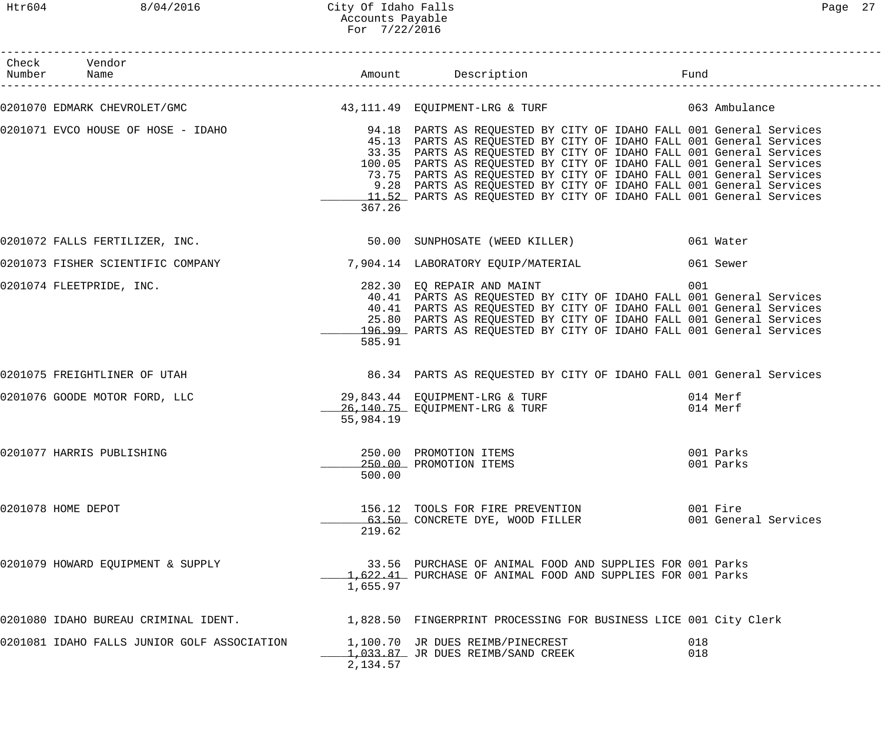# City Of Idaho Falls
## Accounts Payable
### For 7/22/2016

| Check Number | Vendor Name | Amount | Description | Fund |
|---|---|---|---|---|
| 0201070 | EDMARK CHEVROLET/GMC | 43,111.49 | EQUIPMENT-LRG & TURF | 063 Ambulance |
| 0201071 | EVCO HOUSE OF HOSE - IDAHO | 94.18 | PARTS AS REQUESTED BY CITY OF IDAHO FALL | 001 General Services |
| | | 45.13 | PARTS AS REQUESTED BY CITY OF IDAHO FALL | 001 General Services |
| | | 33.35 | PARTS AS REQUESTED BY CITY OF IDAHO FALL | 001 General Services |
| | | 100.05 | PARTS AS REQUESTED BY CITY OF IDAHO FALL | 001 General Services |
| | | 73.75 | PARTS AS REQUESTED BY CITY OF IDAHO FALL | 001 General Services |
| | | 9.28 | PARTS AS REQUESTED BY CITY OF IDAHO FALL | 001 General Services |
| | | 11.52 | PARTS AS REQUESTED BY CITY OF IDAHO FALL | 001 General Services |
| | | 367.26 | | |
| 0201072 | FALLS FERTILIZER, INC. | 50.00 | SUNPHOSATE (WEED KILLER) | 061 Water |
| 0201073 | FISHER SCIENTIFIC COMPANY | 7,904.14 | LABORATORY EQUIP/MATERIAL | 061 Sewer |
| 0201074 | FLEETPRIDE, INC. | 282.30 | EQ REPAIR AND MAINT | 001 |
| | | 40.41 | PARTS AS REQUESTED BY CITY OF IDAHO FALL | 001 General Services |
| | | 40.41 | PARTS AS REQUESTED BY CITY OF IDAHO FALL | 001 General Services |
| | | 25.80 | PARTS AS REQUESTED BY CITY OF IDAHO FALL | 001 General Services |
| | | 196.99 | PARTS AS REQUESTED BY CITY OF IDAHO FALL | 001 General Services |
| | | 585.91 | | |
| 0201075 | FREIGHTLINER OF UTAH | 86.34 | PARTS AS REQUESTED BY CITY OF IDAHO FALL | 001 General Services |
| 0201076 | GOODE MOTOR FORD, LLC | 29,843.44 | EQUIPMENT-LRG & TURF | 014 Merf |
| | | 26,140.75 | EQUIPMENT-LRG & TURF | 014 Merf |
| | | 55,984.19 | | |
| 0201077 | HARRIS PUBLISHING | 250.00 | PROMOTION ITEMS | 001 Parks |
| | | 250.00 | PROMOTION ITEMS | 001 Parks |
| | | 500.00 | | |
| 0201078 | HOME DEPOT | 156.12 | TOOLS FOR FIRE PREVENTION | 001 Fire |
| | | 63.50 | CONCRETE DYE, WOOD FILLER | 001 General Services |
| | | 219.62 | | |
| 0201079 | HOWARD EQUIPMENT & SUPPLY | 33.56 | PURCHASE OF ANIMAL FOOD AND SUPPLIES FOR | 001 Parks |
| | | 1,622.41 | PURCHASE OF ANIMAL FOOD AND SUPPLIES FOR | 001 Parks |
| | | 1,655.97 | | |
| 0201080 | IDAHO BUREAU CRIMINAL IDENT. | 1,828.50 | FINGERPRINT PROCESSING FOR BUSINESS LICE | 001 City Clerk |
| 0201081 | IDAHO FALLS JUNIOR GOLF ASSOCIATION | 1,100.70 | JR DUES REIMB/PINECREST | 018 |
| | | 1,033.87 | JR DUES REIMB/SAND CREEK | 018 |
| | | 2,134.57 | | |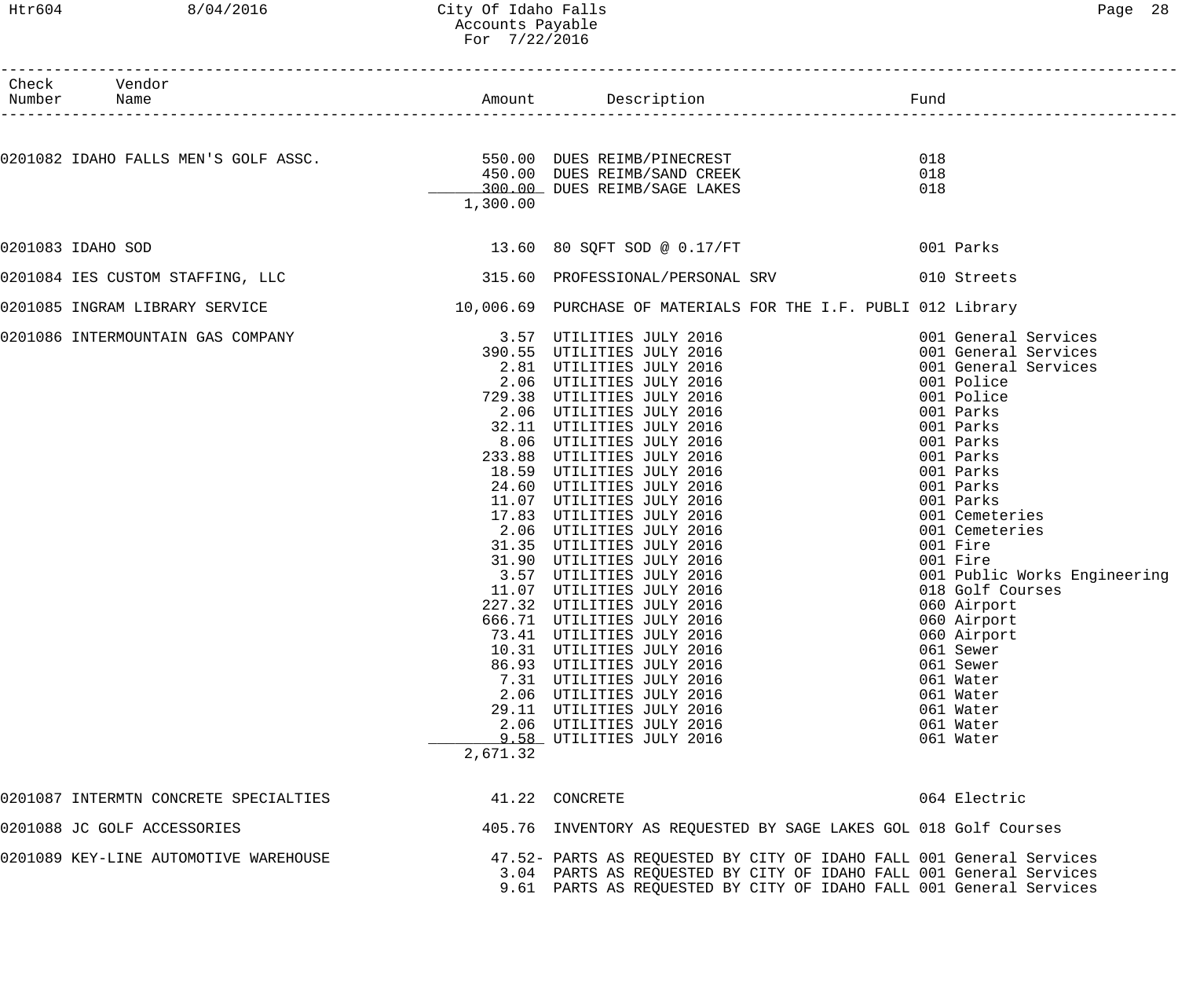| Check Number | Vendor Name | Amount | Description | Fund |
|---|---|---|---|---|
| 0201082 | IDAHO FALLS MEN'S GOLF ASSC. | 550.00 | DUES REIMB/PINECREST | 018 |
| | | 450.00 | DUES REIMB/SAND CREEK | 018 |
| | | 300.00 | DUES REIMB/SAGE LAKES | 018 |
| | | 1,300.00 | | |
| 0201083 | IDAHO SOD | 13.60 | 80 SQFT SOD @ 0.17/FT | 001 Parks |
| 0201084 | IES CUSTOM STAFFING, LLC | 315.60 | PROFESSIONAL/PERSONAL SRV | 010 Streets |
| 0201085 | INGRAM LIBRARY SERVICE | 10,006.69 | PURCHASE OF MATERIALS FOR THE I.F. PUBLI | 012 Library |
| 0201086 | INTERMOUNTAIN GAS COMPANY | 3.57 | UTILITIES JULY 2016 | 001 General Services |
| | | 390.55 | UTILITIES JULY 2016 | 001 General Services |
| | | 2.81 | UTILITIES JULY 2016 | 001 General Services |
| | | 2.06 | UTILITIES JULY 2016 | 001 Police |
| | | 729.38 | UTILITIES JULY 2016 | 001 Police |
| | | 2.06 | UTILITIES JULY 2016 | 001 Parks |
| | | 32.11 | UTILITIES JULY 2016 | 001 Parks |
| | | 8.06 | UTILITIES JULY 2016 | 001 Parks |
| | | 233.88 | UTILITIES JULY 2016 | 001 Parks |
| | | 18.59 | UTILITIES JULY 2016 | 001 Parks |
| | | 24.60 | UTILITIES JULY 2016 | 001 Parks |
| | | 11.07 | UTILITIES JULY 2016 | 001 Parks |
| | | 17.83 | UTILITIES JULY 2016 | 001 Cemeteries |
| | | 2.06 | UTILITIES JULY 2016 | 001 Cemeteries |
| | | 31.35 | UTILITIES JULY 2016 | 001 Fire |
| | | 31.90 | UTILITIES JULY 2016 | 001 Fire |
| | | 3.57 | UTILITIES JULY 2016 | 001 Public Works Engineering |
| | | 11.07 | UTILITIES JULY 2016 | 018 Golf Courses |
| | | 227.32 | UTILITIES JULY 2016 | 060 Airport |
| | | 666.71 | UTILITIES JULY 2016 | 060 Airport |
| | | 73.41 | UTILITIES JULY 2016 | 060 Airport |
| | | 10.31 | UTILITIES JULY 2016 | 061 Sewer |
| | | 86.93 | UTILITIES JULY 2016 | 061 Sewer |
| | | 7.31 | UTILITIES JULY 2016 | 061 Water |
| | | 2.06 | UTILITIES JULY 2016 | 061 Water |
| | | 29.11 | UTILITIES JULY 2016 | 061 Water |
| | | 2.06 | UTILITIES JULY 2016 | 061 Water |
| | | 9.58 | UTILITIES JULY 2016 | 061 Water |
| | | 2,671.32 | | |
| 0201087 | INTERMTN CONCRETE SPECIALTIES | 41.22 | CONCRETE | 064 Electric |
| 0201088 | JC GOLF ACCESSORIES | 405.76 | INVENTORY AS REQUESTED BY SAGE LAKES GOL | 018 Golf Courses |
| 0201089 | KEY-LINE AUTOMOTIVE WAREHOUSE | 47.52- | PARTS AS REQUESTED BY CITY OF IDAHO FALL | 001 General Services |
| | | 3.04 | PARTS AS REQUESTED BY CITY OF IDAHO FALL | 001 General Services |
| | | 9.61 | PARTS AS REQUESTED BY CITY OF IDAHO FALL | 001 General Services |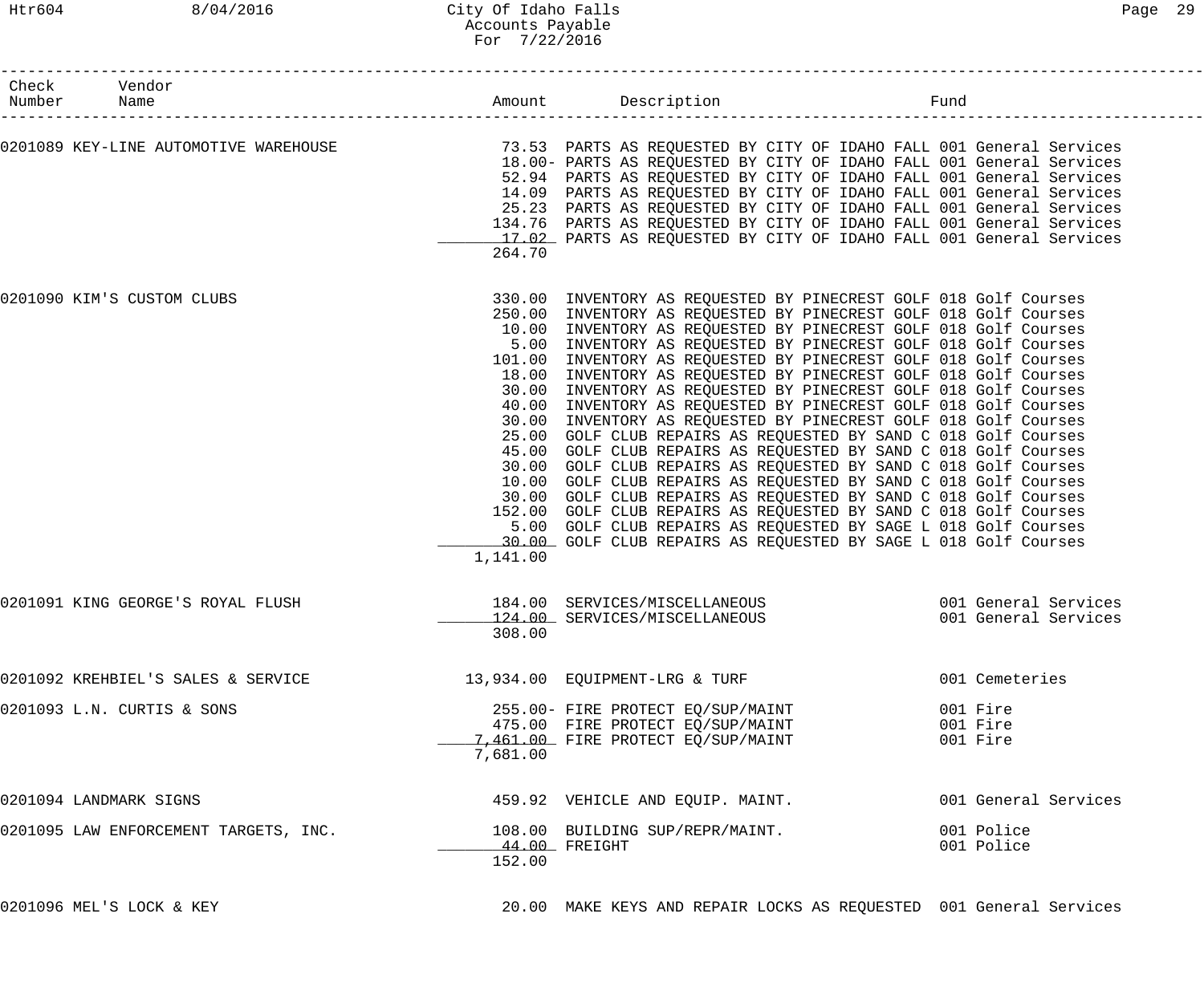| Check Number | Vendor Name | Amount | Description | Fund |
|---|---|---|---|---|
| 0201089 | KEY-LINE AUTOMOTIVE WAREHOUSE | 73.53 | PARTS AS REQUESTED BY CITY OF IDAHO FALL | 001 General Services |
| | | 18.00- | PARTS AS REQUESTED BY CITY OF IDAHO FALL | 001 General Services |
| | | 52.94 | PARTS AS REQUESTED BY CITY OF IDAHO FALL | 001 General Services |
| | | 14.09 | PARTS AS REQUESTED BY CITY OF IDAHO FALL | 001 General Services |
| | | 25.23 | PARTS AS REQUESTED BY CITY OF IDAHO FALL | 001 General Services |
| | | 134.76 | PARTS AS REQUESTED BY CITY OF IDAHO FALL | 001 General Services |
| | | 17.02 | PARTS AS REQUESTED BY CITY OF IDAHO FALL | 001 General Services |
| | | 264.70 | | |
| 0201090 | KIM'S CUSTOM CLUBS | 330.00 | INVENTORY AS REQUESTED BY PINECREST GOLF | 018 Golf Courses |
| | | 250.00 | INVENTORY AS REQUESTED BY PINECREST GOLF | 018 Golf Courses |
| | | 10.00 | INVENTORY AS REQUESTED BY PINECREST GOLF | 018 Golf Courses |
| | | 5.00 | INVENTORY AS REQUESTED BY PINECREST GOLF | 018 Golf Courses |
| | | 101.00 | INVENTORY AS REQUESTED BY PINECREST GOLF | 018 Golf Courses |
| | | 18.00 | INVENTORY AS REQUESTED BY PINECREST GOLF | 018 Golf Courses |
| | | 30.00 | INVENTORY AS REQUESTED BY PINECREST GOLF | 018 Golf Courses |
| | | 40.00 | INVENTORY AS REQUESTED BY PINECREST GOLF | 018 Golf Courses |
| | | 30.00 | INVENTORY AS REQUESTED BY PINECREST GOLF | 018 Golf Courses |
| | | 25.00 | GOLF CLUB REPAIRS AS REQUESTED BY SAND C | 018 Golf Courses |
| | | 45.00 | GOLF CLUB REPAIRS AS REQUESTED BY SAND C | 018 Golf Courses |
| | | 30.00 | GOLF CLUB REPAIRS AS REQUESTED BY SAND C | 018 Golf Courses |
| | | 10.00 | GOLF CLUB REPAIRS AS REQUESTED BY SAND C | 018 Golf Courses |
| | | 30.00 | GOLF CLUB REPAIRS AS REQUESTED BY SAND C | 018 Golf Courses |
| | | 152.00 | GOLF CLUB REPAIRS AS REQUESTED BY SAND C | 018 Golf Courses |
| | | 5.00 | GOLF CLUB REPAIRS AS REQUESTED BY SAGE L | 018 Golf Courses |
| | | 30.00 | GOLF CLUB REPAIRS AS REQUESTED BY SAGE L | 018 Golf Courses |
| | | 1,141.00 | | |
| 0201091 | KING GEORGE'S ROYAL FLUSH | 184.00 | SERVICES/MISCELLANEOUS | 001 General Services |
| | | 124.00 | SERVICES/MISCELLANEOUS | 001 General Services |
| | | 308.00 | | |
| 0201092 | KREHBIEL'S SALES & SERVICE | 13,934.00 | EQUIPMENT-LRG & TURF | 001 Cemeteries |
| 0201093 | L.N. CURTIS & SONS | 255.00- | FIRE PROTECT EQ/SUP/MAINT | 001 Fire |
| | | 475.00 | FIRE PROTECT EQ/SUP/MAINT | 001 Fire |
| | | 7,461.00 | FIRE PROTECT EQ/SUP/MAINT | 001 Fire |
| | | 7,681.00 | | |
| 0201094 | LANDMARK SIGNS | 459.92 | VEHICLE AND EQUIP. MAINT. | 001 General Services |
| 0201095 | LAW ENFORCEMENT TARGETS, INC. | 108.00 | BUILDING SUP/REPR/MAINT. | 001 Police |
| | | 44.00 | FREIGHT | 001 Police |
| | | 152.00 | | |
| 0201096 | MEL'S LOCK & KEY | 20.00 | MAKE KEYS AND REPAIR LOCKS AS REQUESTED | 001 General Services |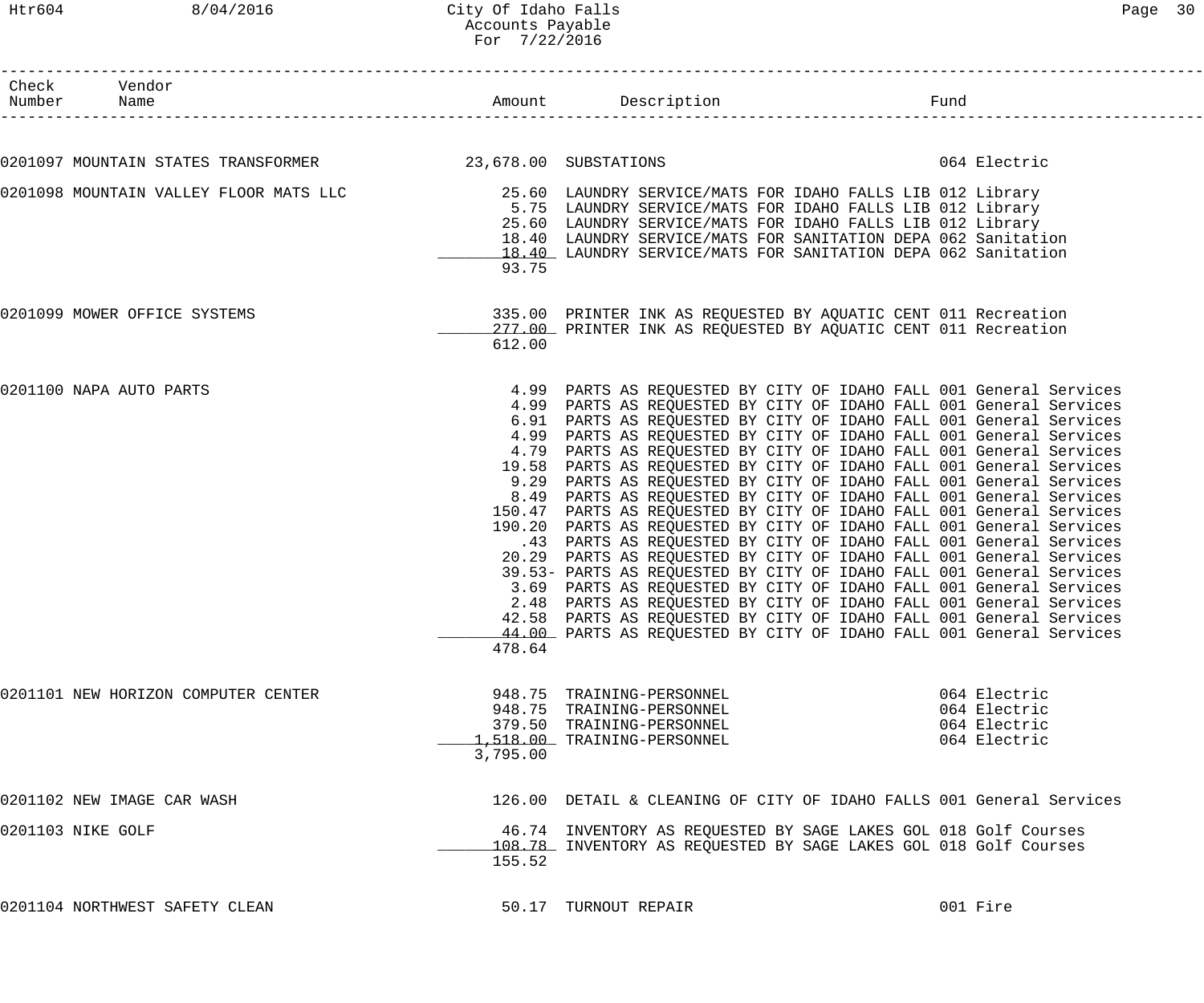# City Of Idaho Falls
## Accounts Payable
### For 7/22/2016

| Check Number | Vendor Name | Amount | Description | Fund |
|---|---|---|---|---|
| 0201097 | MOUNTAIN STATES TRANSFORMER | 23,678.00 | SUBSTATIONS | 064 Electric |
| 0201098 | MOUNTAIN VALLEY FLOOR MATS LLC | 25.60 | LAUNDRY SERVICE/MATS FOR IDAHO FALLS LIB | 012 Library |
| | | 5.75 | LAUNDRY SERVICE/MATS FOR IDAHO FALLS LIB | 012 Library |
| | | 25.60 | LAUNDRY SERVICE/MATS FOR IDAHO FALLS LIB | 012 Library |
| | | 18.40 | LAUNDRY SERVICE/MATS FOR SANITATION DEPA | 062 Sanitation |
| | | 18.40 | LAUNDRY SERVICE/MATS FOR SANITATION DEPA | 062 Sanitation |
| | | 93.75 | | |
| 0201099 | MOWER OFFICE SYSTEMS | 335.00 | PRINTER INK AS REQUESTED BY AQUATIC CENT | 011 Recreation |
| | | 277.00 | PRINTER INK AS REQUESTED BY AQUATIC CENT | 011 Recreation |
| | | 612.00 | | |
| 0201100 | NAPA AUTO PARTS | 4.99 | PARTS AS REQUESTED BY CITY OF IDAHO FALL | 001 General Services |
| | | 4.99 | PARTS AS REQUESTED BY CITY OF IDAHO FALL | 001 General Services |
| | | 6.91 | PARTS AS REQUESTED BY CITY OF IDAHO FALL | 001 General Services |
| | | 4.99 | PARTS AS REQUESTED BY CITY OF IDAHO FALL | 001 General Services |
| | | 4.79 | PARTS AS REQUESTED BY CITY OF IDAHO FALL | 001 General Services |
| | | 19.58 | PARTS AS REQUESTED BY CITY OF IDAHO FALL | 001 General Services |
| | | 9.29 | PARTS AS REQUESTED BY CITY OF IDAHO FALL | 001 General Services |
| | | 8.49 | PARTS AS REQUESTED BY CITY OF IDAHO FALL | 001 General Services |
| | | 150.47 | PARTS AS REQUESTED BY CITY OF IDAHO FALL | 001 General Services |
| | | 190.20 | PARTS AS REQUESTED BY CITY OF IDAHO FALL | 001 General Services |
| | | .43 | PARTS AS REQUESTED BY CITY OF IDAHO FALL | 001 General Services |
| | | 20.29 | PARTS AS REQUESTED BY CITY OF IDAHO FALL | 001 General Services |
| | | 39.53- | PARTS AS REQUESTED BY CITY OF IDAHO FALL | 001 General Services |
| | | 3.69 | PARTS AS REQUESTED BY CITY OF IDAHO FALL | 001 General Services |
| | | 2.48 | PARTS AS REQUESTED BY CITY OF IDAHO FALL | 001 General Services |
| | | 42.58 | PARTS AS REQUESTED BY CITY OF IDAHO FALL | 001 General Services |
| | | 44.00 | PARTS AS REQUESTED BY CITY OF IDAHO FALL | 001 General Services |
| | | 478.64 | | |
| 0201101 | NEW HORIZON COMPUTER CENTER | 948.75 | TRAINING-PERSONNEL | 064 Electric |
| | | 948.75 | TRAINING-PERSONNEL | 064 Electric |
| | | 379.50 | TRAINING-PERSONNEL | 064 Electric |
| | | 1,518.00 | TRAINING-PERSONNEL | 064 Electric |
| | | 3,795.00 | | |
| 0201102 | NEW IMAGE CAR WASH | 126.00 | DETAIL & CLEANING OF CITY OF IDAHO FALLS | 001 General Services |
| 0201103 | NIKE GOLF | 46.74 | INVENTORY AS REQUESTED BY SAGE LAKES GOL | 018 Golf Courses |
| | | 108.78 | INVENTORY AS REQUESTED BY SAGE LAKES GOL | 018 Golf Courses |
| | | 155.52 | | |
| 0201104 | NORTHWEST SAFETY CLEAN | 50.17 | TURNOUT REPAIR | 001 Fire |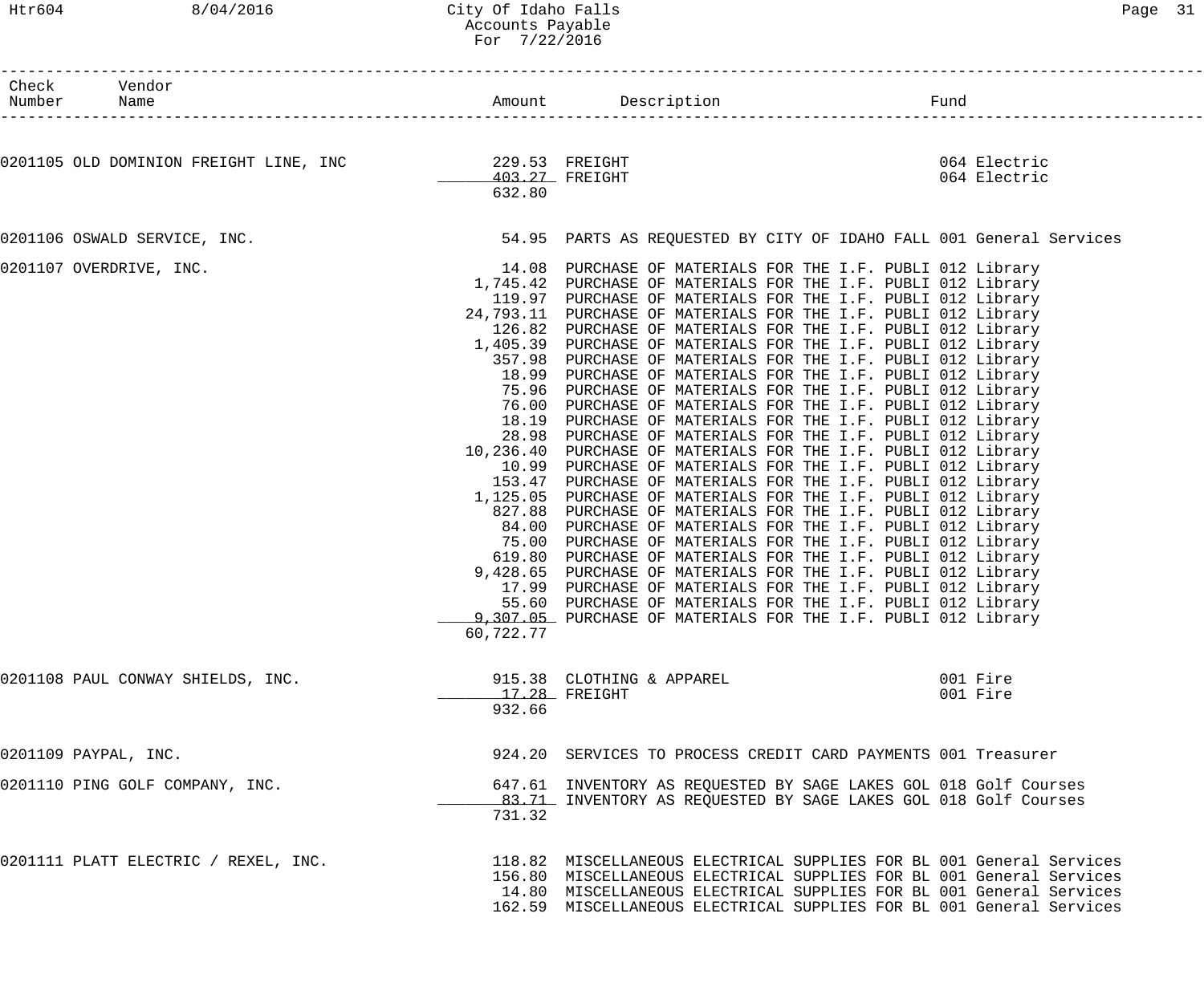| Check Number | Vendor Name | Amount | Description | Fund |
|---|---|---|---|---|
| 0201105 | OLD DOMINION FREIGHT LINE, INC | 229.53 | FREIGHT | 064 Electric |
| | | 403.27 | FREIGHT | 064 Electric |
| | | 632.80 | | |
| 0201106 | OSWALD SERVICE, INC. | 54.95 | PARTS AS REQUESTED BY CITY OF IDAHO FALL | 001 General Services |
| 0201107 | OVERDRIVE, INC. | 14.08 | PURCHASE OF MATERIALS FOR THE I.F. PUBLI | 012 Library |
| | | 1,745.42 | PURCHASE OF MATERIALS FOR THE I.F. PUBLI | 012 Library |
| | | 119.97 | PURCHASE OF MATERIALS FOR THE I.F. PUBLI | 012 Library |
| | | 24,793.11 | PURCHASE OF MATERIALS FOR THE I.F. PUBLI | 012 Library |
| | | 126.82 | PURCHASE OF MATERIALS FOR THE I.F. PUBLI | 012 Library |
| | | 1,405.39 | PURCHASE OF MATERIALS FOR THE I.F. PUBLI | 012 Library |
| | | 357.98 | PURCHASE OF MATERIALS FOR THE I.F. PUBLI | 012 Library |
| | | 18.99 | PURCHASE OF MATERIALS FOR THE I.F. PUBLI | 012 Library |
| | | 75.96 | PURCHASE OF MATERIALS FOR THE I.F. PUBLI | 012 Library |
| | | 76.00 | PURCHASE OF MATERIALS FOR THE I.F. PUBLI | 012 Library |
| | | 18.19 | PURCHASE OF MATERIALS FOR THE I.F. PUBLI | 012 Library |
| | | 28.98 | PURCHASE OF MATERIALS FOR THE I.F. PUBLI | 012 Library |
| | | 10,236.40 | PURCHASE OF MATERIALS FOR THE I.F. PUBLI | 012 Library |
| | | 10.99 | PURCHASE OF MATERIALS FOR THE I.F. PUBLI | 012 Library |
| | | 153.47 | PURCHASE OF MATERIALS FOR THE I.F. PUBLI | 012 Library |
| | | 1,125.05 | PURCHASE OF MATERIALS FOR THE I.F. PUBLI | 012 Library |
| | | 827.88 | PURCHASE OF MATERIALS FOR THE I.F. PUBLI | 012 Library |
| | | 84.00 | PURCHASE OF MATERIALS FOR THE I.F. PUBLI | 012 Library |
| | | 75.00 | PURCHASE OF MATERIALS FOR THE I.F. PUBLI | 012 Library |
| | | 619.80 | PURCHASE OF MATERIALS FOR THE I.F. PUBLI | 012 Library |
| | | 9,428.65 | PURCHASE OF MATERIALS FOR THE I.F. PUBLI | 012 Library |
| | | 17.99 | PURCHASE OF MATERIALS FOR THE I.F. PUBLI | 012 Library |
| | | 55.60 | PURCHASE OF MATERIALS FOR THE I.F. PUBLI | 012 Library |
| | | 9,307.05 | PURCHASE OF MATERIALS FOR THE I.F. PUBLI | 012 Library |
| | | 60,722.77 | | |
| 0201108 | PAUL CONWAY SHIELDS, INC. | 915.38 | CLOTHING & APPAREL | 001 Fire |
| | | 17.28 | FREIGHT | 001 Fire |
| | | 932.66 | | |
| 0201109 | PAYPAL, INC. | 924.20 | SERVICES TO PROCESS CREDIT CARD PAYMENTS | 001 Treasurer |
| 0201110 | PING GOLF COMPANY, INC. | 647.61 | INVENTORY AS REQUESTED BY SAGE LAKES GOL | 018 Golf Courses |
| | | 83.71 | INVENTORY AS REQUESTED BY SAGE LAKES GOL | 018 Golf Courses |
| | | 731.32 | | |
| 0201111 | PLATT ELECTRIC / REXEL, INC. | 118.82 | MISCELLANEOUS ELECTRICAL SUPPLIES FOR BL | 001 General Services |
| | | 156.80 | MISCELLANEOUS ELECTRICAL SUPPLIES FOR BL | 001 General Services |
| | | 14.80 | MISCELLANEOUS ELECTRICAL SUPPLIES FOR BL | 001 General Services |
| | | 162.59 | MISCELLANEOUS ELECTRICAL SUPPLIES FOR BL | 001 General Services |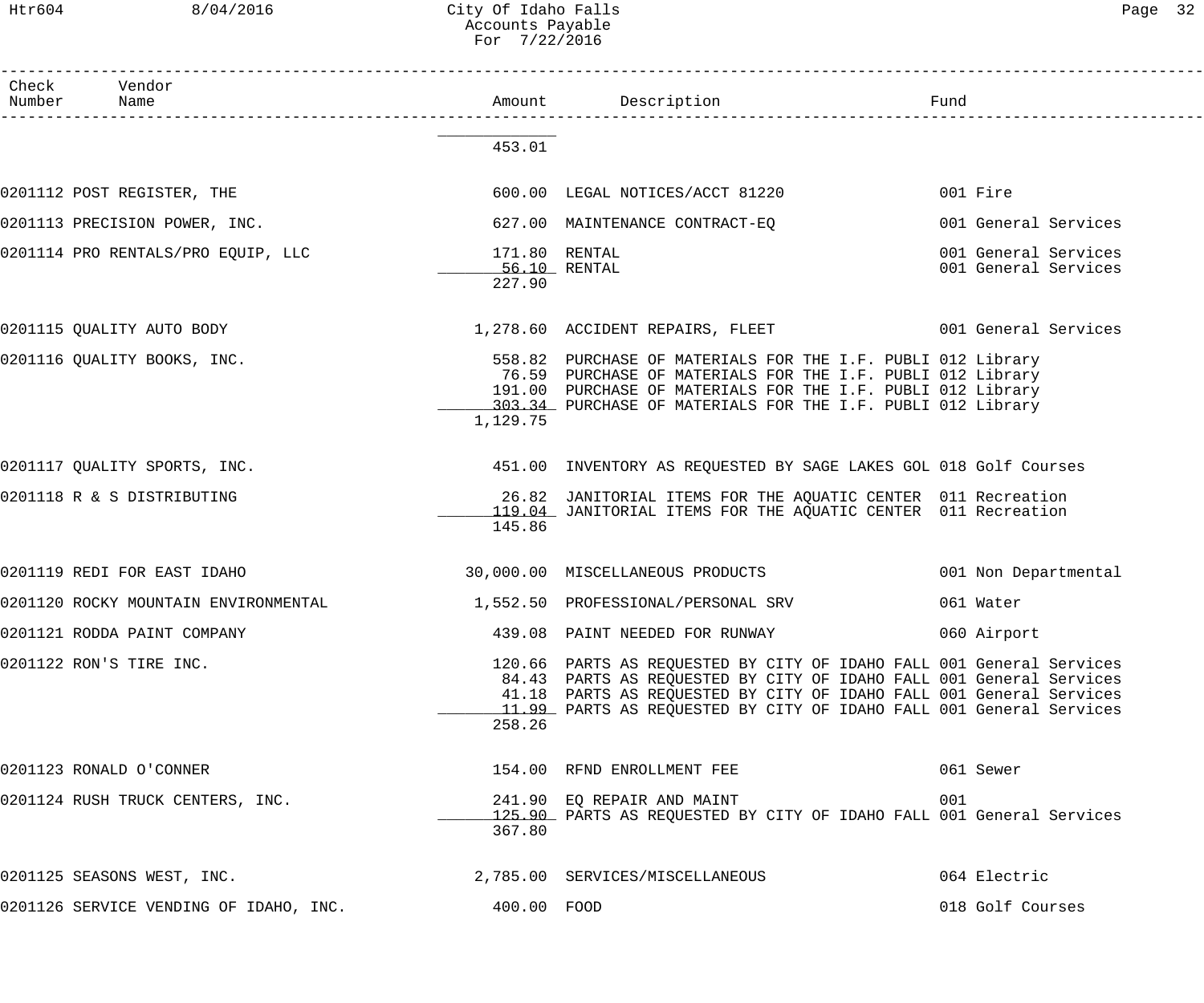| Check Number | Vendor Name | Amount | Description | Fund |
|---|---|---|---|---|
| | | 453.01 | | |
| 0201112 | POST REGISTER, THE | 600.00 | LEGAL NOTICES/ACCT 81220 | 001 Fire |
| 0201113 | PRECISION POWER, INC. | 627.00 | MAINTENANCE CONTRACT-EQ | 001 General Services |
| 0201114 | PRO RENTALS/PRO EQUIP, LLC | 171.80 | RENTAL | 001 General Services |
| | | 56.10 | RENTAL | 001 General Services |
| | | 227.90 | | |
| 0201115 | QUALITY AUTO BODY | 1,278.60 | ACCIDENT REPAIRS, FLEET | 001 General Services |
| 0201116 | QUALITY BOOKS, INC. | 558.82 | PURCHASE OF MATERIALS FOR THE I.F. PUBLI | 012 Library |
| | | 76.59 | PURCHASE OF MATERIALS FOR THE I.F. PUBLI | 012 Library |
| | | 191.00 | PURCHASE OF MATERIALS FOR THE I.F. PUBLI | 012 Library |
| | | 303.34 | PURCHASE OF MATERIALS FOR THE I.F. PUBLI | 012 Library |
| | | 1,129.75 | | |
| 0201117 | QUALITY SPORTS, INC. | 451.00 | INVENTORY AS REQUESTED BY SAGE LAKES GOL | 018 Golf Courses |
| 0201118 | R & S DISTRIBUTING | 26.82 | JANITORIAL ITEMS FOR THE AQUATIC CENTER | 011 Recreation |
| | | 119.04 | JANITORIAL ITEMS FOR THE AQUATIC CENTER | 011 Recreation |
| | | 145.86 | | |
| 0201119 | REDI FOR EAST IDAHO | 30,000.00 | MISCELLANEOUS PRODUCTS | 001 Non Departmental |
| 0201120 | ROCKY MOUNTAIN ENVIRONMENTAL | 1,552.50 | PROFESSIONAL/PERSONAL SRV | 061 Water |
| 0201121 | RODDA PAINT COMPANY | 439.08 | PAINT NEEDED FOR RUNWAY | 060 Airport |
| 0201122 | RON'S TIRE INC. | 120.66 | PARTS AS REQUESTED BY CITY OF IDAHO FALL | 001 General Services |
| | | 84.43 | PARTS AS REQUESTED BY CITY OF IDAHO FALL | 001 General Services |
| | | 41.18 | PARTS AS REQUESTED BY CITY OF IDAHO FALL | 001 General Services |
| | | 11.99 | PARTS AS REQUESTED BY CITY OF IDAHO FALL | 001 General Services |
| | | 258.26 | | |
| 0201123 | RONALD O'CONNER | 154.00 | RFND ENROLLMENT FEE | 061 Sewer |
| 0201124 | RUSH TRUCK CENTERS, INC. | 241.90 | EQ REPAIR AND MAINT | 001 |
| | | 125.90 | PARTS AS REQUESTED BY CITY OF IDAHO FALL | 001 General Services |
| | | 367.80 | | |
| 0201125 | SEASONS WEST, INC. | 2,785.00 | SERVICES/MISCELLANEOUS | 064 Electric |
| 0201126 | SERVICE VENDING OF IDAHO, INC. | 400.00 | FOOD | 018 Golf Courses |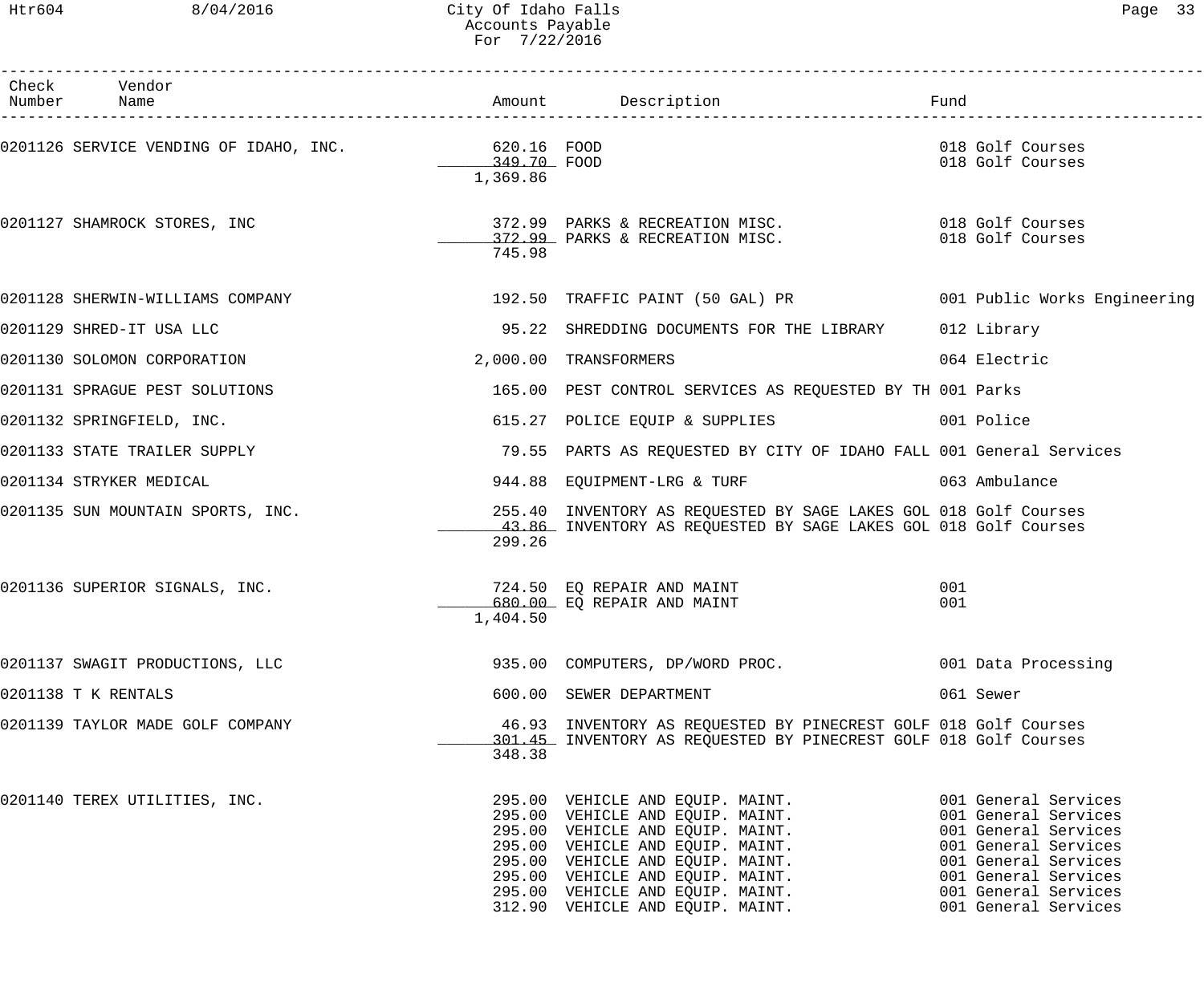City Of Idaho Falls
Accounts Payable
For 7/22/2016

| Check Number | Vendor Name | Amount | Description | Fund |
|---|---|---|---|---|
| 0201126 | SERVICE VENDING OF IDAHO, INC. | 620.16 | FOOD | 018 Golf Courses |
| | | 349.70 | FOOD | 018 Golf Courses |
| | | 1,369.86 | | |
| 0201127 | SHAMROCK STORES, INC | 372.99 | PARKS & RECREATION MISC. | 018 Golf Courses |
| | | 372.99 | PARKS & RECREATION MISC. | 018 Golf Courses |
| | | 745.98 | | |
| 0201128 | SHERWIN-WILLIAMS COMPANY | 192.50 | TRAFFIC PAINT (50 GAL) PR | 001 Public Works Engineering |
| 0201129 | SHRED-IT USA LLC | 95.22 | SHREDDING DOCUMENTS FOR THE LIBRARY | 012 Library |
| 0201130 | SOLOMON CORPORATION | 2,000.00 | TRANSFORMERS | 064 Electric |
| 0201131 | SPRAGUE PEST SOLUTIONS | 165.00 | PEST CONTROL SERVICES AS REQUESTED BY TH | 001 Parks |
| 0201132 | SPRINGFIELD, INC. | 615.27 | POLICE EQUIP & SUPPLIES | 001 Police |
| 0201133 | STATE TRAILER SUPPLY | 79.55 | PARTS AS REQUESTED BY CITY OF IDAHO FALL | 001 General Services |
| 0201134 | STRYKER MEDICAL | 944.88 | EQUIPMENT-LRG & TURF | 063 Ambulance |
| 0201135 | SUN MOUNTAIN SPORTS, INC. | 255.40 | INVENTORY AS REQUESTED BY SAGE LAKES GOL | 018 Golf Courses |
| | | 43.86 | INVENTORY AS REQUESTED BY SAGE LAKES GOL | 018 Golf Courses |
| | | 299.26 | | |
| 0201136 | SUPERIOR SIGNALS, INC. | 724.50 | EQ REPAIR AND MAINT | 001 |
| | | 680.00 | EQ REPAIR AND MAINT | 001 |
| | | 1,404.50 | | |
| 0201137 | SWAGIT PRODUCTIONS, LLC | 935.00 | COMPUTERS, DP/WORD PROC. | 001 Data Processing |
| 0201138 | T K RENTALS | 600.00 | SEWER DEPARTMENT | 061 Sewer |
| 0201139 | TAYLOR MADE GOLF COMPANY | 46.93 | INVENTORY AS REQUESTED BY PINECREST GOLF | 018 Golf Courses |
| | | 301.45 | INVENTORY AS REQUESTED BY PINECREST GOLF | 018 Golf Courses |
| | | 348.38 | | |
| 0201140 | TEREX UTILITIES, INC. | 295.00 | VEHICLE AND EQUIP. MAINT. | 001 General Services |
| | | 295.00 | VEHICLE AND EQUIP. MAINT. | 001 General Services |
| | | 295.00 | VEHICLE AND EQUIP. MAINT. | 001 General Services |
| | | 295.00 | VEHICLE AND EQUIP. MAINT. | 001 General Services |
| | | 295.00 | VEHICLE AND EQUIP. MAINT. | 001 General Services |
| | | 295.00 | VEHICLE AND EQUIP. MAINT. | 001 General Services |
| | | 295.00 | VEHICLE AND EQUIP. MAINT. | 001 General Services |
| | | 312.90 | VEHICLE AND EQUIP. MAINT. | 001 General Services |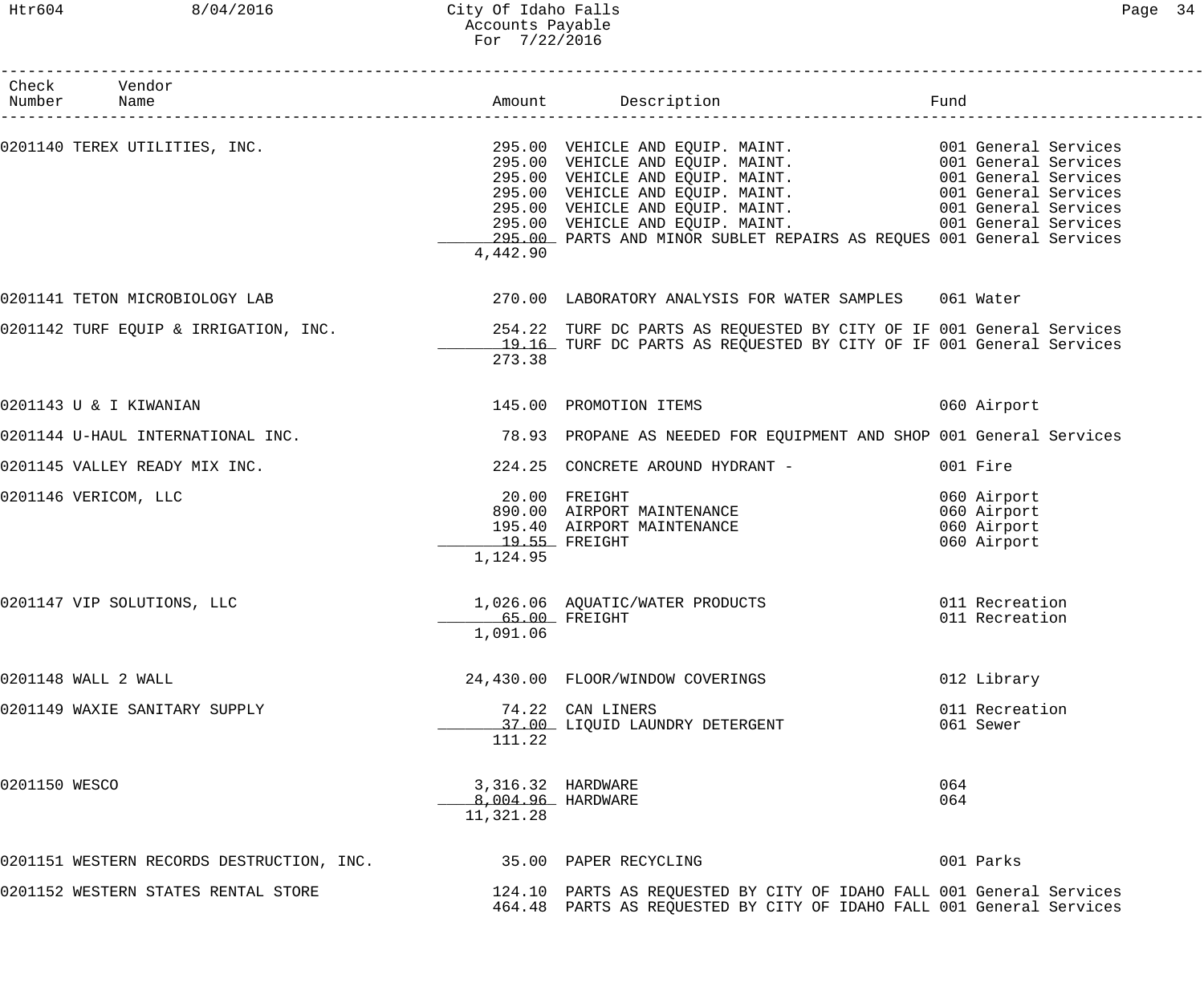City Of Idaho Falls
Accounts Payable
For 7/22/2016

| Check Number | Vendor Name | Amount | Description | Fund |
|---|---|---|---|---|
| 0201140 | TEREX UTILITIES, INC. | 295.00 | VEHICLE AND EQUIP. MAINT. | 001 General Services |
| | | 295.00 | VEHICLE AND EQUIP. MAINT. | 001 General Services |
| | | 295.00 | VEHICLE AND EQUIP. MAINT. | 001 General Services |
| | | 295.00 | VEHICLE AND EQUIP. MAINT. | 001 General Services |
| | | 295.00 | VEHICLE AND EQUIP. MAINT. | 001 General Services |
| | | 295.00 | VEHICLE AND EQUIP. MAINT. | 001 General Services |
| | | 295.00 | PARTS AND MINOR SUBLET REPAIRS AS REQUES | 001 General Services |
| | | 4,442.90 | | |
| 0201141 | TETON MICROBIOLOGY LAB | 270.00 | LABORATORY ANALYSIS FOR WATER SAMPLES | 061 Water |
| 0201142 | TURF EQUIP & IRRIGATION, INC. | 254.22 | TURF DC PARTS AS REQUESTED BY CITY OF IF | 001 General Services |
| | | 19.16 | TURF DC PARTS AS REQUESTED BY CITY OF IF | 001 General Services |
| | | 273.38 | | |
| 0201143 | U & I KIWANIAN | 145.00 | PROMOTION ITEMS | 060 Airport |
| 0201144 | U-HAUL INTERNATIONAL INC. | 78.93 | PROPANE AS NEEDED FOR EQUIPMENT AND SHOP | 001 General Services |
| 0201145 | VALLEY READY MIX INC. | 224.25 | CONCRETE AROUND HYDRANT - | 001 Fire |
| 0201146 | VERICOM, LLC | 20.00 | FREIGHT | 060 Airport |
| | | 890.00 | AIRPORT MAINTENANCE | 060 Airport |
| | | 195.40 | AIRPORT MAINTENANCE | 060 Airport |
| | | 19.55 | FREIGHT | 060 Airport |
| | | 1,124.95 | | |
| 0201147 | VIP SOLUTIONS, LLC | 1,026.06 | AQUATIC/WATER PRODUCTS | 011 Recreation |
| | | 65.00 | FREIGHT | 011 Recreation |
| | | 1,091.06 | | |
| 0201148 | WALL 2 WALL | 24,430.00 | FLOOR/WINDOW COVERINGS | 012 Library |
| 0201149 | WAXIE SANITARY SUPPLY | 74.22 | CAN LINERS | 011 Recreation |
| | | 37.00 | LIQUID LAUNDRY DETERGENT | 061 Sewer |
| | | 111.22 | | |
| 0201150 | WESCO | 3,316.32 | HARDWARE | 064 |
| | | 8,004.96 | HARDWARE | 064 |
| | | 11,321.28 | | |
| 0201151 | WESTERN RECORDS DESTRUCTION, INC. | 35.00 | PAPER RECYCLING | 001 Parks |
| 0201152 | WESTERN STATES RENTAL STORE | 124.10 | PARTS AS REQUESTED BY CITY OF IDAHO FALL | 001 General Services |
| | | 464.48 | PARTS AS REQUESTED BY CITY OF IDAHO FALL | 001 General Services |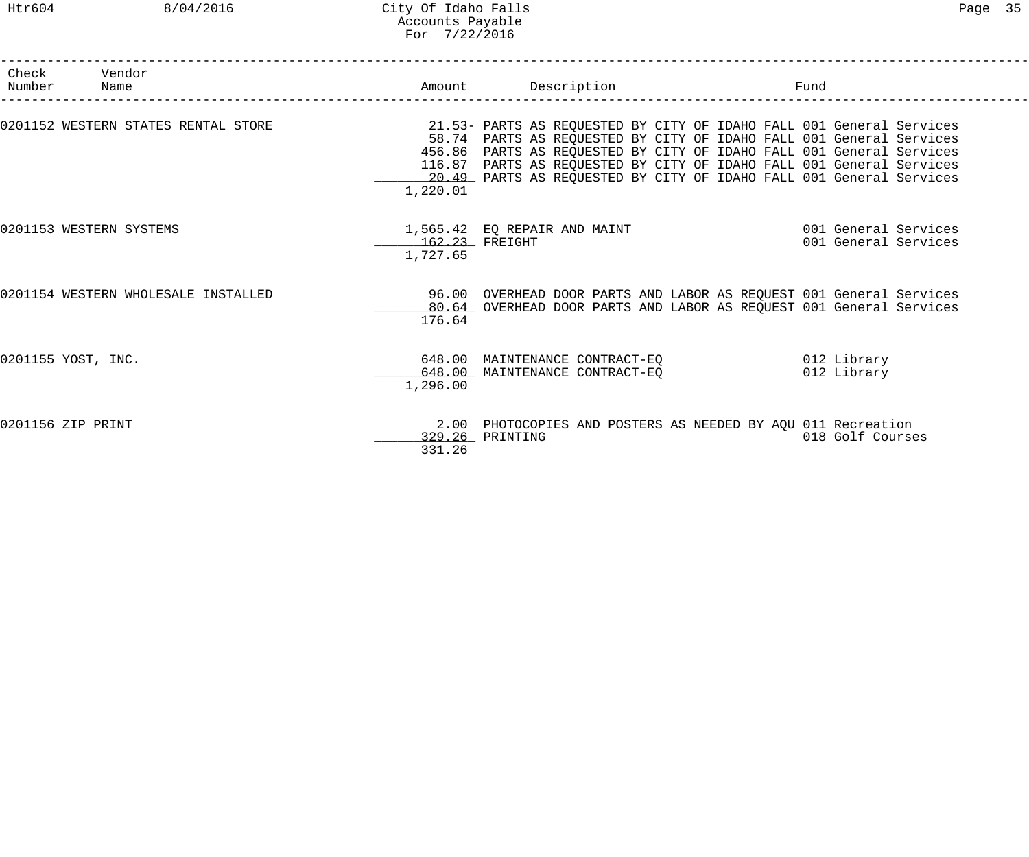| Check Number | Vendor Name | Amount | Description | Fund |
|---|---|---|---|---|
| 0201152 | WESTERN STATES RENTAL STORE | 21.53- | PARTS AS REQUESTED BY CITY OF IDAHO FALL | 001 General Services |
| | | 58.74 | PARTS AS REQUESTED BY CITY OF IDAHO FALL | 001 General Services |
| | | 456.86 | PARTS AS REQUESTED BY CITY OF IDAHO FALL | 001 General Services |
| | | 116.87 | PARTS AS REQUESTED BY CITY OF IDAHO FALL | 001 General Services |
| | | 20.49 | PARTS AS REQUESTED BY CITY OF IDAHO FALL | 001 General Services |
| | | 1,220.01 | | |
| 0201153 | WESTERN SYSTEMS | 1,565.42 | EQ REPAIR AND MAINT | 001 General Services |
| | | 162.23 | FREIGHT | 001 General Services |
| | | 1,727.65 | | |
| 0201154 | WESTERN WHOLESALE INSTALLED | 96.00 | OVERHEAD DOOR PARTS AND LABOR AS REQUEST | 001 General Services |
| | | 80.64 | OVERHEAD DOOR PARTS AND LABOR AS REQUEST | 001 General Services |
| | | 176.64 | | |
| 0201155 | YOST, INC. | 648.00 | MAINTENANCE CONTRACT-EQ | 012 Library |
| | | 648.00 | MAINTENANCE CONTRACT-EQ | 012 Library |
| | | 1,296.00 | | |
| 0201156 | ZIP PRINT | 2.00 | PHOTOCOPIES AND POSTERS AS NEEDED BY AQU | 011 Recreation |
| | | 329.26 | PRINTING | 018 Golf Courses |
| | | 331.26 | | |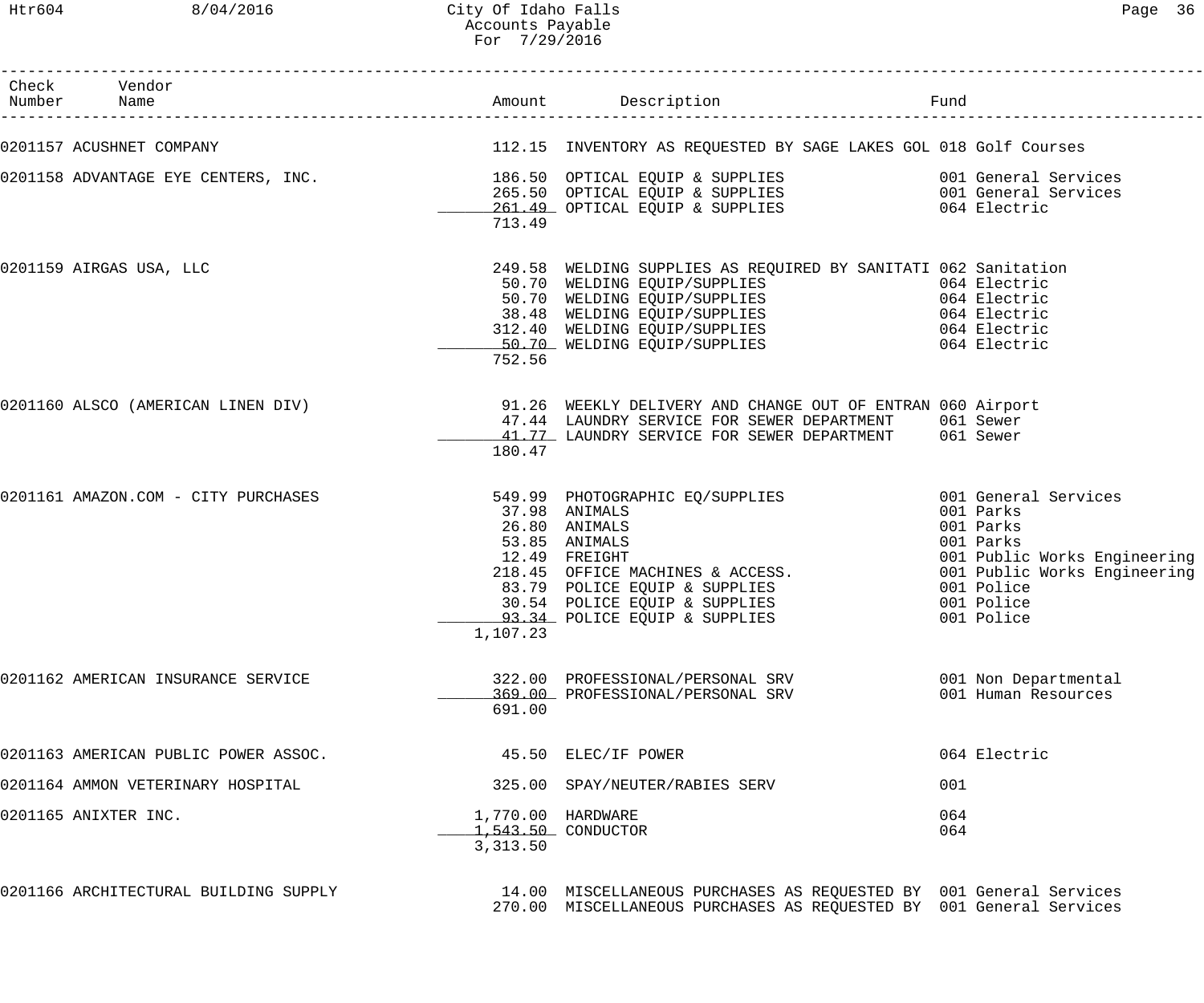# City Of Idaho Falls
## Accounts Payable
### For 7/29/2016

| Check Number | Vendor Name | Amount | Description | Fund |
|---|---|---|---|---|
| 0201157 | ACUSHNET COMPANY | 112.15 | INVENTORY AS REQUESTED BY SAGE LAKES GOL | 018 Golf Courses |
| 0201158 | ADVANTAGE EYE CENTERS, INC. | 186.50 | OPTICAL EQUIP & SUPPLIES | 001 General Services |
| | | 265.50 | OPTICAL EQUIP & SUPPLIES | 001 General Services |
| | | 261.49 | OPTICAL EQUIP & SUPPLIES | 064 Electric |
| | | 713.49 | | |
| 0201159 | AIRGAS USA, LLC | 249.58 | WELDING SUPPLIES AS REQUIRED BY SANITATI | 062 Sanitation |
| | | 50.70 | WELDING EQUIP/SUPPLIES | 064 Electric |
| | | 50.70 | WELDING EQUIP/SUPPLIES | 064 Electric |
| | | 38.48 | WELDING EQUIP/SUPPLIES | 064 Electric |
| | | 312.40 | WELDING EQUIP/SUPPLIES | 064 Electric |
| | | 50.70 | WELDING EQUIP/SUPPLIES | 064 Electric |
| | | 752.56 | | |
| 0201160 | ALSCO (AMERICAN LINEN DIV) | 91.26 | WEEKLY DELIVERY AND CHANGE OUT OF ENTRAN | 060 Airport |
| | | 47.44 | LAUNDRY SERVICE FOR SEWER DEPARTMENT | 061 Sewer |
| | | 41.77 | LAUNDRY SERVICE FOR SEWER DEPARTMENT | 061 Sewer |
| | | 180.47 | | |
| 0201161 | AMAZON.COM - CITY PURCHASES | 549.99 | PHOTOGRAPHIC EQ/SUPPLIES | 001 General Services |
| | | 37.98 | ANIMALS | 001 Parks |
| | | 26.80 | ANIMALS | 001 Parks |
| | | 53.85 | ANIMALS | 001 Parks |
| | | 12.49 | FREIGHT | 001 Public Works Engineering |
| | | 218.45 | OFFICE MACHINES & ACCESS. | 001 Public Works Engineering |
| | | 83.79 | POLICE EQUIP & SUPPLIES | 001 Police |
| | | 30.54 | POLICE EQUIP & SUPPLIES | 001 Police |
| | | 93.34 | POLICE EQUIP & SUPPLIES | 001 Police |
| | | 1,107.23 | | |
| 0201162 | AMERICAN INSURANCE SERVICE | 322.00 | PROFESSIONAL/PERSONAL SRV | 001 Non Departmental |
| | | 369.00 | PROFESSIONAL/PERSONAL SRV | 001 Human Resources |
| | | 691.00 | | |
| 0201163 | AMERICAN PUBLIC POWER ASSOC. | 45.50 | ELEC/IF POWER | 064 Electric |
| 0201164 | AMMON VETERINARY HOSPITAL | 325.00 | SPAY/NEUTER/RABIES SERV | 001 |
| 0201165 | ANIXTER INC. | 1,770.00 | HARDWARE | 064 |
| | | 1,543.50 | CONDUCTOR | 064 |
| | | 3,313.50 | | |
| 0201166 | ARCHITECTURAL BUILDING SUPPLY | 14.00 | MISCELLANEOUS PURCHASES AS REQUESTED BY | 001 General Services |
| | | 270.00 | MISCELLANEOUS PURCHASES AS REQUESTED BY | 001 General Services |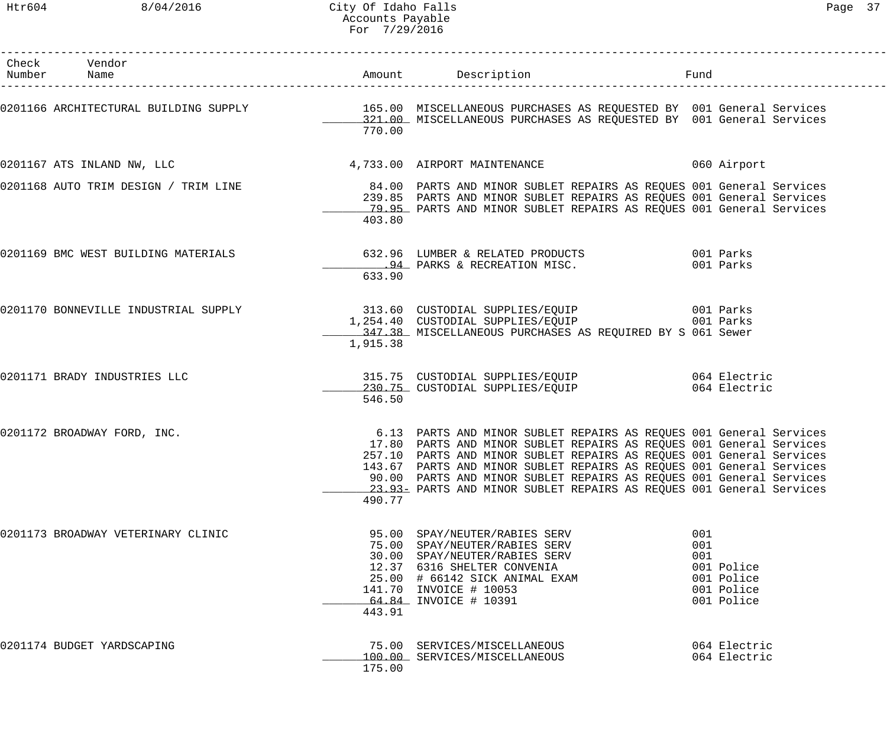# City Of Idaho Falls
## Accounts Payable
### For 7/29/2016

| Check Number | Vendor Name | Amount | Description | Fund |
|---|---|---|---|---|
| 0201166 | ARCHITECTURAL BUILDING SUPPLY | 165.00 | MISCELLANEOUS PURCHASES AS REQUESTED BY | 001 General Services |
| | | 321.00 | MISCELLANEOUS PURCHASES AS REQUESTED BY | 001 General Services |
| | | 770.00 | | |
| 0201167 | ATS INLAND NW, LLC | 4,733.00 | AIRPORT MAINTENANCE | 060 Airport |
| 0201168 | AUTO TRIM DESIGN / TRIM LINE | 84.00 | PARTS AND MINOR SUBLET REPAIRS AS REQUES | 001 General Services |
| | | 239.85 | PARTS AND MINOR SUBLET REPAIRS AS REQUES | 001 General Services |
| | | 79.95 | PARTS AND MINOR SUBLET REPAIRS AS REQUES | 001 General Services |
| | | 403.80 | | |
| 0201169 | BMC WEST BUILDING MATERIALS | 632.96 | LUMBER & RELATED PRODUCTS | 001 Parks |
| | | .94 | PARKS & RECREATION MISC. | 001 Parks |
| | | 633.90 | | |
| 0201170 | BONNEVILLE INDUSTRIAL SUPPLY | 313.60 | CUSTODIAL SUPPLIES/EQUIP | 001 Parks |
| | | 1,254.40 | CUSTODIAL SUPPLIES/EQUIP | 001 Parks |
| | | 347.38 | MISCELLANEOUS PURCHASES AS REQUIRED BY S | 061 Sewer |
| | | 1,915.38 | | |
| 0201171 | BRADY INDUSTRIES LLC | 315.75 | CUSTODIAL SUPPLIES/EQUIP | 064 Electric |
| | | 230.75 | CUSTODIAL SUPPLIES/EQUIP | 064 Electric |
| | | 546.50 | | |
| 0201172 | BROADWAY FORD, INC. | 6.13 | PARTS AND MINOR SUBLET REPAIRS AS REQUES | 001 General Services |
| | | 17.80 | PARTS AND MINOR SUBLET REPAIRS AS REQUES | 001 General Services |
| | | 257.10 | PARTS AND MINOR SUBLET REPAIRS AS REQUES | 001 General Services |
| | | 143.67 | PARTS AND MINOR SUBLET REPAIRS AS REQUES | 001 General Services |
| | | 90.00 | PARTS AND MINOR SUBLET REPAIRS AS REQUES | 001 General Services |
| | | 23.93- | PARTS AND MINOR SUBLET REPAIRS AS REQUES | 001 General Services |
| | | 490.77 | | |
| 0201173 | BROADWAY VETERINARY CLINIC | 95.00 | SPAY/NEUTER/RABIES SERV | 001 |
| | | 75.00 | SPAY/NEUTER/RABIES SERV | 001 |
| | | 30.00 | SPAY/NEUTER/RABIES SERV | 001 |
| | | 12.37 | 6316 SHELTER CONVENIA | 001 Police |
| | | 25.00 | # 66142 SICK ANIMAL EXAM | 001 Police |
| | | 141.70 | INVOICE # 10053 | 001 Police |
| | | 64.84 | INVOICE # 10391 | 001 Police |
| | | 443.91 | | |
| 0201174 | BUDGET YARDSCAPING | 75.00 | SERVICES/MISCELLANEOUS | 064 Electric |
| | | 100.00 | SERVICES/MISCELLANEOUS | 064 Electric |
| | | 175.00 | | |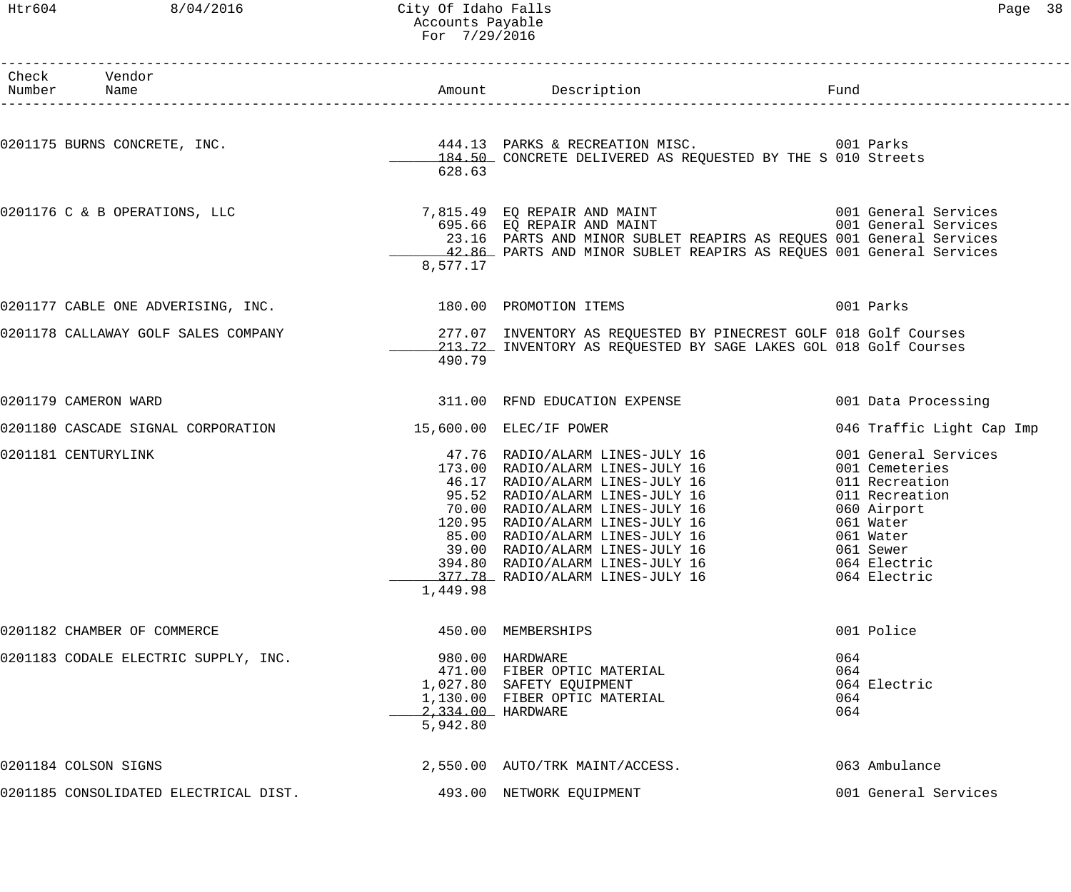# City Of Idaho Falls
## Accounts Payable
### For 7/29/2016

| Check Number | Vendor Name | Amount | Description | Fund |
|---|---|---|---|---|
| 0201175 | BURNS CONCRETE, INC. | 444.13 | PARKS & RECREATION MISC. | 001 Parks |
| | | 184.50 | CONCRETE DELIVERED AS REQUESTED BY THE S | 010 Streets |
| | | 628.63 | | |
| 0201176 | C & B OPERATIONS, LLC | 7,815.49 | EQ REPAIR AND MAINT | 001 General Services |
| | | 695.66 | EQ REPAIR AND MAINT | 001 General Services |
| | | 23.16 | PARTS AND MINOR SUBLET REAPIRS AS REQUES | 001 General Services |
| | | 42.86 | PARTS AND MINOR SUBLET REAPIRS AS REQUES | 001 General Services |
| | | 8,577.17 | | |
| 0201177 | CABLE ONE ADVERISING, INC. | 180.00 | PROMOTION ITEMS | 001 Parks |
| 0201178 | CALLAWAY GOLF SALES COMPANY | 277.07 | INVENTORY AS REQUESTED BY PINECREST GOLF | 018 Golf Courses |
| | | 213.72 | INVENTORY AS REQUESTED BY SAGE LAKES GOL | 018 Golf Courses |
| | | 490.79 | | |
| 0201179 | CAMERON WARD | 311.00 | RFND EDUCATION EXPENSE | 001 Data Processing |
| 0201180 | CASCADE SIGNAL CORPORATION | 15,600.00 | ELEC/IF POWER | 046 Traffic Light Cap Imp |
| 0201181 | CENTURYLINK | 47.76 | RADIO/ALARM LINES-JULY 16 | 001 General Services |
| | | 173.00 | RADIO/ALARM LINES-JULY 16 | 001 Cemeteries |
| | | 46.17 | RADIO/ALARM LINES-JULY 16 | 011 Recreation |
| | | 95.52 | RADIO/ALARM LINES-JULY 16 | 011 Recreation |
| | | 70.00 | RADIO/ALARM LINES-JULY 16 | 060 Airport |
| | | 120.95 | RADIO/ALARM LINES-JULY 16 | 061 Water |
| | | 85.00 | RADIO/ALARM LINES-JULY 16 | 061 Water |
| | | 39.00 | RADIO/ALARM LINES-JULY 16 | 061 Sewer |
| | | 394.80 | RADIO/ALARM LINES-JULY 16 | 064 Electric |
| | | 377.78 | RADIO/ALARM LINES-JULY 16 | 064 Electric |
| | | 1,449.98 | | |
| 0201182 | CHAMBER OF COMMERCE | 450.00 | MEMBERSHIPS | 001 Police |
| 0201183 | CODALE ELECTRIC SUPPLY, INC. | 980.00 | HARDWARE | 064 |
| | | 471.00 | FIBER OPTIC MATERIAL | 064 |
| | | 1,027.80 | SAFETY EQUIPMENT | 064 Electric |
| | | 1,130.00 | FIBER OPTIC MATERIAL | 064 |
| | | 2,334.00 | HARDWARE | 064 |
| | | 5,942.80 | | |
| 0201184 | COLSON SIGNS | 2,550.00 | AUTO/TRK MAINT/ACCESS. | 063 Ambulance |
| 0201185 | CONSOLIDATED ELECTRICAL DIST. | 493.00 | NETWORK EQUIPMENT | 001 General Services |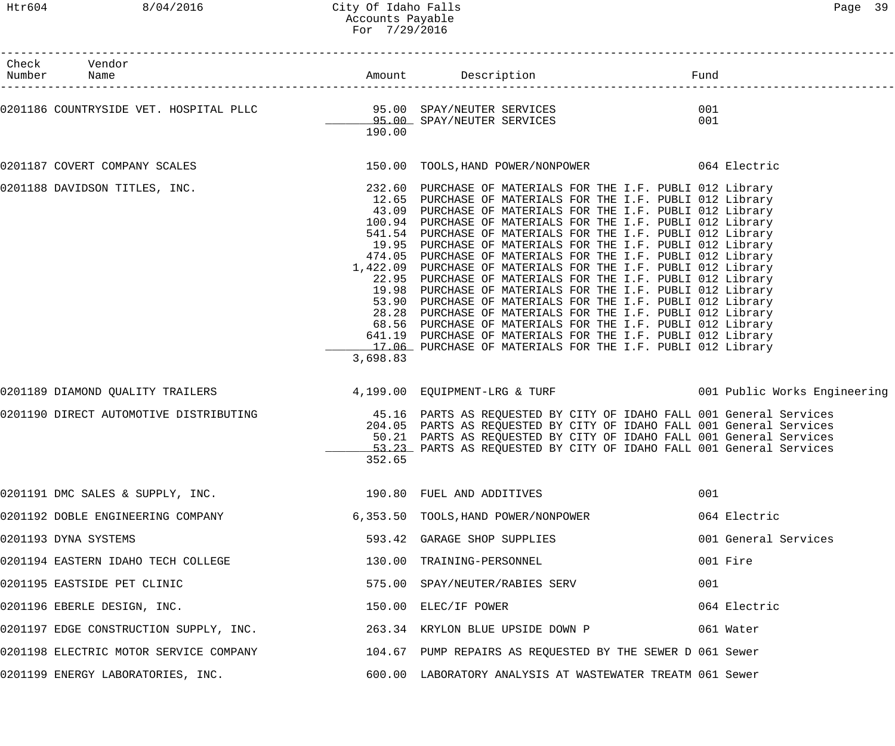# City Of Idaho Falls
## Accounts Payable
### For 7/29/2016

| Check Number | Vendor Name | Amount | Description | Fund |
|---|---|---|---|---|
| 0201186 | COUNTRYSIDE VET. HOSPITAL PLLC | 95.00 | SPAY/NEUTER SERVICES | 001 |
| | | 95.00 | SPAY/NEUTER SERVICES | 001 |
| | | 190.00 | | |
| 0201187 | COVERT COMPANY SCALES | 150.00 | TOOLS,HAND POWER/NONPOWER | 064 Electric |
| 0201188 | DAVIDSON TITLES, INC. | 232.60 | PURCHASE OF MATERIALS FOR THE I.F. PUBLI | 012 Library |
| | | 12.65 | PURCHASE OF MATERIALS FOR THE I.F. PUBLI | 012 Library |
| | | 43.09 | PURCHASE OF MATERIALS FOR THE I.F. PUBLI | 012 Library |
| | | 100.94 | PURCHASE OF MATERIALS FOR THE I.F. PUBLI | 012 Library |
| | | 541.54 | PURCHASE OF MATERIALS FOR THE I.F. PUBLI | 012 Library |
| | | 19.95 | PURCHASE OF MATERIALS FOR THE I.F. PUBLI | 012 Library |
| | | 474.05 | PURCHASE OF MATERIALS FOR THE I.F. PUBLI | 012 Library |
| | | 1,422.09 | PURCHASE OF MATERIALS FOR THE I.F. PUBLI | 012 Library |
| | | 22.95 | PURCHASE OF MATERIALS FOR THE I.F. PUBLI | 012 Library |
| | | 19.98 | PURCHASE OF MATERIALS FOR THE I.F. PUBLI | 012 Library |
| | | 53.90 | PURCHASE OF MATERIALS FOR THE I.F. PUBLI | 012 Library |
| | | 28.28 | PURCHASE OF MATERIALS FOR THE I.F. PUBLI | 012 Library |
| | | 68.56 | PURCHASE OF MATERIALS FOR THE I.F. PUBLI | 012 Library |
| | | 641.19 | PURCHASE OF MATERIALS FOR THE I.F. PUBLI | 012 Library |
| | | 17.06 | PURCHASE OF MATERIALS FOR THE I.F. PUBLI | 012 Library |
| | | 3,698.83 | | |
| 0201189 | DIAMOND QUALITY TRAILERS | 4,199.00 | EQUIPMENT-LRG & TURF | 001 Public Works Engineering |
| 0201190 | DIRECT AUTOMOTIVE DISTRIBUTING | 45.16 | PARTS AS REQUESTED BY CITY OF IDAHO FALL | 001 General Services |
| | | 204.05 | PARTS AS REQUESTED BY CITY OF IDAHO FALL | 001 General Services |
| | | 50.21 | PARTS AS REQUESTED BY CITY OF IDAHO FALL | 001 General Services |
| | | 53.23 | PARTS AS REQUESTED BY CITY OF IDAHO FALL | 001 General Services |
| | | 352.65 | | |
| 0201191 | DMC SALES & SUPPLY, INC. | 190.80 | FUEL AND ADDITIVES | 001 |
| 0201192 | DOBLE ENGINEERING COMPANY | 6,353.50 | TOOLS,HAND POWER/NONPOWER | 064 Electric |
| 0201193 | DYNA SYSTEMS | 593.42 | GARAGE SHOP SUPPLIES | 001 General Services |
| 0201194 | EASTERN IDAHO TECH COLLEGE | 130.00 | TRAINING-PERSONNEL | 001 Fire |
| 0201195 | EASTSIDE PET CLINIC | 575.00 | SPAY/NEUTER/RABIES SERV | 001 |
| 0201196 | EBERLE DESIGN, INC. | 150.00 | ELEC/IF POWER | 064 Electric |
| 0201197 | EDGE CONSTRUCTION SUPPLY, INC. | 263.34 | KRYLON BLUE UPSIDE DOWN P | 061 Water |
| 0201198 | ELECTRIC MOTOR SERVICE COMPANY | 104.67 | PUMP REPAIRS AS REQUESTED BY THE SEWER D | 061 Sewer |
| 0201199 | ENERGY LABORATORIES, INC. | 600.00 | LABORATORY ANALYSIS AT WASTEWATER TREATM | 061 Sewer |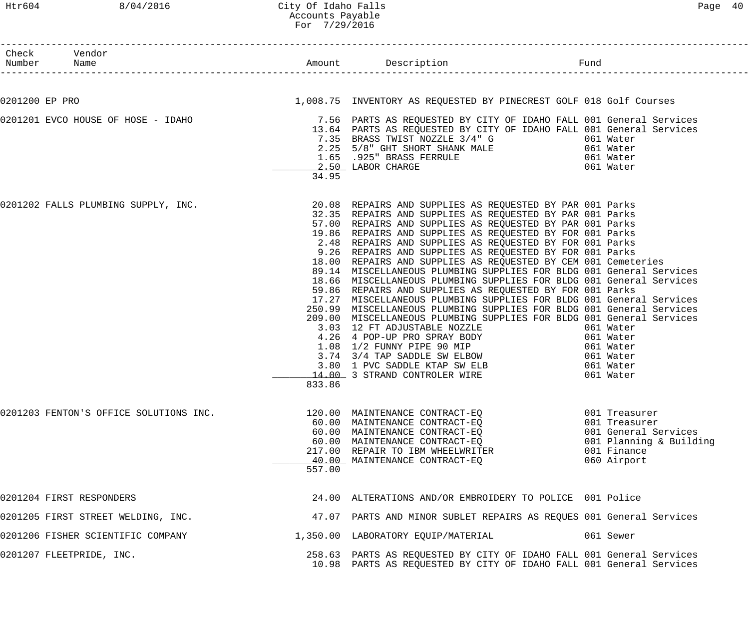| Check Number | Vendor Name | Amount | Description | Fund |
|---|---|---|---|---|
| 0201200 | EP PRO | 1,008.75 | INVENTORY AS REQUESTED BY PINECREST GOLF | 018 Golf Courses |
| 0201201 | EVCO HOUSE OF HOSE - IDAHO | 7.56 | PARTS AS REQUESTED BY CITY OF IDAHO FALL | 001 General Services |
| | | 13.64 | PARTS AS REQUESTED BY CITY OF IDAHO FALL | 001 General Services |
| | | 7.35 | BRASS TWIST NOZZLE 3/4" G | 061 Water |
| | | 2.25 | 5/8" GHT SHORT SHANK MALE | 061 Water |
| | | 1.65 | .925" BRASS FERRULE | 061 Water |
| | | 2.50 | LABOR CHARGE | 061 Water |
| | | 34.95 | | |
| 0201202 | FALLS PLUMBING SUPPLY, INC. | 20.08 | REPAIRS AND SUPPLIES AS REQUESTED BY PAR | 001 Parks |
| | | 32.35 | REPAIRS AND SUPPLIES AS REQUESTED BY PAR | 001 Parks |
| | | 57.00 | REPAIRS AND SUPPLIES AS REQUESTED BY PAR | 001 Parks |
| | | 19.86 | REPAIRS AND SUPPLIES AS REQUESTED BY FOR | 001 Parks |
| | | 2.48 | REPAIRS AND SUPPLIES AS REQUESTED BY FOR | 001 Parks |
| | | 9.26 | REPAIRS AND SUPPLIES AS REQUESTED BY FOR | 001 Parks |
| | | 18.00 | REPAIRS AND SUPPLIES AS REQUESTED BY CEM | 001 Cemeteries |
| | | 89.14 | MISCELLANEOUS PLUMBING SUPPLIES FOR BLDG | 001 General Services |
| | | 18.66 | MISCELLANEOUS PLUMBING SUPPLIES FOR BLDG | 001 General Services |
| | | 59.86 | REPAIRS AND SUPPLIES AS REQUESTED BY FOR | 001 Parks |
| | | 17.27 | MISCELLANEOUS PLUMBING SUPPLIES FOR BLDG | 001 General Services |
| | | 250.99 | MISCELLANEOUS PLUMBING SUPPLIES FOR BLDG | 001 General Services |
| | | 209.00 | MISCELLANEOUS PLUMBING SUPPLIES FOR BLDG | 001 General Services |
| | | 3.03 | 12 FT ADJUSTABLE NOZZLE | 061 Water |
| | | 4.26 | 4 POP-UP PRO SPRAY BODY | 061 Water |
| | | 1.08 | 1/2 FUNNY PIPE 90 MIP | 061 Water |
| | | 3.74 | 3/4 TAP SADDLE SW ELBOW | 061 Water |
| | | 3.80 | 1 PVC SADDLE KTAP SW ELB | 061 Water |
| | | 14.00 | 3 STRAND CONTROLER WIRE | 061 Water |
| | | 833.86 | | |
| 0201203 | FENTON'S OFFICE SOLUTIONS INC. | 120.00 | MAINTENANCE CONTRACT-EQ | 001 Treasurer |
| | | 60.00 | MAINTENANCE CONTRACT-EQ | 001 Treasurer |
| | | 60.00 | MAINTENANCE CONTRACT-EQ | 001 General Services |
| | | 60.00 | MAINTENANCE CONTRACT-EQ | 001 Planning & Building |
| | | 217.00 | REPAIR TO IBM WHEELWRITER | 001 Finance |
| | | 40.00 | MAINTENANCE CONTRACT-EQ | 060 Airport |
| | | 557.00 | | |
| 0201204 | FIRST RESPONDERS | 24.00 | ALTERATIONS AND/OR EMBROIDERY TO POLICE | 001 Police |
| 0201205 | FIRST STREET WELDING, INC. | 47.07 | PARTS AND MINOR SUBLET REPAIRS AS REQUES | 001 General Services |
| 0201206 | FISHER SCIENTIFIC COMPANY | 1,350.00 | LABORATORY EQUIP/MATERIAL | 061 Sewer |
| 0201207 | FLEETPRIDE, INC. | 258.63 | PARTS AS REQUESTED BY CITY OF IDAHO FALL | 001 General Services |
| | | 10.98 | PARTS AS REQUESTED BY CITY OF IDAHO FALL | 001 General Services |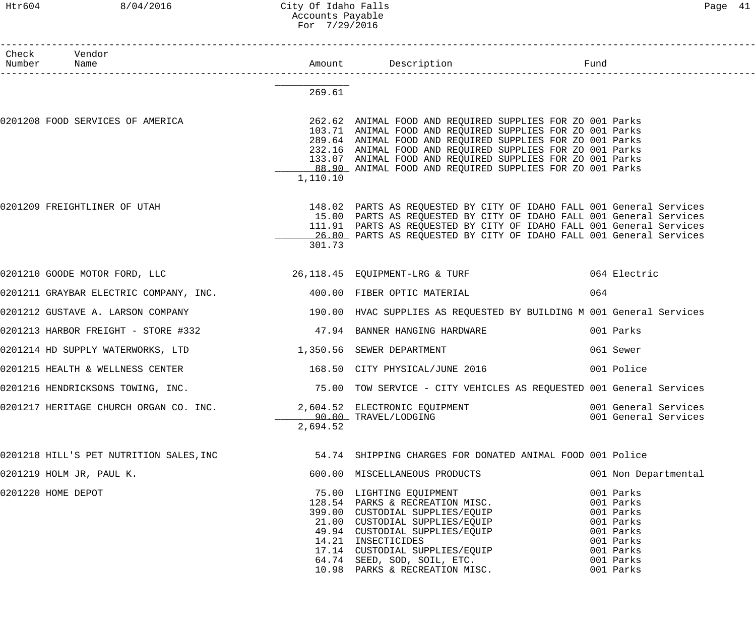# City Of Idaho Falls
## Accounts Payable
### For 7/29/2016

| Check Number | Vendor Name | Amount | Description | Fund |
|---|---|---|---|---|
| | | 269.61 | | |
| 0201208 | FOOD SERVICES OF AMERICA | 262.62 | ANIMAL FOOD AND REQUIRED SUPPLIES FOR ZO | 001 Parks |
| | | 103.71 | ANIMAL FOOD AND REQUIRED SUPPLIES FOR ZO | 001 Parks |
| | | 289.64 | ANIMAL FOOD AND REQUIRED SUPPLIES FOR ZO | 001 Parks |
| | | 232.16 | ANIMAL FOOD AND REQUIRED SUPPLIES FOR ZO | 001 Parks |
| | | 133.07 | ANIMAL FOOD AND REQUIRED SUPPLIES FOR ZO | 001 Parks |
| | | 88.90 | ANIMAL FOOD AND REQUIRED SUPPLIES FOR ZO | 001 Parks |
| | | 1,110.10 | | |
| 0201209 | FREIGHTLINER OF UTAH | 148.02 | PARTS AS REQUESTED BY CITY OF IDAHO FALL | 001 General Services |
| | | 15.00 | PARTS AS REQUESTED BY CITY OF IDAHO FALL | 001 General Services |
| | | 111.91 | PARTS AS REQUESTED BY CITY OF IDAHO FALL | 001 General Services |
| | | 26.80 | PARTS AS REQUESTED BY CITY OF IDAHO FALL | 001 General Services |
| | | 301.73 | | |
| 0201210 | GOODE MOTOR FORD, LLC | 26,118.45 | EQUIPMENT-LRG & TURF | 064 Electric |
| 0201211 | GRAYBAR ELECTRIC COMPANY, INC. | 400.00 | FIBER OPTIC MATERIAL | 064 |
| 0201212 | GUSTAVE A. LARSON COMPANY | 190.00 | HVAC SUPPLIES AS REQUESTED BY BUILDING M | 001 General Services |
| 0201213 | HARBOR FREIGHT - STORE #332 | 47.94 | BANNER HANGING HARDWARE | 001 Parks |
| 0201214 | HD SUPPLY WATERWORKS, LTD | 1,350.56 | SEWER DEPARTMENT | 061 Sewer |
| 0201215 | HEALTH & WELLNESS CENTER | 168.50 | CITY PHYSICAL/JUNE 2016 | 001 Police |
| 0201216 | HENDRICKSONS TOWING, INC. | 75.00 | TOW SERVICE - CITY VEHICLES AS REQUESTED | 001 General Services |
| 0201217 | HERITAGE CHURCH ORGAN CO. INC. | 2,604.52 | ELECTRONIC EQUIPMENT | 001 General Services |
| | | 90.00 | TRAVEL/LODGING | 001 General Services |
| | | 2,694.52 | | |
| 0201218 | HILL'S PET NUTRITION SALES,INC | 54.74 | SHIPPING CHARGES FOR DONATED ANIMAL FOOD | 001 Police |
| 0201219 | HOLM JR, PAUL K. | 600.00 | MISCELLANEOUS PRODUCTS | 001 Non Departmental |
| 0201220 | HOME DEPOT | 75.00 | LIGHTING EQUIPMENT | 001 Parks |
| | | 128.54 | PARKS & RECREATION MISC. | 001 Parks |
| | | 399.00 | CUSTODIAL SUPPLIES/EQUIP | 001 Parks |
| | | 21.00 | CUSTODIAL SUPPLIES/EQUIP | 001 Parks |
| | | 49.94 | CUSTODIAL SUPPLIES/EQUIP | 001 Parks |
| | | 14.21 | INSECTICIDES | 001 Parks |
| | | 17.14 | CUSTODIAL SUPPLIES/EQUIP | 001 Parks |
| | | 64.74 | SEED, SOD, SOIL, ETC. | 001 Parks |
| | | 10.98 | PARKS & RECREATION MISC. | 001 Parks |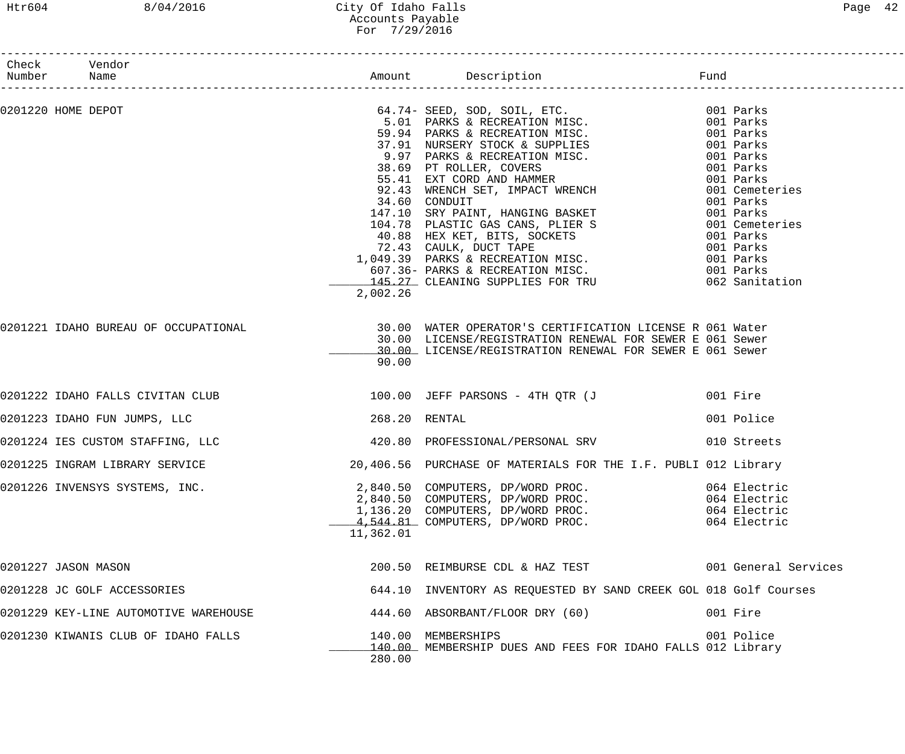# City Of Idaho Falls

Accounts Payable
For 7/29/2016

| Check Number | Vendor Name | Amount | Description | Fund |
|---|---|---|---|---|
| 0201220 | HOME DEPOT | 64.74- | SEED, SOD, SOIL, ETC. | 001 Parks |
| | | 5.01 | PARKS & RECREATION MISC. | 001 Parks |
| | | 59.94 | PARKS & RECREATION MISC. | 001 Parks |
| | | 37.91 | NURSERY STOCK & SUPPLIES | 001 Parks |
| | | 9.97 | PARKS & RECREATION MISC. | 001 Parks |
| | | 38.69 | PT ROLLER, COVERS | 001 Parks |
| | | 55.41 | EXT CORD AND HAMMER | 001 Parks |
| | | 92.43 | WRENCH SET, IMPACT WRENCH | 001 Cemeteries |
| | | 34.60 | CONDUIT | 001 Parks |
| | | 147.10 | SRY PAINT, HANGING BASKET | 001 Parks |
| | | 104.78 | PLASTIC GAS CANS, PLIER S | 001 Cemeteries |
| | | 40.88 | HEX KET, BITS, SOCKETS | 001 Parks |
| | | 72.43 | CAULK, DUCT TAPE | 001 Parks |
| | | 1,049.39 | PARKS & RECREATION MISC. | 001 Parks |
| | | 607.36- | PARKS & RECREATION MISC. | 001 Parks |
| | | 145.27 | CLEANING SUPPLIES FOR TRU | 062 Sanitation |
| | | 2,002.26 | | |
| 0201221 | IDAHO BUREAU OF OCCUPATIONAL | 30.00 | WATER OPERATOR'S CERTIFICATION LICENSE R | 061 Water |
| | | 30.00 | LICENSE/REGISTRATION RENEWAL FOR SEWER E | 061 Sewer |
| | | 30.00 | LICENSE/REGISTRATION RENEWAL FOR SEWER E | 061 Sewer |
| | | 90.00 | | |
| 0201222 | IDAHO FALLS CIVITAN CLUB | 100.00 | JEFF PARSONS - 4TH QTR (J | 001 Fire |
| 0201223 | IDAHO FUN JUMPS, LLC | 268.20 | RENTAL | 001 Police |
| 0201224 | IES CUSTOM STAFFING, LLC | 420.80 | PROFESSIONAL/PERSONAL SRV | 010 Streets |
| 0201225 | INGRAM LIBRARY SERVICE | 20,406.56 | PURCHASE OF MATERIALS FOR THE I.F. PUBLI | 012 Library |
| 0201226 | INVENSYS SYSTEMS, INC. | 2,840.50 | COMPUTERS, DP/WORD PROC. | 064 Electric |
| | | 2,840.50 | COMPUTERS, DP/WORD PROC. | 064 Electric |
| | | 1,136.20 | COMPUTERS, DP/WORD PROC. | 064 Electric |
| | | 4,544.81 | COMPUTERS, DP/WORD PROC. | 064 Electric |
| | | 11,362.01 | | |
| 0201227 | JASON MASON | 200.50 | REIMBURSE CDL & HAZ TEST | 001 General Services |
| 0201228 | JC GOLF ACCESSORIES | 644.10 | INVENTORY AS REQUESTED BY SAND CREEK GOL | 018 Golf Courses |
| 0201229 | KEY-LINE AUTOMOTIVE WAREHOUSE | 444.60 | ABSORBANT/FLOOR DRY (60) | 001 Fire |
| 0201230 | KIWANIS CLUB OF IDAHO FALLS | 140.00 | MEMBERSHIPS | 001 Police |
| | | 140.00 | MEMBERSHIP DUES AND FEES FOR IDAHO FALLS | 012 Library |
| | | 280.00 | | |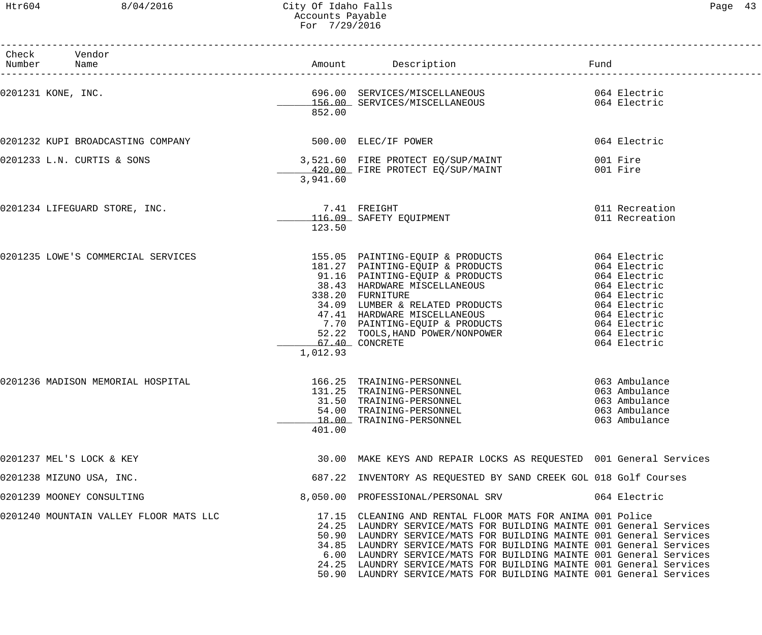# City Of Idaho Falls
## Accounts Payable
### For 7/29/2016

| Check Number | Vendor Name | Amount | Description | Fund |
|---|---|---|---|---|
| 0201231 | KONE, INC. | 696.00 | SERVICES/MISCELLANEOUS | 064 Electric |
| | | 156.00 | SERVICES/MISCELLANEOUS | 064 Electric |
| | | 852.00 | | |
| 0201232 | KUPI BROADCASTING COMPANY | 500.00 | ELEC/IF POWER | 064 Electric |
| 0201233 | L.N. CURTIS & SONS | 3,521.60 | FIRE PROTECT EQ/SUP/MAINT | 001 Fire |
| | | 420.00 | FIRE PROTECT EQ/SUP/MAINT | 001 Fire |
| | | 3,941.60 | | |
| 0201234 | LIFEGUARD STORE, INC. | 7.41 | FREIGHT | 011 Recreation |
| | | 116.09 | SAFETY EQUIPMENT | 011 Recreation |
| | | 123.50 | | |
| 0201235 | LOWE'S COMMERCIAL SERVICES | 155.05 | PAINTING-EQUIP & PRODUCTS | 064 Electric |
| | | 181.27 | PAINTING-EQUIP & PRODUCTS | 064 Electric |
| | | 91.16 | PAINTING-EQUIP & PRODUCTS | 064 Electric |
| | | 38.43 | HARDWARE MISCELLANEOUS | 064 Electric |
| | | 338.20 | FURNITURE | 064 Electric |
| | | 34.09 | LUMBER & RELATED PRODUCTS | 064 Electric |
| | | 47.41 | HARDWARE MISCELLANEOUS | 064 Electric |
| | | 7.70 | PAINTING-EQUIP & PRODUCTS | 064 Electric |
| | | 52.22 | TOOLS,HAND POWER/NONPOWER | 064 Electric |
| | | 67.40 | CONCRETE | 064 Electric |
| | | 1,012.93 | | |
| 0201236 | MADISON MEMORIAL HOSPITAL | 166.25 | TRAINING-PERSONNEL | 063 Ambulance |
| | | 131.25 | TRAINING-PERSONNEL | 063 Ambulance |
| | | 31.50 | TRAINING-PERSONNEL | 063 Ambulance |
| | | 54.00 | TRAINING-PERSONNEL | 063 Ambulance |
| | | 18.00 | TRAINING-PERSONNEL | 063 Ambulance |
| | | 401.00 | | |
| 0201237 | MEL'S LOCK & KEY | 30.00 | MAKE KEYS AND REPAIR LOCKS AS REQUESTED | 001 General Services |
| 0201238 | MIZUNO USA, INC. | 687.22 | INVENTORY AS REQUESTED BY SAND CREEK GOL | 018 Golf Courses |
| 0201239 | MOONEY CONSULTING | 8,050.00 | PROFESSIONAL/PERSONAL SRV | 064 Electric |
| 0201240 | MOUNTAIN VALLEY FLOOR MATS LLC | 17.15 | CLEANING AND RENTAL FLOOR MATS FOR ANIMA | 001 Police |
| | | 24.25 | LAUNDRY SERVICE/MATS FOR BUILDING MAINTE | 001 General Services |
| | | 50.90 | LAUNDRY SERVICE/MATS FOR BUILDING MAINTE | 001 General Services |
| | | 34.85 | LAUNDRY SERVICE/MATS FOR BUILDING MAINTE | 001 General Services |
| | | 6.00 | LAUNDRY SERVICE/MATS FOR BUILDING MAINTE | 001 General Services |
| | | 24.25 | LAUNDRY SERVICE/MATS FOR BUILDING MAINTE | 001 General Services |
| | | 50.90 | LAUNDRY SERVICE/MATS FOR BUILDING MAINTE | 001 General Services |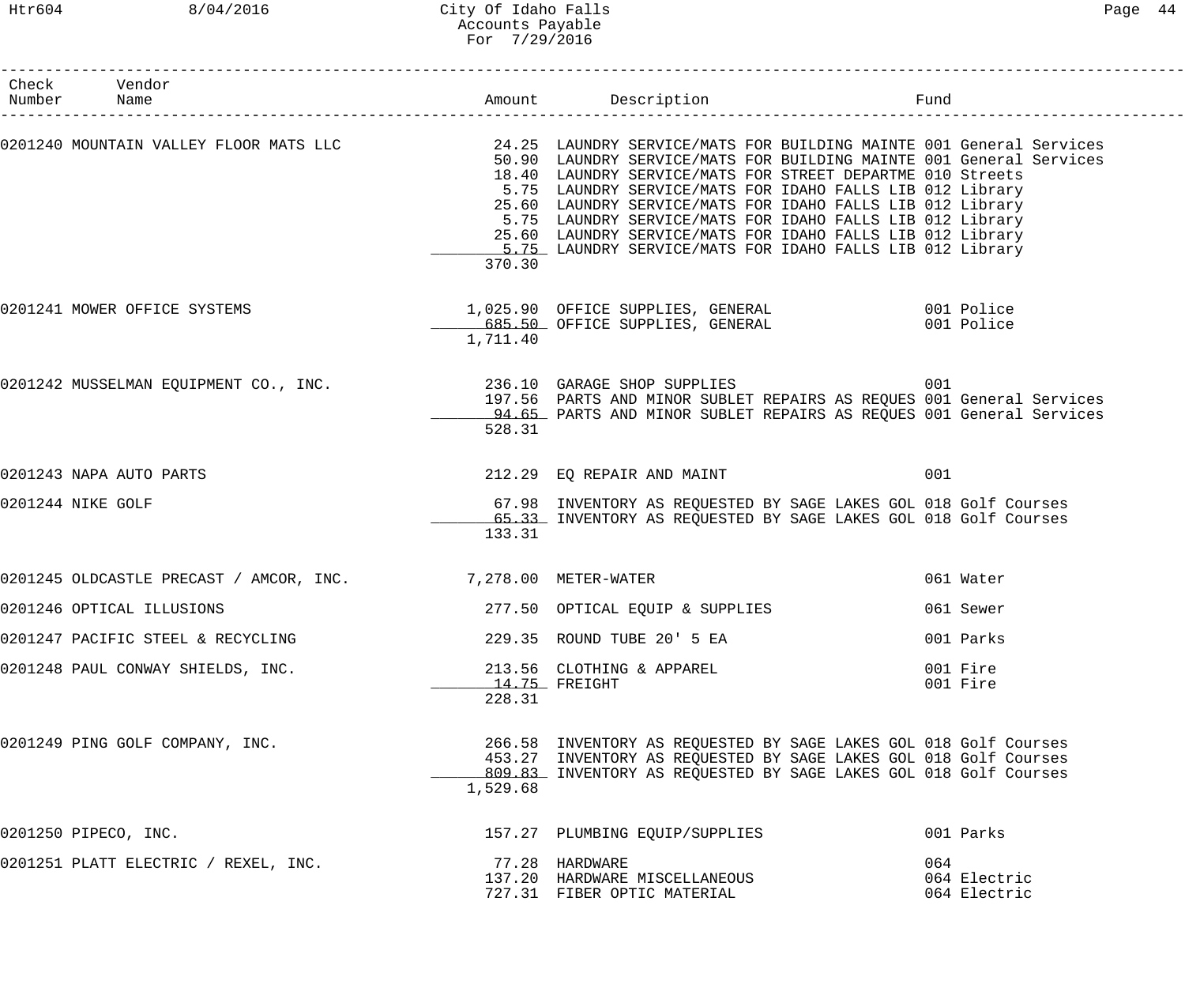# City Of Idaho Falls
## Accounts Payable
### For 7/29/2016

| Check Number | Vendor Name | Amount | Description | Fund |
|---|---|---|---|---|
| 0201240 | MOUNTAIN VALLEY FLOOR MATS LLC | 24.25 | LAUNDRY SERVICE/MATS FOR BUILDING MAINTE | 001 General Services |
| | | 50.90 | LAUNDRY SERVICE/MATS FOR BUILDING MAINTE | 001 General Services |
| | | 18.40 | LAUNDRY SERVICE/MATS FOR STREET DEPARTME | 010 Streets |
| | | 5.75 | LAUNDRY SERVICE/MATS FOR IDAHO FALLS LIB | 012 Library |
| | | 25.60 | LAUNDRY SERVICE/MATS FOR IDAHO FALLS LIB | 012 Library |
| | | 5.75 | LAUNDRY SERVICE/MATS FOR IDAHO FALLS LIB | 012 Library |
| | | 25.60 | LAUNDRY SERVICE/MATS FOR IDAHO FALLS LIB | 012 Library |
| | | 5.75 | LAUNDRY SERVICE/MATS FOR IDAHO FALLS LIB | 012 Library |
| | | 370.30 | | |
| 0201241 | MOWER OFFICE SYSTEMS | 1,025.90 | OFFICE SUPPLIES, GENERAL | 001 Police |
| | | 685.50 | OFFICE SUPPLIES, GENERAL | 001 Police |
| | | 1,711.40 | | |
| 0201242 | MUSSELMAN EQUIPMENT CO., INC. | 236.10 | GARAGE SHOP SUPPLIES | 001 |
| | | 197.56 | PARTS AND MINOR SUBLET REPAIRS AS REQUES | 001 General Services |
| | | 94.65 | PARTS AND MINOR SUBLET REPAIRS AS REQUES | 001 General Services |
| | | 528.31 | | |
| 0201243 | NAPA AUTO PARTS | 212.29 | EQ REPAIR AND MAINT | 001 |
| 0201244 | NIKE GOLF | 67.98 | INVENTORY AS REQUESTED BY SAGE LAKES GOL | 018 Golf Courses |
| | | 65.33 | INVENTORY AS REQUESTED BY SAGE LAKES GOL | 018 Golf Courses |
| | | 133.31 | | |
| 0201245 | OLDCASTLE PRECAST / AMCOR, INC. | 7,278.00 | METER-WATER | 061 Water |
| 0201246 | OPTICAL ILLUSIONS | 277.50 | OPTICAL EQUIP & SUPPLIES | 061 Sewer |
| 0201247 | PACIFIC STEEL & RECYCLING | 229.35 | ROUND TUBE 20' 5 EA | 001 Parks |
| 0201248 | PAUL CONWAY SHIELDS, INC. | 213.56 | CLOTHING & APPAREL | 001 Fire |
| | | 14.75 | FREIGHT | 001 Fire |
| | | 228.31 | | |
| 0201249 | PING GOLF COMPANY, INC. | 266.58 | INVENTORY AS REQUESTED BY SAGE LAKES GOL | 018 Golf Courses |
| | | 453.27 | INVENTORY AS REQUESTED BY SAGE LAKES GOL | 018 Golf Courses |
| | | 809.83 | INVENTORY AS REQUESTED BY SAGE LAKES GOL | 018 Golf Courses |
| | | 1,529.68 | | |
| 0201250 | PIPECO, INC. | 157.27 | PLUMBING EQUIP/SUPPLIES | 001 Parks |
| 0201251 | PLATT ELECTRIC / REXEL, INC. | 77.28 | HARDWARE | 064 |
| | | 137.20 | HARDWARE MISCELLANEOUS | 064 Electric |
| | | 727.31 | FIBER OPTIC MATERIAL | 064 Electric |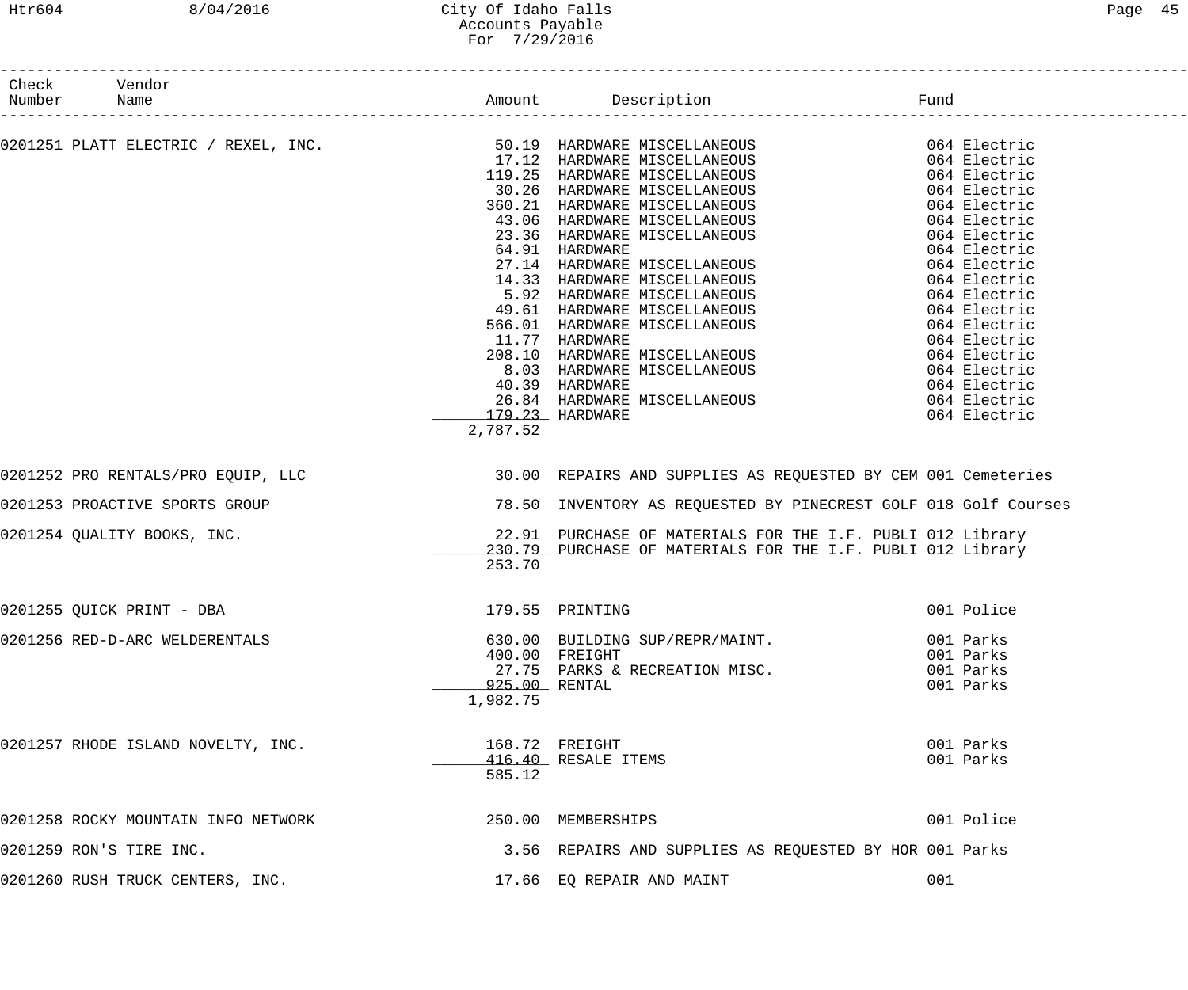# City Of Idaho Falls
## Accounts Payable
### For 7/29/2016

| Check Number | Vendor Name | Amount | Description | Fund |
|---|---|---|---|---|
| 0201251 | PLATT ELECTRIC / REXEL, INC. | 50.19 | HARDWARE MISCELLANEOUS | 064 Electric |
| | | 17.12 | HARDWARE MISCELLANEOUS | 064 Electric |
| | | 119.25 | HARDWARE MISCELLANEOUS | 064 Electric |
| | | 30.26 | HARDWARE MISCELLANEOUS | 064 Electric |
| | | 360.21 | HARDWARE MISCELLANEOUS | 064 Electric |
| | | 43.06 | HARDWARE MISCELLANEOUS | 064 Electric |
| | | 23.36 | HARDWARE MISCELLANEOUS | 064 Electric |
| | | 64.91 | HARDWARE | 064 Electric |
| | | 27.14 | HARDWARE MISCELLANEOUS | 064 Electric |
| | | 14.33 | HARDWARE MISCELLANEOUS | 064 Electric |
| | | 5.92 | HARDWARE MISCELLANEOUS | 064 Electric |
| | | 49.61 | HARDWARE MISCELLANEOUS | 064 Electric |
| | | 566.01 | HARDWARE MISCELLANEOUS | 064 Electric |
| | | 11.77 | HARDWARE | 064 Electric |
| | | 208.10 | HARDWARE MISCELLANEOUS | 064 Electric |
| | | 8.03 | HARDWARE MISCELLANEOUS | 064 Electric |
| | | 40.39 | HARDWARE | 064 Electric |
| | | 26.84 | HARDWARE MISCELLANEOUS | 064 Electric |
| | | 179.23 | HARDWARE | 064 Electric |
| | | 2,787.52 | | |
| 0201252 | PRO RENTALS/PRO EQUIP, LLC | 30.00 | REPAIRS AND SUPPLIES AS REQUESTED BY CEM | 001 Cemeteries |
| 0201253 | PROACTIVE SPORTS GROUP | 78.50 | INVENTORY AS REQUESTED BY PINECREST GOLF | 018 Golf Courses |
| 0201254 | QUALITY BOOKS, INC. | 22.91 | PURCHASE OF MATERIALS FOR THE I.F. PUBLI | 012 Library |
| | | 230.79 | PURCHASE OF MATERIALS FOR THE I.F. PUBLI | 012 Library |
| | | 253.70 | | |
| 0201255 | QUICK PRINT - DBA | 179.55 | PRINTING | 001 Police |
| 0201256 | RED-D-ARC WELDERENTALS | 630.00 | BUILDING SUP/REPR/MAINT. | 001 Parks |
| | | 400.00 | FREIGHT | 001 Parks |
| | | 27.75 | PARKS & RECREATION MISC. | 001 Parks |
| | | 925.00 | RENTAL | 001 Parks |
| | | 1,982.75 | | |
| 0201257 | RHODE ISLAND NOVELTY, INC. | 168.72 | FREIGHT | 001 Parks |
| | | 416.40 | RESALE ITEMS | 001 Parks |
| | | 585.12 | | |
| 0201258 | ROCKY MOUNTAIN INFO NETWORK | 250.00 | MEMBERSHIPS | 001 Police |
| 0201259 | RON'S TIRE INC. | 3.56 | REPAIRS AND SUPPLIES AS REQUESTED BY HOR | 001 Parks |
| 0201260 | RUSH TRUCK CENTERS, INC. | 17.66 | EQ REPAIR AND MAINT | 001 |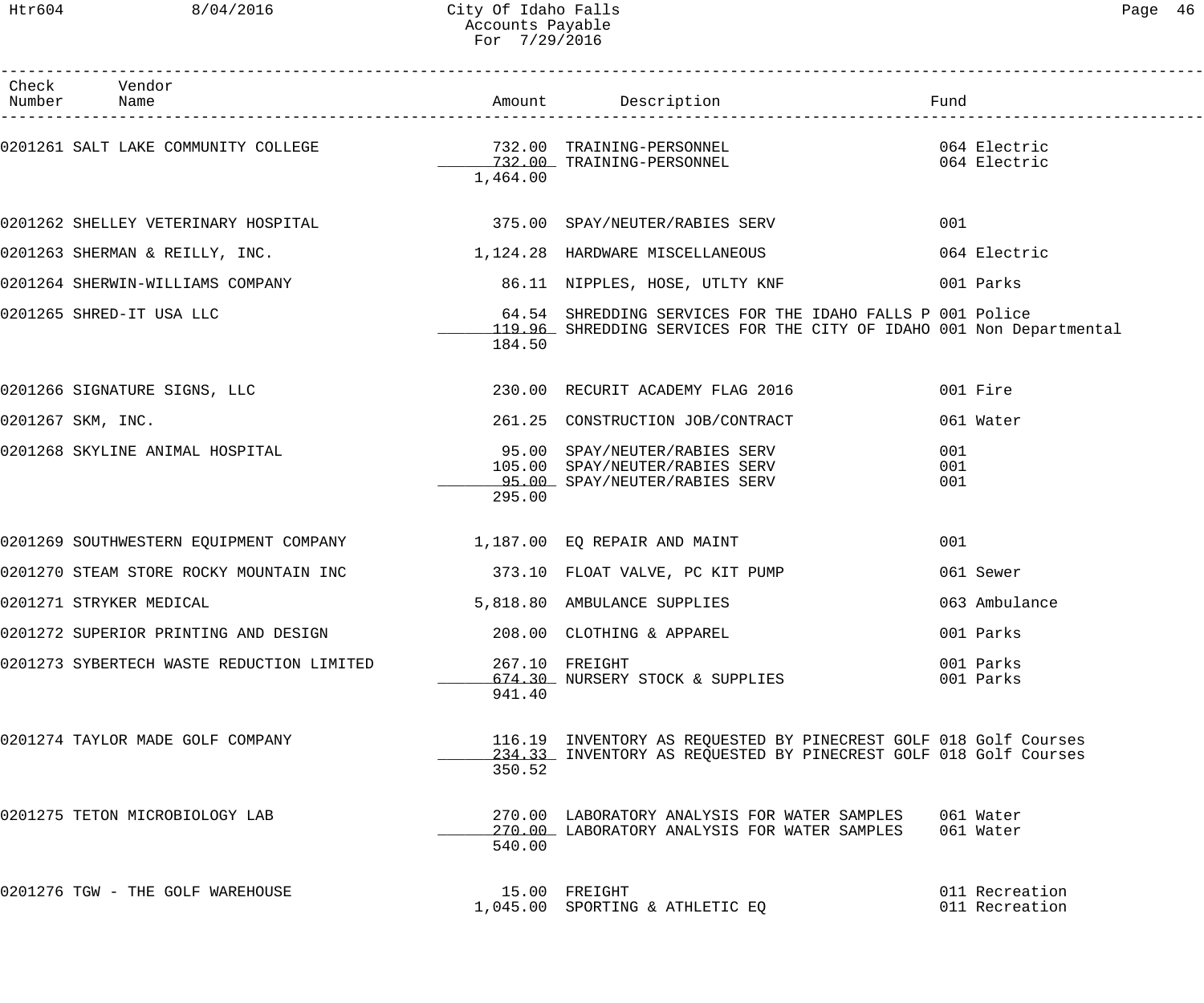# City Of Idaho Falls
## Accounts Payable
### For 7/29/2016

| Check Number | Vendor Name | Amount | Description | Fund |
|---|---|---|---|---|
| 0201261 | SALT LAKE COMMUNITY COLLEGE | 732.00 | TRAINING-PERSONNEL | 064 Electric |
| | | 732.00 | TRAINING-PERSONNEL | 064 Electric |
| | | 1,464.00 | | |
| 0201262 | SHELLEY VETERINARY HOSPITAL | 375.00 | SPAY/NEUTER/RABIES SERV | 001 |
| 0201263 | SHERMAN & REILLY, INC. | 1,124.28 | HARDWARE MISCELLANEOUS | 064 Electric |
| 0201264 | SHERWIN-WILLIAMS COMPANY | 86.11 | NIPPLES, HOSE, UTLTY KNF | 001 Parks |
| 0201265 | SHRED-IT USA LLC | 64.54 | SHREDDING SERVICES FOR THE IDAHO FALLS P | 001 Police |
| | | 119.96 | SHREDDING SERVICES FOR THE CITY OF IDAHO | 001 Non Departmental |
| | | 184.50 | | |
| 0201266 | SIGNATURE SIGNS, LLC | 230.00 | RECURIT ACADEMY FLAG 2016 | 001 Fire |
| 0201267 | SKM, INC. | 261.25 | CONSTRUCTION JOB/CONTRACT | 061 Water |
| 0201268 | SKYLINE ANIMAL HOSPITAL | 95.00 | SPAY/NEUTER/RABIES SERV | 001 |
| | | 105.00 | SPAY/NEUTER/RABIES SERV | 001 |
| | | 95.00 | SPAY/NEUTER/RABIES SERV | 001 |
| | | 295.00 | | |
| 0201269 | SOUTHWESTERN EQUIPMENT COMPANY | 1,187.00 | EQ REPAIR AND MAINT | 001 |
| 0201270 | STEAM STORE ROCKY MOUNTAIN INC | 373.10 | FLOAT VALVE, PC KIT PUMP | 061 Sewer |
| 0201271 | STRYKER MEDICAL | 5,818.80 | AMBULANCE SUPPLIES | 063 Ambulance |
| 0201272 | SUPERIOR PRINTING AND DESIGN | 208.00 | CLOTHING & APPAREL | 001 Parks |
| 0201273 | SYBERTECH WASTE REDUCTION LIMITED | 267.10 | FREIGHT | 001 Parks |
| | | 674.30 | NURSERY STOCK & SUPPLIES | 001 Parks |
| | | 941.40 | | |
| 0201274 | TAYLOR MADE GOLF COMPANY | 116.19 | INVENTORY AS REQUESTED BY PINECREST GOLF | 018 Golf Courses |
| | | 234.33 | INVENTORY AS REQUESTED BY PINECREST GOLF | 018 Golf Courses |
| | | 350.52 | | |
| 0201275 | TETON MICROBIOLOGY LAB | 270.00 | LABORATORY ANALYSIS FOR WATER SAMPLES | 061 Water |
| | | 270.00 | LABORATORY ANALYSIS FOR WATER SAMPLES | 061 Water |
| | | 540.00 | | |
| 0201276 | TGW - THE GOLF WAREHOUSE | 15.00 | FREIGHT | 011 Recreation |
| | | 1,045.00 | SPORTING & ATHLETIC EQ | 011 Recreation |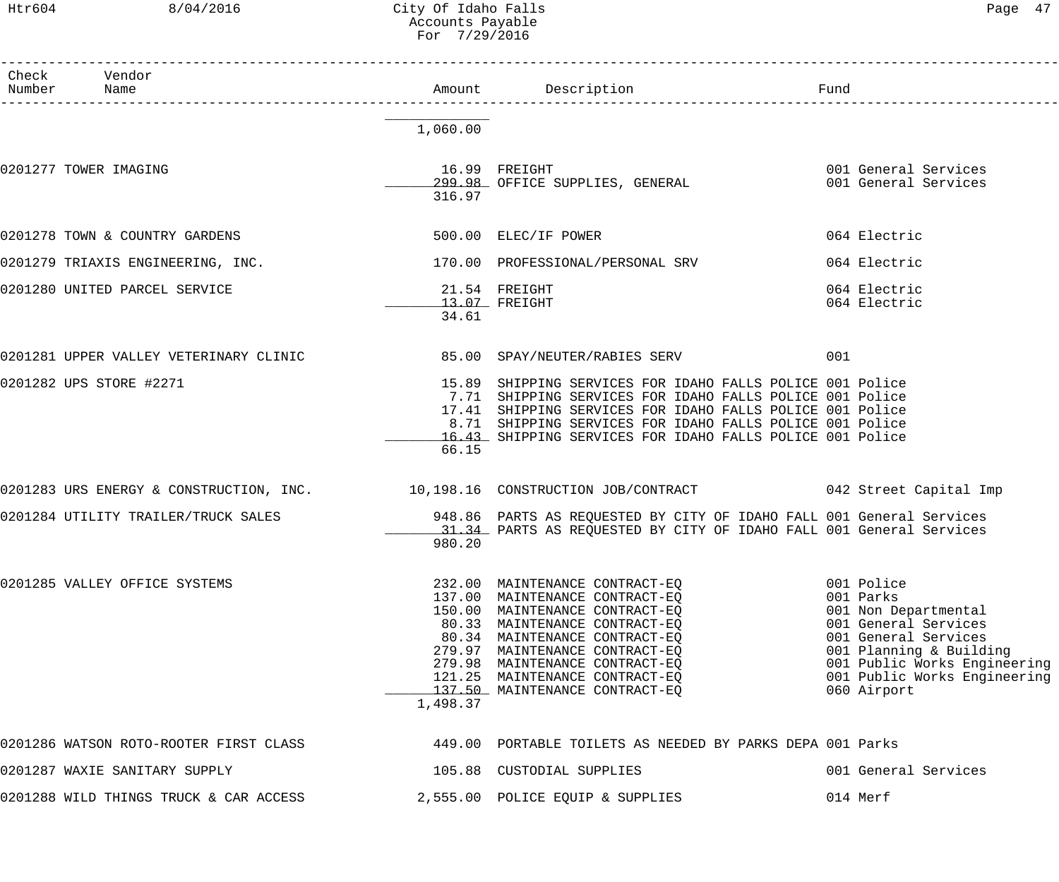| Check Number | Vendor Name | Amount | Description | Fund |
|---|---|---|---|---|
| | | 1,060.00 | | |
| 0201277 | TOWER IMAGING | 16.99 | FREIGHT | 001 General Services |
| | | 299.98 | OFFICE SUPPLIES, GENERAL | 001 General Services |
| | | 316.97 | | |
| 0201278 | TOWN & COUNTRY GARDENS | 500.00 | ELEC/IF POWER | 064 Electric |
| 0201279 | TRIAXIS ENGINEERING, INC. | 170.00 | PROFESSIONAL/PERSONAL SRV | 064 Electric |
| 0201280 | UNITED PARCEL SERVICE | 21.54 | FREIGHT | 064 Electric |
| | | 13.07 | FREIGHT | 064 Electric |
| | | 34.61 | | |
| 0201281 | UPPER VALLEY VETERINARY CLINIC | 85.00 | SPAY/NEUTER/RABIES SERV | 001 |
| 0201282 | UPS STORE #2271 | 15.89 | SHIPPING SERVICES FOR IDAHO FALLS POLICE | 001 Police |
| | | 7.71 | SHIPPING SERVICES FOR IDAHO FALLS POLICE | 001 Police |
| | | 17.41 | SHIPPING SERVICES FOR IDAHO FALLS POLICE | 001 Police |
| | | 8.71 | SHIPPING SERVICES FOR IDAHO FALLS POLICE | 001 Police |
| | | 16.43 | SHIPPING SERVICES FOR IDAHO FALLS POLICE | 001 Police |
| | | 66.15 | | |
| 0201283 | URS ENERGY & CONSTRUCTION, INC. | 10,198.16 | CONSTRUCTION JOB/CONTRACT | 042 Street Capital Imp |
| 0201284 | UTILITY TRAILER/TRUCK SALES | 948.86 | PARTS AS REQUESTED BY CITY OF IDAHO FALL | 001 General Services |
| | | 31.34 | PARTS AS REQUESTED BY CITY OF IDAHO FALL | 001 General Services |
| | | 980.20 | | |
| 0201285 | VALLEY OFFICE SYSTEMS | 232.00 | MAINTENANCE CONTRACT-EQ | 001 Police |
| | | 137.00 | MAINTENANCE CONTRACT-EQ | 001 Parks |
| | | 150.00 | MAINTENANCE CONTRACT-EQ | 001 Non Departmental |
| | | 80.33 | MAINTENANCE CONTRACT-EQ | 001 General Services |
| | | 80.34 | MAINTENANCE CONTRACT-EQ | 001 General Services |
| | | 279.97 | MAINTENANCE CONTRACT-EQ | 001 Planning & Building |
| | | 279.98 | MAINTENANCE CONTRACT-EQ | 001 Public Works Engineering |
| | | 121.25 | MAINTENANCE CONTRACT-EQ | 001 Public Works Engineering |
| | | 137.50 | MAINTENANCE CONTRACT-EQ | 060 Airport |
| | | 1,498.37 | | |
| 0201286 | WATSON ROTO-ROOTER FIRST CLASS | 449.00 | PORTABLE TOILETS AS NEEDED BY PARKS DEPA | 001 Parks |
| 0201287 | WAXIE SANITARY SUPPLY | 105.88 | CUSTODIAL SUPPLIES | 001 General Services |
| 0201288 | WILD THINGS TRUCK & CAR ACCESS | 2,555.00 | POLICE EQUIP & SUPPLIES | 014 Merf |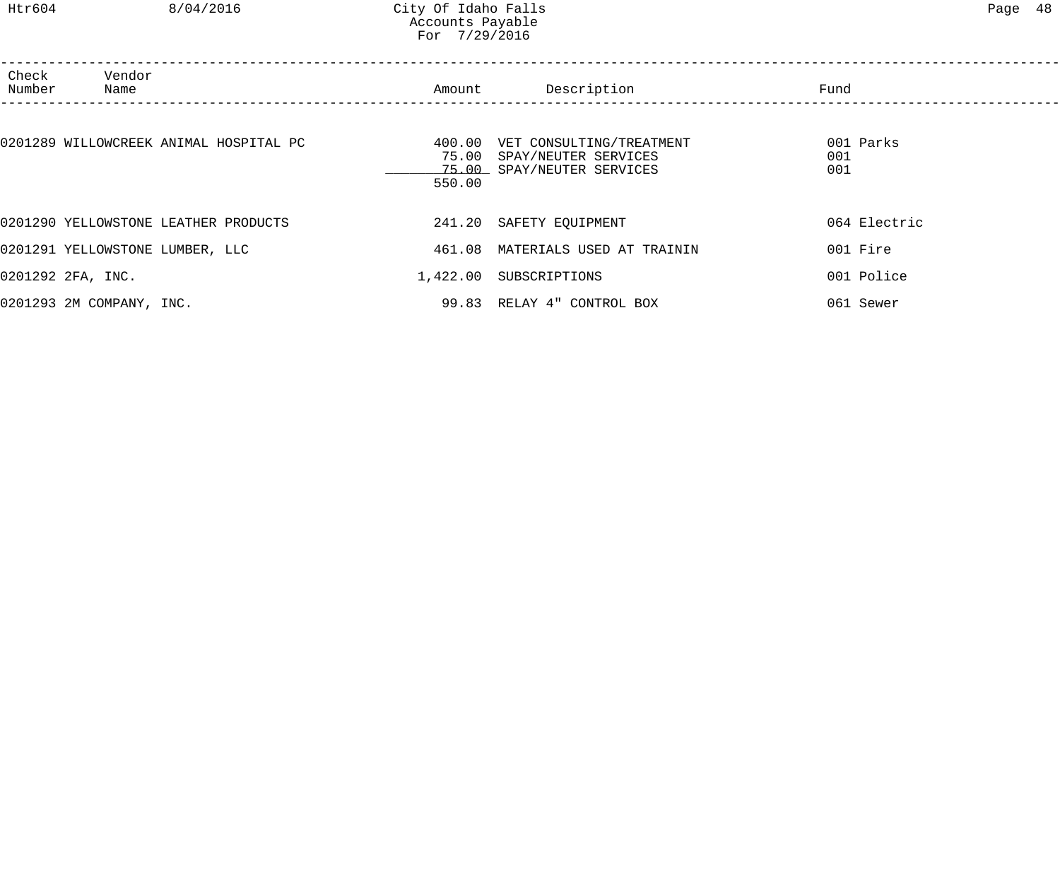| Check Number | Vendor Name | Amount | Description | Fund |
|---|---|---|---|---|
| 0201289 | WILLOWCREEK ANIMAL HOSPITAL PC | 400.00 | VET CONSULTING/TREATMENT | 001 Parks |
| | | 75.00 | SPAY/NEUTER SERVICES | 001 |
| | | 75.00 | SPAY/NEUTER SERVICES | 001 |
| | | 550.00 | | |
| 0201290 | YELLOWSTONE LEATHER PRODUCTS | 241.20 | SAFETY EQUIPMENT | 064 Electric |
| 0201291 | YELLOWSTONE LUMBER, LLC | 461.08 | MATERIALS USED AT TRAININ | 001 Fire |
| 0201292 | 2FA, INC. | 1,422.00 | SUBSCRIPTIONS | 001 Police |
| 0201293 | 2M COMPANY, INC. | 99.83 | RELAY 4" CONTROL BOX | 061 Sewer |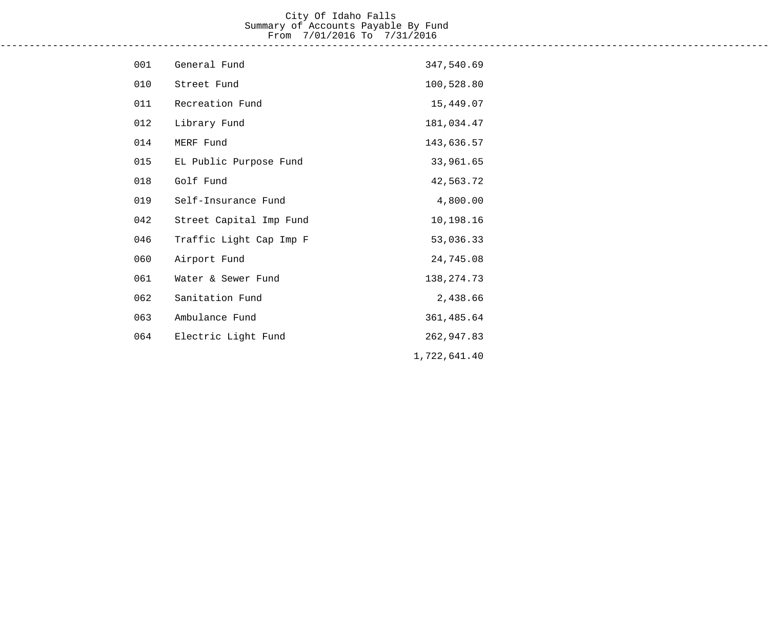# City Of Idaho Falls

## Summary of Accounts Payable By Fund

From 7/01/2016 To 7/31/2016

| Fund | Description | Amount |
|---|---|---|
| 001 | General Fund | 347,540.69 |
| 010 | Street Fund | 100,528.80 |
| 011 | Recreation Fund | 15,449.07 |
| 012 | Library Fund | 181,034.47 |
| 014 | MERF Fund | 143,636.57 |
| 015 | EL Public Purpose Fund | 33,961.65 |
| 018 | Golf Fund | 42,563.72 |
| 019 | Self-Insurance Fund | 4,800.00 |
| 042 | Street Capital Imp Fund | 10,198.16 |
| 046 | Traffic Light Cap Imp F | 53,036.33 |
| 060 | Airport Fund | 24,745.08 |
| 061 | Water & Sewer Fund | 138,274.73 |
| 062 | Sanitation Fund | 2,438.66 |
| 063 | Ambulance Fund | 361,485.64 |
| 064 | Electric Light Fund | 262,947.83 |
| | | 1,722,641.40 |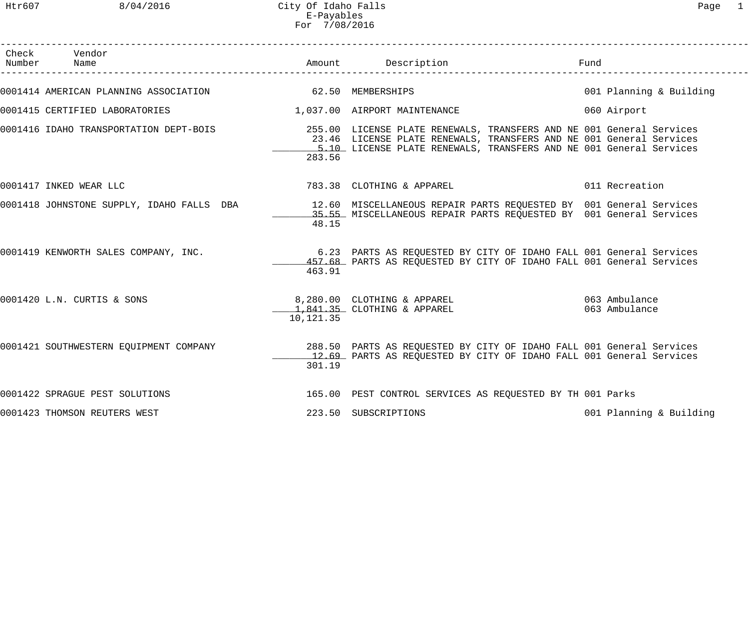City Of Idaho Falls
E-Payables
For 7/08/2016

| Check Number | Vendor Name | Amount | Description | Fund |
|---|---|---|---|---|
| 0001414 | AMERICAN PLANNING ASSOCIATION | 62.50 | MEMBERSHIPS | 001 Planning & Building |
| 0001415 | CERTIFIED LABORATORIES | 1,037.00 | AIRPORT MAINTENANCE | 060 Airport |
| 0001416 | IDAHO TRANSPORTATION DEPT-BOIS | 255.00 | LICENSE PLATE RENEWALS, TRANSFERS AND NE | 001 General Services |
| | | 23.46 | LICENSE PLATE RENEWALS, TRANSFERS AND NE | 001 General Services |
| | | 5.10 | LICENSE PLATE RENEWALS, TRANSFERS AND NE | 001 General Services |
| | | 283.56 | | |
| 0001417 | INKED WEAR LLC | 783.38 | CLOTHING & APPAREL | 011 Recreation |
| 0001418 | JOHNSTONE SUPPLY, IDAHO FALLS DBA | 12.60 | MISCELLANEOUS REPAIR PARTS REQUESTED BY | 001 General Services |
| | | 35.55 | MISCELLANEOUS REPAIR PARTS REQUESTED BY | 001 General Services |
| | | 48.15 | | |
| 0001419 | KENWORTH SALES COMPANY, INC. | 6.23 | PARTS AS REQUESTED BY CITY OF IDAHO FALL | 001 General Services |
| | | 457.68 | PARTS AS REQUESTED BY CITY OF IDAHO FALL | 001 General Services |
| | | 463.91 | | |
| 0001420 | L.N. CURTIS & SONS | 8,280.00 | CLOTHING & APPAREL | 063 Ambulance |
| | | 1,841.35 | CLOTHING & APPAREL | 063 Ambulance |
| | | 10,121.35 | | |
| 0001421 | SOUTHWESTERN EQUIPMENT COMPANY | 288.50 | PARTS AS REQUESTED BY CITY OF IDAHO FALL | 001 General Services |
| | | 12.69 | PARTS AS REQUESTED BY CITY OF IDAHO FALL | 001 General Services |
| | | 301.19 | | |
| 0001422 | SPRAGUE PEST SOLUTIONS | 165.00 | PEST CONTROL SERVICES AS REQUESTED BY TH | 001 Parks |
| 0001423 | THOMSON REUTERS WEST | 223.50 | SUBSCRIPTIONS | 001 Planning & Building |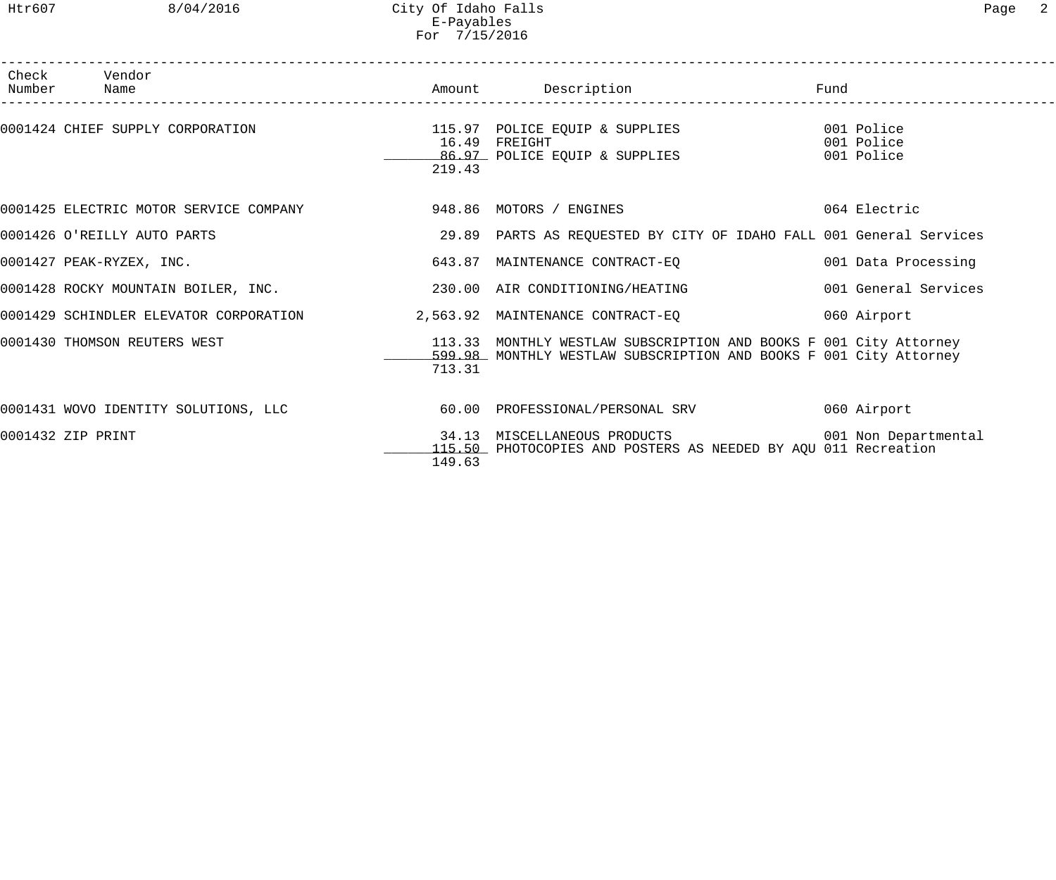| Check Number | Vendor Name | Amount | Description | Fund |
|---|---|---|---|---|
| 0001424 | CHIEF SUPPLY CORPORATION | 115.97 | POLICE EQUIP & SUPPLIES | 001 Police |
| | | 16.49 | FREIGHT | 001 Police |
| | | 86.97 | POLICE EQUIP & SUPPLIES | 001 Police |
| | | 219.43 | | |
| 0001425 | ELECTRIC MOTOR SERVICE COMPANY | 948.86 | MOTORS / ENGINES | 064 Electric |
| 0001426 | O'REILLY AUTO PARTS | 29.89 | PARTS AS REQUESTED BY CITY OF IDAHO FALL | 001 General Services |
| 0001427 | PEAK-RYZEX, INC. | 643.87 | MAINTENANCE CONTRACT-EQ | 001 Data Processing |
| 0001428 | ROCKY MOUNTAIN BOILER, INC. | 230.00 | AIR CONDITIONING/HEATING | 001 General Services |
| 0001429 | SCHINDLER ELEVATOR CORPORATION | 2,563.92 | MAINTENANCE CONTRACT-EQ | 060 Airport |
| 0001430 | THOMSON REUTERS WEST | 113.33 | MONTHLY WESTLAW SUBSCRIPTION AND BOOKS F | 001 City Attorney |
| | | 599.98 | MONTHLY WESTLAW SUBSCRIPTION AND BOOKS F | 001 City Attorney |
| | | 713.31 | | |
| 0001431 | WOVO IDENTITY SOLUTIONS, LLC | 60.00 | PROFESSIONAL/PERSONAL SRV | 060 Airport |
| 0001432 | ZIP PRINT | 34.13 | MISCELLANEOUS PRODUCTS | 001 Non Departmental |
| | | 115.50 | PHOTOCOPIES AND POSTERS AS NEEDED BY AQU | 011 Recreation |
| | | 149.63 | | |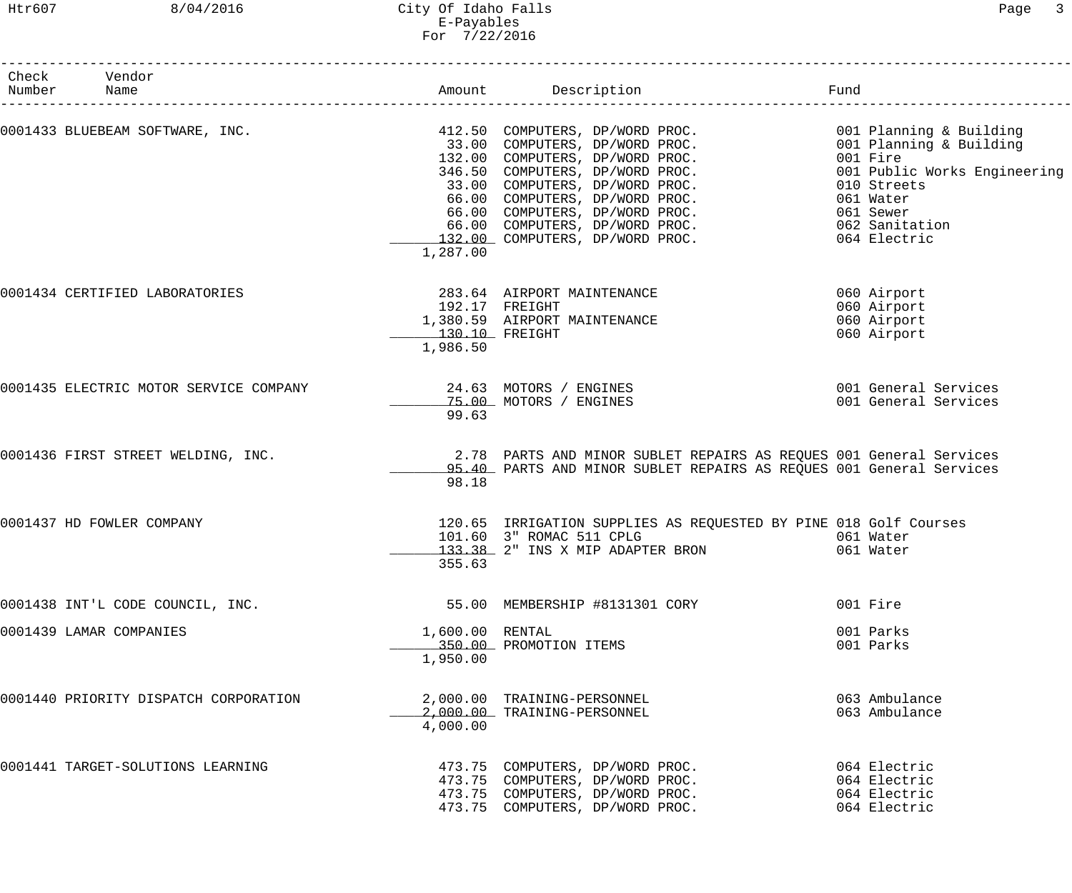City Of Idaho Falls
E-Payables
For 7/22/2016

| Check Number | Vendor Name | Amount | Description | Fund |
|---|---|---|---|---|
| 0001433 | BLUEBEAM SOFTWARE, INC. | 412.50 | COMPUTERS, DP/WORD PROC. | 001 Planning & Building |
| | | 33.00 | COMPUTERS, DP/WORD PROC. | 001 Planning & Building |
| | | 132.00 | COMPUTERS, DP/WORD PROC. | 001 Fire |
| | | 346.50 | COMPUTERS, DP/WORD PROC. | 001 Public Works Engineering |
| | | 33.00 | COMPUTERS, DP/WORD PROC. | 010 Streets |
| | | 66.00 | COMPUTERS, DP/WORD PROC. | 061 Water |
| | | 66.00 | COMPUTERS, DP/WORD PROC. | 061 Sewer |
| | | 66.00 | COMPUTERS, DP/WORD PROC. | 062 Sanitation |
| | | 132.00 | COMPUTERS, DP/WORD PROC. | 064 Electric |
| | | 1,287.00 | | |
| 0001434 | CERTIFIED LABORATORIES | 283.64 | AIRPORT MAINTENANCE | 060 Airport |
| | | 192.17 | FREIGHT | 060 Airport |
| | | 1,380.59 | AIRPORT MAINTENANCE | 060 Airport |
| | | 130.10 | FREIGHT | 060 Airport |
| | | 1,986.50 | | |
| 0001435 | ELECTRIC MOTOR SERVICE COMPANY | 24.63 | MOTORS / ENGINES | 001 General Services |
| | | 75.00 | MOTORS / ENGINES | 001 General Services |
| | | 99.63 | | |
| 0001436 | FIRST STREET WELDING, INC. | 2.78 | PARTS AND MINOR SUBLET REPAIRS AS REQUES | 001 General Services |
| | | 95.40 | PARTS AND MINOR SUBLET REPAIRS AS REQUES | 001 General Services |
| | | 98.18 | | |
| 0001437 | HD FOWLER COMPANY | 120.65 | IRRIGATION SUPPLIES AS REQUESTED BY PINE | 018 Golf Courses |
| | | 101.60 | 3" ROMAC 511 CPLG | 061 Water |
| | | 133.38 | 2" INS X MIP ADAPTER BRON | 061 Water |
| | | 355.63 | | |
| 0001438 | INT'L CODE COUNCIL, INC. | 55.00 | MEMBERSHIP #8131301 CORY | 001 Fire |
| 0001439 | LAMAR COMPANIES | 1,600.00 | RENTAL | 001 Parks |
| | | 350.00 | PROMOTION ITEMS | 001 Parks |
| | | 1,950.00 | | |
| 0001440 | PRIORITY DISPATCH CORPORATION | 2,000.00 | TRAINING-PERSONNEL | 063 Ambulance |
| | | 2,000.00 | TRAINING-PERSONNEL | 063 Ambulance |
| | | 4,000.00 | | |
| 0001441 | TARGET-SOLUTIONS LEARNING | 473.75 | COMPUTERS, DP/WORD PROC. | 064 Electric |
| | | 473.75 | COMPUTERS, DP/WORD PROC. | 064 Electric |
| | | 473.75 | COMPUTERS, DP/WORD PROC. | 064 Electric |
| | | 473.75 | COMPUTERS, DP/WORD PROC. | 064 Electric |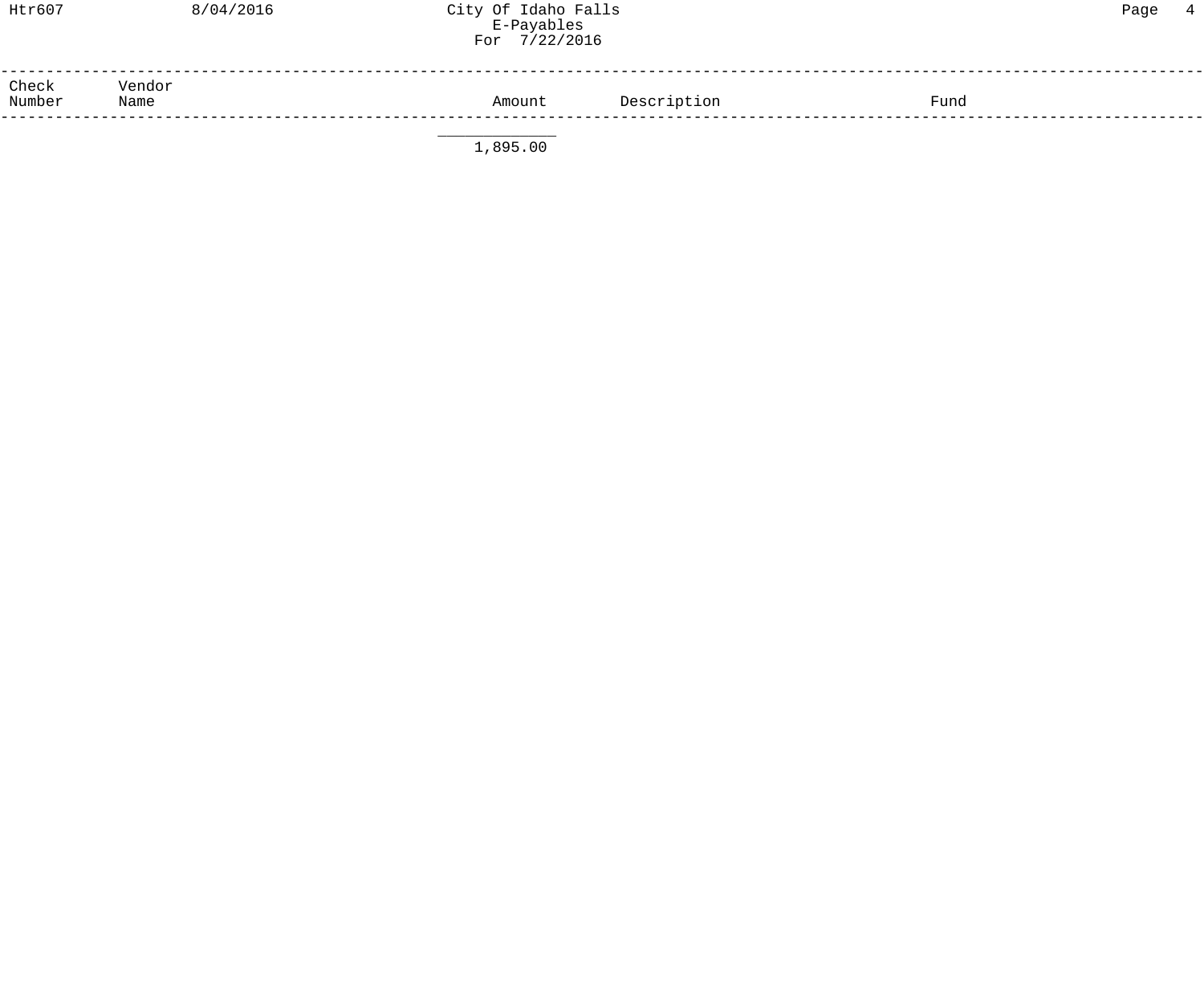| Check Number | Vendor Name | Amount | Description | Fund |
|---|---|---|---|---|
| | | 1,895.00 | | |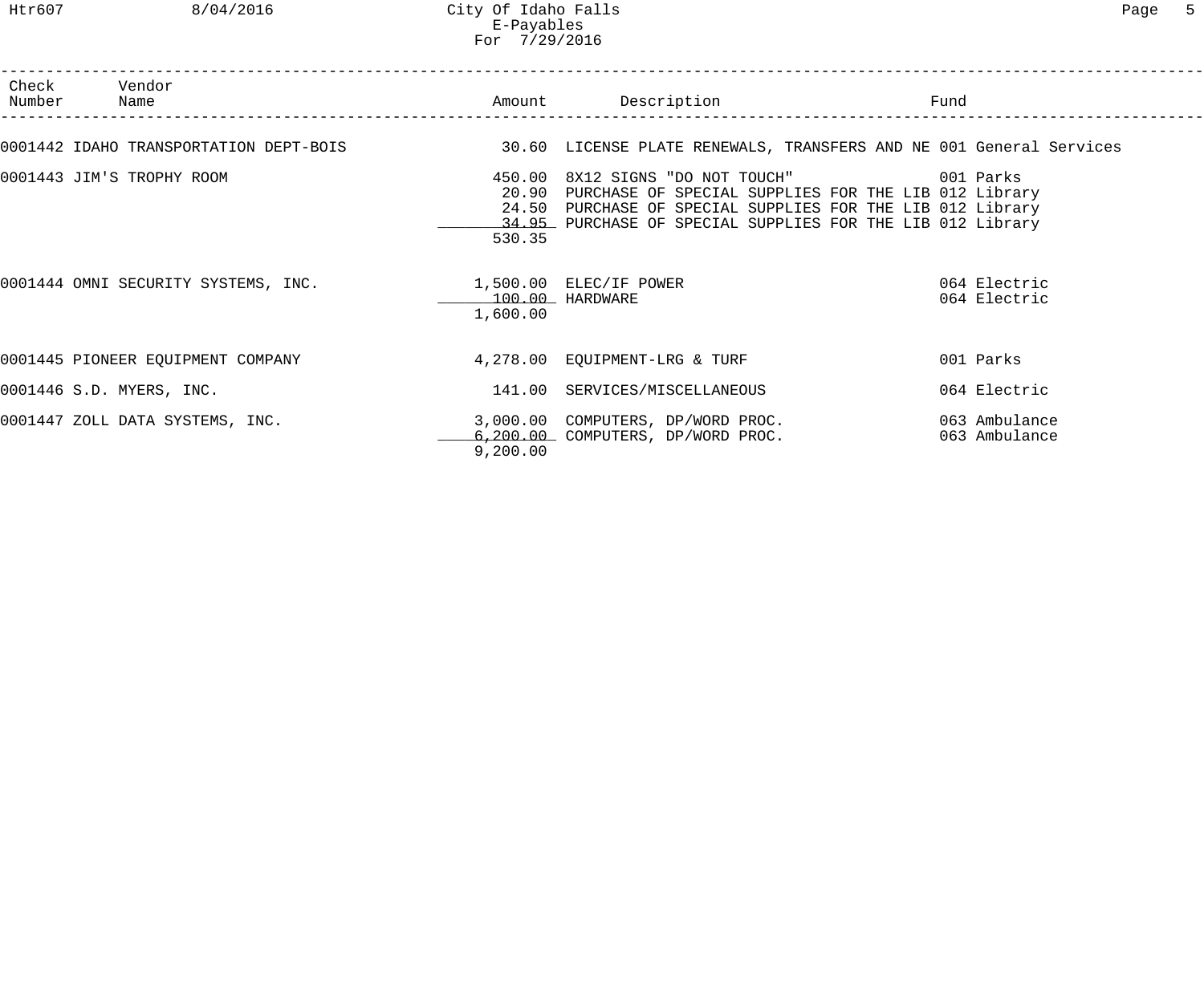City Of Idaho Falls
E-Payables
For 7/29/2016

| Check Number | Vendor Name | Amount | Description | Fund |
|---|---|---|---|---|
| 0001442 | IDAHO TRANSPORTATION DEPT-BOIS | 30.60 | LICENSE PLATE RENEWALS, TRANSFERS AND NE | 001 General Services |
| 0001443 | JIM'S TROPHY ROOM | 450.00 | 8X12 SIGNS "DO NOT TOUCH" | 001 Parks |
| | | 20.90 | PURCHASE OF SPECIAL SUPPLIES FOR THE LIB | 012 Library |
| | | 24.50 | PURCHASE OF SPECIAL SUPPLIES FOR THE LIB | 012 Library |
| | | 34.95 | PURCHASE OF SPECIAL SUPPLIES FOR THE LIB | 012 Library |
| | | 530.35 | | |
| 0001444 | OMNI SECURITY SYSTEMS, INC. | 1,500.00 | ELEC/IF POWER | 064 Electric |
| | | 100.00 | HARDWARE | 064 Electric |
| | | 1,600.00 | | |
| 0001445 | PIONEER EQUIPMENT COMPANY | 4,278.00 | EQUIPMENT-LRG & TURF | 001 Parks |
| 0001446 | S.D. MYERS, INC. | 141.00 | SERVICES/MISCELLANEOUS | 064 Electric |
| 0001447 | ZOLL DATA SYSTEMS, INC. | 3,000.00 | COMPUTERS, DP/WORD PROC. | 063 Ambulance |
| | | 6,200.00 | COMPUTERS, DP/WORD PROC. | 063 Ambulance |
| | | 9,200.00 | | |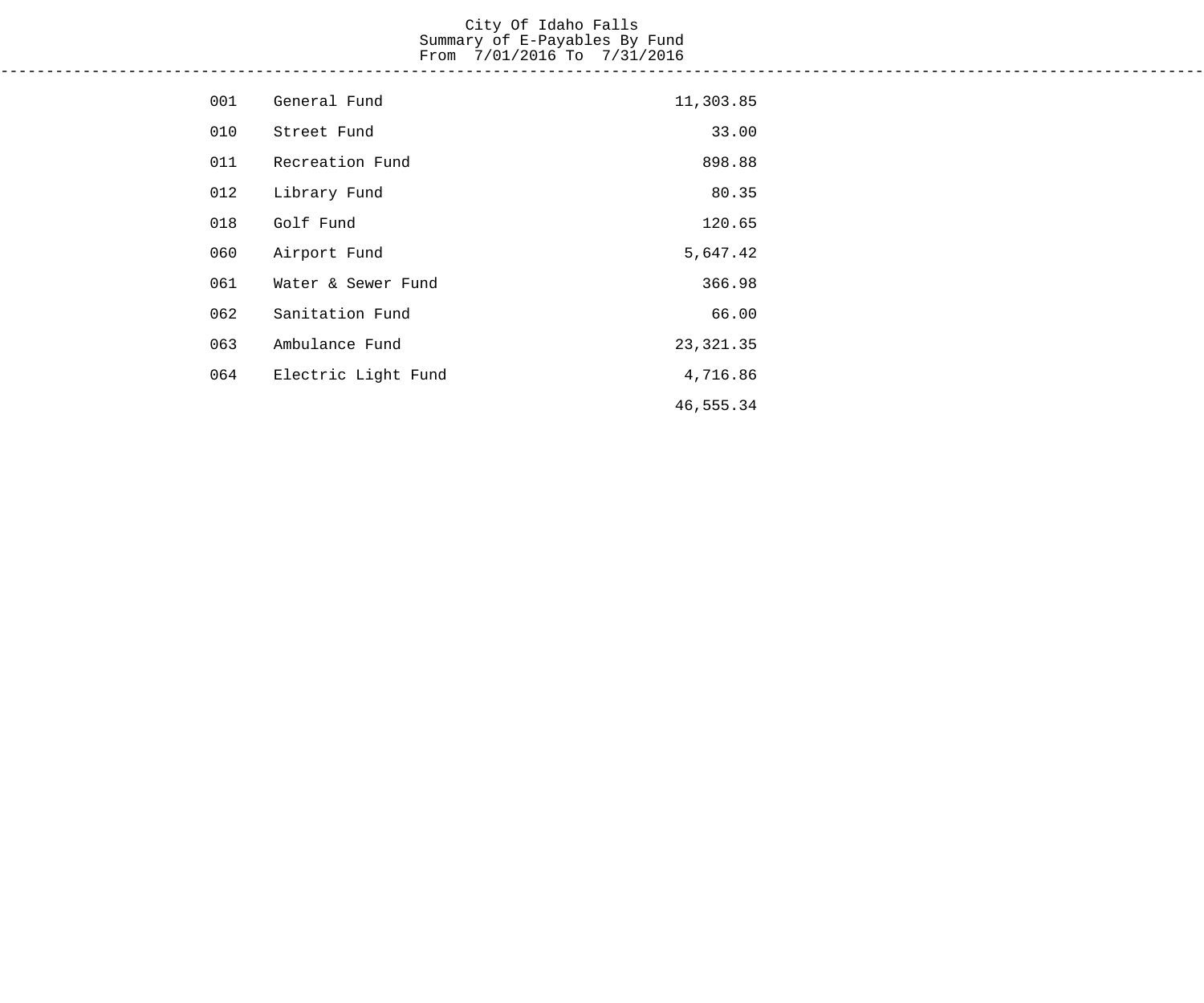# City Of Idaho Falls

## Summary of E-Payables By Fund

### From 7/01/2016 To 7/31/2016

| | | |
|---|---|---|
| 001 | General Fund | 11,303.85 |
| 010 | Street Fund | 33.00 |
| 011 | Recreation Fund | 898.88 |
| 012 | Library Fund | 80.35 |
| 018 | Golf Fund | 120.65 |
| 060 | Airport Fund | 5,647.42 |
| 061 | Water & Sewer Fund | 366.98 |
| 062 | Sanitation Fund | 66.00 |
| 063 | Ambulance Fund | 23,321.35 |
| 064 | Electric Light Fund | 4,716.86 |
| | | 46,555.34 |